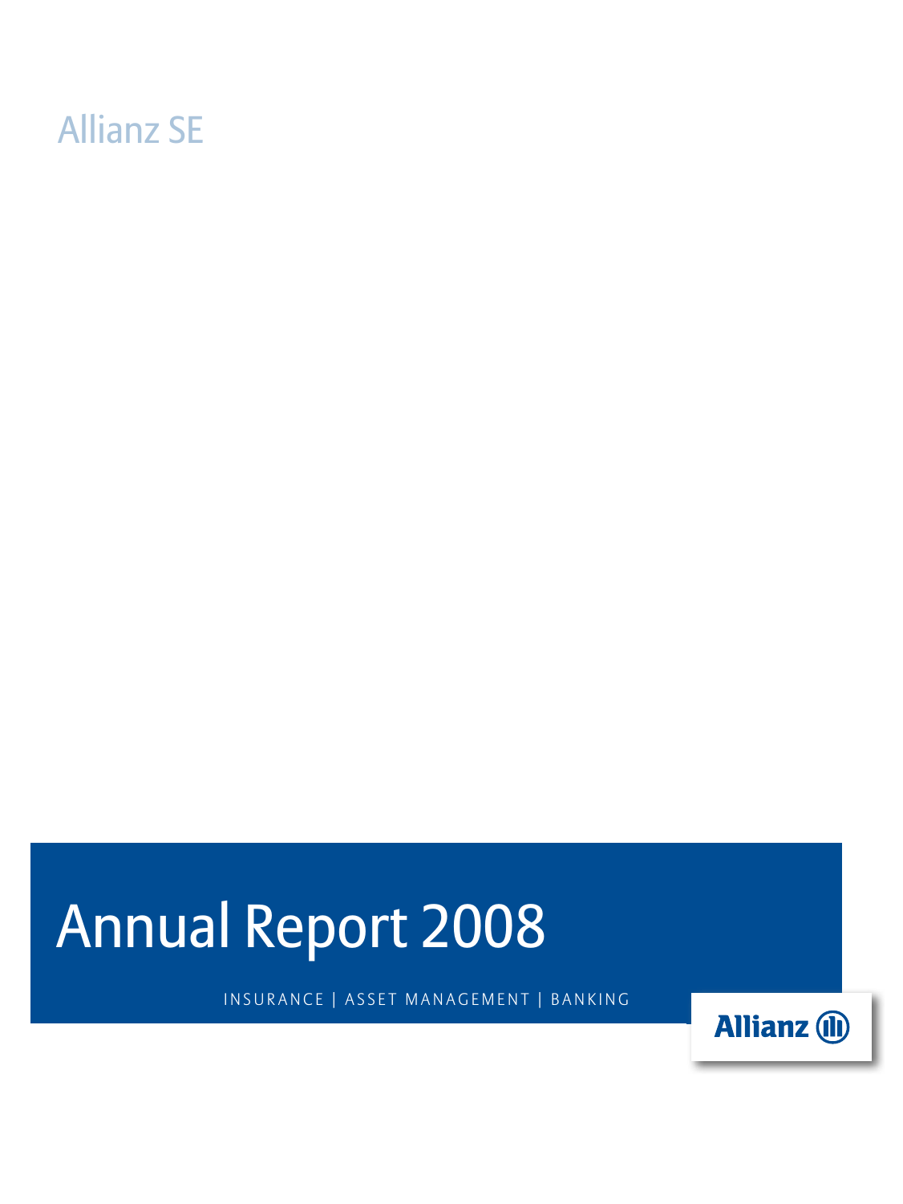Allianz SE

# Annual Report 2008

INSURANCE | ASSET MANAGEMENT | BANKING

Allianz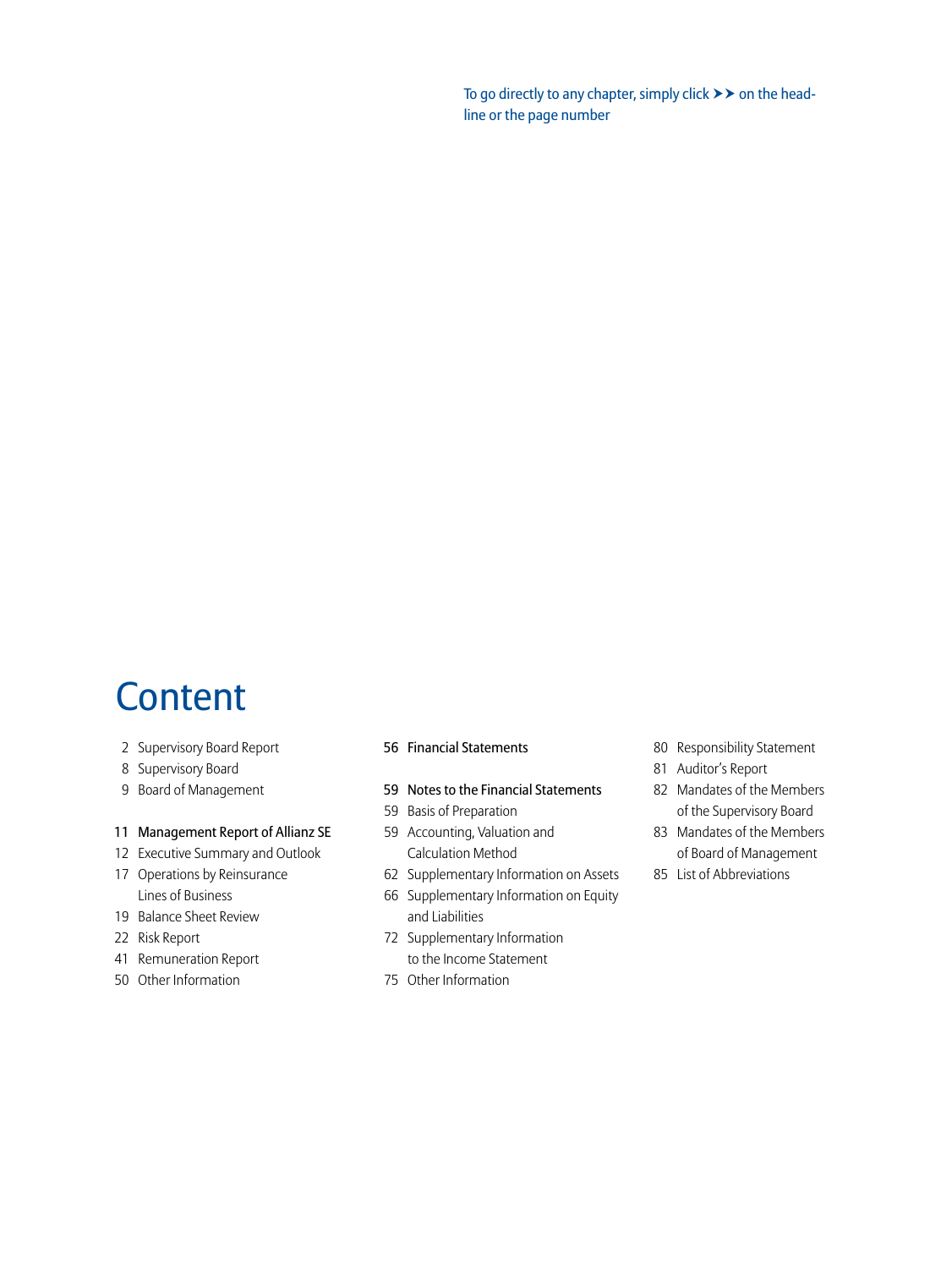To go directly to any chapter, simply click ➤➤ on the headline or the page number

# Content

2 Supervisory Board Report
8 Supervisory Board
9 Board of Management

**11 Management Report of Allianz SE**
12 Executive Summary and Outlook
17 Operations by Reinsurance Lines of Business
19 Balance Sheet Review
22 Risk Report
41 Remuneration Report
50 Other Information

**56 Financial Statements**

**59 Notes to the Financial Statements**
59 Basis of Preparation
59 Accounting, Valuation and Calculation Method
62 Supplementary Information on Assets
66 Supplementary Information on Equity and Liabilities
72 Supplementary Information to the Income Statement
75 Other Information

80 Responsibility Statement
81 Auditor's Report
82 Mandates of the Members of the Supervisory Board
83 Mandates of the Members of Board of Management
85 List of Abbreviations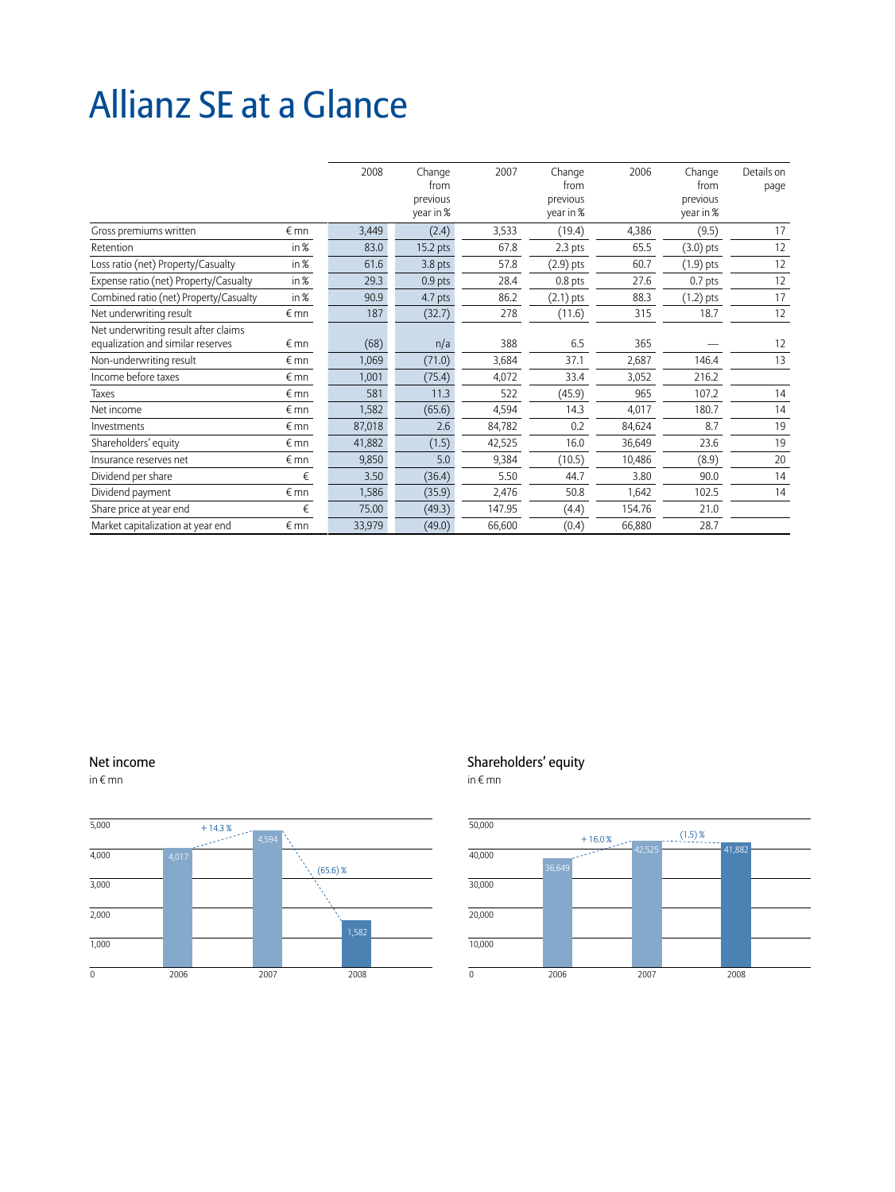# Allianz SE at a Glance

| | | 2008 | Change from previous year in % | 2007 | Change from previous year in % | 2006 | Change from previous year in % | Details on page |
|---|---|---|---|---|---|---|---|---|
| Gross premiums written | € mn | 3,449 | (2.4) | 3,533 | (19.4) | 4,386 | (9.5) | 17 |
| Retention | in % | 83.0 | 15.2 pts | 67.8 | 2.3 pts | 65.5 | (3.0) pts | 12 |
| Loss ratio (net) Property/Casualty | in % | 61.6 | 3.8 pts | 57.8 | (2.9) pts | 60.7 | (1.9) pts | 12 |
| Expense ratio (net) Property/Casualty | in % | 29.3 | 0.9 pts | 28.4 | 0.8 pts | 27.6 | 0.7 pts | 12 |
| Combined ratio (net) Property/Casualty | in % | 90.9 | 4.7 pts | 86.2 | (2.1) pts | 88.3 | (1.2) pts | 17 |
| Net underwriting result | € mn | 187 | (32.7) | 278 | (11.6) | 315 | 18.7 | 12 |
| Net underwriting result after claims equalization and similar reserves | € mn | (68) | n/a | 388 | 6.5 | 365 | — | 12 |
| Non-underwriting result | € mn | 1,069 | (71.0) | 3,684 | 37.1 | 2,687 | 146.4 | 13 |
| Income before taxes | € mn | 1,001 | (75.4) | 4,072 | 33.4 | 3,052 | 216.2 | |
| Taxes | € mn | 581 | 11.3 | 522 | (45.9) | 965 | 107.2 | 14 |
| Net income | € mn | 1,582 | (65.6) | 4,594 | 14.3 | 4,017 | 180.7 | 14 |
| Investments | € mn | 87,018 | 2.6 | 84,782 | 0.2 | 84,624 | 8.7 | 19 |
| Shareholders' equity | € mn | 41,882 | (1.5) | 42,525 | 16.0 | 36,649 | 23.6 | 19 |
| Insurance reserves net | € mn | 9,850 | 5.0 | 9,384 | (10.5) | 10,486 | (8.9) | 20 |
| Dividend per share | € | 3.50 | (36.4) | 5.50 | 44.7 | 3.80 | 90.0 | 14 |
| Dividend payment | € mn | 1,586 | (35.9) | 2,476 | 50.8 | 1,642 | 102.5 | 14 |
| Share price at year end | € | 75.00 | (49.3) | 147.95 | (4.4) | 154.76 | 21.0 | |
| Market capitalization at year end | € mn | 33,979 | (49.0) | 66,600 | (0.4) | 66,880 | 28.7 | |

## Net income

in € mn

5,000
4,000
3,000
2,000
1,000
0

2006: 4,017
+ 14.3 %
2007: 4,594
(65.6) %
2008: 1,582

## Shareholders' equity

in € mn

50,000
40,000
30,000
20,000
10,000
0

2006: 36,649
+ 16.0 %
2007: 42,525
(1.5) %
2008: 41,882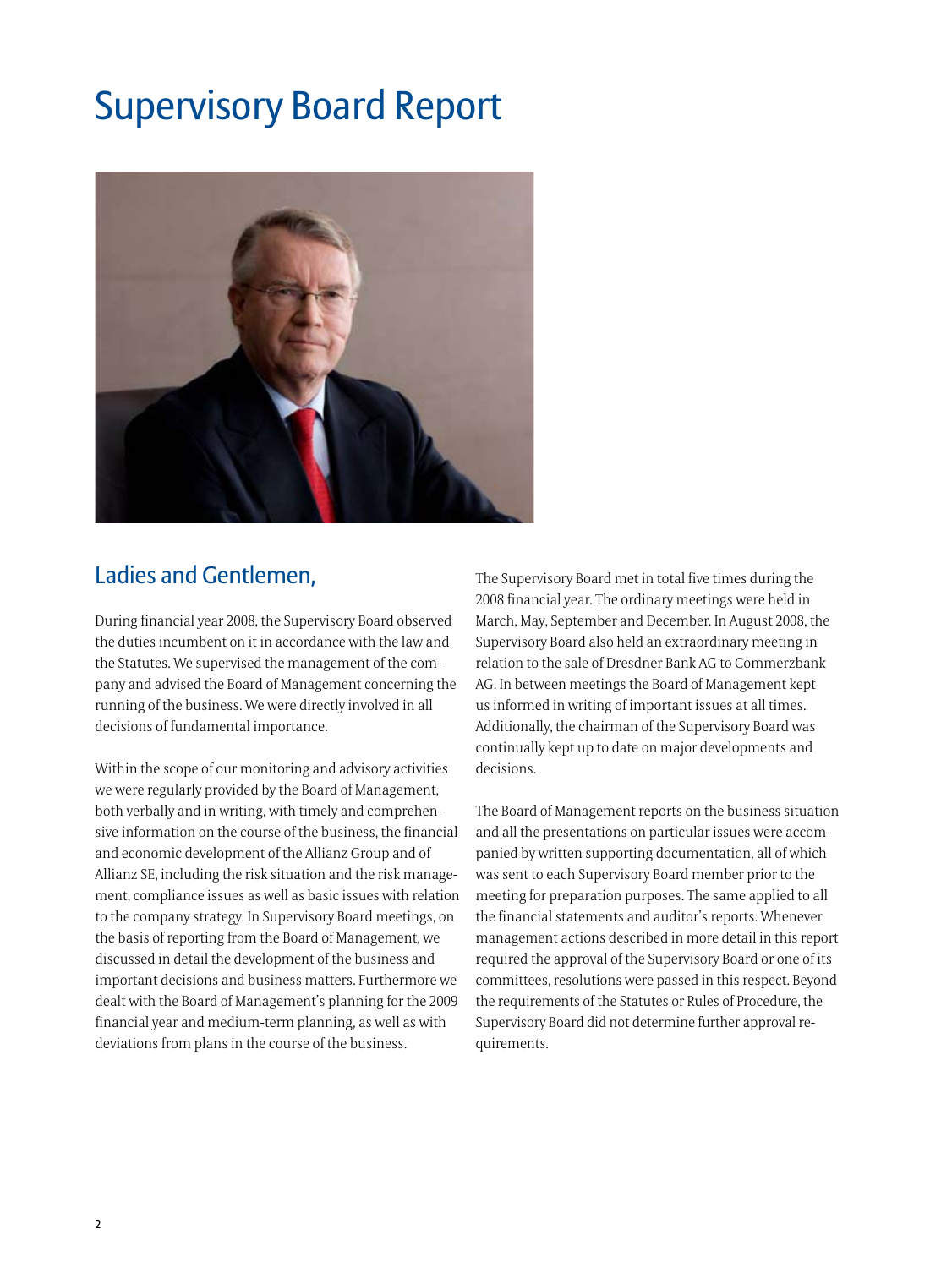# Supervisory Board Report

## Ladies and Gentlemen,

During financial year 2008, the Supervisory Board observed the duties incumbent on it in accordance with the law and the Statutes. We supervised the management of the company and advised the Board of Management concerning the running of the business. We were directly involved in all decisions of fundamental importance.

Within the scope of our monitoring and advisory activities we were regularly provided by the Board of Management, both verbally and in writing, with timely and comprehensive information on the course of the business, the financial and economic development of the Allianz Group and of Allianz SE, including the risk situation and the risk management, compliance issues as well as basic issues with relation to the company strategy. In Supervisory Board meetings, on the basis of reporting from the Board of Management, we discussed in detail the development of the business and important decisions and business matters. Furthermore we dealt with the Board of Management's planning for the 2009 financial year and medium-term planning, as well as with deviations from plans in the course of the business.

The Supervisory Board met in total five times during the 2008 financial year. The ordinary meetings were held in March, May, September and December. In August 2008, the Supervisory Board also held an extraordinary meeting in relation to the sale of Dresdner Bank AG to Commerzbank AG. In between meetings the Board of Management kept us informed in writing of important issues at all times. Additionally, the chairman of the Supervisory Board was continually kept up to date on major developments and decisions.

The Board of Management reports on the business situation and all the presentations on particular issues were accompanied by written supporting documentation, all of which was sent to each Supervisory Board member prior to the meeting for preparation purposes. The same applied to all the financial statements and auditor's reports. Whenever management actions described in more detail in this report required the approval of the Supervisory Board or one of its committees, resolutions were passed in this respect. Beyond the requirements of the Statutes or Rules of Procedure, the Supervisory Board did not determine further approval requirements.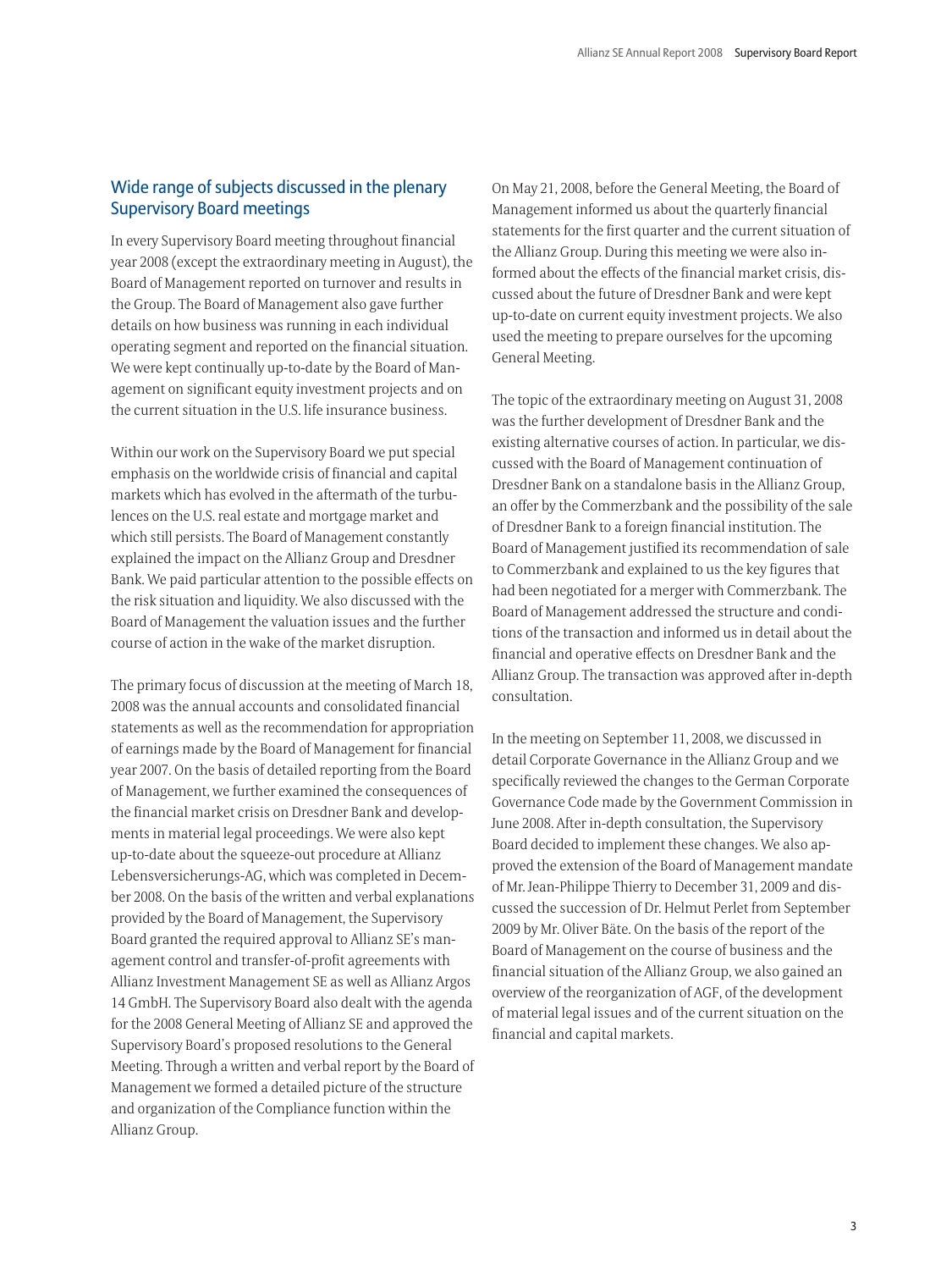## Wide range of subjects discussed in the plenary Supervisory Board meetings

In every Supervisory Board meeting throughout financial year 2008 (except the extraordinary meeting in August), the Board of Management reported on turnover and results in the Group. The Board of Management also gave further details on how business was running in each individual operating segment and reported on the financial situation. We were kept continually up-to-date by the Board of Management on significant equity investment projects and on the current situation in the U.S. life insurance business.

Within our work on the Supervisory Board we put special emphasis on the worldwide crisis of financial and capital markets which has evolved in the aftermath of the turbulences on the U.S. real estate and mortgage market and which still persists. The Board of Management constantly explained the impact on the Allianz Group and Dresdner Bank. We paid particular attention to the possible effects on the risk situation and liquidity. We also discussed with the Board of Management the valuation issues and the further course of action in the wake of the market disruption.

The primary focus of discussion at the meeting of March 18, 2008 was the annual accounts and consolidated financial statements as well as the recommendation for appropriation of earnings made by the Board of Management for financial year 2007. On the basis of detailed reporting from the Board of Management, we further examined the consequences of the financial market crisis on Dresdner Bank and developments in material legal proceedings. We were also kept up-to-date about the squeeze-out procedure at Allianz Lebensversicherungs-AG, which was completed in December 2008. On the basis of the written and verbal explanations provided by the Board of Management, the Supervisory Board granted the required approval to Allianz SE's management control and transfer-of-profit agreements with Allianz Investment Management SE as well as Allianz Argos 14 GmbH. The Supervisory Board also dealt with the agenda for the 2008 General Meeting of Allianz SE and approved the Supervisory Board's proposed resolutions to the General Meeting. Through a written and verbal report by the Board of Management we formed a detailed picture of the structure and organization of the Compliance function within the Allianz Group.

On May 21, 2008, before the General Meeting, the Board of Management informed us about the quarterly financial statements for the first quarter and the current situation of the Allianz Group. During this meeting we were also informed about the effects of the financial market crisis, discussed about the future of Dresdner Bank and were kept up-to-date on current equity investment projects. We also used the meeting to prepare ourselves for the upcoming General Meeting.

The topic of the extraordinary meeting on August 31, 2008 was the further development of Dresdner Bank and the existing alternative courses of action. In particular, we discussed with the Board of Management continuation of Dresdner Bank on a standalone basis in the Allianz Group, an offer by the Commerzbank and the possibility of the sale of Dresdner Bank to a foreign financial institution. The Board of Management justified its recommendation of sale to Commerzbank and explained to us the key figures that had been negotiated for a merger with Commerzbank. The Board of Management addressed the structure and conditions of the transaction and informed us in detail about the financial and operative effects on Dresdner Bank and the Allianz Group. The transaction was approved after in-depth consultation.

In the meeting on September 11, 2008, we discussed in detail Corporate Governance in the Allianz Group and we specifically reviewed the changes to the German Corporate Governance Code made by the Government Commission in June 2008. After in-depth consultation, the Supervisory Board decided to implement these changes. We also approved the extension of the Board of Management mandate of Mr. Jean-Philippe Thierry to December 31, 2009 and discussed the succession of Dr. Helmut Perlet from September 2009 by Mr. Oliver Bäte. On the basis of the report of the Board of Management on the course of business and the financial situation of the Allianz Group, we also gained an overview of the reorganization of AGF, of the development of material legal issues and of the current situation on the financial and capital markets.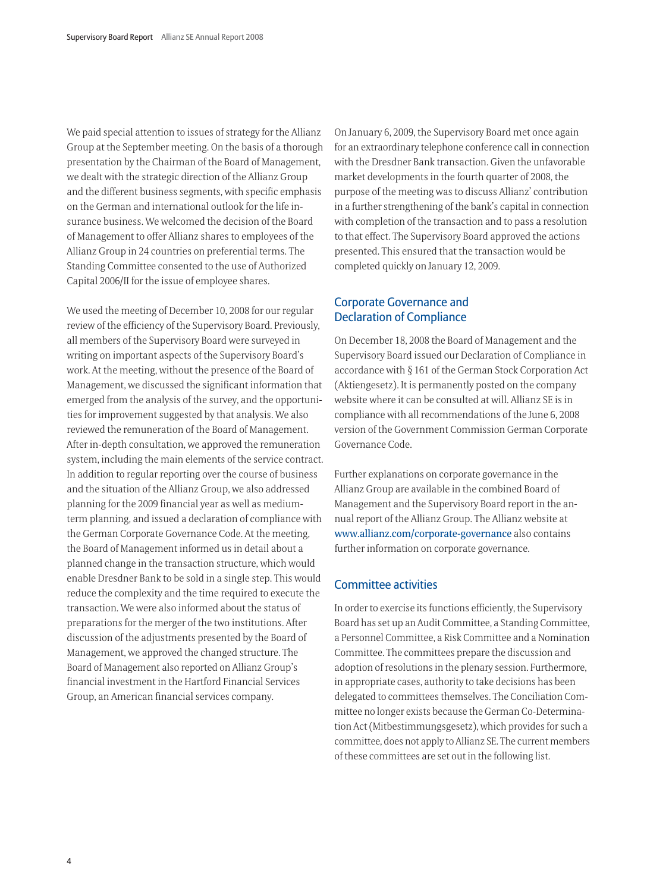We paid special attention to issues of strategy for the Allianz Group at the September meeting. On the basis of a thorough presentation by the Chairman of the Board of Management, we dealt with the strategic direction of the Allianz Group and the different business segments, with specific emphasis on the German and international outlook for the life insurance business. We welcomed the decision of the Board of Management to offer Allianz shares to employees of the Allianz Group in 24 countries on preferential terms. The Standing Committee consented to the use of Authorized Capital 2006/II for the issue of employee shares.

We used the meeting of December 10, 2008 for our regular review of the efficiency of the Supervisory Board. Previously, all members of the Supervisory Board were surveyed in writing on important aspects of the Supervisory Board's work. At the meeting, without the presence of the Board of Management, we discussed the significant information that emerged from the analysis of the survey, and the opportunities for improvement suggested by that analysis. We also reviewed the remuneration of the Board of Management. After in-depth consultation, we approved the remuneration system, including the main elements of the service contract. In addition to regular reporting over the course of business and the situation of the Allianz Group, we also addressed planning for the 2009 financial year as well as medium-term planning, and issued a declaration of compliance with the German Corporate Governance Code. At the meeting, the Board of Management informed us in detail about a planned change in the transaction structure, which would enable Dresdner Bank to be sold in a single step. This would reduce the complexity and the time required to execute the transaction. We were also informed about the status of preparations for the merger of the two institutions. After discussion of the adjustments presented by the Board of Management, we approved the changed structure. The Board of Management also reported on Allianz Group's financial investment in the Hartford Financial Services Group, an American financial services company.

On January 6, 2009, the Supervisory Board met once again for an extraordinary telephone conference call in connection with the Dresdner Bank transaction. Given the unfavorable market developments in the fourth quarter of 2008, the purpose of the meeting was to discuss Allianz' contribution in a further strengthening of the bank's capital in connection with completion of the transaction and to pass a resolution to that effect. The Supervisory Board approved the actions presented. This ensured that the transaction would be completed quickly on January 12, 2009.

## Corporate Governance and Declaration of Compliance

On December 18, 2008 the Board of Management and the Supervisory Board issued our Declaration of Compliance in accordance with § 161 of the German Stock Corporation Act (Aktiengesetz). It is permanently posted on the company website where it can be consulted at will. Allianz SE is in compliance with all recommendations of the June 6, 2008 version of the Government Commission German Corporate Governance Code.

Further explanations on corporate governance in the Allianz Group are available in the combined Board of Management and the Supervisory Board report in the annual report of the Allianz Group. The Allianz website at www.allianz.com/corporate-governance also contains further information on corporate governance.

## Committee activities

In order to exercise its functions efficiently, the Supervisory Board has set up an Audit Committee, a Standing Committee, a Personnel Committee, a Risk Committee and a Nomination Committee. The committees prepare the discussion and adoption of resolutions in the plenary session. Furthermore, in appropriate cases, authority to take decisions has been delegated to committees themselves. The Conciliation Committee no longer exists because the German Co-Determination Act (Mitbestimmungsgesetz), which provides for such a committee, does not apply to Allianz SE. The current members of these committees are set out in the following list.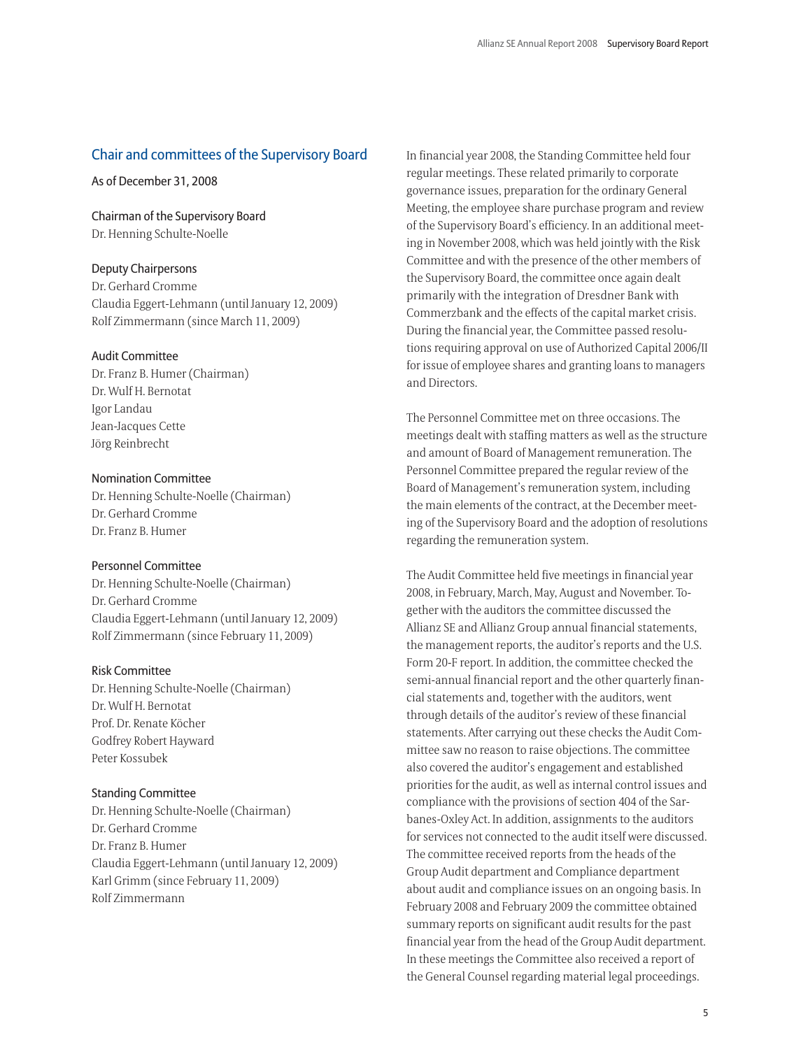## Chair and committees of the Supervisory Board

As of December 31, 2008

Chairman of the Supervisory Board
Dr. Henning Schulte-Noelle

Deputy Chairpersons
Dr. Gerhard Cromme
Claudia Eggert-Lehmann (until January 12, 2009)
Rolf Zimmermann (since March 11, 2009)

Audit Committee
Dr. Franz B. Humer (Chairman)
Dr. Wulf H. Bernotat
Igor Landau
Jean-Jacques Cette
Jörg Reinbrecht

Nomination Committee
Dr. Henning Schulte-Noelle (Chairman)
Dr. Gerhard Cromme
Dr. Franz B. Humer

Personnel Committee
Dr. Henning Schulte-Noelle (Chairman)
Dr. Gerhard Cromme
Claudia Eggert-Lehmann (until January 12, 2009)
Rolf Zimmermann (since February 11, 2009)

Risk Committee
Dr. Henning Schulte-Noelle (Chairman)
Dr. Wulf H. Bernotat
Prof. Dr. Renate Köcher
Godfrey Robert Hayward
Peter Kossubek

Standing Committee
Dr. Henning Schulte-Noelle (Chairman)
Dr. Gerhard Cromme
Dr. Franz B. Humer
Claudia Eggert-Lehmann (until January 12, 2009)
Karl Grimm (since February 11, 2009)
Rolf Zimmermann

In financial year 2008, the Standing Committee held four regular meetings. These related primarily to corporate governance issues, preparation for the ordinary General Meeting, the employee share purchase program and review of the Supervisory Board's efficiency. In an additional meeting in November 2008, which was held jointly with the Risk Committee and with the presence of the other members of the Supervisory Board, the committee once again dealt primarily with the integration of Dresdner Bank with Commerzbank and the effects of the capital market crisis. During the financial year, the Committee passed resolutions requiring approval on use of Authorized Capital 2006/II for issue of employee shares and granting loans to managers and Directors.

The Personnel Committee met on three occasions. The meetings dealt with staffing matters as well as the structure and amount of Board of Management remuneration. The Personnel Committee prepared the regular review of the Board of Management's remuneration system, including the main elements of the contract, at the December meeting of the Supervisory Board and the adoption of resolutions regarding the remuneration system.

The Audit Committee held five meetings in financial year 2008, in February, March, May, August and November. Together with the auditors the committee discussed the Allianz SE and Allianz Group annual financial statements, the management reports, the auditor's reports and the U.S. Form 20-F report. In addition, the committee checked the semi-annual financial report and the other quarterly financial statements and, together with the auditors, went through details of the auditor's review of these financial statements. After carrying out these checks the Audit Committee saw no reason to raise objections. The committee also covered the auditor's engagement and established priorities for the audit, as well as internal control issues and compliance with the provisions of section 404 of the Sarbanes-Oxley Act. In addition, assignments to the auditors for services not connected to the audit itself were discussed. The committee received reports from the heads of the Group Audit department and Compliance department about audit and compliance issues on an ongoing basis. In February 2008 and February 2009 the committee obtained summary reports on significant audit results for the past financial year from the head of the Group Audit department. In these meetings the Committee also received a report of the General Counsel regarding material legal proceedings.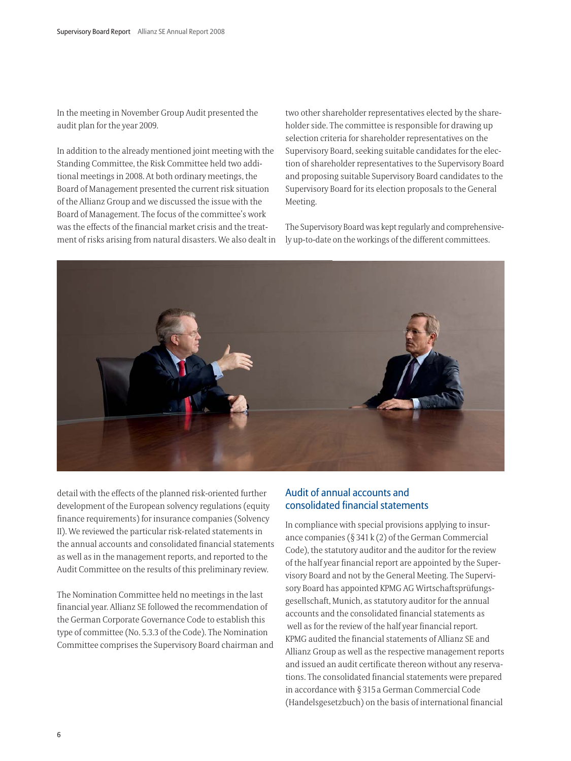In the meeting in November Group Audit presented the audit plan for the year 2009.

In addition to the already mentioned joint meeting with the Standing Committee, the Risk Committee held two additional meetings in 2008. At both ordinary meetings, the Board of Management presented the current risk situation of the Allianz Group and we discussed the issue with the Board of Management. The focus of the committee's work was the effects of the financial market crisis and the treatment of risks arising from natural disasters. We also dealt in detail with the effects of the planned risk-oriented further development of the European solvency regulations (equity finance requirements) for insurance companies (Solvency II). We reviewed the particular risk-related statements in the annual accounts and consolidated financial statements as well as in the management reports, and reported to the Audit Committee on the results of this preliminary review.

The Nomination Committee held no meetings in the last financial year. Allianz SE followed the recommendation of the German Corporate Governance Code to establish this type of committee (No. 5.3.3 of the Code). The Nomination Committee comprises the Supervisory Board chairman and two other shareholder representatives elected by the shareholder side. The committee is responsible for drawing up selection criteria for shareholder representatives on the Supervisory Board, seeking suitable candidates for the election of shareholder representatives to the Supervisory Board and proposing suitable Supervisory Board candidates to the Supervisory Board for its election proposals to the General Meeting.

The Supervisory Board was kept regularly and comprehensively up-to-date on the workings of the different committees.

## Audit of annual accounts and consolidated financial statements

In compliance with special provisions applying to insurance companies (§ 341 k (2) of the German Commercial Code), the statutory auditor and the auditor for the review of the half year financial report are appointed by the Supervisory Board and not by the General Meeting. The Supervisory Board has appointed KPMG AG Wirtschaftsprüfungsgesellschaft, Munich, as statutory auditor for the annual accounts and the consolidated financial statements as well as for the review of the half year financial report. KPMG audited the financial statements of Allianz SE and Allianz Group as well as the respective management reports and issued an audit certificate thereon without any reservations. The consolidated financial statements were prepared in accordance with § 315 a German Commercial Code (Handelsgesetzbuch) on the basis of international financial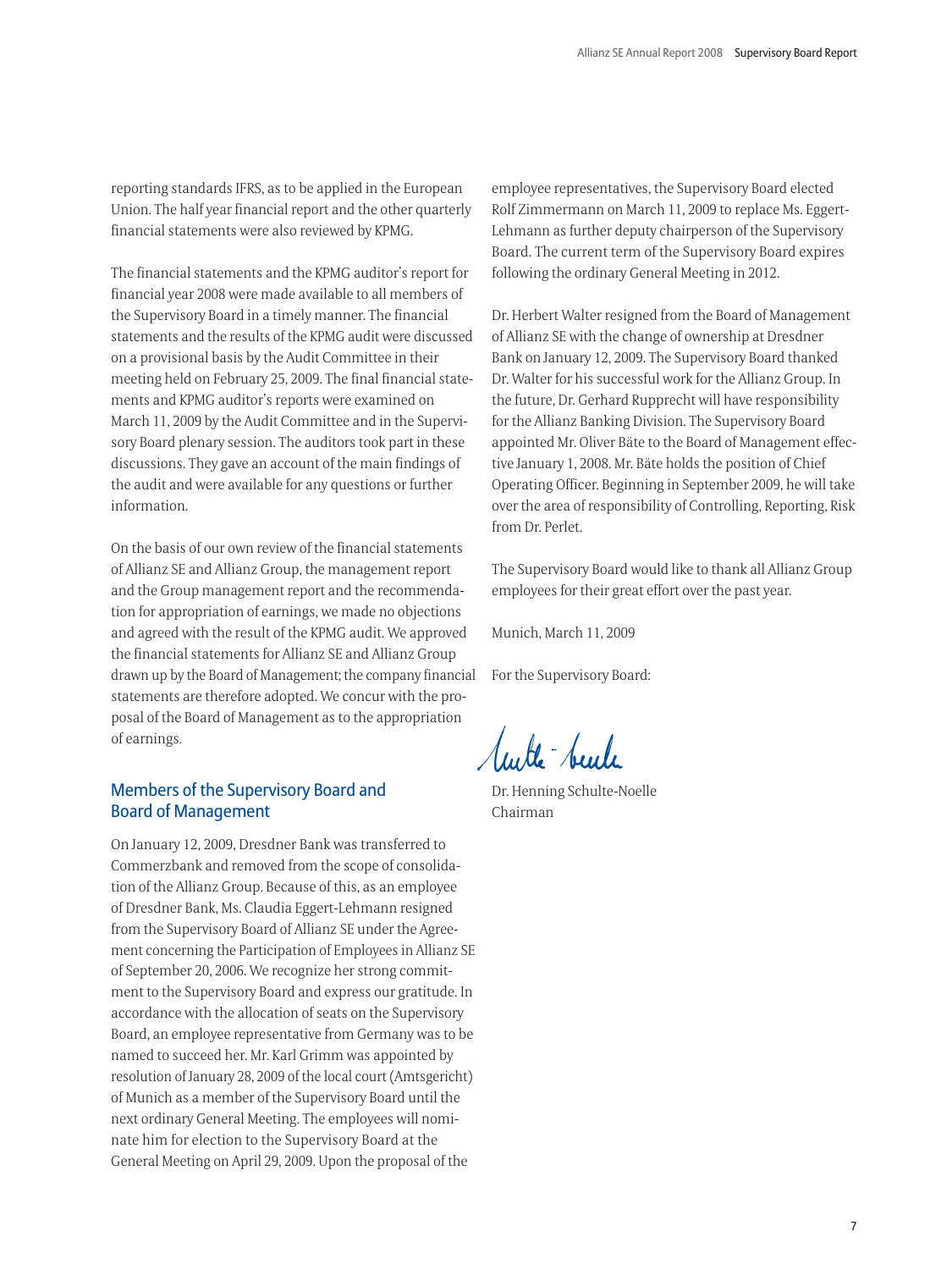reporting standards IFRS, as to be applied in the European Union. The half year financial report and the other quarterly financial statements were also reviewed by KPMG.

The financial statements and the KPMG auditor's report for financial year 2008 were made available to all members of the Supervisory Board in a timely manner. The financial statements and the results of the KPMG audit were discussed on a provisional basis by the Audit Committee in their meeting held on February 25, 2009. The final financial statements and KPMG auditor's reports were examined on March 11, 2009 by the Audit Committee and in the Supervisory Board plenary session. The auditors took part in these discussions. They gave an account of the main findings of the audit and were available for any questions or further information.

On the basis of our own review of the financial statements of Allianz SE and Allianz Group, the management report and the Group management report and the recommendation for appropriation of earnings, we made no objections and agreed with the result of the KPMG audit. We approved the financial statements for Allianz SE and Allianz Group drawn up by the Board of Management; the company financial statements are therefore adopted. We concur with the proposal of the Board of Management as to the appropriation of earnings.

## Members of the Supervisory Board and Board of Management

On January 12, 2009, Dresdner Bank was transferred to Commerzbank and removed from the scope of consolidation of the Allianz Group. Because of this, as an employee of Dresdner Bank, Ms. Claudia Eggert-Lehmann resigned from the Supervisory Board of Allianz SE under the Agreement concerning the Participation of Employees in Allianz SE of September 20, 2006. We recognize her strong commitment to the Supervisory Board and express our gratitude. In accordance with the allocation of seats on the Supervisory Board, an employee representative from Germany was to be named to succeed her. Mr. Karl Grimm was appointed by resolution of January 28, 2009 of the local court (Amtsgericht) of Munich as a member of the Supervisory Board until the next ordinary General Meeting. The employees will nominate him for election to the Supervisory Board at the General Meeting on April 29, 2009. Upon the proposal of the employee representatives, the Supervisory Board elected Rolf Zimmermann on March 11, 2009 to replace Ms. Eggert-Lehmann as further deputy chairperson of the Supervisory Board. The current term of the Supervisory Board expires following the ordinary General Meeting in 2012.

Dr. Herbert Walter resigned from the Board of Management of Allianz SE with the change of ownership at Dresdner Bank on January 12, 2009. The Supervisory Board thanked Dr. Walter for his successful work for the Allianz Group. In the future, Dr. Gerhard Rupprecht will have responsibility for the Allianz Banking Division. The Supervisory Board appointed Mr. Oliver Bäte to the Board of Management effective January 1, 2008. Mr. Bäte holds the position of Chief Operating Officer. Beginning in September 2009, he will take over the area of responsibility of Controlling, Reporting, Risk from Dr. Perlet.

The Supervisory Board would like to thank all Allianz Group employees for their great effort over the past year.

Munich, March 11, 2009

For the Supervisory Board:

Dr. Henning Schulte-Noelle
Chairman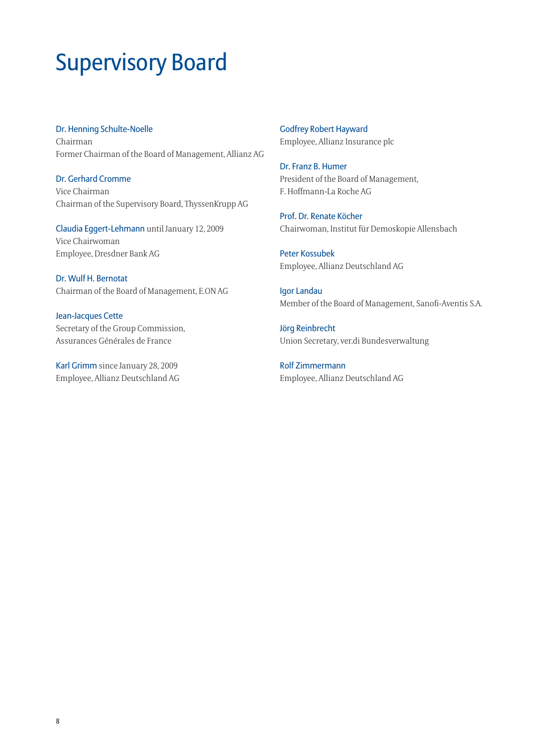# Supervisory Board

**Dr. Henning Schulte-Noelle**
Chairman
Former Chairman of the Board of Management, Allianz AG

**Dr. Gerhard Cromme**
Vice Chairman
Chairman of the Supervisory Board, ThyssenKrupp AG

**Claudia Eggert-Lehmann** until January 12, 2009
Vice Chairwoman
Employee, Dresdner Bank AG

**Dr. Wulf H. Bernotat**
Chairman of the Board of Management, E.ON AG

**Jean-Jacques Cette**
Secretary of the Group Commission,
Assurances Générales de France

**Karl Grimm** since January 28, 2009
Employee, Allianz Deutschland AG

**Godfrey Robert Hayward**
Employee, Allianz Insurance plc

**Dr. Franz B. Humer**
President of the Board of Management,
F. Hoffmann-La Roche AG

**Prof. Dr. Renate Köcher**
Chairwoman, Institut für Demoskopie Allensbach

**Peter Kossubek**
Employee, Allianz Deutschland AG

**Igor Landau**
Member of the Board of Management, Sanofi-Aventis S.A.

**Jörg Reinbrecht**
Union Secretary, ver.di Bundesverwaltung

**Rolf Zimmermann**
Employee, Allianz Deutschland AG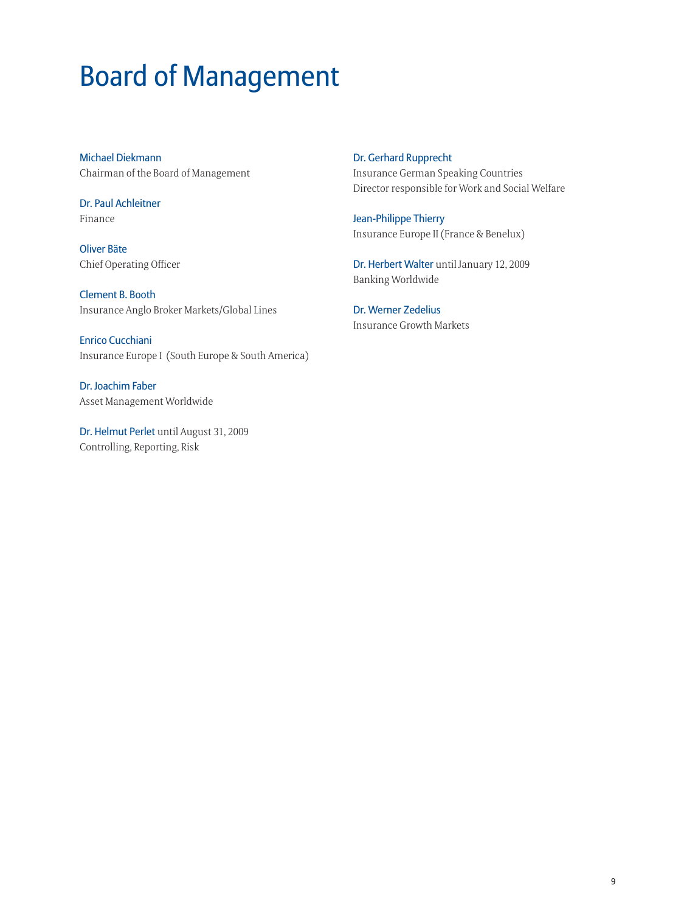# Board of Management

**Michael Diekmann**
Chairman of the Board of Management

**Dr. Paul Achleitner**
Finance

**Oliver Bäte**
Chief Operating Officer

**Clement B. Booth**
Insurance Anglo Broker Markets/Global Lines

**Enrico Cucchiani**
Insurance Europe I (South Europe & South America)

**Dr. Joachim Faber**
Asset Management Worldwide

**Dr. Helmut Perlet** until August 31, 2009
Controlling, Reporting, Risk

**Dr. Gerhard Rupprecht**
Insurance German Speaking Countries
Director responsible for Work and Social Welfare

**Jean-Philippe Thierry**
Insurance Europe II (France & Benelux)

**Dr. Herbert Walter** until January 12, 2009
Banking Worldwide

**Dr. Werner Zedelius**
Insurance Growth Markets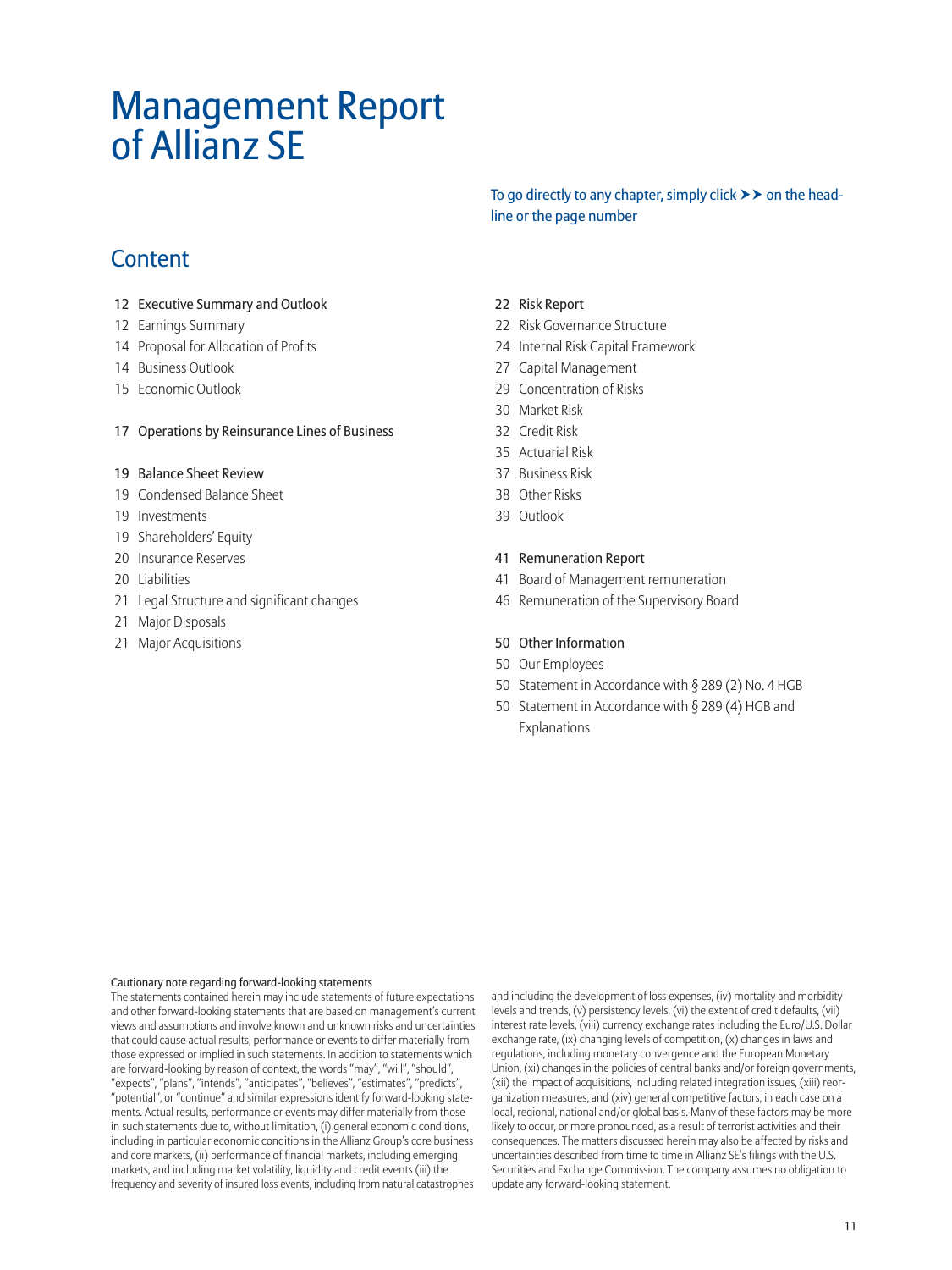# Management Report of Allianz SE

To go directly to any chapter, simply click ➤➤ on the headline or the page number

## Content

**12 Executive Summary and Outlook**
- 12 Earnings Summary
- 14 Proposal for Allocation of Profits
- 14 Business Outlook
- 15 Economic Outlook

**17 Operations by Reinsurance Lines of Business**

**19 Balance Sheet Review**
- 19 Condensed Balance Sheet
- 19 Investments
- 19 Shareholders' Equity
- 20 Insurance Reserves
- 20 Liabilities
- 21 Legal Structure and significant changes
- 21 Major Disposals
- 21 Major Acquisitions

**22 Risk Report**
- 22 Risk Governance Structure
- 24 Internal Risk Capital Framework
- 27 Capital Management
- 29 Concentration of Risks
- 30 Market Risk
- 32 Credit Risk
- 35 Actuarial Risk
- 37 Business Risk
- 38 Other Risks
- 39 Outlook

**41 Remuneration Report**
- 41 Board of Management remuneration
- 46 Remuneration of the Supervisory Board

**50 Other Information**
- 50 Our Employees
- 50 Statement in Accordance with § 289 (2) No. 4 HGB
- 50 Statement in Accordance with § 289 (4) HGB and Explanations

Cautionary note regarding forward-looking statements

The statements contained herein may include statements of future expectations and other forward-looking statements that are based on management's current views and assumptions and involve known and unknown risks and uncertainties that could cause actual results, performance or events to differ materially from those expressed or implied in such statements. In addition to statements which are forward-looking by reason of context, the words "may", "will", "should", "expects", "plans", "intends", "anticipates", "believes", "estimates", "predicts", "potential", or "continue" and similar expressions identify forward-looking statements. Actual results, performance or events may differ materially from those in such statements due to, without limitation, (i) general economic conditions, including in particular economic conditions in the Allianz Group's core business and core markets, (ii) performance of financial markets, including emerging markets, and including market volatility, liquidity and credit events (iii) the frequency and severity of insured loss events, including from natural catastrophes and including the development of loss expenses, (iv) mortality and morbidity levels and trends, (v) persistency levels, (vi) the extent of credit defaults, (vii) interest rate levels, (viii) currency exchange rates including the Euro/U.S. Dollar exchange rate, (ix) changing levels of competition, (x) changes in laws and regulations, including monetary convergence and the European Monetary Union, (xi) changes in the policies of central banks and/or foreign governments, (xii) the impact of acquisitions, including related integration issues, (xiii) reorganization measures, and (xiv) general competitive factors, in each case on a local, regional, national and/or global basis. Many of these factors may be more likely to occur, or more pronounced, as a result of terrorist activities and their consequences. The matters discussed herein may also be affected by risks and uncertainties described from time to time in Allianz SE's filings with the U.S. Securities and Exchange Commission. The company assumes no obligation to update any forward-looking statement.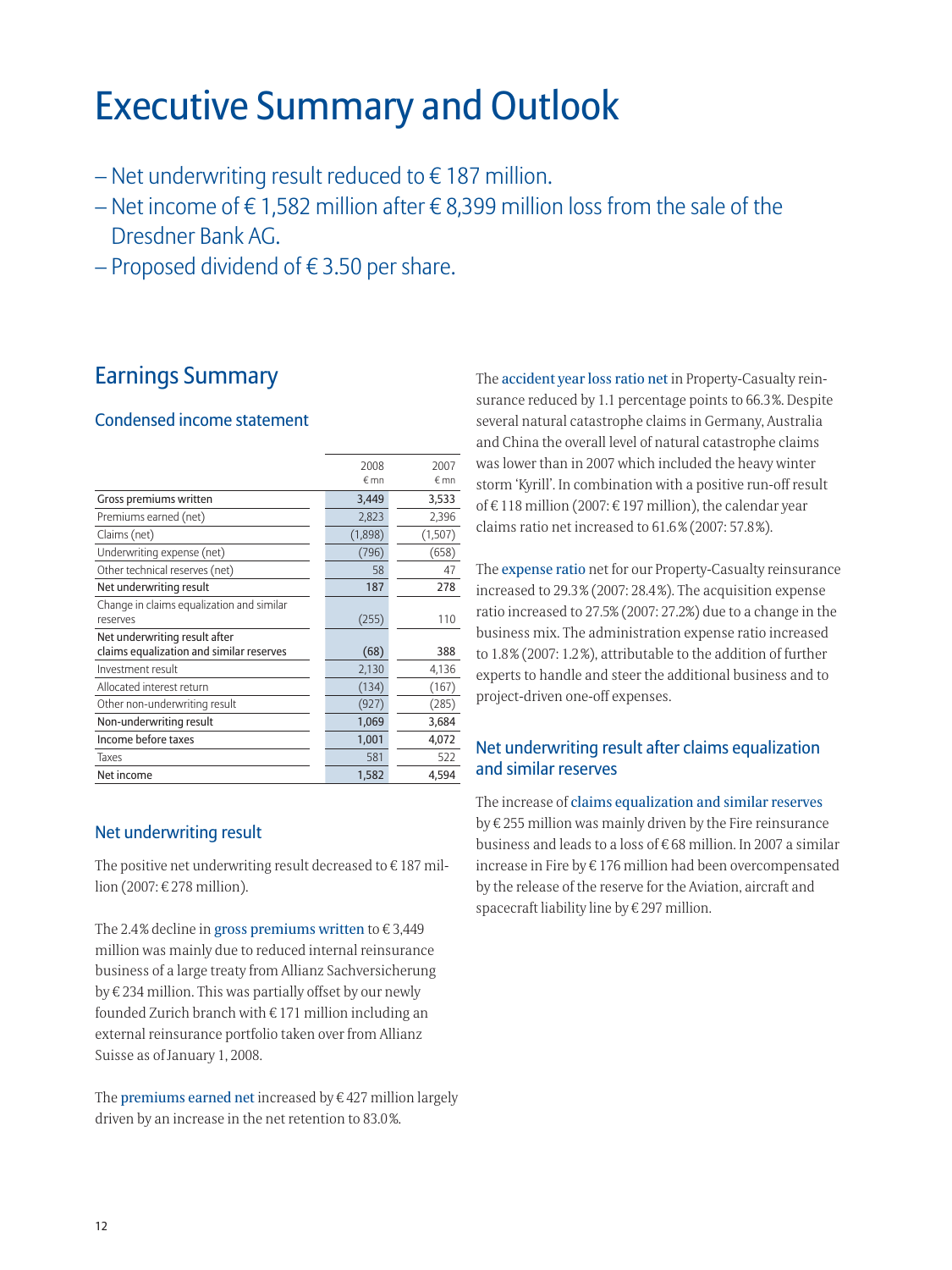# Executive Summary and Outlook

- Net underwriting result reduced to € 187 million.
- Net income of € 1,582 million after € 8,399 million loss from the sale of the Dresdner Bank AG.
- Proposed dividend of € 3.50 per share.

## Earnings Summary

### Condensed income statement

| | 2008<br>€ mn | 2007<br>€ mn |
|---|---|---|
| Gross premiums written | 3,449 | 3,533 |
| Premiums earned (net) | 2,823 | 2,396 |
| Claims (net) | (1,898) | (1,507) |
| Underwriting expense (net) | (796) | (658) |
| Other technical reserves (net) | 58 | 47 |
| Net underwriting result | 187 | 278 |
| Change in claims equalization and similar reserves | (255) | 110 |
| Net underwriting result after claims equalization and similar reserves | (68) | 388 |
| Investment result | 2,130 | 4,136 |
| Allocated interest return | (134) | (167) |
| Other non-underwriting result | (927) | (285) |
| Non-underwriting result | 1,069 | 3,684 |
| Income before taxes | 1,001 | 4,072 |
| Taxes | 581 | 522 |
| Net income | 1,582 | 4,594 |

### Net underwriting result

The positive net underwriting result decreased to € 187 million (2007: € 278 million).

The 2.4% decline in gross premiums written to € 3,449 million was mainly due to reduced internal reinsurance business of a large treaty from Allianz Sachversicherung by € 234 million. This was partially offset by our newly founded Zurich branch with € 171 million including an external reinsurance portfolio taken over from Allianz Suisse as of January 1, 2008.

The premiums earned net increased by € 427 million largely driven by an increase in the net retention to 83.0%.

The accident year loss ratio net in Property-Casualty reinsurance reduced by 1.1 percentage points to 66.3%. Despite several natural catastrophe claims in Germany, Australia and China the overall level of natural catastrophe claims was lower than in 2007 which included the heavy winter storm 'Kyrill'. In combination with a positive run-off result of € 118 million (2007: € 197 million), the calendar year claims ratio net increased to 61.6% (2007: 57.8%).

The expense ratio net for our Property-Casualty reinsurance increased to 29.3% (2007: 28.4%). The acquisition expense ratio increased to 27.5% (2007: 27.2%) due to a change in the business mix. The administration expense ratio increased to 1.8% (2007: 1.2%), attributable to the addition of further experts to handle and steer the additional business and to project-driven one-off expenses.

### Net underwriting result after claims equalization and similar reserves

The increase of claims equalization and similar reserves by € 255 million was mainly driven by the Fire reinsurance business and leads to a loss of € 68 million. In 2007 a similar increase in Fire by € 176 million had been overcompensated by the release of the reserve for the Aviation, aircraft and spacecraft liability line by € 297 million.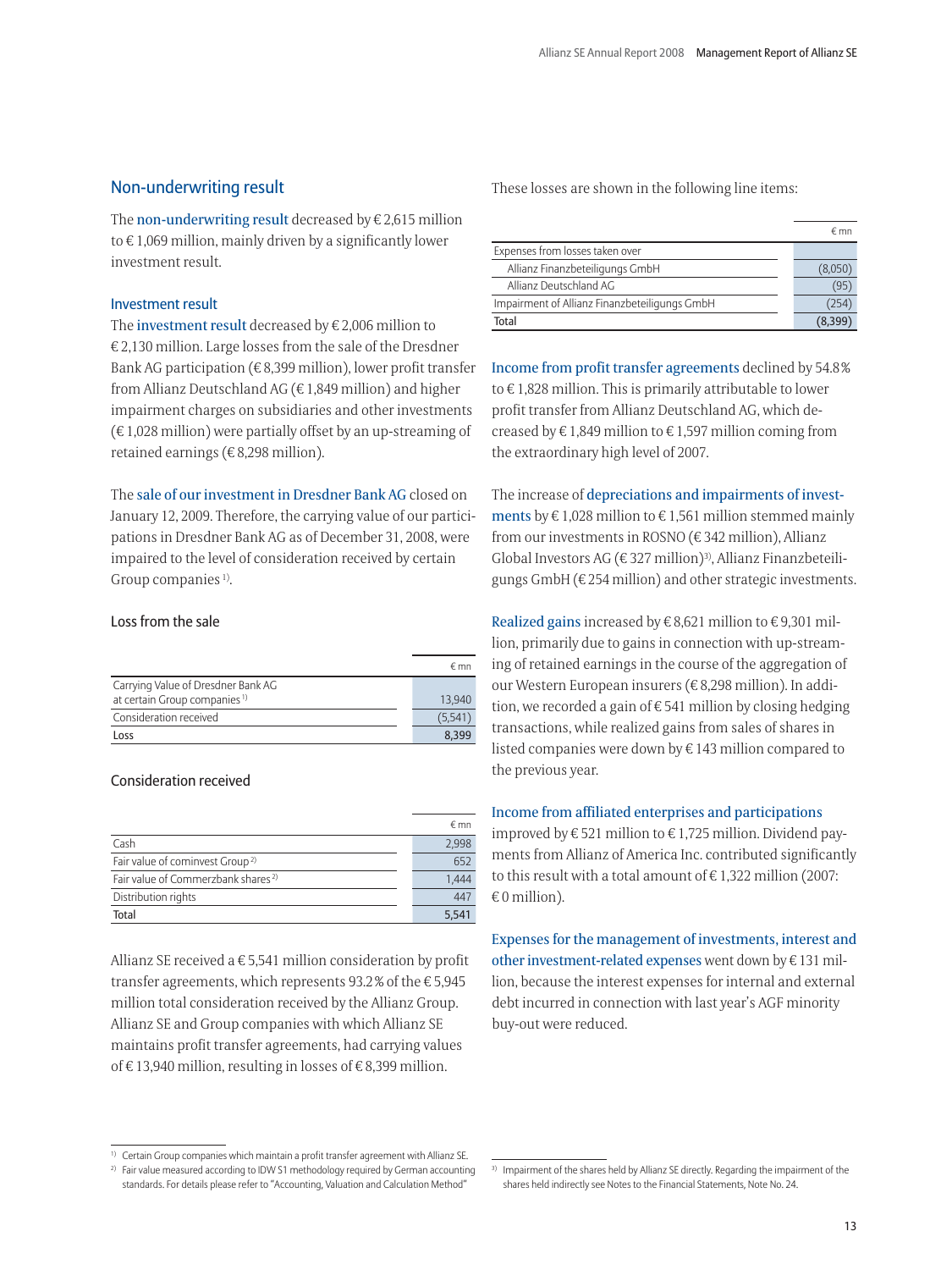## Non-underwriting result

The non-underwriting result decreased by € 2,615 million to € 1,069 million, mainly driven by a significantly lower investment result.

### Investment result

The investment result decreased by € 2,006 million to € 2,130 million. Large losses from the sale of the Dresdner Bank AG participation (€ 8,399 million), lower profit transfer from Allianz Deutschland AG (€ 1,849 million) and higher impairment charges on subsidiaries and other investments (€ 1,028 million) were partially offset by an up-streaming of retained earnings (€ 8,298 million).

The sale of our investment in Dresdner Bank AG closed on January 12, 2009. Therefore, the carrying value of our participations in Dresdner Bank AG as of December 31, 2008, were impaired to the level of consideration received by certain Group companies [1].

#### Loss from the sale

| | € mn |
|---|---|
| Carrying Value of Dresdner Bank AG at certain Group companies [1] | 13,940 |
| Consideration received | (5,541) |
| Loss | 8,399 |

#### Consideration received

| | € mn |
|---|---|
| Cash | 2,998 |
| Fair value of cominvest Group [2] | 652 |
| Fair value of Commerzbank shares [2] | 1,444 |
| Distribution rights | 447 |
| Total | 5,541 |

Allianz SE received a € 5,541 million consideration by profit transfer agreements, which represents 93.2 % of the € 5,945 million total consideration received by the Allianz Group. Allianz SE and Group companies with which Allianz SE maintains profit transfer agreements, had carrying values of € 13,940 million, resulting in losses of € 8,399 million.

These losses are shown in the following line items:

| | € mn |
|---|---|
| Expenses from losses taken over | |
| Allianz Finanzbeteiligungs GmbH | (8,050) |
| Allianz Deutschland AG | (95) |
| Impairment of Allianz Finanzbeteiligungs GmbH | (254) |
| Total | (8,399) |

Income from profit transfer agreements declined by 54.8 % to € 1,828 million. This is primarily attributable to lower profit transfer from Allianz Deutschland AG, which decreased by € 1,849 million to € 1,597 million coming from the extraordinary high level of 2007.

The increase of depreciations and impairments of investments by € 1,028 million to € 1,561 million stemmed mainly from our investments in ROSNO (€ 342 million), Allianz Global Investors AG (€ 327 million)[3], Allianz Finanzbeteiligungs GmbH (€ 254 million) and other strategic investments.

Realized gains increased by € 8,621 million to € 9,301 million, primarily due to gains in connection with up-streaming of retained earnings in the course of the aggregation of our Western European insurers (€ 8,298 million). In addition, we recorded a gain of € 541 million by closing hedging transactions, while realized gains from sales of shares in listed companies were down by € 143 million compared to the previous year.

Income from affiliated enterprises and participations improved by € 521 million to € 1,725 million. Dividend payments from Allianz of America Inc. contributed significantly to this result with a total amount of € 1,322 million (2007: € 0 million).

Expenses for the management of investments, interest and other investment-related expenses went down by € 131 million, because the interest expenses for internal and external debt incurred in connection with last year's AGF minority buy-out were reduced.

[1] Certain Group companies which maintain a profit transfer agreement with Allianz SE.

[2] Fair value measured according to IDW S1 methodology required by German accounting standards. For details please refer to "Accounting, Valuation and Calculation Method"

[3] Impairment of the shares held by Allianz SE directly. Regarding the impairment of the shares held indirectly see Notes to the Financial Statements, Note No. 24.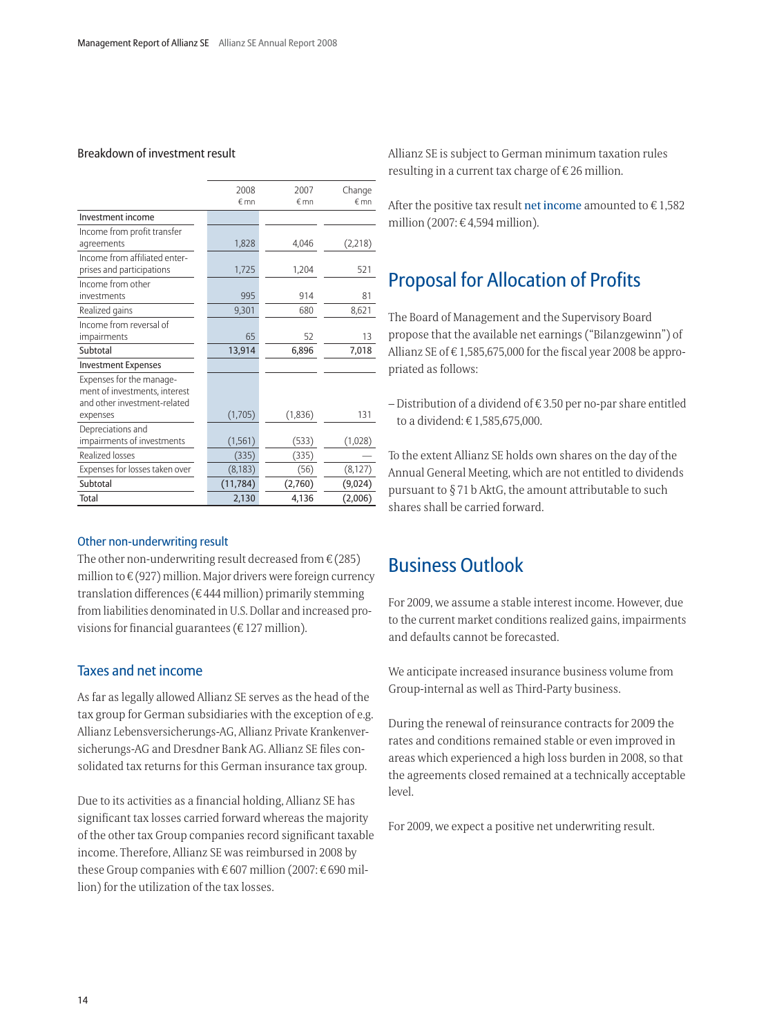Breakdown of investment result

| | 2008 €mn | 2007 €mn | Change €mn |
|---|---|---|---|
| Investment income | | | |
| Income from profit transfer agreements | 1,828 | 4,046 | (2,218) |
| Income from affiliated enterprises and participations | 1,725 | 1,204 | 521 |
| Income from other investments | 995 | 914 | 81 |
| Realized gains | 9,301 | 680 | 8,621 |
| Income from reversal of impairments | 65 | 52 | 13 |
| Subtotal | 13,914 | 6,896 | 7,018 |
| Investment Expenses | | | |
| Expenses for the management of investments, interest and other investment-related expenses | (1,705) | (1,836) | 131 |
| Depreciations and impairments of investments | (1,561) | (533) | (1,028) |
| Realized losses | (335) | (335) | — |
| Expenses for losses taken over | (8,183) | (56) | (8,127) |
| Subtotal | (11,784) | (2,760) | (9,024) |
| Total | 2,130 | 4,136 | (2,006) |

### Other non-underwriting result

The other non-underwriting result decreased from € (285) million to € (927) million. Major drivers were foreign currency translation differences (€ 444 million) primarily stemming from liabilities denominated in U.S. Dollar and increased provisions for financial guarantees (€ 127 million).

### Taxes and net income

As far as legally allowed Allianz SE serves as the head of the tax group for German subsidiaries with the exception of e.g. Allianz Lebensversicherungs-AG, Allianz Private Krankenversicherungs-AG and Dresdner Bank AG. Allianz SE files consolidated tax returns for this German insurance tax group.

Due to its activities as a financial holding, Allianz SE has significant tax losses carried forward whereas the majority of the other tax Group companies record significant taxable income. Therefore, Allianz SE was reimbursed in 2008 by these Group companies with € 607 million (2007: € 690 million) for the utilization of the tax losses.

Allianz SE is subject to German minimum taxation rules resulting in a current tax charge of € 26 million.

After the positive tax result net income amounted to € 1,582 million (2007: € 4,594 million).

## Proposal for Allocation of Profits

The Board of Management and the Supervisory Board propose that the available net earnings ("Bilanzgewinn") of Allianz SE of € 1,585,675,000 for the fiscal year 2008 be appropriated as follows:

– Distribution of a dividend of € 3.50 per no-par share entitled to a dividend: € 1,585,675,000.

To the extent Allianz SE holds own shares on the day of the Annual General Meeting, which are not entitled to dividends pursuant to § 71 b AktG, the amount attributable to such shares shall be carried forward.

## Business Outlook

For 2009, we assume a stable interest income. However, due to the current market conditions realized gains, impairments and defaults cannot be forecasted.

We anticipate increased insurance business volume from Group-internal as well as Third-Party business.

During the renewal of reinsurance contracts for 2009 the rates and conditions remained stable or even improved in areas which experienced a high loss burden in 2008, so that the agreements closed remained at a technically acceptable level.

For 2009, we expect a positive net underwriting result.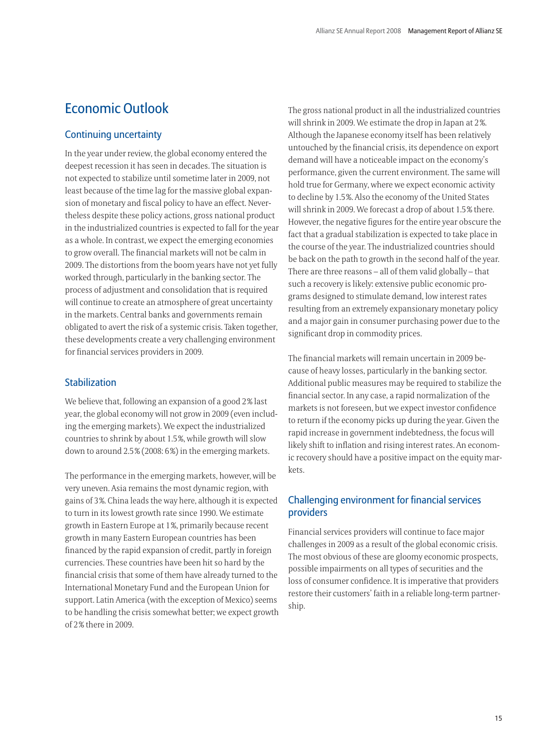# Economic Outlook

## Continuing uncertainty

In the year under review, the global economy entered the deepest recession it has seen in decades. The situation is not expected to stabilize until sometime later in 2009, not least because of the time lag for the massive global expansion of monetary and fiscal policy to have an effect. Nevertheless despite these policy actions, gross national product in the industrialized countries is expected to fall for the year as a whole. In contrast, we expect the emerging economies to grow overall. The financial markets will not be calm in 2009. The distortions from the boom years have not yet fully worked through, particularly in the banking sector. The process of adjustment and consolidation that is required will continue to create an atmosphere of great uncertainty in the markets. Central banks and governments remain obligated to avert the risk of a systemic crisis. Taken together, these developments create a very challenging environment for financial services providers in 2009.

## Stabilization

We believe that, following an expansion of a good 2% last year, the global economy will not grow in 2009 (even including the emerging markets). We expect the industrialized countries to shrink by about 1.5%, while growth will slow down to around 2.5% (2008: 6%) in the emerging markets.

The performance in the emerging markets, however, will be very uneven. Asia remains the most dynamic region, with gains of 3%. China leads the way here, although it is expected to turn in its lowest growth rate since 1990. We estimate growth in Eastern Europe at 1%, primarily because recent growth in many Eastern European countries has been financed by the rapid expansion of credit, partly in foreign currencies. These countries have been hit so hard by the financial crisis that some of them have already turned to the International Monetary Fund and the European Union for support. Latin America (with the exception of Mexico) seems to be handling the crisis somewhat better; we expect growth of 2% there in 2009.

The gross national product in all the industrialized countries will shrink in 2009. We estimate the drop in Japan at 2%. Although the Japanese economy itself has been relatively untouched by the financial crisis, its dependence on export demand will have a noticeable impact on the economy's performance, given the current environment. The same will hold true for Germany, where we expect economic activity to decline by 1.5%. Also the economy of the United States will shrink in 2009. We forecast a drop of about 1.5% there. However, the negative figures for the entire year obscure the fact that a gradual stabilization is expected to take place in the course of the year. The industrialized countries should be back on the path to growth in the second half of the year. There are three reasons – all of them valid globally – that such a recovery is likely: extensive public economic programs designed to stimulate demand, low interest rates resulting from an extremely expansionary monetary policy and a major gain in consumer purchasing power due to the significant drop in commodity prices.

The financial markets will remain uncertain in 2009 because of heavy losses, particularly in the banking sector. Additional public measures may be required to stabilize the financial sector. In any case, a rapid normalization of the markets is not foreseen, but we expect investor confidence to return if the economy picks up during the year. Given the rapid increase in government indebtedness, the focus will likely shift to inflation and rising interest rates. An economic recovery should have a positive impact on the equity markets.

## Challenging environment for financial services providers

Financial services providers will continue to face major challenges in 2009 as a result of the global economic crisis. The most obvious of these are gloomy economic prospects, possible impairments on all types of securities and the loss of consumer confidence. It is imperative that providers restore their customers' faith in a reliable long-term partnership.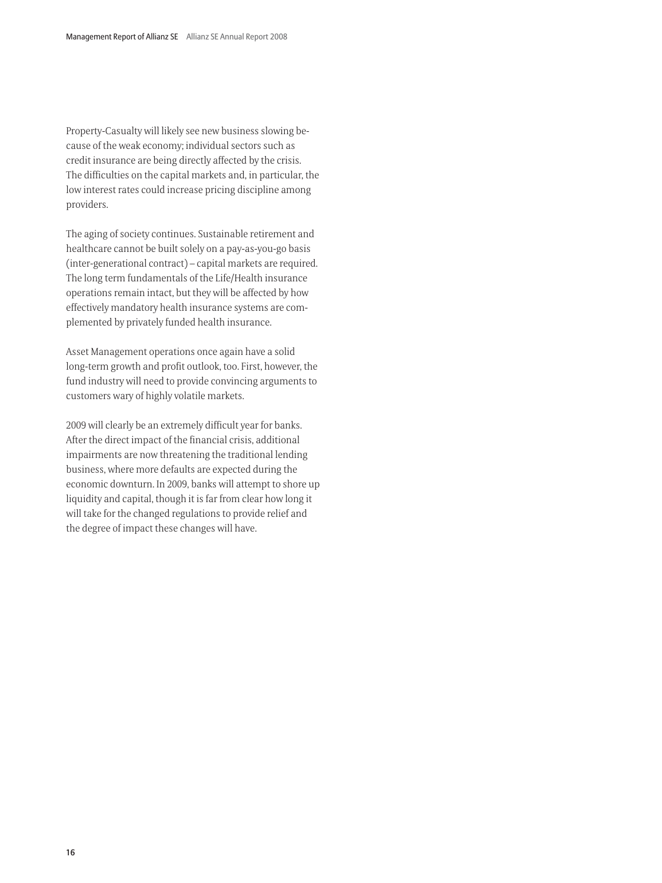Property-Casualty will likely see new business slowing because of the weak economy; individual sectors such as credit insurance are being directly affected by the crisis. The difficulties on the capital markets and, in particular, the low interest rates could increase pricing discipline among providers.

The aging of society continues. Sustainable retirement and healthcare cannot be built solely on a pay-as-you-go basis (inter-generational contract) – capital markets are required. The long term fundamentals of the Life/Health insurance operations remain intact, but they will be affected by how effectively mandatory health insurance systems are complemented by privately funded health insurance.

Asset Management operations once again have a solid long-term growth and profit outlook, too. First, however, the fund industry will need to provide convincing arguments to customers wary of highly volatile markets.

2009 will clearly be an extremely difficult year for banks. After the direct impact of the financial crisis, additional impairments are now threatening the traditional lending business, where more defaults are expected during the economic downturn. In 2009, banks will attempt to shore up liquidity and capital, though it is far from clear how long it will take for the changed regulations to provide relief and the degree of impact these changes will have.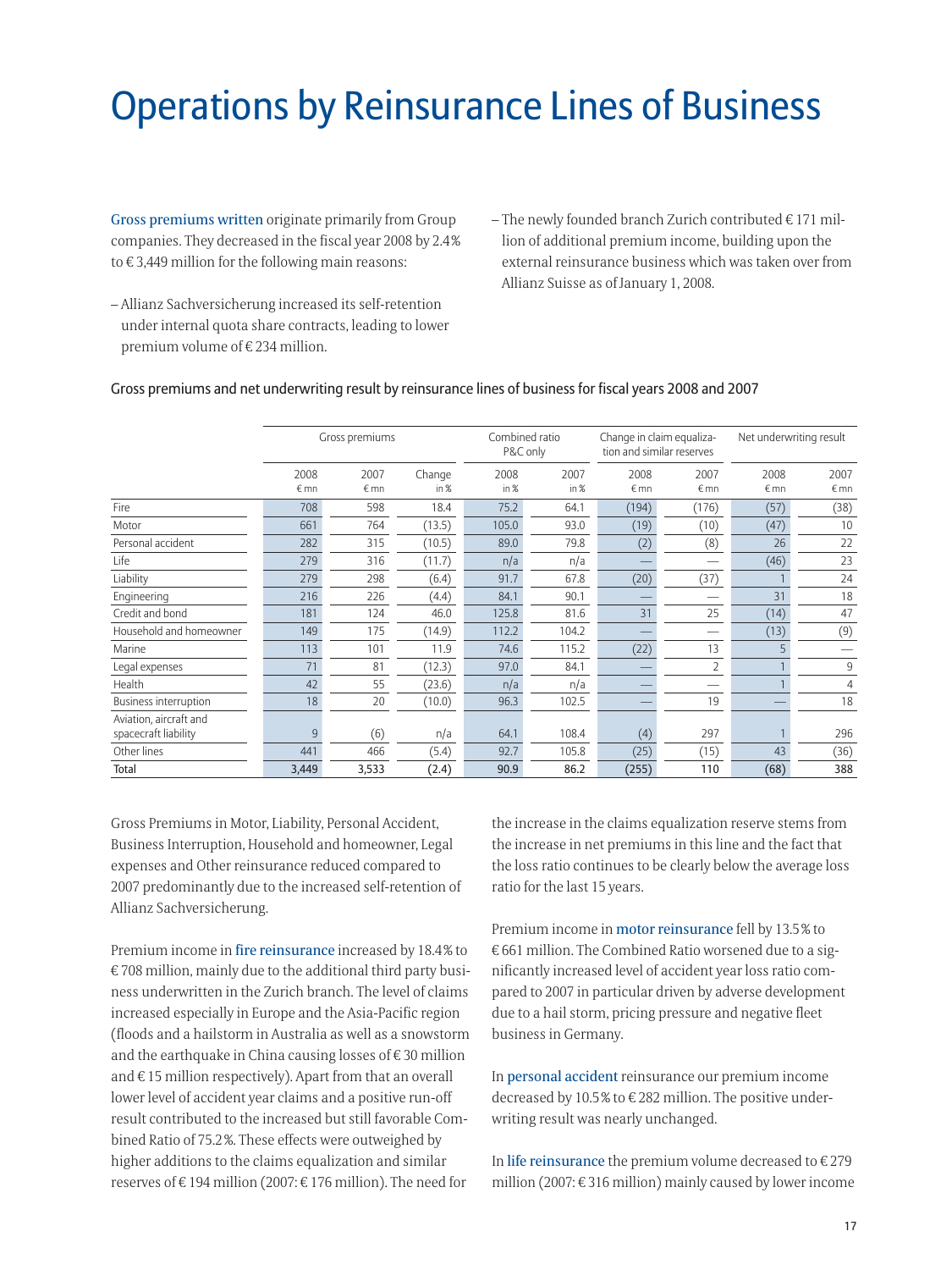# Operations by Reinsurance Lines of Business

Gross premiums written originate primarily from Group companies. They decreased in the fiscal year 2008 by 2.4% to € 3,449 million for the following main reasons:

– Allianz Sachversicherung increased its self-retention under internal quota share contracts, leading to lower premium volume of € 234 million.

– The newly founded branch Zurich contributed € 171 million of additional premium income, building upon the external reinsurance business which was taken over from Allianz Suisse as of January 1, 2008.

Gross premiums and net underwriting result by reinsurance lines of business for fiscal years 2008 and 2007

| | Gross premiums | | | Combined ratio P&C only | | Change in claim equalization and similar reserves | | Net underwriting result | |
|---|---|---|---|---|---|---|---|---|---|
| | 2008 € mn | 2007 € mn | Change in % | 2008 in % | 2007 in % | 2008 € mn | 2007 € mn | 2008 € mn | 2007 € mn |
| Fire | 708 | 598 | 18.4 | 75.2 | 64.1 | (194) | (176) | (57) | (38) |
| Motor | 661 | 764 | (13.5) | 105.0 | 93.0 | (19) | (10) | (47) | 10 |
| Personal accident | 282 | 315 | (10.5) | 89.0 | 79.8 | (2) | (8) | 26 | 22 |
| Life | 279 | 316 | (11.7) | n/a | n/a | — | — | (46) | 23 |
| Liability | 279 | 298 | (6.4) | 91.7 | 67.8 | (20) | (37) | 1 | 24 |
| Engineering | 216 | 226 | (4.4) | 84.1 | 90.1 | — | — | 31 | 18 |
| Credit and bond | 181 | 124 | 46.0 | 125.8 | 81.6 | 31 | 25 | (14) | 47 |
| Household and homeowner | 149 | 175 | (14.9) | 112.2 | 104.2 | — | — | (13) | (9) |
| Marine | 113 | 101 | 11.9 | 74.6 | 115.2 | (22) | 13 | 5 | — |
| Legal expenses | 71 | 81 | (12.3) | 97.0 | 84.1 | — | 2 | 1 | 9 |
| Health | 42 | 55 | (23.6) | n/a | n/a | — | — | 1 | 4 |
| Business interruption | 18 | 20 | (10.0) | 96.3 | 102.5 | — | 19 | — | 18 |
| Aviation, aircraft and spacecraft liability | 9 | (6) | n/a | 64.1 | 108.4 | (4) | 297 | 1 | 296 |
| Other lines | 441 | 466 | (5.4) | 92.7 | 105.8 | (25) | (15) | 43 | (36) |
| **Total** | **3,449** | **3,533** | **(2.4)** | **90.9** | **86.2** | **(255)** | **110** | **(68)** | **388** |

Gross Premiums in Motor, Liability, Personal Accident, Business Interruption, Household and homeowner, Legal expenses and Other reinsurance reduced compared to 2007 predominantly due to the increased self-retention of Allianz Sachversicherung.

Premium income in fire reinsurance increased by 18.4% to € 708 million, mainly due to the additional third party business underwritten in the Zurich branch. The level of claims increased especially in Europe and the Asia-Pacific region (floods and a hailstorm in Australia as well as a snowstorm and the earthquake in China causing losses of € 30 million and € 15 million respectively). Apart from that an overall lower level of accident year claims and a positive run-off result contributed to the increased but still favorable Combined Ratio of 75.2%. These effects were outweighed by higher additions to the claims equalization and similar reserves of € 194 million (2007: € 176 million). The need for the increase in the claims equalization reserve stems from the increase in net premiums in this line and the fact that the loss ratio continues to be clearly below the average loss ratio for the last 15 years.

Premium income in motor reinsurance fell by 13.5% to € 661 million. The Combined Ratio worsened due to a significantly increased level of accident year loss ratio compared to 2007 in particular driven by adverse development due to a hail storm, pricing pressure and negative fleet business in Germany.

In personal accident reinsurance our premium income decreased by 10.5% to € 282 million. The positive underwriting result was nearly unchanged.

In life reinsurance the premium volume decreased to € 279 million (2007: € 316 million) mainly caused by lower income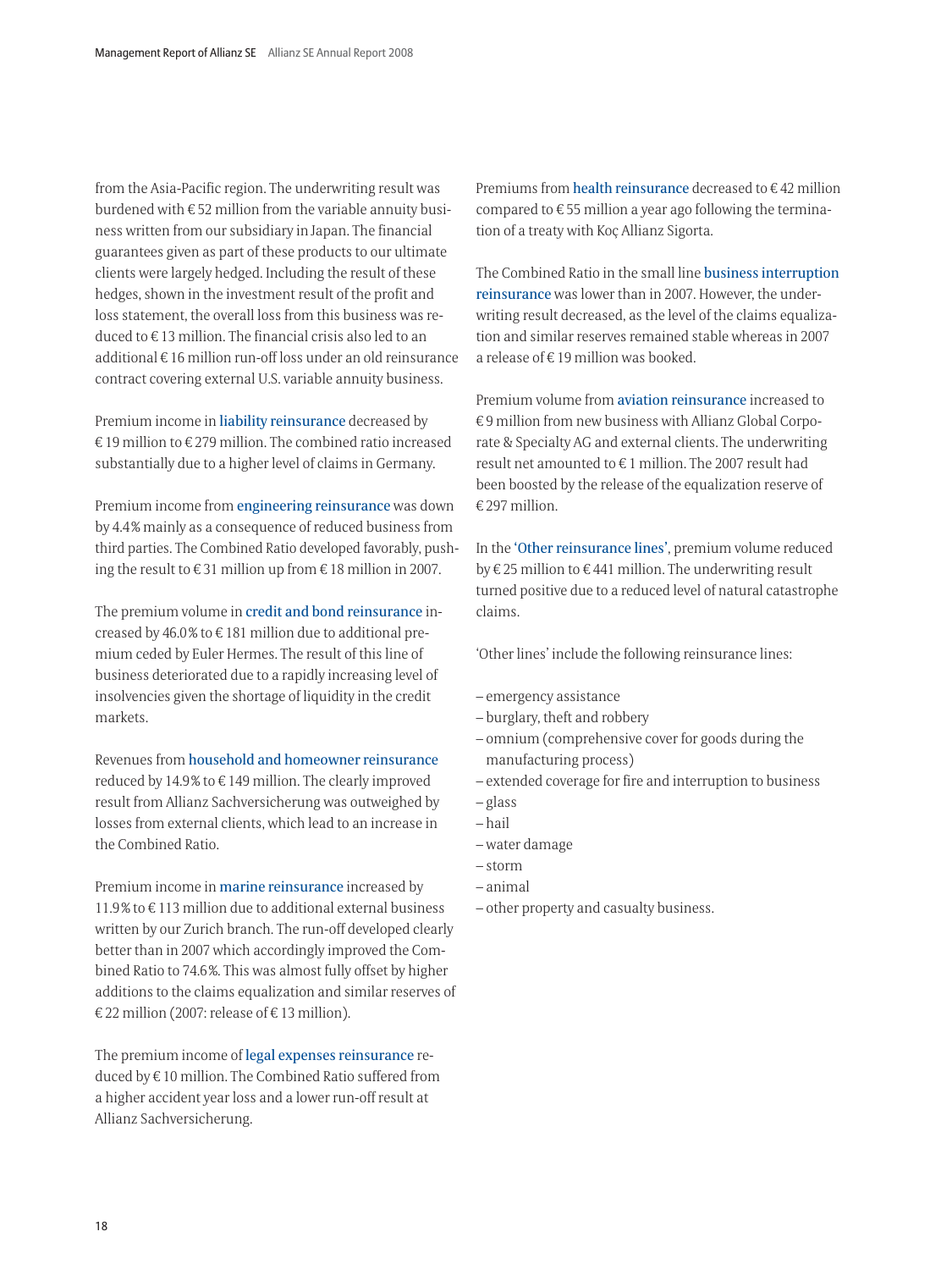from the Asia-Pacific region. The underwriting result was burdened with € 52 million from the variable annuity business written from our subsidiary in Japan. The financial guarantees given as part of these products to our ultimate clients were largely hedged. Including the result of these hedges, shown in the investment result of the profit and loss statement, the overall loss from this business was reduced to € 13 million. The financial crisis also led to an additional € 16 million run-off loss under an old reinsurance contract covering external U.S. variable annuity business.

Premium income in liability reinsurance decreased by € 19 million to € 279 million. The combined ratio increased substantially due to a higher level of claims in Germany.

Premium income from engineering reinsurance was down by 4.4% mainly as a consequence of reduced business from third parties. The Combined Ratio developed favorably, pushing the result to € 31 million up from € 18 million in 2007.

The premium volume in credit and bond reinsurance increased by 46.0% to € 181 million due to additional premium ceded by Euler Hermes. The result of this line of business deteriorated due to a rapidly increasing level of insolvencies given the shortage of liquidity in the credit markets.

Revenues from household and homeowner reinsurance reduced by 14.9% to € 149 million. The clearly improved result from Allianz Sachversicherung was outweighed by losses from external clients, which lead to an increase in the Combined Ratio.

Premium income in marine reinsurance increased by 11.9% to € 113 million due to additional external business written by our Zurich branch. The run-off developed clearly better than in 2007 which accordingly improved the Combined Ratio to 74.6%. This was almost fully offset by higher additions to the claims equalization and similar reserves of € 22 million (2007: release of € 13 million).

The premium income of legal expenses reinsurance reduced by € 10 million. The Combined Ratio suffered from a higher accident year loss and a lower run-off result at Allianz Sachversicherung.

Premiums from health reinsurance decreased to € 42 million compared to € 55 million a year ago following the termination of a treaty with Koç Allianz Sigorta.

The Combined Ratio in the small line business interruption reinsurance was lower than in 2007. However, the underwriting result decreased, as the level of the claims equalization and similar reserves remained stable whereas in 2007 a release of € 19 million was booked.

Premium volume from aviation reinsurance increased to € 9 million from new business with Allianz Global Corporate & Specialty AG and external clients. The underwriting result net amounted to € 1 million. The 2007 result had been boosted by the release of the equalization reserve of € 297 million.

In the 'Other reinsurance lines', premium volume reduced by € 25 million to € 441 million. The underwriting result turned positive due to a reduced level of natural catastrophe claims.

'Other lines' include the following reinsurance lines:

- emergency assistance
- burglary, theft and robbery
- omnium (comprehensive cover for goods during the manufacturing process)
- extended coverage for fire and interruption to business
- glass
- hail
- water damage
- storm
- animal
- other property and casualty business.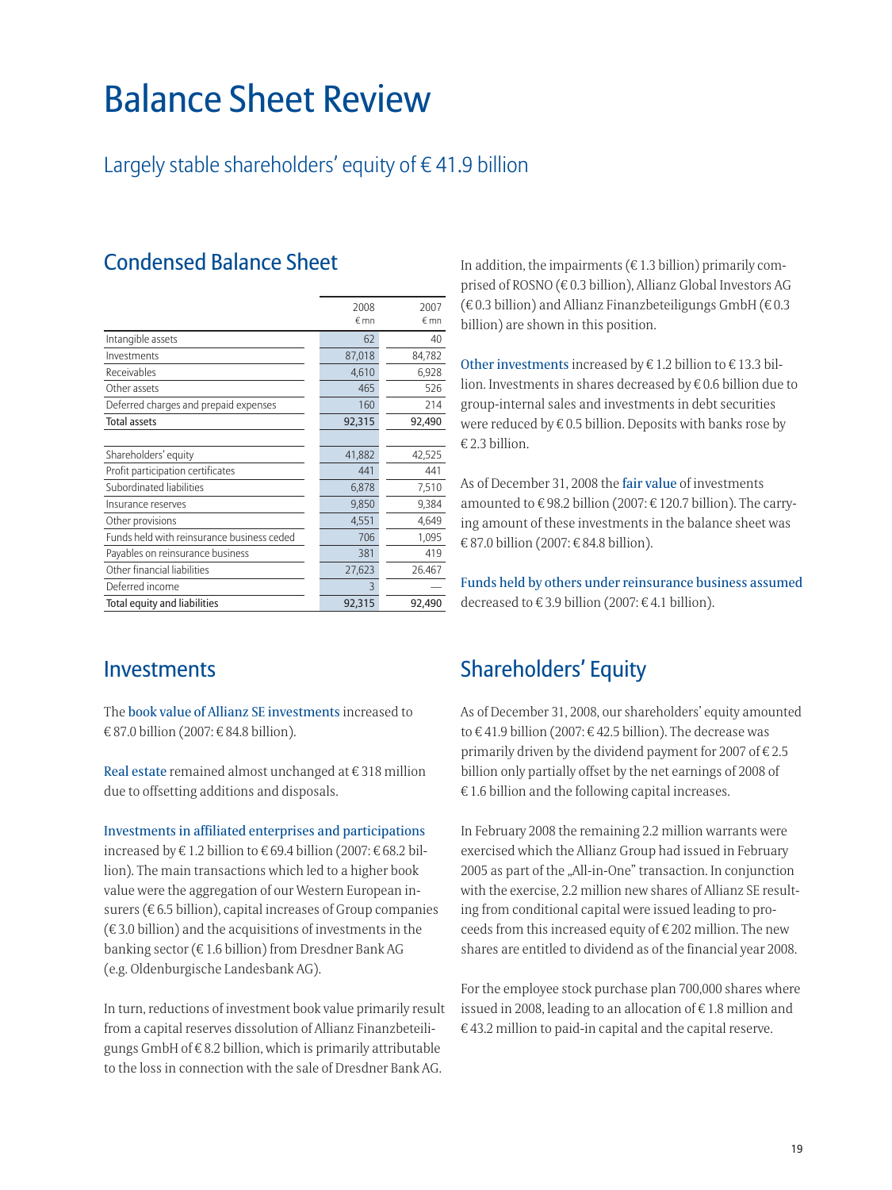# Balance Sheet Review

## Largely stable shareholders' equity of € 41.9 billion

## Condensed Balance Sheet

| | 2008<br>€ mn | 2007<br>€ mn |
|---|---|---|
| Intangible assets | 62 | 40 |
| Investments | 87,018 | 84,782 |
| Receivables | 4,610 | 6,928 |
| Other assets | 465 | 526 |
| Deferred charges and prepaid expenses | 160 | 214 |
| Total assets | 92,315 | 92,490 |
| | | |
| Shareholders' equity | 41,882 | 42,525 |
| Profit participation certificates | 441 | 441 |
| Subordinated liabilities | 6,878 | 7,510 |
| Insurance reserves | 9,850 | 9,384 |
| Other provisions | 4,551 | 4,649 |
| Funds held with reinsurance business ceded | 706 | 1,095 |
| Payables on reinsurance business | 381 | 419 |
| Other financial liabilities | 27,623 | 26.467 |
| Deferred income | 3 | — |
| Total equity and liabilities | 92,315 | 92,490 |

## Investments

The book value of Allianz SE investments increased to € 87.0 billion (2007: € 84.8 billion).

Real estate remained almost unchanged at € 318 million due to offsetting additions and disposals.

Investments in affiliated enterprises and participations increased by € 1.2 billion to € 69.4 billion (2007: € 68.2 billion). The main transactions which led to a higher book value were the aggregation of our Western European insurers (€ 6.5 billion), capital increases of Group companies (€ 3.0 billion) and the acquisitions of investments in the banking sector (€ 1.6 billion) from Dresdner Bank AG (e.g. Oldenburgische Landesbank AG).

In turn, reductions of investment book value primarily result from a capital reserves dissolution of Allianz Finanzbeteiligungs GmbH of € 8.2 billion, which is primarily attributable to the loss in connection with the sale of Dresdner Bank AG.

In addition, the impairments (€ 1.3 billion) primarily comprised of ROSNO (€ 0.3 billion), Allianz Global Investors AG (€ 0.3 billion) and Allianz Finanzbeteiligungs GmbH (€ 0.3 billion) are shown in this position.

Other investments increased by € 1.2 billion to € 13.3 billion. Investments in shares decreased by € 0.6 billion due to group-internal sales and investments in debt securities were reduced by € 0.5 billion. Deposits with banks rose by € 2.3 billion.

As of December 31, 2008 the fair value of investments amounted to € 98.2 billion (2007: € 120.7 billion). The carrying amount of these investments in the balance sheet was € 87.0 billion (2007: € 84.8 billion).

Funds held by others under reinsurance business assumed decreased to € 3.9 billion (2007: € 4.1 billion).

## Shareholders' Equity

As of December 31, 2008, our shareholders' equity amounted to € 41.9 billion (2007: € 42.5 billion). The decrease was primarily driven by the dividend payment for 2007 of € 2.5 billion only partially offset by the net earnings of 2008 of € 1.6 billion and the following capital increases.

In February 2008 the remaining 2.2 million warrants were exercised which the Allianz Group had issued in February 2005 as part of the „All-in-One" transaction. In conjunction with the exercise, 2.2 million new shares of Allianz SE resulting from conditional capital were issued leading to proceeds from this increased equity of € 202 million. The new shares are entitled to dividend as of the financial year 2008.

For the employee stock purchase plan 700,000 shares where issued in 2008, leading to an allocation of € 1.8 million and € 43.2 million to paid-in capital and the capital reserve.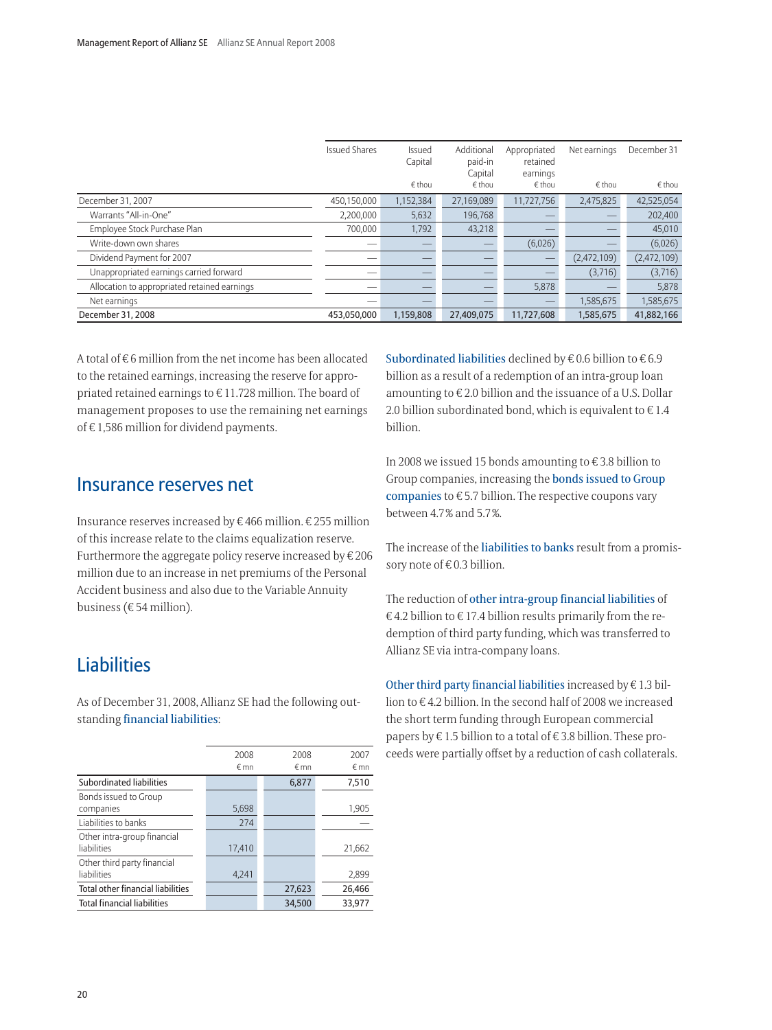| | Issued Shares | Issued Capital | Additional paid-in Capital | Appropriated retained earnings | Net earnings | December 31 |
|---|---|---|---|---|---|---|
| | | € thou | € thou | € thou | € thou | € thou |
| December 31, 2007 | 450,150,000 | 1,152,384 | 27,169,089 | 11,727,756 | 2,475,825 | 42,525,054 |
| Warrants "All-in-One" | 2,200,000 | 5,632 | 196,768 | — | — | 202,400 |
| Employee Stock Purchase Plan | 700,000 | 1,792 | 43,218 | — | — | 45,010 |
| Write-down own shares | — | — | — | (6,026) | — | (6,026) |
| Dividend Payment for 2007 | — | — | — | — | (2,472,109) | (2,472,109) |
| Unappropriated earnings carried forward | — | — | — | — | (3,716) | (3,716) |
| Allocation to appropriated retained earnings | — | — | — | 5,878 | — | 5,878 |
| Net earnings | — | — | — | — | 1,585,675 | 1,585,675 |
| December 31, 2008 | 453,050,000 | 1,159,808 | 27,409,075 | 11,727,608 | 1,585,675 | 41,882,166 |

A total of € 6 million from the net income has been allocated to the retained earnings, increasing the reserve for appropriated retained earnings to € 11.728 million. The board of management proposes to use the remaining net earnings of € 1,586 million for dividend payments.

## Insurance reserves net

Insurance reserves increased by € 466 million. € 255 million of this increase relate to the claims equalization reserve. Furthermore the aggregate policy reserve increased by € 206 million due to an increase in net premiums of the Personal Accident business and also due to the Variable Annuity business (€ 54 million).

## Liabilities

As of December 31, 2008, Allianz SE had the following outstanding financial liabilities:

| | 2008 | 2008 | 2007 |
|---|---|---|---|
| | € mn | € mn | € mn |
| Subordinated liabilities | | 6,877 | 7,510 |
| Bonds issued to Group companies | 5,698 | | 1,905 |
| Liabilities to banks | 274 | | — |
| Other intra-group financial liabilities | 17,410 | | 21,662 |
| Other third party financial liabilities | 4,241 | | 2,899 |
| Total other financial liabilities | | 27,623 | 26,466 |
| Total financial liabilities | | 34,500 | 33,977 |

Subordinated liabilities declined by € 0.6 billion to € 6.9 billion as a result of a redemption of an intra-group loan amounting to € 2.0 billion and the issuance of a U.S. Dollar 2.0 billion subordinated bond, which is equivalent to € 1.4 billion.

In 2008 we issued 15 bonds amounting to € 3.8 billion to Group companies, increasing the bonds issued to Group companies to € 5.7 billion. The respective coupons vary between 4.7% and 5.7%.

The increase of the liabilities to banks result from a promissory note of € 0.3 billion.

The reduction of other intra-group financial liabilities of € 4.2 billion to € 17.4 billion results primarily from the redemption of third party funding, which was transferred to Allianz SE via intra-company loans.

Other third party financial liabilities increased by € 1.3 billion to € 4.2 billion. In the second half of 2008 we increased the short term funding through European commercial papers by € 1.5 billion to a total of € 3.8 billion. These proceeds were partially offset by a reduction of cash collaterals.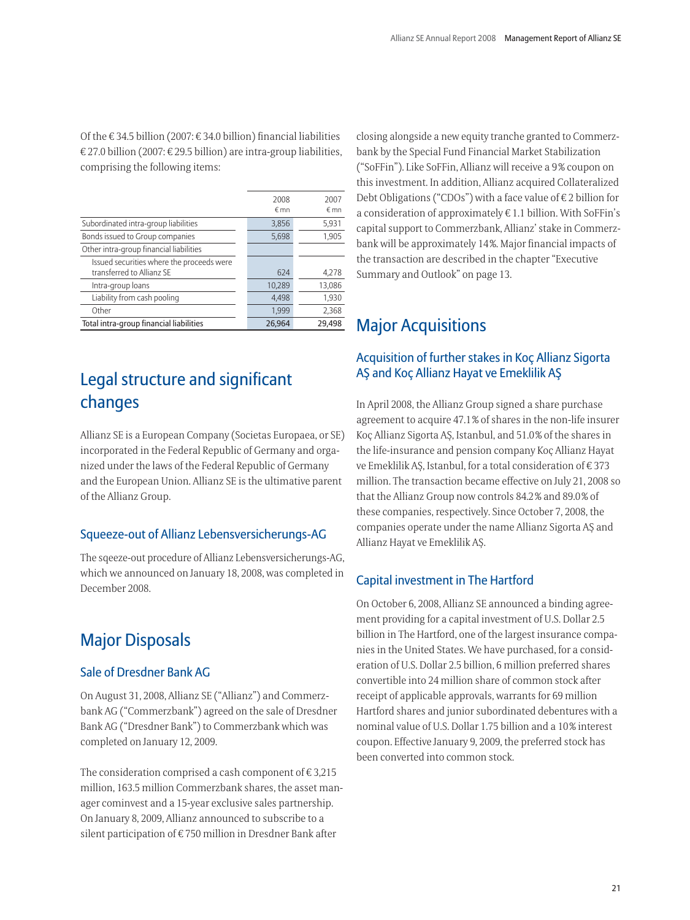Of the € 34.5 billion (2007: € 34.0 billion) financial liabilities € 27.0 billion (2007: € 29.5 billion) are intra-group liabilities, comprising the following items:

| | 2008 € mn | 2007 € mn |
|---|---|---|
| Subordinated intra-group liabilities | 3,856 | 5,931 |
| Bonds issued to Group companies | 5,698 | 1,905 |
| Other intra-group financial liabilities | | |
| Issued securities where the proceeds were transferred to Allianz SE | 624 | 4,278 |
| Intra-group loans | 10,289 | 13,086 |
| Liability from cash pooling | 4,498 | 1,930 |
| Other | 1,999 | 2,368 |
| Total intra-group financial liabilities | 26,964 | 29,498 |

# Legal structure and significant changes

Allianz SE is a European Company (Societas Europaea, or SE) incorporated in the Federal Republic of Germany and organized under the laws of the Federal Republic of Germany and the European Union. Allianz SE is the ultimative parent of the Allianz Group.

## Squeeze-out of Allianz Lebensversicherungs-AG

The sqeeze-out procedure of Allianz Lebensversicherungs-AG, which we announced on January 18, 2008, was completed in December 2008.

# Major Disposals

## Sale of Dresdner Bank AG

On August 31, 2008, Allianz SE ("Allianz") and Commerzbank AG ("Commerzbank") agreed on the sale of Dresdner Bank AG ("Dresdner Bank") to Commerzbank which was completed on January 12, 2009.

The consideration comprised a cash component of € 3,215 million, 163.5 million Commerzbank shares, the asset manager cominvest and a 15-year exclusive sales partnership. On January 8, 2009, Allianz announced to subscribe to a silent participation of € 750 million in Dresdner Bank after closing alongside a new equity tranche granted to Commerzbank by the Special Fund Financial Market Stabilization ("SoFFin"). Like SoFFin, Allianz will receive a 9% coupon on this investment. In addition, Allianz acquired Collateralized Debt Obligations ("CDOs") with a face value of € 2 billion for a consideration of approximately € 1.1 billion. With SoFFin's capital support to Commerzbank, Allianz' stake in Commerzbank will be approximately 14%. Major financial impacts of the transaction are described in the chapter "Executive Summary and Outlook" on page 13.

# Major Acquisitions

## Acquisition of further stakes in Koç Allianz Sigorta AŞ and Koç Allianz Hayat ve Emeklilik AŞ

In April 2008, the Allianz Group signed a share purchase agreement to acquire 47.1% of shares in the non-life insurer Koç Allianz Sigorta AŞ, Istanbul, and 51.0% of the shares in the life-insurance and pension company Koç Allianz Hayat ve Emeklilik AŞ, Istanbul, for a total consideration of € 373 million. The transaction became effective on July 21, 2008 so that the Allianz Group now controls 84.2% and 89.0% of these companies, respectively. Since October 7, 2008, the companies operate under the name Allianz Sigorta AŞ and Allianz Hayat ve Emeklilik AŞ.

## Capital investment in The Hartford

On October 6, 2008, Allianz SE announced a binding agreement providing for a capital investment of U.S. Dollar 2.5 billion in The Hartford, one of the largest insurance companies in the United States. We have purchased, for a consideration of U.S. Dollar 2.5 billion, 6 million preferred shares convertible into 24 million share of common stock after receipt of applicable approvals, warrants for 69 million Hartford shares and junior subordinated debentures with a nominal value of U.S. Dollar 1.75 billion and a 10% interest coupon. Effective January 9, 2009, the preferred stock has been converted into common stock.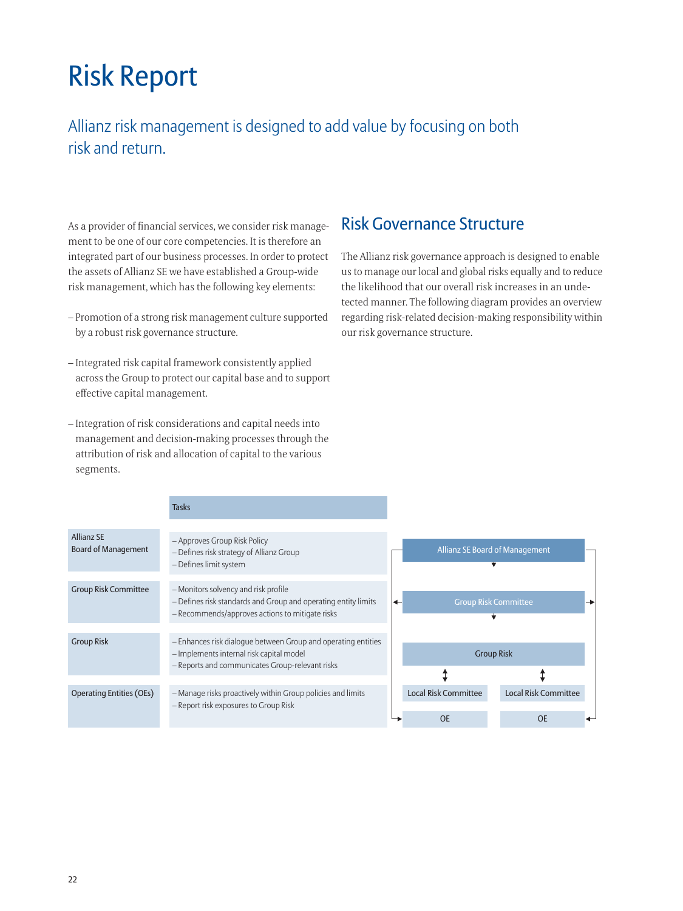# Risk Report

## Allianz risk management is designed to add value by focusing on both risk and return.

As a provider of financial services, we consider risk management to be one of our core competencies. It is therefore an integrated part of our business processes. In order to protect the assets of Allianz SE we have established a Group-wide risk management, which has the following key elements:

- Promotion of a strong risk management culture supported by a robust risk governance structure.
- Integrated risk capital framework consistently applied across the Group to protect our capital base and to support effective capital management.
- Integration of risk considerations and capital needs into management and decision-making processes through the attribution of risk and allocation of capital to the various segments.

## Risk Governance Structure

The Allianz risk governance approach is designed to enable us to manage our local and global risks equally and to reduce the likelihood that our overall risk increases in an undetected manner. The following diagram provides an overview regarding risk-related decision-making responsibility within our risk governance structure.

| | Tasks |
|---|---|
| Allianz SE Board of Management | – Approves Group Risk Policy<br>– Defines risk strategy of Allianz Group<br>– Defines limit system |
| Group Risk Committee | – Monitors solvency and risk profile<br>– Defines risk standards and Group and operating entity limits<br>– Recommends/approves actions to mitigate risks |
| Group Risk | – Enhances risk dialogue between Group and operating entities<br>– Implements internal risk capital model<br>– Reports and communicates Group-relevant risks |
| Operating Entities (OEs) | – Manage risks proactively within Group policies and limits<br>– Report risk exposures to Group Risk |

Allianz SE Board of Management

Group Risk Committee

Group Risk

Local Risk Committee

Local Risk Committee

OE

OE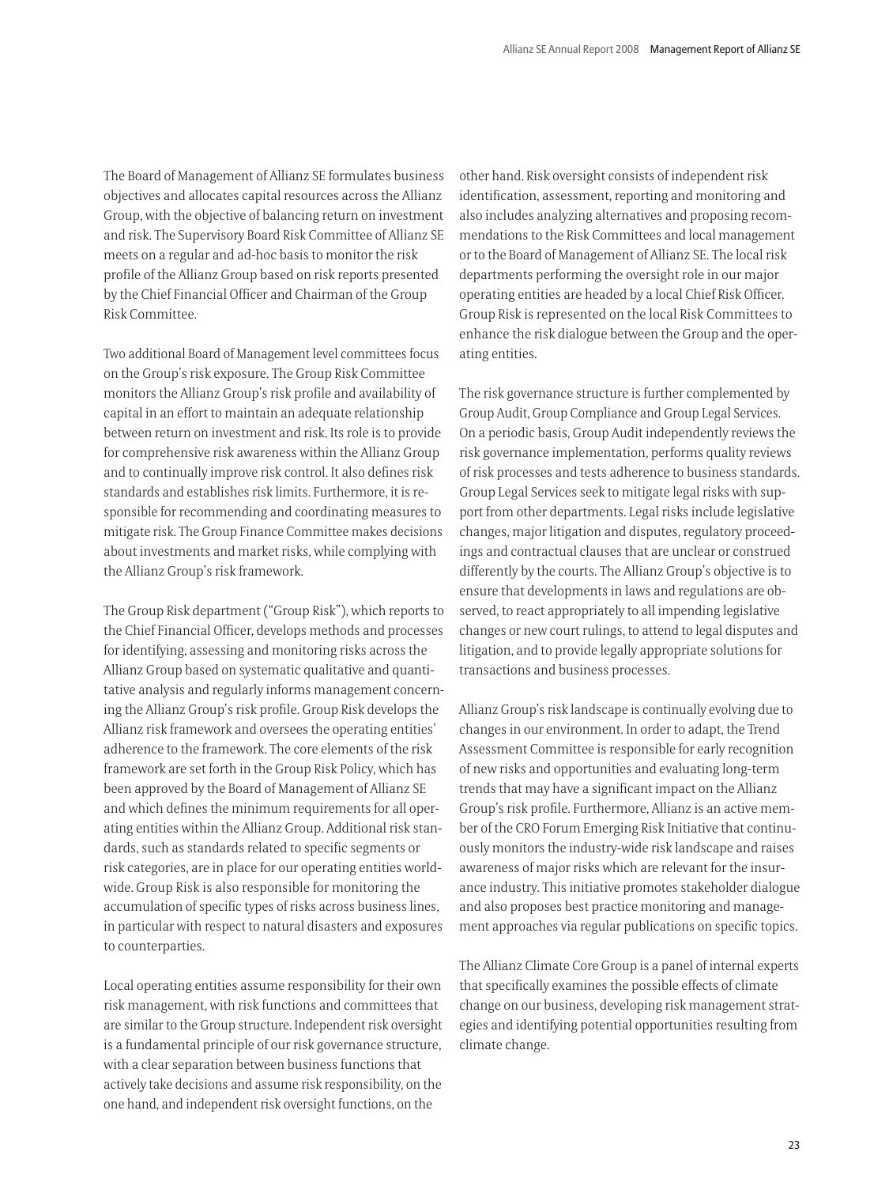The Board of Management of Allianz SE formulates business objectives and allocates capital resources across the Allianz Group, with the objective of balancing return on investment and risk. The Supervisory Board Risk Committee of Allianz SE meets on a regular and ad-hoc basis to monitor the risk profile of the Allianz Group based on risk reports presented by the Chief Financial Officer and Chairman of the Group Risk Committee.

Two additional Board of Management level committees focus on the Group's risk exposure. The Group Risk Committee monitors the Allianz Group's risk profile and availability of capital in an effort to maintain an adequate relationship between return on investment and risk. Its role is to provide for comprehensive risk awareness within the Allianz Group and to continually improve risk control. It also defines risk standards and establishes risk limits. Furthermore, it is responsible for recommending and coordinating measures to mitigate risk. The Group Finance Committee makes decisions about investments and market risks, while complying with the Allianz Group's risk framework.

The Group Risk department ("Group Risk"), which reports to the Chief Financial Officer, develops methods and processes for identifying, assessing and monitoring risks across the Allianz Group based on systematic qualitative and quantitative analysis and regularly informs management concerning the Allianz Group's risk profile. Group Risk develops the Allianz risk framework and oversees the operating entities' adherence to the framework. The core elements of the risk framework are set forth in the Group Risk Policy, which has been approved by the Board of Management of Allianz SE and which defines the minimum requirements for all operating entities within the Allianz Group. Additional risk standards, such as standards related to specific segments or risk categories, are in place for our operating entities worldwide. Group Risk is also responsible for monitoring the accumulation of specific types of risks across business lines, in particular with respect to natural disasters and exposures to counterparties.

Local operating entities assume responsibility for their own risk management, with risk functions and committees that are similar to the Group structure. Independent risk oversight is a fundamental principle of our risk governance structure, with a clear separation between business functions that actively take decisions and assume risk responsibility, on the one hand, and independent risk oversight functions, on the other hand. Risk oversight consists of independent risk identification, assessment, reporting and monitoring and also includes analyzing alternatives and proposing recommendations to the Risk Committees and local management or to the Board of Management of Allianz SE. The local risk departments performing the oversight role in our major operating entities are headed by a local Chief Risk Officer. Group Risk is represented on the local Risk Committees to enhance the risk dialogue between the Group and the operating entities.

The risk governance structure is further complemented by Group Audit, Group Compliance and Group Legal Services. On a periodic basis, Group Audit independently reviews the risk governance implementation, performs quality reviews of risk processes and tests adherence to business standards. Group Legal Services seek to mitigate legal risks with support from other departments. Legal risks include legislative changes, major litigation and disputes, regulatory proceedings and contractual clauses that are unclear or construed differently by the courts. The Allianz Group's objective is to ensure that developments in laws and regulations are observed, to react appropriately to all impending legislative changes or new court rulings, to attend to legal disputes and litigation, and to provide legally appropriate solutions for transactions and business processes.

Allianz Group's risk landscape is continually evolving due to changes in our environment. In order to adapt, the Trend Assessment Committee is responsible for early recognition of new risks and opportunities and evaluating long-term trends that may have a significant impact on the Allianz Group's risk profile. Furthermore, Allianz is an active member of the CRO Forum Emerging Risk Initiative that continuously monitors the industry-wide risk landscape and raises awareness of major risks which are relevant for the insurance industry. This initiative promotes stakeholder dialogue and also proposes best practice monitoring and management approaches via regular publications on specific topics.

The Allianz Climate Core Group is a panel of internal experts that specifically examines the possible effects of climate change on our business, developing risk management strategies and identifying potential opportunities resulting from climate change.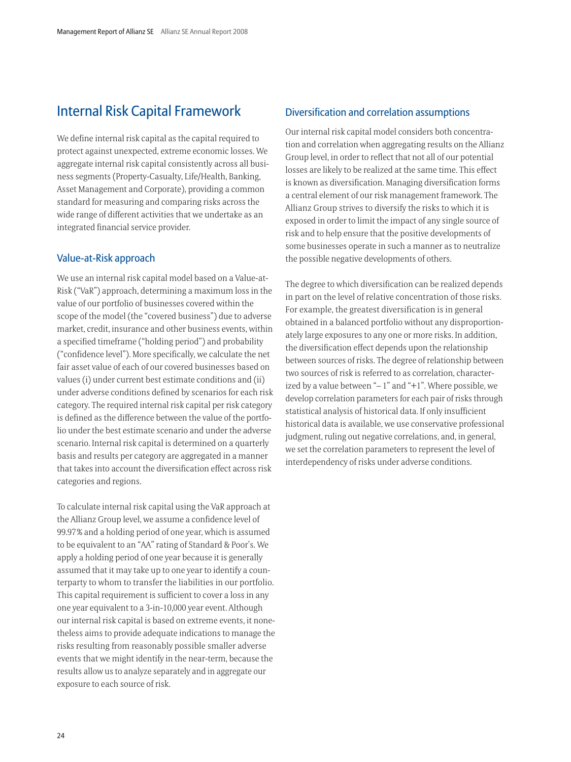# Internal Risk Capital Framework

We define internal risk capital as the capital required to protect against unexpected, extreme economic losses. We aggregate internal risk capital consistently across all business segments (Property-Casualty, Life/Health, Banking, Asset Management and Corporate), providing a common standard for measuring and comparing risks across the wide range of different activities that we undertake as an integrated financial service provider.

## Value-at-Risk approach

We use an internal risk capital model based on a Value-at-Risk ("VaR") approach, determining a maximum loss in the value of our portfolio of businesses covered within the scope of the model (the "covered business") due to adverse market, credit, insurance and other business events, within a specified timeframe ("holding period") and probability ("confidence level"). More specifically, we calculate the net fair asset value of each of our covered businesses based on values (i) under current best estimate conditions and (ii) under adverse conditions defined by scenarios for each risk category. The required internal risk capital per risk category is defined as the difference between the value of the portfolio under the best estimate scenario and under the adverse scenario. Internal risk capital is determined on a quarterly basis and results per category are aggregated in a manner that takes into account the diversification effect across risk categories and regions.

To calculate internal risk capital using the VaR approach at the Allianz Group level, we assume a confidence level of 99.97% and a holding period of one year, which is assumed to be equivalent to an "AA" rating of Standard & Poor's. We apply a holding period of one year because it is generally assumed that it may take up to one year to identify a counterparty to whom to transfer the liabilities in our portfolio. This capital requirement is sufficient to cover a loss in any one year equivalent to a 3-in-10,000 year event. Although our internal risk capital is based on extreme events, it nonetheless aims to provide adequate indications to manage the risks resulting from reasonably possible smaller adverse events that we might identify in the near-term, because the results allow us to analyze separately and in aggregate our exposure to each source of risk.

## Diversification and correlation assumptions

Our internal risk capital model considers both concentration and correlation when aggregating results on the Allianz Group level, in order to reflect that not all of our potential losses are likely to be realized at the same time. This effect is known as diversification. Managing diversification forms a central element of our risk management framework. The Allianz Group strives to diversify the risks to which it is exposed in order to limit the impact of any single source of risk and to help ensure that the positive developments of some businesses operate in such a manner as to neutralize the possible negative developments of others.

The degree to which diversification can be realized depends in part on the level of relative concentration of those risks. For example, the greatest diversification is in general obtained in a balanced portfolio without any disproportionately large exposures to any one or more risks. In addition, the diversification effect depends upon the relationship between sources of risks. The degree of relationship between two sources of risk is referred to as correlation, characterized by a value between "– 1" and "+1". Where possible, we develop correlation parameters for each pair of risks through statistical analysis of historical data. If only insufficient historical data is available, we use conservative professional judgment, ruling out negative correlations, and, in general, we set the correlation parameters to represent the level of interdependency of risks under adverse conditions.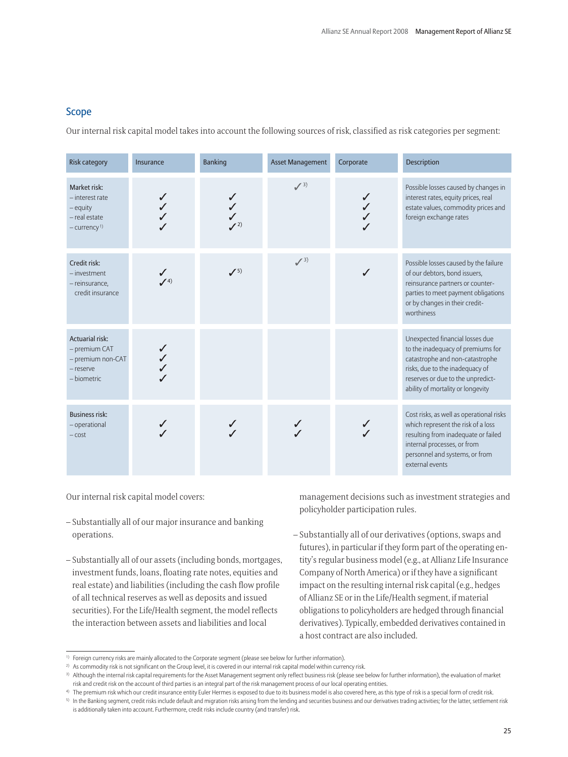## Scope

Our internal risk capital model takes into account the following sources of risk, classified as risk categories per segment:

| Risk category | Insurance | Banking | Asset Management | Corporate | Description |
|---|---|---|---|---|---|
| Market risk:<br>– interest rate<br>– equity<br>– real estate<br>– currency[1] | ✓<br>✓<br>✓<br>✓ | ✓<br>✓<br>✓<br>✓[2] | ✓[3] | ✓<br>✓<br>✓<br>✓ | Possible losses caused by changes in interest rates, equity prices, real estate values, commodity prices and foreign exchange rates |
| Credit risk:<br>– investment<br>– reinsurance, credit insurance | ✓<br>✓[4] | ✓[5] | ✓[3] | ✓ | Possible losses caused by the failure of our debtors, bond issuers, reinsurance partners or counter-parties to meet payment obligations or by changes in their credit-worthiness |
| Actuarial risk:<br>– premium CAT<br>– premium non-CAT<br>– reserve<br>– biometric | ✓<br>✓<br>✓<br>✓ | | | | Unexpected financial losses due to the inadequacy of premiums for catastrophe and non-catastrophe risks, due to the inadequacy of reserves or due to the unpredict-ability of mortality or longevity |
| Business risk:<br>– operational<br>– cost | ✓<br>✓ | ✓<br>✓ | ✓<br>✓ | ✓<br>✓ | Cost risks, as well as operational risks which represent the risk of a loss resulting from inadequate or failed internal processes, or from personnel and systems, or from external events |

Our internal risk capital model covers:

– Substantially all of our major insurance and banking operations.

– Substantially all of our assets (including bonds, mortgages, investment funds, loans, floating rate notes, equities and real estate) and liabilities (including the cash flow profile of all technical reserves as well as deposits and issued securities). For the Life/Health segment, the model reflects the interaction between assets and liabilities and local management decisions such as investment strategies and policyholder participation rules.

– Substantially all of our derivatives (options, swaps and futures), in particular if they form part of the operating entity's regular business model (e.g., at Allianz Life Insurance Company of North America) or if they have a significant impact on the resulting internal risk capital (e.g., hedges of Allianz SE or in the Life/Health segment, if material obligations to policyholders are hedged through financial derivatives). Typically, embedded derivatives contained in a host contract are also included.

[1] Foreign currency risks are mainly allocated to the Corporate segment (please see below for further information).
[2] As commodity risk is not significant on the Group level, it is covered in our internal risk capital model within currency risk.
[3] Although the internal risk capital requirements for the Asset Management segment only reflect business risk (please see below for further information), the evaluation of market risk and credit risk on the account of third parties is an integral part of the risk management process of our local operating entities.
[4] The premium risk which our credit insurance entity Euler Hermes is exposed to due to its business model is also covered here, as this type of risk is a special form of credit risk.
[5] In the Banking segment, credit risks include default and migration risks arising from the lending and securities business and our derivatives trading activities; for the latter, settlement risk is additionally taken into account. Furthermore, credit risks include country (and transfer) risk.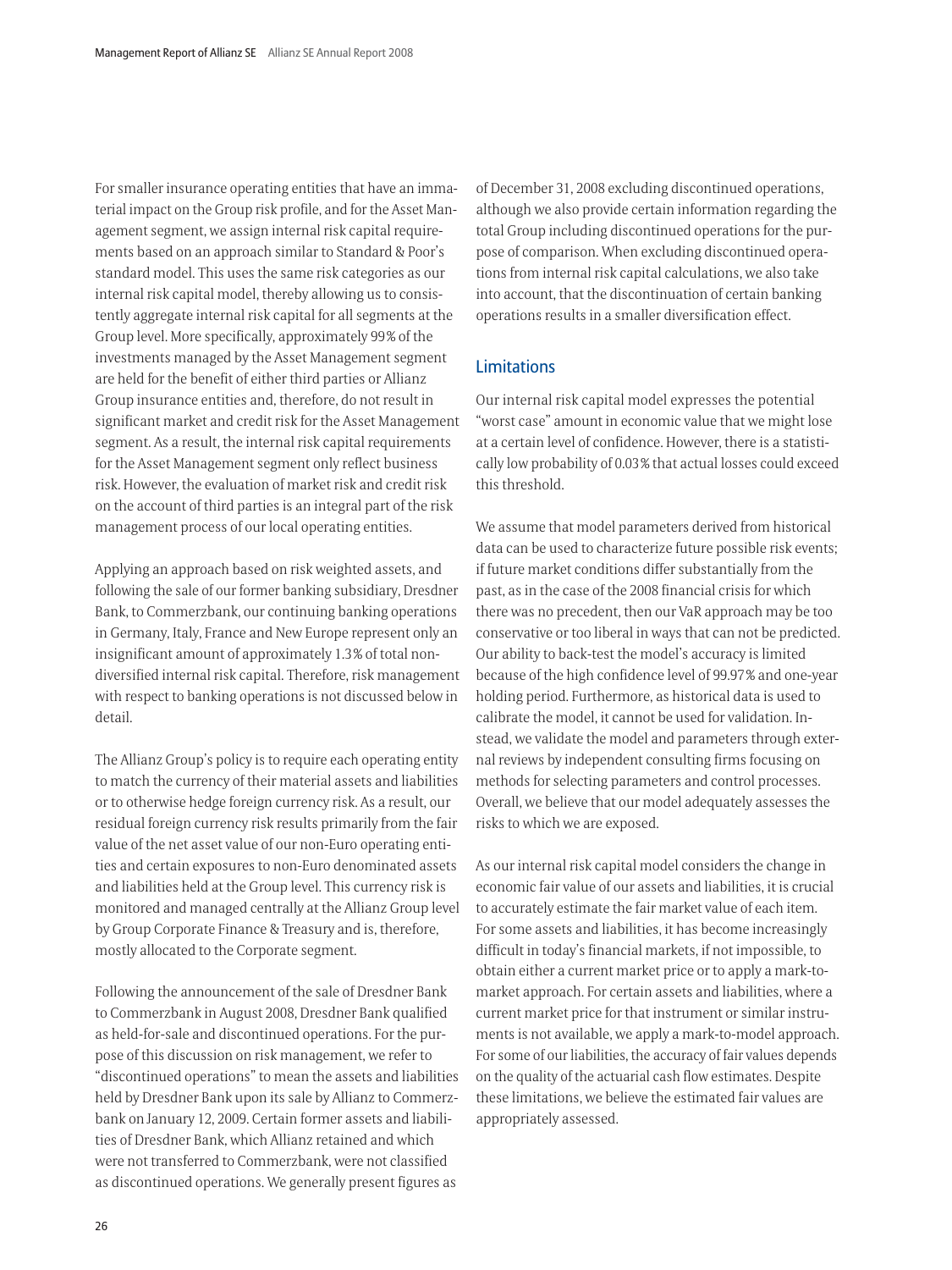For smaller insurance operating entities that have an immaterial impact on the Group risk profile, and for the Asset Management segment, we assign internal risk capital requirements based on an approach similar to Standard & Poor's standard model. This uses the same risk categories as our internal risk capital model, thereby allowing us to consistently aggregate internal risk capital for all segments at the Group level. More specifically, approximately 99% of the investments managed by the Asset Management segment are held for the benefit of either third parties or Allianz Group insurance entities and, therefore, do not result in significant market and credit risk for the Asset Management segment. As a result, the internal risk capital requirements for the Asset Management segment only reflect business risk. However, the evaluation of market risk and credit risk on the account of third parties is an integral part of the risk management process of our local operating entities.

Applying an approach based on risk weighted assets, and following the sale of our former banking subsidiary, Dresdner Bank, to Commerzbank, our continuing banking operations in Germany, Italy, France and New Europe represent only an insignificant amount of approximately 1.3% of total non-diversified internal risk capital. Therefore, risk management with respect to banking operations is not discussed below in detail.

The Allianz Group's policy is to require each operating entity to match the currency of their material assets and liabilities or to otherwise hedge foreign currency risk. As a result, our residual foreign currency risk results primarily from the fair value of the net asset value of our non-Euro operating entities and certain exposures to non-Euro denominated assets and liabilities held at the Group level. This currency risk is monitored and managed centrally at the Allianz Group level by Group Corporate Finance & Treasury and is, therefore, mostly allocated to the Corporate segment.

Following the announcement of the sale of Dresdner Bank to Commerzbank in August 2008, Dresdner Bank qualified as held-for-sale and discontinued operations. For the purpose of this discussion on risk management, we refer to "discontinued operations" to mean the assets and liabilities held by Dresdner Bank upon its sale by Allianz to Commerzbank on January 12, 2009. Certain former assets and liabilities of Dresdner Bank, which Allianz retained and which were not transferred to Commerzbank, were not classified as discontinued operations. We generally present figures as of December 31, 2008 excluding discontinued operations, although we also provide certain information regarding the total Group including discontinued operations for the purpose of comparison. When excluding discontinued operations from internal risk capital calculations, we also take into account, that the discontinuation of certain banking operations results in a smaller diversification effect.

## Limitations

Our internal risk capital model expresses the potential "worst case" amount in economic value that we might lose at a certain level of confidence. However, there is a statistically low probability of 0.03% that actual losses could exceed this threshold.

We assume that model parameters derived from historical data can be used to characterize future possible risk events; if future market conditions differ substantially from the past, as in the case of the 2008 financial crisis for which there was no precedent, then our VaR approach may be too conservative or too liberal in ways that can not be predicted. Our ability to back-test the model's accuracy is limited because of the high confidence level of 99.97% and one-year holding period. Furthermore, as historical data is used to calibrate the model, it cannot be used for validation. Instead, we validate the model and parameters through external reviews by independent consulting firms focusing on methods for selecting parameters and control processes. Overall, we believe that our model adequately assesses the risks to which we are exposed.

As our internal risk capital model considers the change in economic fair value of our assets and liabilities, it is crucial to accurately estimate the fair market value of each item. For some assets and liabilities, it has become increasingly difficult in today's financial markets, if not impossible, to obtain either a current market price or to apply a mark-to-market approach. For certain assets and liabilities, where a current market price for that instrument or similar instruments is not available, we apply a mark-to-model approach. For some of our liabilities, the accuracy of fair values depends on the quality of the actuarial cash flow estimates. Despite these limitations, we believe the estimated fair values are appropriately assessed.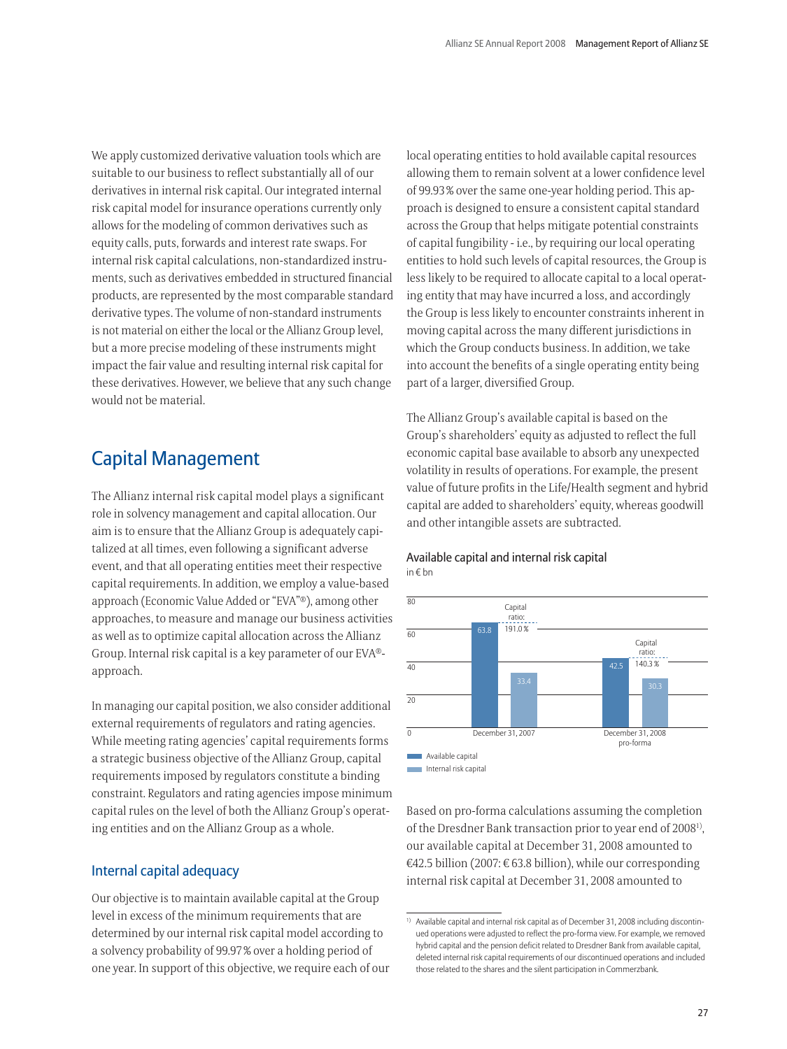We apply customized derivative valuation tools which are suitable to our business to reflect substantially all of our derivatives in internal risk capital. Our integrated internal risk capital model for insurance operations currently only allows for the modeling of common derivatives such as equity calls, puts, forwards and interest rate swaps. For internal risk capital calculations, non-standardized instruments, such as derivatives embedded in structured financial products, are represented by the most comparable standard derivative types. The volume of non-standard instruments is not material on either the local or the Allianz Group level, but a more precise modeling of these instruments might impact the fair value and resulting internal risk capital for these derivatives. However, we believe that any such change would not be material.

## Capital Management

The Allianz internal risk capital model plays a significant role in solvency management and capital allocation. Our aim is to ensure that the Allianz Group is adequately capitalized at all times, even following a significant adverse event, and that all operating entities meet their respective capital requirements. In addition, we employ a value-based approach (Economic Value Added or "EVA"®), among other approaches, to measure and manage our business activities as well as to optimize capital allocation across the Allianz Group. Internal risk capital is a key parameter of our EVA®-approach.

In managing our capital position, we also consider additional external requirements of regulators and rating agencies. While meeting rating agencies' capital requirements forms a strategic business objective of the Allianz Group, capital requirements imposed by regulators constitute a binding constraint. Regulators and rating agencies impose minimum capital rules on the level of both the Allianz Group's operating entities and on the Allianz Group as a whole.

### Internal capital adequacy

Our objective is to maintain available capital at the Group level in excess of the minimum requirements that are determined by our internal risk capital model according to a solvency probability of 99.97% over a holding period of one year. In support of this objective, we require each of our local operating entities to hold available capital resources allowing them to remain solvent at a lower confidence level of 99.93% over the same one-year holding period. This approach is designed to ensure a consistent capital standard across the Group that helps mitigate potential constraints of capital fungibility - i.e., by requiring our local operating entities to hold such levels of capital resources, the Group is less likely to be required to allocate capital to a local operating entity that may have incurred a loss, and accordingly the Group is less likely to encounter constraints inherent in moving capital across the many different jurisdictions in which the Group conducts business. In addition, we take into account the benefits of a single operating entity being part of a larger, diversified Group.

The Allianz Group's available capital is based on the Group's shareholders' equity as adjusted to reflect the full economic capital base available to absorb any unexpected volatility in results of operations. For example, the present value of future profits in the Life/Health segment and hybrid capital are added to shareholders' equity, whereas goodwill and other intangible assets are subtracted.

**Available capital and internal risk capital**
in € bn

80
60
40
20
0

December 31, 2007: 63.8, 33.4 — Capital ratio: 191.0%
December 31, 2008 pro-forma: 42.5, 30.3 — Capital ratio: 140.3%

Available capital
Internal risk capital

Based on pro-forma calculations assuming the completion of the Dresdner Bank transaction prior to year end of 2008[1], our available capital at December 31, 2008 amounted to €42.5 billion (2007: € 63.8 billion), while our corresponding internal risk capital at December 31, 2008 amounted to

[1] Available capital and internal risk capital as of December 31, 2008 including discontinued operations were adjusted to reflect the pro-forma view. For example, we removed hybrid capital and the pension deficit related to Dresdner Bank from available capital, deleted internal risk capital requirements of our discontinued operations and included those related to the shares and the silent participation in Commerzbank.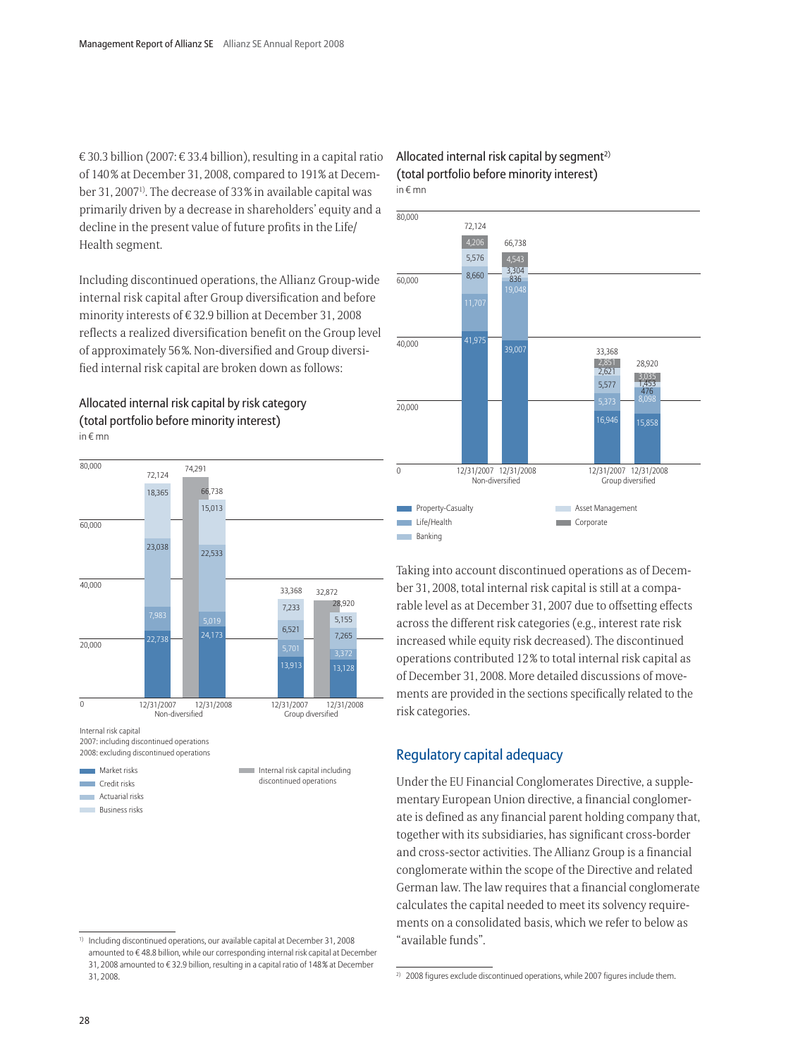€ 30.3 billion (2007: € 33.4 billion), resulting in a capital ratio of 140% at December 31, 2008, compared to 191% at December 31, 2007[1]. The decrease of 33% in available capital was primarily driven by a decrease in shareholders' equity and a decline in the present value of future profits in the Life/Health segment.

Including discontinued operations, the Allianz Group-wide internal risk capital after Group diversification and before minority interests of € 32.9 billion at December 31, 2008 reflects a realized diversification benefit on the Group level of approximately 56%. Non-diversified and Group diversified internal risk capital are broken down as follows:

### Allocated internal risk capital by risk category (total portfolio before minority interest)

in € mn

80,000
60,000
40,000
20,000
0

72,124
18,365
23,038
7,983
22,738

74,291

66,738
15,013
22,533
5,019
24,173

33,368
7,233
6,521
5,701
13,913

32,872
28,920
5,155
7,265
3,372
13,128

12/31/2007 12/31/2008
Non-diversified

12/31/2007 12/31/2008
Group diversified

Internal risk capital
2007: including discontinued operations
2008: excluding discontinued operations

Market risks
Credit risks
Actuarial risks
Business risks
Internal risk capital including discontinued operations

### Allocated internal risk capital by segment[2] (total portfolio before minority interest)

in € mn

80,000
60,000
40,000
20,000
0

72,124
4,206
5,576
8,660
11,707
41,975

66,738
4,543
3,304
836
19,048
39,007

33,368
2,851
2,621
5,577
5,373
16,946

28,920
3,035
1,453
476
8,098
15,858

12/31/2007 12/31/2008
Non-diversified

12/31/2007 12/31/2008
Group diversified

Property-Casualty
Life/Health
Banking
Asset Management
Corporate

Taking into account discontinued operations as of December 31, 2008, total internal risk capital is still at a comparable level as at December 31, 2007 due to offsetting effects across the different risk categories (e.g., interest rate risk increased while equity risk decreased). The discontinued operations contributed 12% to total internal risk capital as of December 31, 2008. More detailed discussions of movements are provided in the sections specifically related to the risk categories.

## Regulatory capital adequacy

Under the EU Financial Conglomerates Directive, a supplementary European Union directive, a financial conglomerate is defined as any financial parent holding company that, together with its subsidiaries, has significant cross-border and cross-sector activities. The Allianz Group is a financial conglomerate within the scope of the Directive and related German law. The law requires that a financial conglomerate calculates the capital needed to meet its solvency requirements on a consolidated basis, which we refer to below as "available funds".

[1] Including discontinued operations, our available capital at December 31, 2008 amounted to € 48.8 billion, while our corresponding internal risk capital at December 31, 2008 amounted to € 32.9 billion, resulting in a capital ratio of 148% at December 31, 2008.

[2] 2008 figures exclude discontinued operations, while 2007 figures include them.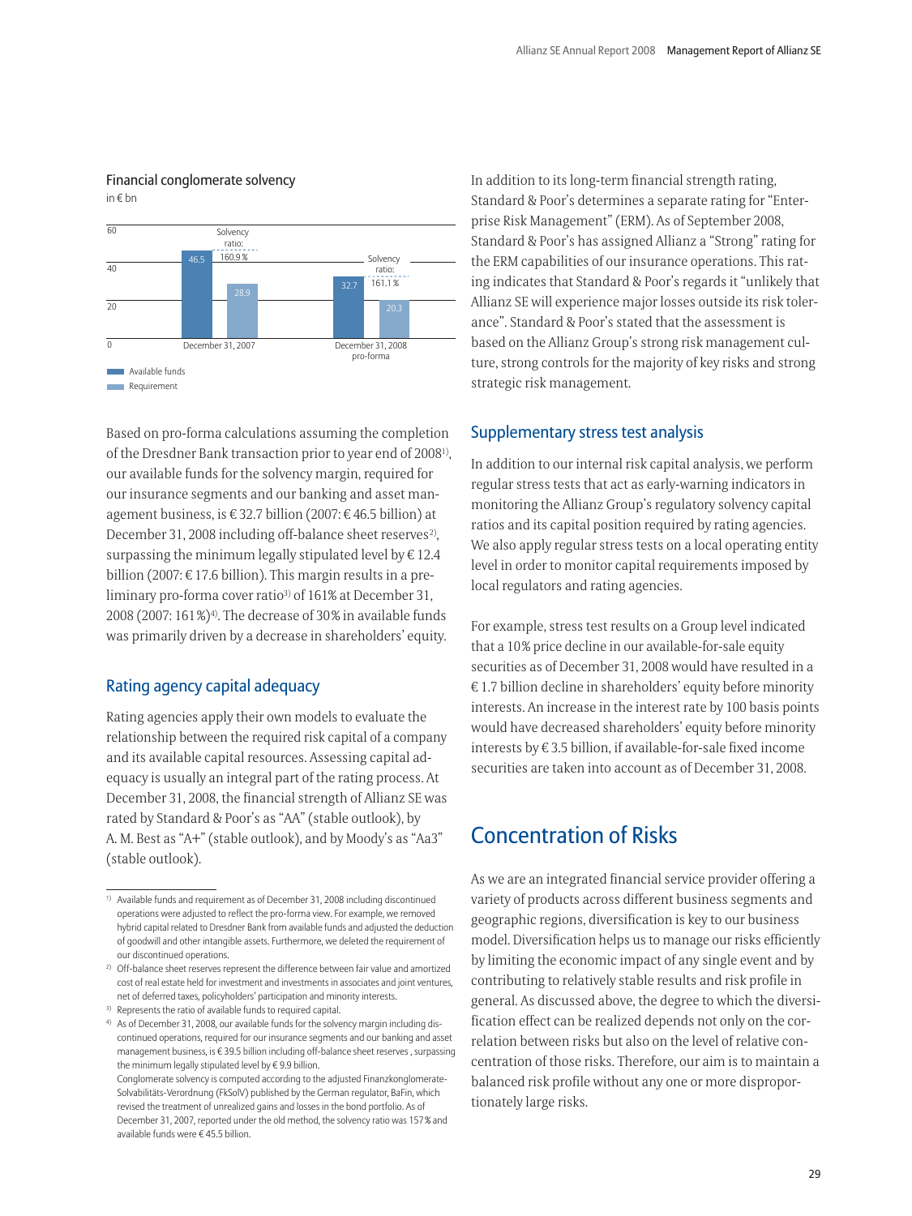Financial conglomerate solvency
in € bn

60
40
20
0
Solvency ratio: 160.9 %
46.5
28.9
December 31, 2007
Solvency ratio: 161.1 %
32.7
20.3
December 31, 2008 pro-forma
Available funds
Requirement

Based on pro-forma calculations assuming the completion of the Dresdner Bank transaction prior to year end of 2008[1], our available funds for the solvency margin, required for our insurance segments and our banking and asset management business, is € 32.7 billion (2007: € 46.5 billion) at December 31, 2008 including off-balance sheet reserves[2], surpassing the minimum legally stipulated level by € 12.4 billion (2007: € 17.6 billion). This margin results in a preliminary pro-forma cover ratio[3] of 161% at December 31, 2008 (2007: 161%)[4]. The decrease of 30% in available funds was primarily driven by a decrease in shareholders' equity.

## Rating agency capital adequacy

Rating agencies apply their own models to evaluate the relationship between the required risk capital of a company and its available capital resources. Assessing capital adequacy is usually an integral part of the rating process. At December 31, 2008, the financial strength of Allianz SE was rated by Standard & Poor's as "AA" (stable outlook), by A. M. Best as "A+" (stable outlook), and by Moody's as "Aa3" (stable outlook).

In addition to its long-term financial strength rating, Standard & Poor's determines a separate rating for "Enterprise Risk Management" (ERM). As of September 2008, Standard & Poor's has assigned Allianz a "Strong" rating for the ERM capabilities of our insurance operations. This rating indicates that Standard & Poor's regards it "unlikely that Allianz SE will experience major losses outside its risk tolerance". Standard & Poor's stated that the assessment is based on the Allianz Group's strong risk management culture, strong controls for the majority of key risks and strong strategic risk management.

## Supplementary stress test analysis

In addition to our internal risk capital analysis, we perform regular stress tests that act as early-warning indicators in monitoring the Allianz Group's regulatory solvency capital ratios and its capital position required by rating agencies. We also apply regular stress tests on a local operating entity level in order to monitor capital requirements imposed by local regulators and rating agencies.

For example, stress test results on a Group level indicated that a 10% price decline in our available-for-sale equity securities as of December 31, 2008 would have resulted in a € 1.7 billion decline in shareholders' equity before minority interests. An increase in the interest rate by 100 basis points would have decreased shareholders' equity before minority interests by € 3.5 billion, if available-for-sale fixed income securities are taken into account as of December 31, 2008.

# Concentration of Risks

As we are an integrated financial service provider offering a variety of products across different business segments and geographic regions, diversification is key to our business model. Diversification helps us to manage our risks efficiently by limiting the economic impact of any single event and by contributing to relatively stable results and risk profile in general. As discussed above, the degree to which the diversification effect can be realized depends not only on the correlation between risks but also on the level of relative concentration of those risks. Therefore, our aim is to maintain a balanced risk profile without any one or more disproportionately large risks.

---

[1] Available funds and requirement as of December 31, 2008 including discontinued operations were adjusted to reflect the pro-forma view. For example, we removed hybrid capital related to Dresdner Bank from available funds and adjusted the deduction of goodwill and other intangible assets. Furthermore, we deleted the requirement of our discontinued operations.

[2] Off-balance sheet reserves represent the difference between fair value and amortized cost of real estate held for investment and investments in associates and joint ventures, net of deferred taxes, policyholders' participation and minority interests.

[3] Represents the ratio of available funds to required capital.

[4] As of December 31, 2008, our available funds for the solvency margin including discontinued operations, required for our insurance segments and our banking and asset management business, is € 39.5 billion including off-balance sheet reserves, surpassing the minimum legally stipulated level by € 9.9 billion.
Conglomerate solvency is computed according to the adjusted Finanzkonglomerate-Solvabilitäts-Verordnung (FkSolV) published by the German regulator, BaFin, which revised the treatment of unrealized gains and losses in the bond portfolio. As of December 31, 2007, reported under the old method, the solvency ratio was 157% and available funds were € 45.5 billion.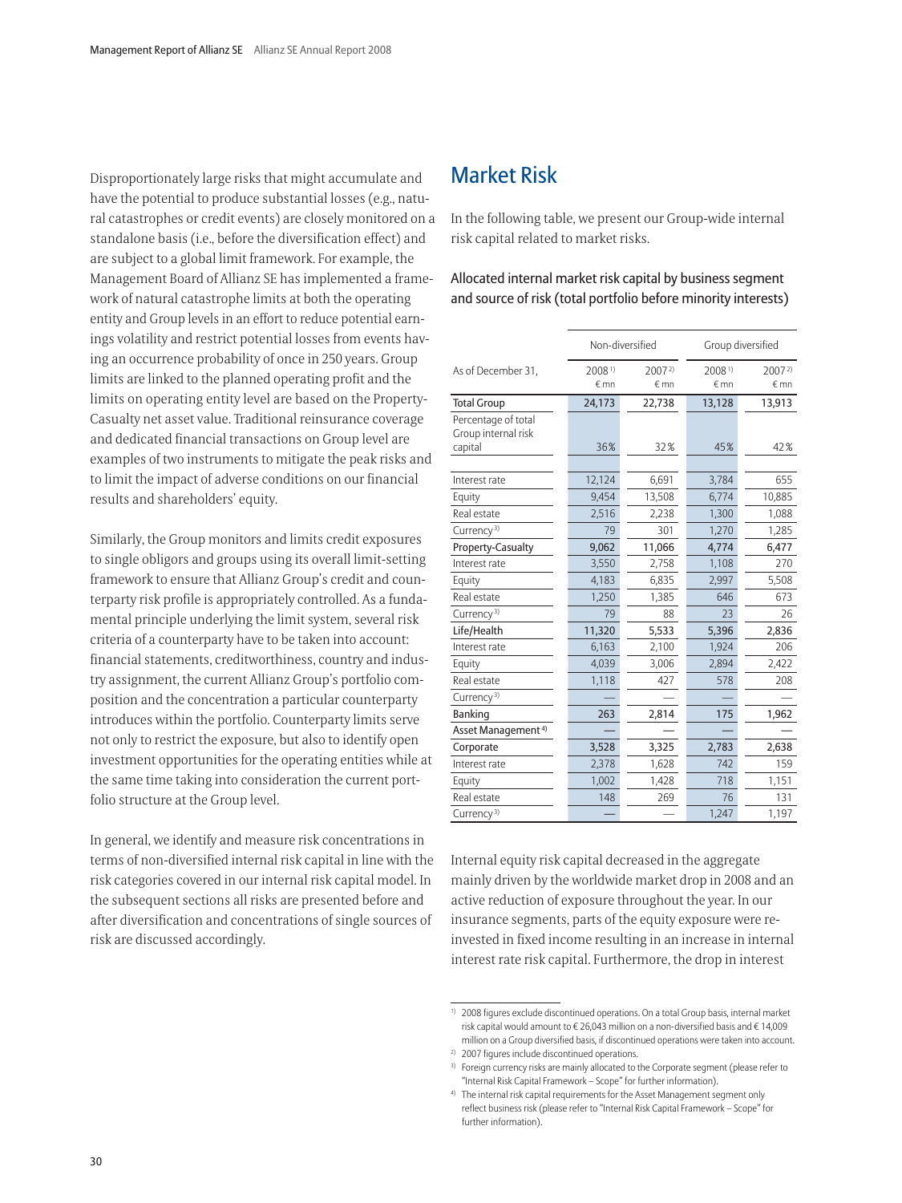Disproportionately large risks that might accumulate and have the potential to produce substantial losses (e.g., natural catastrophes or credit events) are closely monitored on a standalone basis (i.e., before the diversification effect) and are subject to a global limit framework. For example, the Management Board of Allianz SE has implemented a framework of natural catastrophe limits at both the operating entity and Group levels in an effort to reduce potential earnings volatility and restrict potential losses from events having an occurrence probability of once in 250 years. Group limits are linked to the planned operating profit and the limits on operating entity level are based on the Property-Casualty net asset value. Traditional reinsurance coverage and dedicated financial transactions on Group level are examples of two instruments to mitigate the peak risks and to limit the impact of adverse conditions on our financial results and shareholders' equity.

Similarly, the Group monitors and limits credit exposures to single obligors and groups using its overall limit-setting framework to ensure that Allianz Group's credit and counterparty risk profile is appropriately controlled. As a fundamental principle underlying the limit system, several risk criteria of a counterparty have to be taken into account: financial statements, creditworthiness, country and industry assignment, the current Allianz Group's portfolio composition and the concentration a particular counterparty introduces within the portfolio. Counterparty limits serve not only to restrict the exposure, but also to identify open investment opportunities for the operating entities while at the same time taking into consideration the current portfolio structure at the Group level.

In general, we identify and measure risk concentrations in terms of non-diversified internal risk capital in line with the risk categories covered in our internal risk capital model. In the subsequent sections all risks are presented before and after diversification and concentrations of single sources of risk are discussed accordingly.

# Market Risk

In the following table, we present our Group-wide internal risk capital related to market risks.

### Allocated internal market risk capital by business segment and source of risk (total portfolio before minority interests)

| | Non-diversified | | Group diversified | |
|---|---|---|---|---|
| As of December 31, | 2008[1] € mn | 2007[2] € mn | 2008[1] € mn | 2007[2] € mn |
| **Total Group** | **24,173** | **22,738** | **13,128** | **13,913** |
| Percentage of total Group internal risk capital | 36% | 32% | 45% | 42% |
| Interest rate | 12,124 | 6,691 | 3,784 | 655 |
| Equity | 9,454 | 13,508 | 6,774 | 10,885 |
| Real estate | 2,516 | 2,238 | 1,300 | 1,088 |
| Currency[3] | 79 | 301 | 1,270 | 1,285 |
| **Property-Casualty** | **9,062** | **11,066** | **4,774** | **6,477** |
| Interest rate | 3,550 | 2,758 | 1,108 | 270 |
| Equity | 4,183 | 6,835 | 2,997 | 5,508 |
| Real estate | 1,250 | 1,385 | 646 | 673 |
| Currency[3] | 79 | 88 | 23 | 26 |
| **Life/Health** | **11,320** | **5,533** | **5,396** | **2,836** |
| Interest rate | 6,163 | 2,100 | 1,924 | 206 |
| Equity | 4,039 | 3,006 | 2,894 | 2,422 |
| Real estate | 1,118 | 427 | 578 | 208 |
| Currency[3] | — | — | — | — |
| **Banking** | **263** | **2,814** | **175** | **1,962** |
| **Asset Management[4]** | **—** | **—** | **—** | **—** |
| **Corporate** | **3,528** | **3,325** | **2,783** | **2,638** |
| Interest rate | 2,378 | 1,628 | 742 | 159 |
| Equity | 1,002 | 1,428 | 718 | 1,151 |
| Real estate | 148 | 269 | 76 | 131 |
| Currency[3] | — | — | 1,247 | 1,197 |

Internal equity risk capital decreased in the aggregate mainly driven by the worldwide market drop in 2008 and an active reduction of exposure throughout the year. In our insurance segments, parts of the equity exposure were reinvested in fixed income resulting in an increase in internal interest rate risk capital. Furthermore, the drop in interest

[1] 2008 figures exclude discontinued operations. On a total Group basis, internal market risk capital would amount to € 26,043 million on a non-diversified basis and € 14,009 million on a Group diversified basis, if discontinued operations were taken into account.

[2] 2007 figures include discontinued operations.

[3] Foreign currency risks are mainly allocated to the Corporate segment (please refer to "Internal Risk Capital Framework – Scope" for further information).

[4] The internal risk capital requirements for the Asset Management segment only reflect business risk (please refer to "Internal Risk Capital Framework – Scope" for further information).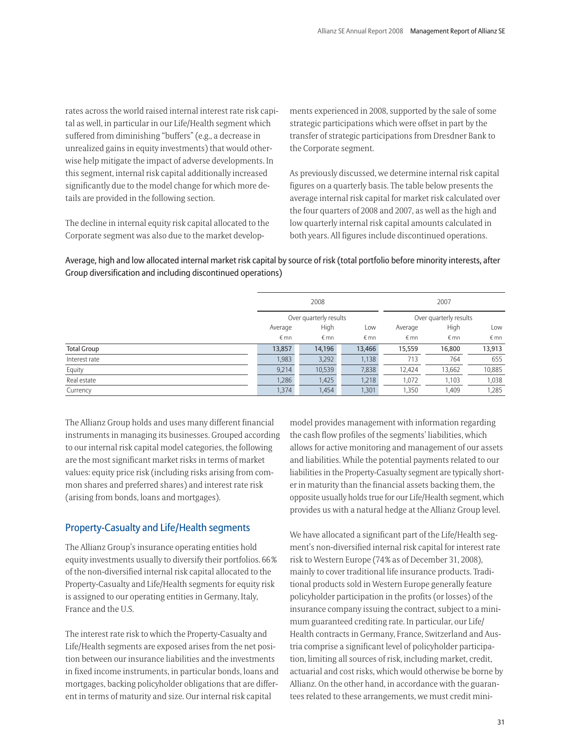rates across the world raised internal interest rate risk capital as well, in particular in our Life/Health segment which suffered from diminishing "buffers" (e.g., a decrease in unrealized gains in equity investments) that would otherwise help mitigate the impact of adverse developments. In this segment, internal risk capital additionally increased significantly due to the model change for which more details are provided in the following section.

The decline in internal equity risk capital allocated to the Corporate segment was also due to the market developments experienced in 2008, supported by the sale of some strategic participations which were offset in part by the transfer of strategic participations from Dresdner Bank to the Corporate segment.

As previously discussed, we determine internal risk capital figures on a quarterly basis. The table below presents the average internal risk capital for market risk calculated over the four quarters of 2008 and 2007, as well as the high and low quarterly internal risk capital amounts calculated in both years. All figures include discontinued operations.

Average, high and low allocated internal market risk capital by source of risk (total portfolio before minority interests, after Group diversification and including discontinued operations)

| | 2008 | | | 2007 | | |
|---|---|---|---|---|---|---|
| | Over quarterly results | | | Over quarterly results | | |
| | Average | High | Low | Average | High | Low |
| | € mn | € mn | € mn | € mn | € mn | € mn |
| Total Group | 13,857 | 14,196 | 13,466 | 15,559 | 16,800 | 13,913 |
| Interest rate | 1,983 | 3,292 | 1,138 | 713 | 764 | 655 |
| Equity | 9,214 | 10,539 | 7,838 | 12,424 | 13,662 | 10,885 |
| Real estate | 1,286 | 1,425 | 1,218 | 1,072 | 1,103 | 1,038 |
| Currency | 1,374 | 1,454 | 1,301 | 1,350 | 1,409 | 1,285 |

The Allianz Group holds and uses many different financial instruments in managing its businesses. Grouped according to our internal risk capital model categories, the following are the most significant market risks in terms of market values: equity price risk (including risks arising from common shares and preferred shares) and interest rate risk (arising from bonds, loans and mortgages).

## Property-Casualty and Life/Health segments

The Allianz Group's insurance operating entities hold equity investments usually to diversify their portfolios. 66% of the non-diversified internal risk capital allocated to the Property-Casualty and Life/Health segments for equity risk is assigned to our operating entities in Germany, Italy, France and the U.S.

The interest rate risk to which the Property-Casualty and Life/Health segments are exposed arises from the net position between our insurance liabilities and the investments in fixed income instruments, in particular bonds, loans and mortgages, backing policyholder obligations that are different in terms of maturity and size. Our internal risk capital model provides management with information regarding the cash flow profiles of the segments' liabilities, which allows for active monitoring and management of our assets and liabilities. While the potential payments related to our liabilities in the Property-Casualty segment are typically shorter in maturity than the financial assets backing them, the opposite usually holds true for our Life/Health segment, which provides us with a natural hedge at the Allianz Group level.

We have allocated a significant part of the Life/Health segment's non-diversified internal risk capital for interest rate risk to Western Europe (74% as of December 31, 2008), mainly to cover traditional life insurance products. Traditional products sold in Western Europe generally feature policyholder participation in the profits (or losses) of the insurance company issuing the contract, subject to a minimum guaranteed crediting rate. In particular, our Life/Health contracts in Germany, France, Switzerland and Austria comprise a significant level of policyholder participation, limiting all sources of risk, including market, credit, actuarial and cost risks, which would otherwise be borne by Allianz. On the other hand, in accordance with the guarantees related to these arrangements, we must credit mini-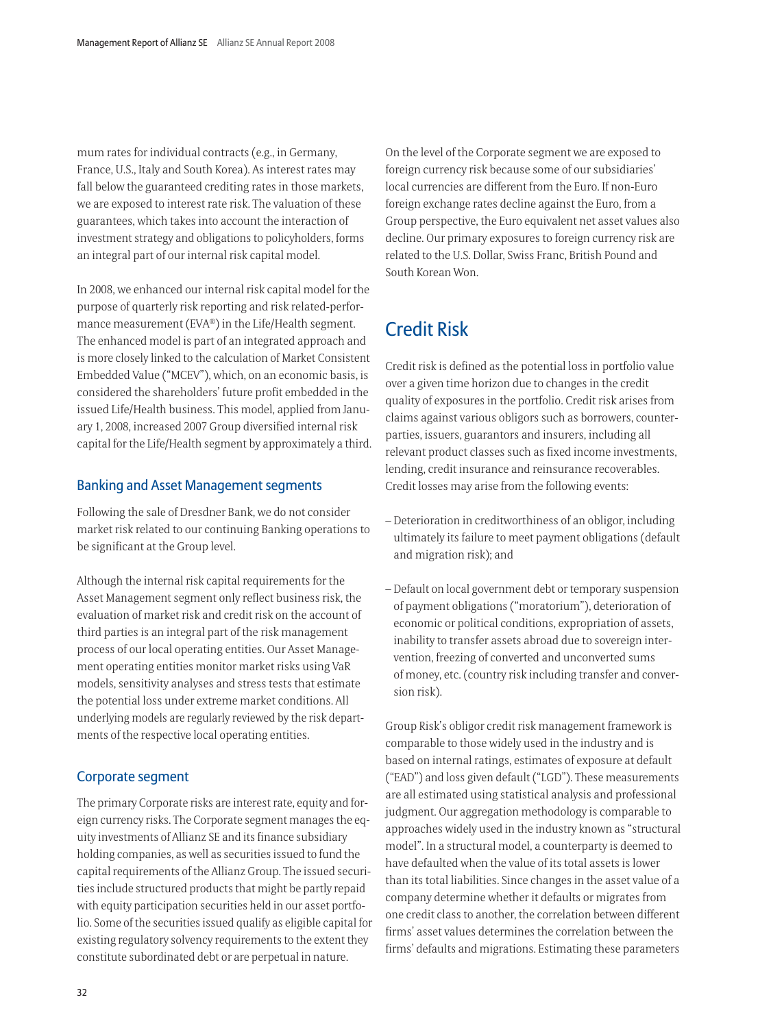mum rates for individual contracts (e.g., in Germany, France, U.S., Italy and South Korea). As interest rates may fall below the guaranteed crediting rates in those markets, we are exposed to interest rate risk. The valuation of these guarantees, which takes into account the interaction of investment strategy and obligations to policyholders, forms an integral part of our internal risk capital model.

In 2008, we enhanced our internal risk capital model for the purpose of quarterly risk reporting and risk related-performance measurement (EVA®) in the Life/Health segment. The enhanced model is part of an integrated approach and is more closely linked to the calculation of Market Consistent Embedded Value ("MCEV"), which, on an economic basis, is considered the shareholders' future profit embedded in the issued Life/Health business. This model, applied from January 1, 2008, increased 2007 Group diversified internal risk capital for the Life/Health segment by approximately a third.

### Banking and Asset Management segments

Following the sale of Dresdner Bank, we do not consider market risk related to our continuing Banking operations to be significant at the Group level.

Although the internal risk capital requirements for the Asset Management segment only reflect business risk, the evaluation of market risk and credit risk on the account of third parties is an integral part of the risk management process of our local operating entities. Our Asset Management operating entities monitor market risks using VaR models, sensitivity analyses and stress tests that estimate the potential loss under extreme market conditions. All underlying models are regularly reviewed by the risk departments of the respective local operating entities.

### Corporate segment

The primary Corporate risks are interest rate, equity and foreign currency risks. The Corporate segment manages the equity investments of Allianz SE and its finance subsidiary holding companies, as well as securities issued to fund the capital requirements of the Allianz Group. The issued securities include structured products that might be partly repaid with equity participation securities held in our asset portfolio. Some of the securities issued qualify as eligible capital for existing regulatory solvency requirements to the extent they constitute subordinated debt or are perpetual in nature.

On the level of the Corporate segment we are exposed to foreign currency risk because some of our subsidiaries' local currencies are different from the Euro. If non-Euro foreign exchange rates decline against the Euro, from a Group perspective, the Euro equivalent net asset values also decline. Our primary exposures to foreign currency risk are related to the U.S. Dollar, Swiss Franc, British Pound and South Korean Won.

## Credit Risk

Credit risk is defined as the potential loss in portfolio value over a given time horizon due to changes in the credit quality of exposures in the portfolio. Credit risk arises from claims against various obligors such as borrowers, counterparties, issuers, guarantors and insurers, including all relevant product classes such as fixed income investments, lending, credit insurance and reinsurance recoverables. Credit losses may arise from the following events:

- Deterioration in creditworthiness of an obligor, including ultimately its failure to meet payment obligations (default and migration risk); and
- Default on local government debt or temporary suspension of payment obligations ("moratorium"), deterioration of economic or political conditions, expropriation of assets, inability to transfer assets abroad due to sovereign intervention, freezing of converted and unconverted sums of money, etc. (country risk including transfer and conversion risk).

Group Risk's obligor credit risk management framework is comparable to those widely used in the industry and is based on internal ratings, estimates of exposure at default ("EAD") and loss given default ("LGD"). These measurements are all estimated using statistical analysis and professional judgment. Our aggregation methodology is comparable to approaches widely used in the industry known as "structural model". In a structural model, a counterparty is deemed to have defaulted when the value of its total assets is lower than its total liabilities. Since changes in the asset value of a company determine whether it defaults or migrates from one credit class to another, the correlation between different firms' asset values determines the correlation between the firms' defaults and migrations. Estimating these parameters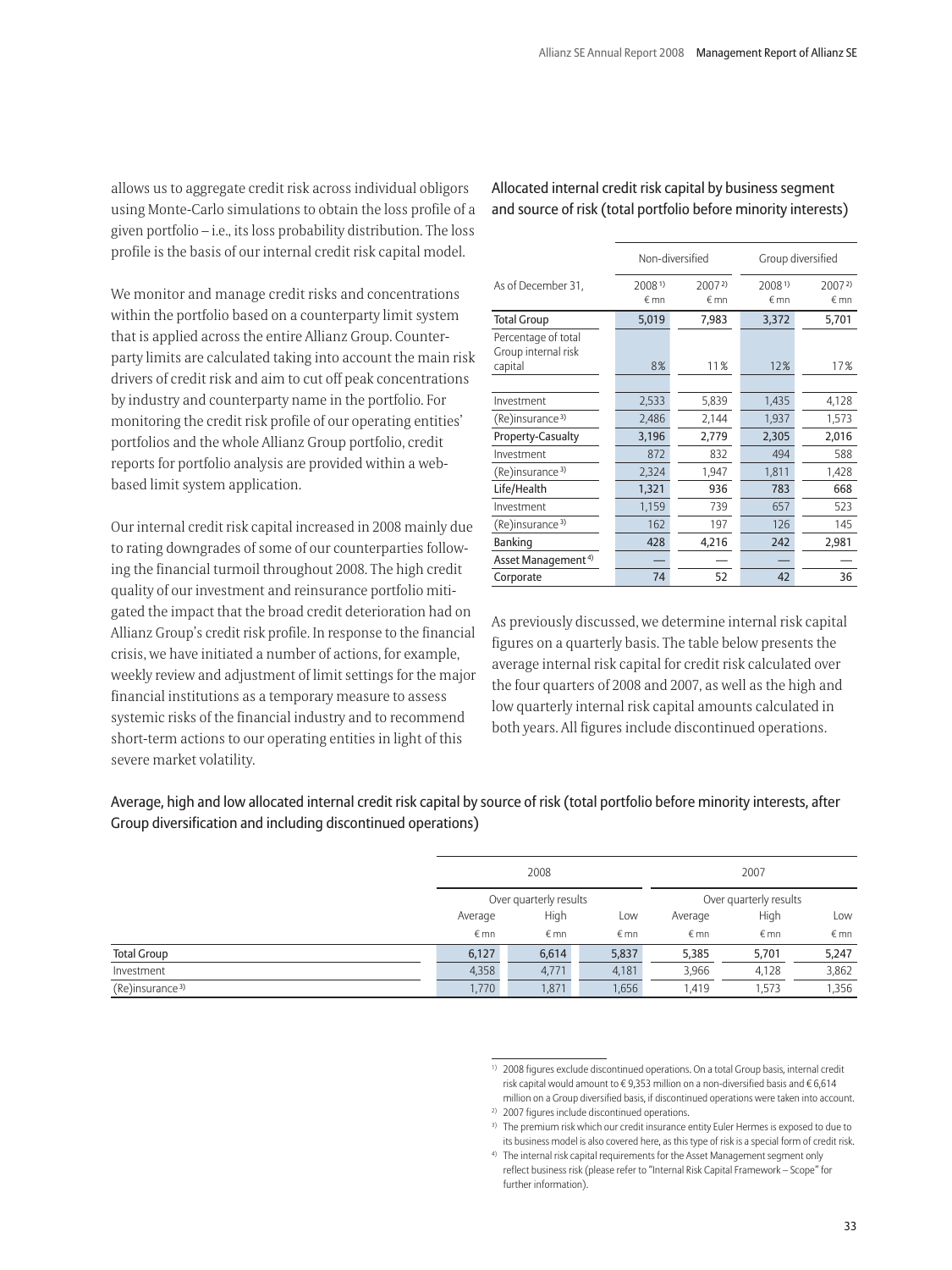allows us to aggregate credit risk across individual obligors using Monte-Carlo simulations to obtain the loss profile of a given portfolio – i.e., its loss probability distribution. The loss profile is the basis of our internal credit risk capital model.

We monitor and manage credit risks and concentrations within the portfolio based on a counterparty limit system that is applied across the entire Allianz Group. Counterparty limits are calculated taking into account the main risk drivers of credit risk and aim to cut off peak concentrations by industry and counterparty name in the portfolio. For monitoring the credit risk profile of our operating entities' portfolios and the whole Allianz Group portfolio, credit reports for portfolio analysis are provided within a web-based limit system application.

Our internal credit risk capital increased in 2008 mainly due to rating downgrades of some of our counterparties following the financial turmoil throughout 2008. The high credit quality of our investment and reinsurance portfolio mitigated the impact that the broad credit deterioration had on Allianz Group's credit risk profile. In response to the financial crisis, we have initiated a number of actions, for example, weekly review and adjustment of limit settings for the major financial institutions as a temporary measure to assess systemic risks of the financial industry and to recommend short-term actions to our operating entities in light of this severe market volatility.

Allocated internal credit risk capital by business segment and source of risk (total portfolio before minority interests)

| As of December 31, | Non-diversified | | Group diversified | |
|---|---|---|---|---|
| | 2008[1] € mn | 2007[2] € mn | 2008[1] € mn | 2007[2] € mn |
| **Total Group** | **5,019** | **7,983** | **3,372** | **5,701** |
| Percentage of total Group internal risk capital | 8% | 11% | 12% | 17% |
| Investment | 2,533 | 5,839 | 1,435 | 4,128 |
| (Re)insurance[3] | 2,486 | 2,144 | 1,937 | 1,573 |
| **Property-Casualty** | **3,196** | **2,779** | **2,305** | **2,016** |
| Investment | 872 | 832 | 494 | 588 |
| (Re)insurance[3] | 2,324 | 1,947 | 1,811 | 1,428 |
| **Life/Health** | **1,321** | **936** | **783** | **668** |
| Investment | 1,159 | 739 | 657 | 523 |
| (Re)insurance[3] | 162 | 197 | 126 | 145 |
| **Banking** | **428** | **4,216** | **242** | **2,981** |
| **Asset Management**[4] | — | — | — | — |
| **Corporate** | **74** | **52** | **42** | **36** |

As previously discussed, we determine internal risk capital figures on a quarterly basis. The table below presents the average internal risk capital for credit risk calculated over the four quarters of 2008 and 2007, as well as the high and low quarterly internal risk capital amounts calculated in both years. All figures include discontinued operations.

Average, high and low allocated internal credit risk capital by source of risk (total portfolio before minority interests, after Group diversification and including discontinued operations)

| | 2008 | | | 2007 | | |
|---|---|---|---|---|---|---|
| | Over quarterly results | | | Over quarterly results | | |
| | Average € mn | High € mn | Low € mn | Average € mn | High € mn | Low € mn |
| Total Group | 6,127 | 6,614 | 5,837 | 5,385 | 5,701 | 5,247 |
| Investment | 4,358 | 4,771 | 4,181 | 3,966 | 4,128 | 3,862 |
| (Re)insurance[3] | 1,770 | 1,871 | 1,656 | 1,419 | 1,573 | 1,356 |

[1] 2008 figures exclude discontinued operations. On a total Group basis, internal credit risk capital would amount to € 9,353 million on a non-diversified basis and € 6,614 million on a Group diversified basis, if discontinued operations were taken into account.

[2] 2007 figures include discontinued operations.

[3] The premium risk which our credit insurance entity Euler Hermes is exposed to due to its business model is also covered here, as this type of risk is a special form of credit risk.

[4] The internal risk capital requirements for the Asset Management segment only reflect business risk (please refer to "Internal Risk Capital Framework – Scope" for further information).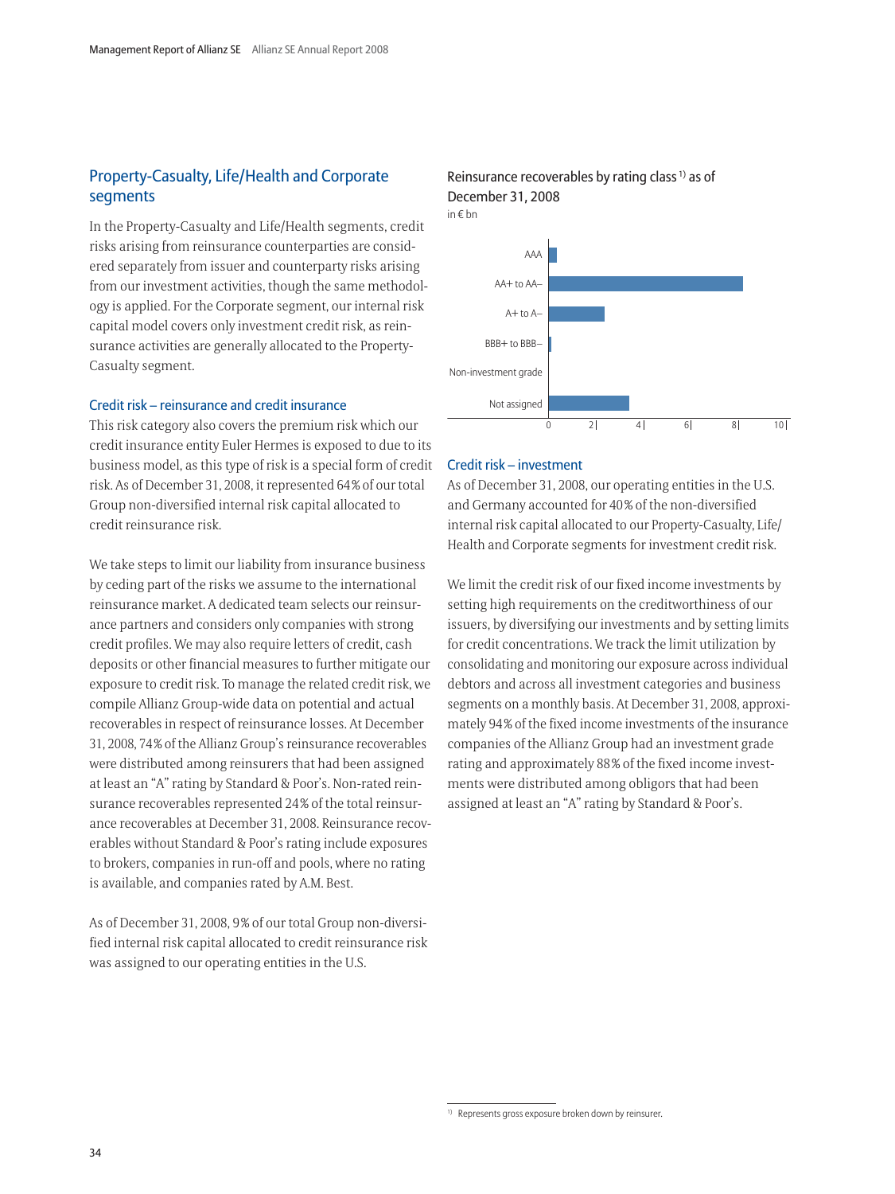## Property-Casualty, Life/Health and Corporate segments

In the Property-Casualty and Life/Health segments, credit risks arising from reinsurance counterparties are considered separately from issuer and counterparty risks arising from our investment activities, though the same methodology is applied. For the Corporate segment, our internal risk capital model covers only investment credit risk, as reinsurance activities are generally allocated to the Property-Casualty segment.

### Credit risk – reinsurance and credit insurance

This risk category also covers the premium risk which our credit insurance entity Euler Hermes is exposed to due to its business model, as this type of risk is a special form of credit risk. As of December 31, 2008, it represented 64% of our total Group non-diversified internal risk capital allocated to credit reinsurance risk.

We take steps to limit our liability from insurance business by ceding part of the risks we assume to the international reinsurance market. A dedicated team selects our reinsurance partners and considers only companies with strong credit profiles. We may also require letters of credit, cash deposits or other financial measures to further mitigate our exposure to credit risk. To manage the related credit risk, we compile Allianz Group-wide data on potential and actual recoverables in respect of reinsurance losses. At December 31, 2008, 74% of the Allianz Group's reinsurance recoverables were distributed among reinsurers that had been assigned at least an "A" rating by Standard & Poor's. Non-rated reinsurance recoverables represented 24% of the total reinsurance recoverables at December 31, 2008. Reinsurance recoverables without Standard & Poor's rating include exposures to brokers, companies in run-off and pools, where no rating is available, and companies rated by A.M. Best.

As of December 31, 2008, 9% of our total Group non-diversified internal risk capital allocated to credit reinsurance risk was assigned to our operating entities in the U.S.

**Reinsurance recoverables by rating class [1] as of December 31, 2008**

in € bn

AAA
AA+ to AA–
A+ to A–
BBB+ to BBB–
Non-investment grade
Not assigned

0 2 4 6 8 10

### Credit risk – investment

As of December 31, 2008, our operating entities in the U.S. and Germany accounted for 40% of the non-diversified internal risk capital allocated to our Property-Casualty, Life/Health and Corporate segments for investment credit risk.

We limit the credit risk of our fixed income investments by setting high requirements on the creditworthiness of our issuers, by diversifying our investments and by setting limits for credit concentrations. We track the limit utilization by consolidating and monitoring our exposure across individual debtors and across all investment categories and business segments on a monthly basis. At December 31, 2008, approximately 94% of the fixed income investments of the insurance companies of the Allianz Group had an investment grade rating and approximately 88% of the fixed income investments were distributed among obligors that had been assigned at least an "A" rating by Standard & Poor's.

[1] Represents gross exposure broken down by reinsurer.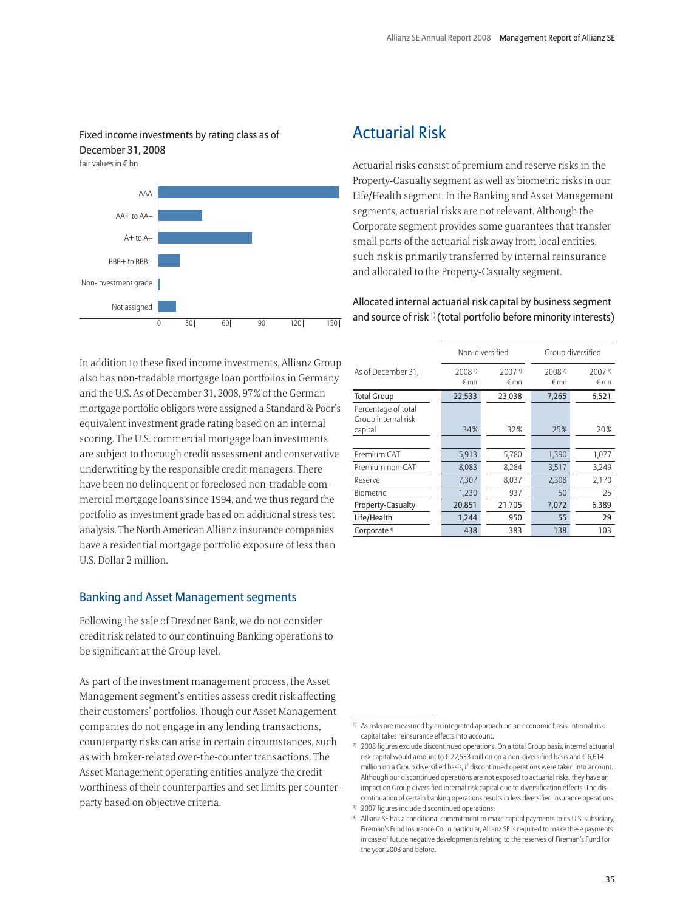Fixed income investments by rating class as of December 31, 2008

fair values in € bn

AAA

AA+ to AA–

A+ to A–

BBB+ to BBB–

Non-investment grade

Not assigned

0 30 60 90 120 150

In addition to these fixed income investments, Allianz Group also has non-tradable mortgage loan portfolios in Germany and the U.S. As of December 31, 2008, 97% of the German mortgage portfolio obligors were assigned a Standard & Poor's equivalent investment grade rating based on an internal scoring. The U.S. commercial mortgage loan investments are subject to thorough credit assessment and conservative underwriting by the responsible credit managers. There have been no delinquent or foreclosed non-tradable commercial mortgage loans since 1994, and we thus regard the portfolio as investment grade based on additional stress test analysis. The North American Allianz insurance companies have a residential mortgage portfolio exposure of less than U.S. Dollar 2 million.

### Banking and Asset Management segments

Following the sale of Dresdner Bank, we do not consider credit risk related to our continuing Banking operations to be significant at the Group level.

As part of the investment management process, the Asset Management segment's entities assess credit risk affecting their customers' portfolios. Though our Asset Management companies do not engage in any lending transactions, counterparty risks can arise in certain circumstances, such as with broker-related over-the-counter transactions. The Asset Management operating entities analyze the credit worthiness of their counterparties and set limits per counterparty based on objective criteria.

## Actuarial Risk

Actuarial risks consist of premium and reserve risks in the Property-Casualty segment as well as biometric risks in our Life/Health segment. In the Banking and Asset Management segments, actuarial risks are not relevant. Although the Corporate segment provides some guarantees that transfer small parts of the actuarial risk away from local entities, such risk is primarily transferred by internal reinsurance and allocated to the Property-Casualty segment.

Allocated internal actuarial risk capital by business segment and source of risk [1] (total portfolio before minority interests)

| | Non-diversified | | Group diversified | |
|---|---|---|---|---|
| As of December 31, | 2008 [2] € mn | 2007 [3] € mn | 2008 [2] € mn | 2007 [3] € mn |
| **Total Group** | **22,533** | **23,038** | **7,265** | **6,521** |
| Percentage of total Group internal risk capital | 34% | 32% | 25% | 20% |
| Premium CAT | 5,913 | 5,780 | 1,390 | 1,077 |
| Premium non-CAT | 8,083 | 8,284 | 3,517 | 3,249 |
| Reserve | 7,307 | 8,037 | 2,308 | 2,170 |
| Biometric | 1,230 | 937 | 50 | 25 |
| **Property-Casualty** | **20,851** | **21,705** | **7,072** | **6,389** |
| **Life/Health** | **1,244** | **950** | **55** | **29** |
| **Corporate** [4] | **438** | **383** | **138** | **103** |

[1] As risks are measured by an integrated approach on an economic basis, internal risk capital takes reinsurance effects into account.

[2] 2008 figures exclude discontinued operations. On a total Group basis, internal actuarial risk capital would amount to € 22,533 million on a non-diversified basis and € 6,614 million on a Group diversified basis, if discontinued operations were taken into account. Although our discontinued operations are not exposed to actuarial risks, they have an impact on Group diversified internal risk capital due to diversification effects. The discontinuation of certain banking operations results in less diversified insurance operations.

[3] 2007 figures include discontinued operations.

[4] Allianz SE has a conditional commitment to make capital payments to its U.S. subsidiary, Fireman's Fund Insurance Co. In particular, Allianz SE is required to make these payments in case of future negative developments relating to the reserves of Fireman's Fund for the year 2003 and before.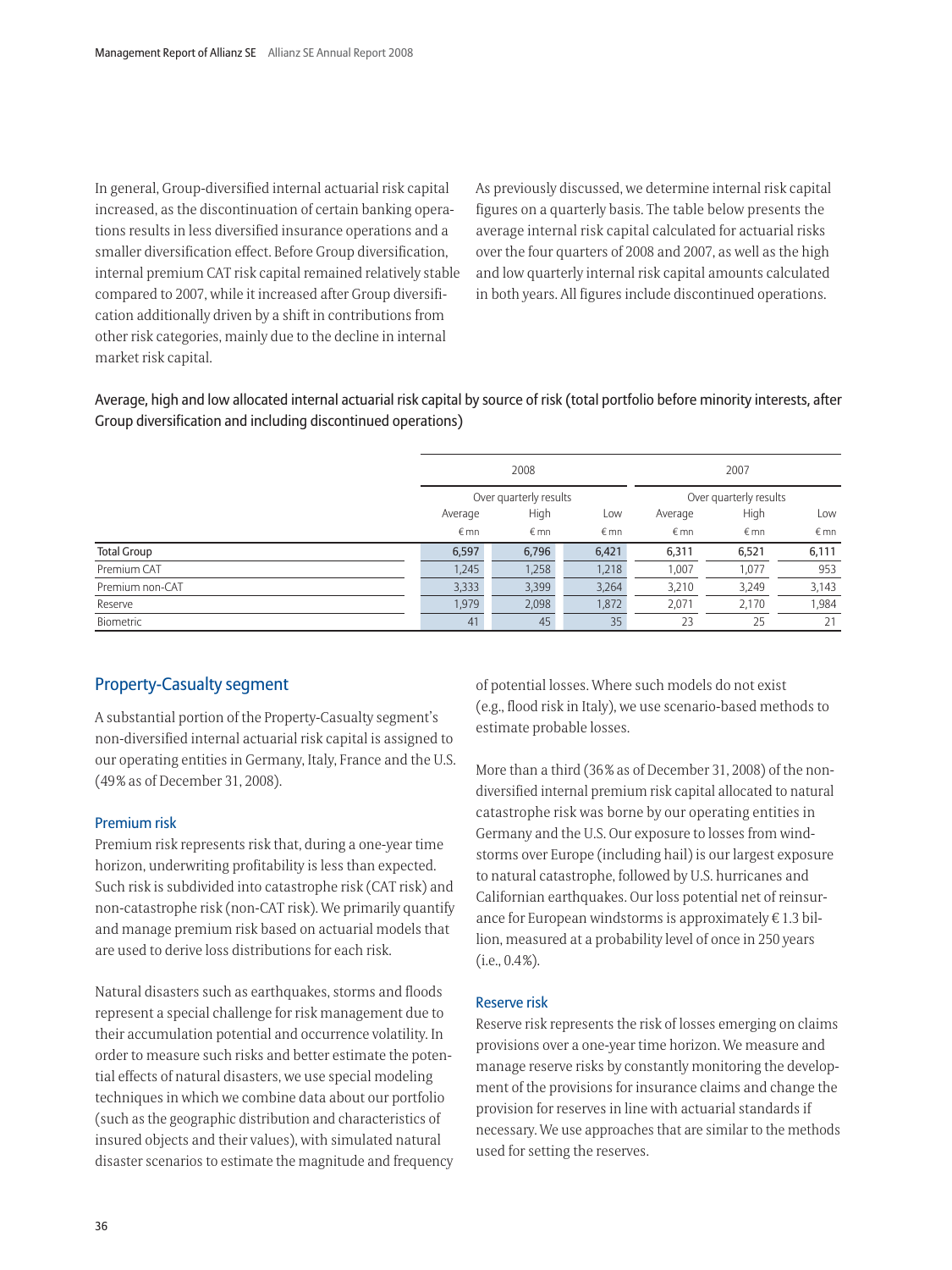In general, Group-diversified internal actuarial risk capital increased, as the discontinuation of certain banking operations results in less diversified insurance operations and a smaller diversification effect. Before Group diversification, internal premium CAT risk capital remained relatively stable compared to 2007, while it increased after Group diversification additionally driven by a shift in contributions from other risk categories, mainly due to the decline in internal market risk capital.

As previously discussed, we determine internal risk capital figures on a quarterly basis. The table below presents the average internal risk capital calculated for actuarial risks over the four quarters of 2008 and 2007, as well as the high and low quarterly internal risk capital amounts calculated in both years. All figures include discontinued operations.

Average, high and low allocated internal actuarial risk capital by source of risk (total portfolio before minority interests, after Group diversification and including discontinued operations)

| | 2008 | | | 2007 | | |
|---|---|---|---|---|---|---|
| | Over quarterly results | | | Over quarterly results | | |
| | Average | High | Low | Average | High | Low |
| | € mn | € mn | € mn | € mn | € mn | € mn |
| Total Group | 6,597 | 6,796 | 6,421 | 6,311 | 6,521 | 6,111 |
| Premium CAT | 1,245 | 1,258 | 1,218 | 1,007 | 1,077 | 953 |
| Premium non-CAT | 3,333 | 3,399 | 3,264 | 3,210 | 3,249 | 3,143 |
| Reserve | 1,979 | 2,098 | 1,872 | 2,071 | 2,170 | 1,984 |
| Biometric | 41 | 45 | 35 | 23 | 25 | 21 |

## Property-Casualty segment

A substantial portion of the Property-Casualty segment's non-diversified internal actuarial risk capital is assigned to our operating entities in Germany, Italy, France and the U.S. (49% as of December 31, 2008).

### Premium risk

Premium risk represents risk that, during a one-year time horizon, underwriting profitability is less than expected. Such risk is subdivided into catastrophe risk (CAT risk) and non-catastrophe risk (non-CAT risk). We primarily quantify and manage premium risk based on actuarial models that are used to derive loss distributions for each risk.

Natural disasters such as earthquakes, storms and floods represent a special challenge for risk management due to their accumulation potential and occurrence volatility. In order to measure such risks and better estimate the potential effects of natural disasters, we use special modeling techniques in which we combine data about our portfolio (such as the geographic distribution and characteristics of insured objects and their values), with simulated natural disaster scenarios to estimate the magnitude and frequency of potential losses. Where such models do not exist (e.g., flood risk in Italy), we use scenario-based methods to estimate probable losses.

More than a third (36% as of December 31, 2008) of the non-diversified internal premium risk capital allocated to natural catastrophe risk was borne by our operating entities in Germany and the U.S. Our exposure to losses from windstorms over Europe (including hail) is our largest exposure to natural catastrophe, followed by U.S. hurricanes and Californian earthquakes. Our loss potential net of reinsurance for European windstorms is approximately € 1.3 billion, measured at a probability level of once in 250 years (i.e., 0.4%).

### Reserve risk

Reserve risk represents the risk of losses emerging on claims provisions over a one-year time horizon. We measure and manage reserve risks by constantly monitoring the development of the provisions for insurance claims and change the provision for reserves in line with actuarial standards if necessary. We use approaches that are similar to the methods used for setting the reserves.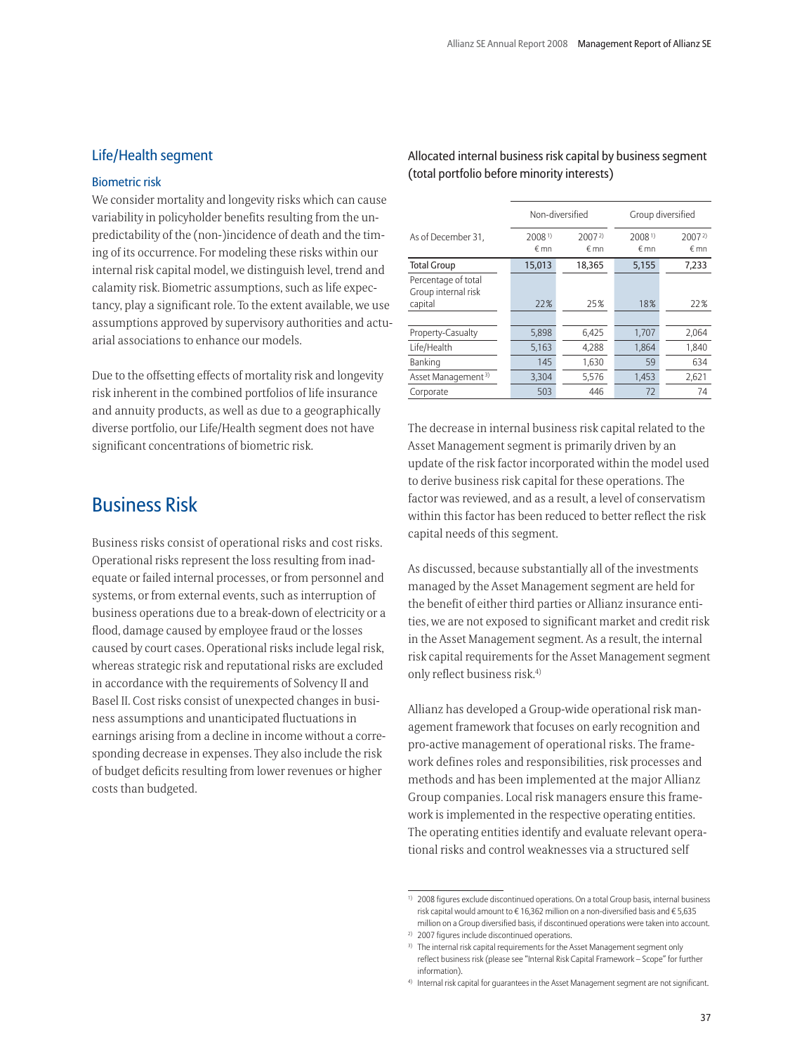## Life/Health segment

### Biometric risk

We consider mortality and longevity risks which can cause variability in policyholder benefits resulting from the unpredictability of the (non-)incidence of death and the timing of its occurrence. For modeling these risks within our internal risk capital model, we distinguish level, trend and calamity risk. Biometric assumptions, such as life expectancy, play a significant role. To the extent available, we use assumptions approved by supervisory authorities and actuarial associations to enhance our models.

Due to the offsetting effects of mortality risk and longevity risk inherent in the combined portfolios of life insurance and annuity products, as well as due to a geographically diverse portfolio, our Life/Health segment does not have significant concentrations of biometric risk.

# Business Risk

Business risks consist of operational risks and cost risks. Operational risks represent the loss resulting from inadequate or failed internal processes, or from personnel and systems, or from external events, such as interruption of business operations due to a break-down of electricity or a flood, damage caused by employee fraud or the losses caused by court cases. Operational risks include legal risk, whereas strategic risk and reputational risks are excluded in accordance with the requirements of Solvency II and Basel II. Cost risks consist of unexpected changes in business assumptions and unanticipated fluctuations in earnings arising from a decline in income without a corresponding decrease in expenses. They also include the risk of budget deficits resulting from lower revenues or higher costs than budgeted.

**Allocated internal business risk capital by business segment (total portfolio before minority interests)**

| | Non-diversified | | Group diversified | |
|---|---|---|---|---|
| As of December 31, | 2008[1] € mn | 2007[2] € mn | 2008[1] € mn | 2007[2] € mn |
| **Total Group** | **15,013** | **18,365** | **5,155** | **7,233** |
| Percentage of total Group internal risk capital | 22% | 25% | 18% | 22% |
| Property-Casualty | 5,898 | 6,425 | 1,707 | 2,064 |
| Life/Health | 5,163 | 4,288 | 1,864 | 1,840 |
| Banking | 145 | 1,630 | 59 | 634 |
| Asset Management[3] | 3,304 | 5,576 | 1,453 | 2,621 |
| Corporate | 503 | 446 | 72 | 74 |

The decrease in internal business risk capital related to the Asset Management segment is primarily driven by an update of the risk factor incorporated within the model used to derive business risk capital for these operations. The factor was reviewed, and as a result, a level of conservatism within this factor has been reduced to better reflect the risk capital needs of this segment.

As discussed, because substantially all of the investments managed by the Asset Management segment are held for the benefit of either third parties or Allianz insurance entities, we are not exposed to significant market and credit risk in the Asset Management segment. As a result, the internal risk capital requirements for the Asset Management segment only reflect business risk.[4]

Allianz has developed a Group-wide operational risk management framework that focuses on early recognition and pro-active management of operational risks. The framework defines roles and responsibilities, risk processes and methods and has been implemented at the major Allianz Group companies. Local risk managers ensure this framework is implemented in the respective operating entities. The operating entities identify and evaluate relevant operational risks and control weaknesses via a structured self

[1] 2008 figures exclude discontinued operations. On a total Group basis, internal business risk capital would amount to € 16,362 million on a non-diversified basis and € 5,635 million on a Group diversified basis, if discontinued operations were taken into account.

[2] 2007 figures include discontinued operations.

[3] The internal risk capital requirements for the Asset Management segment only reflect business risk (please see "Internal Risk Capital Framework – Scope" for further information).

[4] Internal risk capital for guarantees in the Asset Management segment are not significant.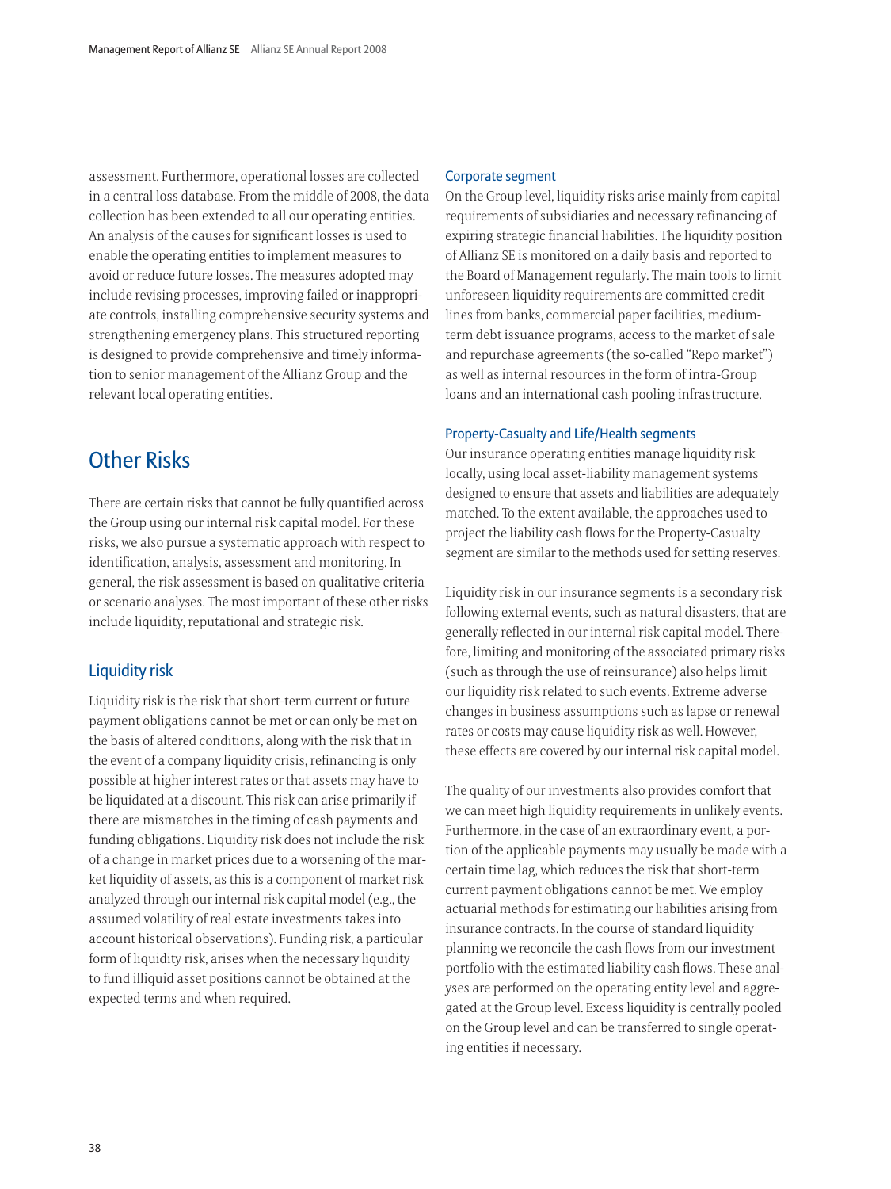assessment. Furthermore, operational losses are collected in a central loss database. From the middle of 2008, the data collection has been extended to all our operating entities. An analysis of the causes for significant losses is used to enable the operating entities to implement measures to avoid or reduce future losses. The measures adopted may include revising processes, improving failed or inappropriate controls, installing comprehensive security systems and strengthening emergency plans. This structured reporting is designed to provide comprehensive and timely information to senior management of the Allianz Group and the relevant local operating entities.

## Other Risks

There are certain risks that cannot be fully quantified across the Group using our internal risk capital model. For these risks, we also pursue a systematic approach with respect to identification, analysis, assessment and monitoring. In general, the risk assessment is based on qualitative criteria or scenario analyses. The most important of these other risks include liquidity, reputational and strategic risk.

### Liquidity risk

Liquidity risk is the risk that short-term current or future payment obligations cannot be met or can only be met on the basis of altered conditions, along with the risk that in the event of a company liquidity crisis, refinancing is only possible at higher interest rates or that assets may have to be liquidated at a discount. This risk can arise primarily if there are mismatches in the timing of cash payments and funding obligations. Liquidity risk does not include the risk of a change in market prices due to a worsening of the market liquidity of assets, as this is a component of market risk analyzed through our internal risk capital model (e.g., the assumed volatility of real estate investments takes into account historical observations). Funding risk, a particular form of liquidity risk, arises when the necessary liquidity to fund illiquid asset positions cannot be obtained at the expected terms and when required.

#### Corporate segment

On the Group level, liquidity risks arise mainly from capital requirements of subsidiaries and necessary refinancing of expiring strategic financial liabilities. The liquidity position of Allianz SE is monitored on a daily basis and reported to the Board of Management regularly. The main tools to limit unforeseen liquidity requirements are committed credit lines from banks, commercial paper facilities, medium-term debt issuance programs, access to the market of sale and repurchase agreements (the so-called "Repo market") as well as internal resources in the form of intra-Group loans and an international cash pooling infrastructure.

#### Property-Casualty and Life/Health segments

Our insurance operating entities manage liquidity risk locally, using local asset-liability management systems designed to ensure that assets and liabilities are adequately matched. To the extent available, the approaches used to project the liability cash flows for the Property-Casualty segment are similar to the methods used for setting reserves.

Liquidity risk in our insurance segments is a secondary risk following external events, such as natural disasters, that are generally reflected in our internal risk capital model. Therefore, limiting and monitoring of the associated primary risks (such as through the use of reinsurance) also helps limit our liquidity risk related to such events. Extreme adverse changes in business assumptions such as lapse or renewal rates or costs may cause liquidity risk as well. However, these effects are covered by our internal risk capital model.

The quality of our investments also provides comfort that we can meet high liquidity requirements in unlikely events. Furthermore, in the case of an extraordinary event, a portion of the applicable payments may usually be made with a certain time lag, which reduces the risk that short-term current payment obligations cannot be met. We employ actuarial methods for estimating our liabilities arising from insurance contracts. In the course of standard liquidity planning we reconcile the cash flows from our investment portfolio with the estimated liability cash flows. These analyses are performed on the operating entity level and aggregated at the Group level. Excess liquidity is centrally pooled on the Group level and can be transferred to single operating entities if necessary.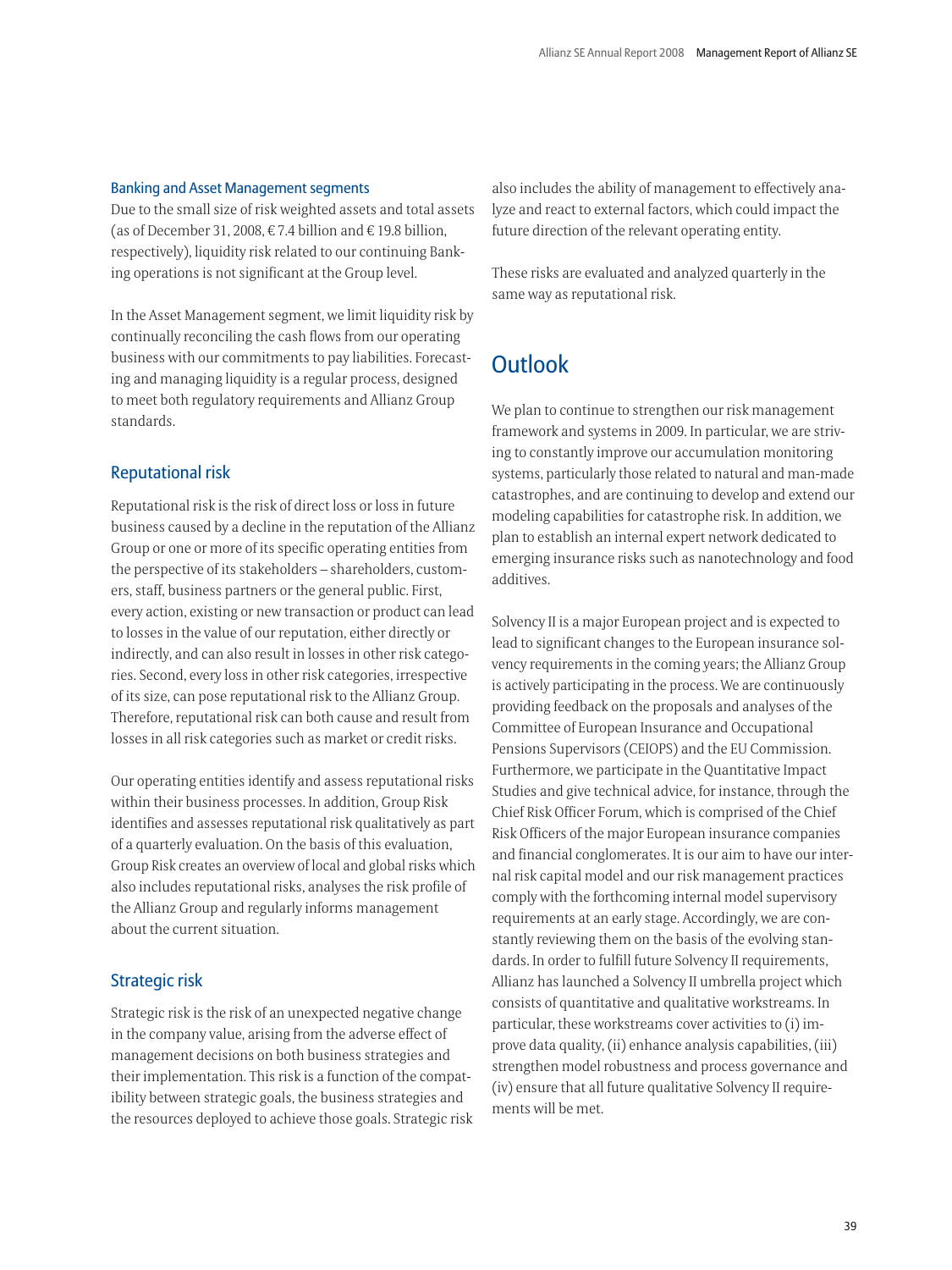### Banking and Asset Management segments

Due to the small size of risk weighted assets and total assets (as of December 31, 2008, € 7.4 billion and € 19.8 billion, respectively), liquidity risk related to our continuing Banking operations is not significant at the Group level.

In the Asset Management segment, we limit liquidity risk by continually reconciling the cash flows from our operating business with our commitments to pay liabilities. Forecasting and managing liquidity is a regular process, designed to meet both regulatory requirements and Allianz Group standards.

## Reputational risk

Reputational risk is the risk of direct loss or loss in future business caused by a decline in the reputation of the Allianz Group or one or more of its specific operating entities from the perspective of its stakeholders – shareholders, customers, staff, business partners or the general public. First, every action, existing or new transaction or product can lead to losses in the value of our reputation, either directly or indirectly, and can also result in losses in other risk categories. Second, every loss in other risk categories, irrespective of its size, can pose reputational risk to the Allianz Group. Therefore, reputational risk can both cause and result from losses in all risk categories such as market or credit risks.

Our operating entities identify and assess reputational risks within their business processes. In addition, Group Risk identifies and assesses reputational risk qualitatively as part of a quarterly evaluation. On the basis of this evaluation, Group Risk creates an overview of local and global risks which also includes reputational risks, analyses the risk profile of the Allianz Group and regularly informs management about the current situation.

## Strategic risk

Strategic risk is the risk of an unexpected negative change in the company value, arising from the adverse effect of management decisions on both business strategies and their implementation. This risk is a function of the compatibility between strategic goals, the business strategies and the resources deployed to achieve those goals. Strategic risk also includes the ability of management to effectively analyze and react to external factors, which could impact the future direction of the relevant operating entity.

These risks are evaluated and analyzed quarterly in the same way as reputational risk.

# Outlook

We plan to continue to strengthen our risk management framework and systems in 2009. In particular, we are striving to constantly improve our accumulation monitoring systems, particularly those related to natural and man-made catastrophes, and are continuing to develop and extend our modeling capabilities for catastrophe risk. In addition, we plan to establish an internal expert network dedicated to emerging insurance risks such as nanotechnology and food additives.

Solvency II is a major European project and is expected to lead to significant changes to the European insurance solvency requirements in the coming years; the Allianz Group is actively participating in the process. We are continuously providing feedback on the proposals and analyses of the Committee of European Insurance and Occupational Pensions Supervisors (CEIOPS) and the EU Commission. Furthermore, we participate in the Quantitative Impact Studies and give technical advice, for instance, through the Chief Risk Officer Forum, which is comprised of the Chief Risk Officers of the major European insurance companies and financial conglomerates. It is our aim to have our internal risk capital model and our risk management practices comply with the forthcoming internal model supervisory requirements at an early stage. Accordingly, we are constantly reviewing them on the basis of the evolving standards. In order to fulfill future Solvency II requirements, Allianz has launched a Solvency II umbrella project which consists of quantitative and qualitative workstreams. In particular, these workstreams cover activities to (i) improve data quality, (ii) enhance analysis capabilities, (iii) strengthen model robustness and process governance and (iv) ensure that all future qualitative Solvency II requirements will be met.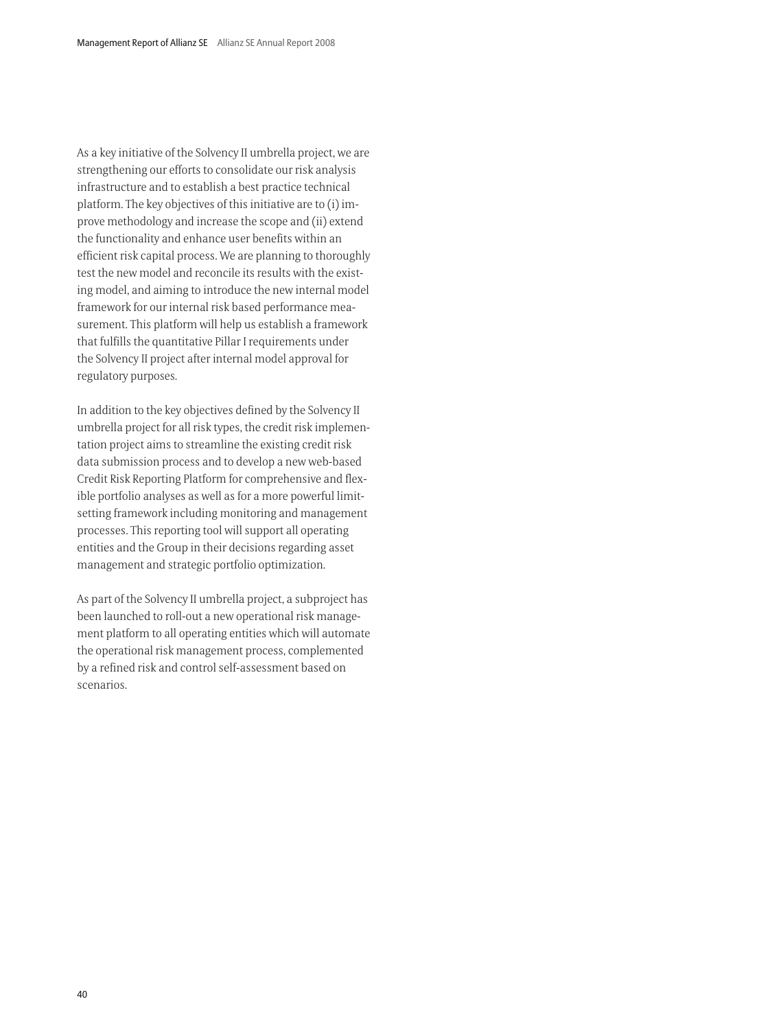As a key initiative of the Solvency II umbrella project, we are strengthening our efforts to consolidate our risk analysis infrastructure and to establish a best practice technical platform. The key objectives of this initiative are to (i) improve methodology and increase the scope and (ii) extend the functionality and enhance user benefits within an efficient risk capital process. We are planning to thoroughly test the new model and reconcile its results with the existing model, and aiming to introduce the new internal model framework for our internal risk based performance measurement. This platform will help us establish a framework that fulfills the quantitative Pillar I requirements under the Solvency II project after internal model approval for regulatory purposes.

In addition to the key objectives defined by the Solvency II umbrella project for all risk types, the credit risk implementation project aims to streamline the existing credit risk data submission process and to develop a new web-based Credit Risk Reporting Platform for comprehensive and flexible portfolio analyses as well as for a more powerful limit-setting framework including monitoring and management processes. This reporting tool will support all operating entities and the Group in their decisions regarding asset management and strategic portfolio optimization.

As part of the Solvency II umbrella project, a subproject has been launched to roll-out a new operational risk management platform to all operating entities which will automate the operational risk management process, complemented by a refined risk and control self-assessment based on scenarios.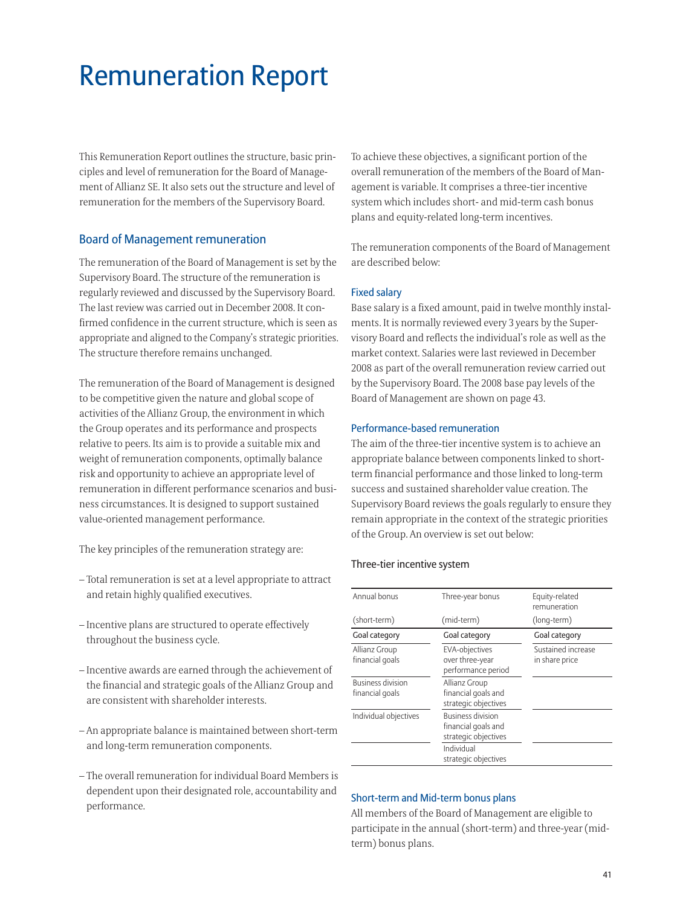# Remuneration Report

This Remuneration Report outlines the structure, basic principles and level of remuneration for the Board of Management of Allianz SE. It also sets out the structure and level of remuneration for the members of the Supervisory Board.

## Board of Management remuneration

The remuneration of the Board of Management is set by the Supervisory Board. The structure of the remuneration is regularly reviewed and discussed by the Supervisory Board. The last review was carried out in December 2008. It confirmed confidence in the current structure, which is seen as appropriate and aligned to the Company's strategic priorities. The structure therefore remains unchanged.

The remuneration of the Board of Management is designed to be competitive given the nature and global scope of activities of the Allianz Group, the environment in which the Group operates and its performance and prospects relative to peers. Its aim is to provide a suitable mix and weight of remuneration components, optimally balance risk and opportunity to achieve an appropriate level of remuneration in different performance scenarios and business circumstances. It is designed to support sustained value-oriented management performance.

The key principles of the remuneration strategy are:

- Total remuneration is set at a level appropriate to attract and retain highly qualified executives.
- Incentive plans are structured to operate effectively throughout the business cycle.
- Incentive awards are earned through the achievement of the financial and strategic goals of the Allianz Group and are consistent with shareholder interests.
- An appropriate balance is maintained between short-term and long-term remuneration components.
- The overall remuneration for individual Board Members is dependent upon their designated role, accountability and performance.

To achieve these objectives, a significant portion of the overall remuneration of the members of the Board of Management is variable. It comprises a three-tier incentive system which includes short- and mid-term cash bonus plans and equity-related long-term incentives.

The remuneration components of the Board of Management are described below:

### Fixed salary

Base salary is a fixed amount, paid in twelve monthly instalments. It is normally reviewed every 3 years by the Supervisory Board and reflects the individual's role as well as the market context. Salaries were last reviewed in December 2008 as part of the overall remuneration review carried out by the Supervisory Board. The 2008 base pay levels of the Board of Management are shown on page 43.

### Performance-based remuneration

The aim of the three-tier incentive system is to achieve an appropriate balance between components linked to short-term financial performance and those linked to long-term success and sustained shareholder value creation. The Supervisory Board reviews the goals regularly to ensure they remain appropriate in the context of the strategic priorities of the Group. An overview is set out below:

**Three-tier incentive system**

| Annual bonus (short-term) | Three-year bonus (mid-term) | Equity-related remuneration (long-term) |
|---|---|---|
| Goal category | Goal category | Goal category |
| Allianz Group financial goals | EVA-objectives over three-year performance period | Sustained increase in share price |
| Business division financial goals | Allianz Group financial goals and strategic objectives | |
| Individual objectives | Business division financial goals and strategic objectives | |
| | Individual strategic objectives | |

### Short-term and Mid-term bonus plans

All members of the Board of Management are eligible to participate in the annual (short-term) and three-year (mid-term) bonus plans.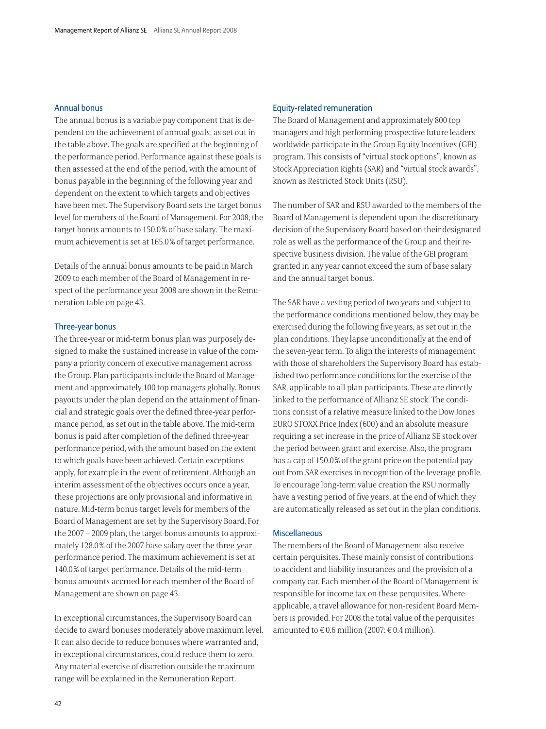### Annual bonus

The annual bonus is a variable pay component that is dependent on the achievement of annual goals, as set out in the table above. The goals are specified at the beginning of the performance period. Performance against these goals is then assessed at the end of the period, with the amount of bonus payable in the beginning of the following year and dependent on the extent to which targets and objectives have been met. The Supervisory Board sets the target bonus level for members of the Board of Management. For 2008, the target bonus amounts to 150.0% of base salary. The maximum achievement is set at 165.0% of target performance.

Details of the annual bonus amounts to be paid in March 2009 to each member of the Board of Management in respect of the performance year 2008 are shown in the Remuneration table on page 43.

### Three-year bonus

The three-year or mid-term bonus plan was purposely designed to make the sustained increase in value of the company a priority concern of executive management across the Group. Plan participants include the Board of Management and approximately 100 top managers globally. Bonus payouts under the plan depend on the attainment of financial and strategic goals over the defined three-year performance period, as set out in the table above. The mid-term bonus is paid after completion of the defined three-year performance period, with the amount based on the extent to which goals have been achieved. Certain exceptions apply, for example in the event of retirement. Although an interim assessment of the objectives occurs once a year, these projections are only provisional and informative in nature. Mid-term bonus target levels for members of the Board of Management are set by the Supervisory Board. For the 2007 – 2009 plan, the target bonus amounts to approximately 128.0% of the 2007 base salary over the three-year performance period. The maximum achievement is set at 140.0% of target performance. Details of the mid-term bonus amounts accrued for each member of the Board of Management are shown on page 43.

In exceptional circumstances, the Supervisory Board can decide to award bonuses moderately above maximum level. It can also decide to reduce bonuses where warranted and, in exceptional circumstances, could reduce them to zero. Any material exercise of discretion outside the maximum range will be explained in the Remuneration Report.

### Equity-related remuneration

The Board of Management and approximately 800 top managers and high performing prospective future leaders worldwide participate in the Group Equity Incentives (GEI) program. This consists of "virtual stock options", known as Stock Appreciation Rights (SAR) and "virtual stock awards", known as Restricted Stock Units (RSU).

The number of SAR and RSU awarded to the members of the Board of Management is dependent upon the discretionary decision of the Supervisory Board based on their designated role as well as the performance of the Group and their respective business division. The value of the GEI program granted in any year cannot exceed the sum of base salary and the annual target bonus.

The SAR have a vesting period of two years and subject to the performance conditions mentioned below, they may be exercised during the following five years, as set out in the plan conditions. They lapse unconditionally at the end of the seven-year term. To align the interests of management with those of shareholders the Supervisory Board has established two performance conditions for the exercise of the SAR, applicable to all plan participants. These are directly linked to the performance of Allianz SE stock. The conditions consist of a relative measure linked to the Dow Jones EURO STOXX Price Index (600) and an absolute measure requiring a set increase in the price of Allianz SE stock over the period between grant and exercise. Also, the program has a cap of 150.0% of the grant price on the potential payout from SAR exercises in recognition of the leverage profile. To encourage long-term value creation the RSU normally have a vesting period of five years, at the end of which they are automatically released as set out in the plan conditions.

### Miscellaneous

The members of the Board of Management also receive certain perquisites. These mainly consist of contributions to accident and liability insurances and the provision of a company car. Each member of the Board of Management is responsible for income tax on these perquisites. Where applicable, a travel allowance for non-resident Board Members is provided. For 2008 the total value of the perquisites amounted to € 0.6 million (2007: € 0.4 million).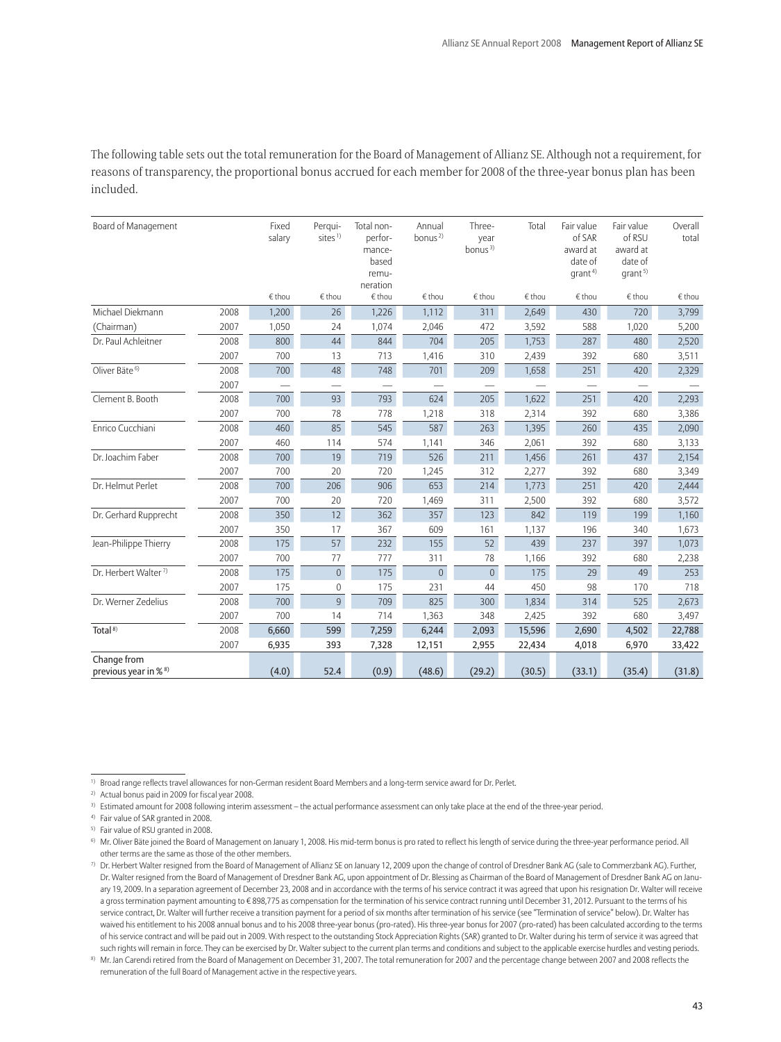The following table sets out the total remuneration for the Board of Management of Allianz SE. Although not a requirement, for reasons of transparency, the proportional bonus accrued for each member for 2008 of the three-year bonus plan has been included.

| Board of Management | | Fixed salary | Perquisites [1] | Total non-performance-based remuneration | Annual bonus [2] | Three-year bonus [3] | Total | Fair value of SAR award at date of grant [4] | Fair value of RSU award at date of grant [5] | Overall total |
|---|---|---|---|---|---|---|---|---|---|---|
| | | € thou | € thou | € thou | € thou | € thou | € thou | € thou | € thou | € thou |
| Michael Diekmann | 2008 | 1,200 | 26 | 1,226 | 1,112 | 311 | 2,649 | 430 | 720 | 3,799 |
| (Chairman) | 2007 | 1,050 | 24 | 1,074 | 2,046 | 472 | 3,592 | 588 | 1,020 | 5,200 |
| Dr. Paul Achleitner | 2008 | 800 | 44 | 844 | 704 | 205 | 1,753 | 287 | 480 | 2,520 |
| | 2007 | 700 | 13 | 713 | 1,416 | 310 | 2,439 | 392 | 680 | 3,511 |
| Oliver Bäte [6] | 2008 | 700 | 48 | 748 | 701 | 209 | 1,658 | 251 | 420 | 2,329 |
| | 2007 | — | — | — | — | — | — | — | — | — |
| Clement B. Booth | 2008 | 700 | 93 | 793 | 624 | 205 | 1,622 | 251 | 420 | 2,293 |
| | 2007 | 700 | 78 | 778 | 1,218 | 318 | 2,314 | 392 | 680 | 3,386 |
| Enrico Cucchiani | 2008 | 460 | 85 | 545 | 587 | 263 | 1,395 | 260 | 435 | 2,090 |
| | 2007 | 460 | 114 | 574 | 1,141 | 346 | 2,061 | 392 | 680 | 3,133 |
| Dr. Joachim Faber | 2008 | 700 | 19 | 719 | 526 | 211 | 1,456 | 261 | 437 | 2,154 |
| | 2007 | 700 | 20 | 720 | 1,245 | 312 | 2,277 | 392 | 680 | 3,349 |
| Dr. Helmut Perlet | 2008 | 700 | 206 | 906 | 653 | 214 | 1,773 | 251 | 420 | 2,444 |
| | 2007 | 700 | 20 | 720 | 1,469 | 311 | 2,500 | 392 | 680 | 3,572 |
| Dr. Gerhard Rupprecht | 2008 | 350 | 12 | 362 | 357 | 123 | 842 | 119 | 199 | 1,160 |
| | 2007 | 350 | 17 | 367 | 609 | 161 | 1,137 | 196 | 340 | 1,673 |
| Jean-Philippe Thierry | 2008 | 175 | 57 | 232 | 155 | 52 | 439 | 237 | 397 | 1,073 |
| | 2007 | 700 | 77 | 777 | 311 | 78 | 1,166 | 392 | 680 | 2,238 |
| Dr. Herbert Walter [7] | 2008 | 175 | 0 | 175 | 0 | 0 | 175 | 29 | 49 | 253 |
| | 2007 | 175 | 0 | 175 | 231 | 44 | 450 | 98 | 170 | 718 |
| Dr. Werner Zedelius | 2008 | 700 | 9 | 709 | 825 | 300 | 1,834 | 314 | 525 | 2,673 |
| | 2007 | 700 | 14 | 714 | 1,363 | 348 | 2,425 | 392 | 680 | 3,497 |
| Total [8] | 2008 | 6,660 | 599 | 7,259 | 6,244 | 2,093 | 15,596 | 2,690 | 4,502 | 22,788 |
| | 2007 | 6,935 | 393 | 7,328 | 12,151 | 2,955 | 22,434 | 4,018 | 6,970 | 33,422 |
| Change from previous year in % [8] | | (4.0) | 52.4 | (0.9) | (48.6) | (29.2) | (30.5) | (33.1) | (35.4) | (31.8) |

[1] Broad range reflects travel allowances for non-German resident Board Members and a long-term service award for Dr. Perlet.

[2] Actual bonus paid in 2009 for fiscal year 2008.

[3] Estimated amount for 2008 following interim assessment – the actual performance assessment can only take place at the end of the three-year period.

[4] Fair value of SAR granted in 2008.

[5] Fair value of RSU granted in 2008.

[6] Mr. Oliver Bäte joined the Board of Management on January 1, 2008. His mid-term bonus is pro rated to reflect his length of service during the three-year performance period. All other terms are the same as those of the other members.

[7] Dr. Herbert Walter resigned from the Board of Management of Allianz SE on January 12, 2009 upon the change of control of Dresdner Bank AG (sale to Commerzbank AG). Further, Dr. Walter resigned from the Board of Management of Dresdner Bank AG, upon appointment of Dr. Blessing as Chairman of the Board of Management of Dresdner Bank AG on January 19, 2009. In a separation agreement of December 23, 2008 and in accordance with the terms of his service contract it was agreed that upon his resignation Dr. Walter will receive a gross termination payment amounting to € 898,775 as compensation for the termination of his service contract running until December 31, 2012. Pursuant to the terms of his service contract, Dr. Walter will further receive a transition payment for a period of six months after termination of his service (see "Termination of service" below). Dr. Walter has waived his entitlement to his 2008 annual bonus and to his 2008 three-year bonus (pro-rated). His three-year bonus for 2007 (pro-rated) has been calculated according to the terms of his service contract and will be paid out in 2009. With respect to the outstanding Stock Appreciation Rights (SAR) granted to Dr. Walter during his term of service it was agreed that such rights will remain in force. They can be exercised by Dr. Walter subject to the current plan terms and conditions and subject to the applicable exercise hurdles and vesting periods.

[8] Mr. Jan Carendi retired from the Board of Management on December 31, 2007. The total remuneration for 2007 and the percentage change between 2007 and 2008 reflects the remuneration of the full Board of Management active in the respective years.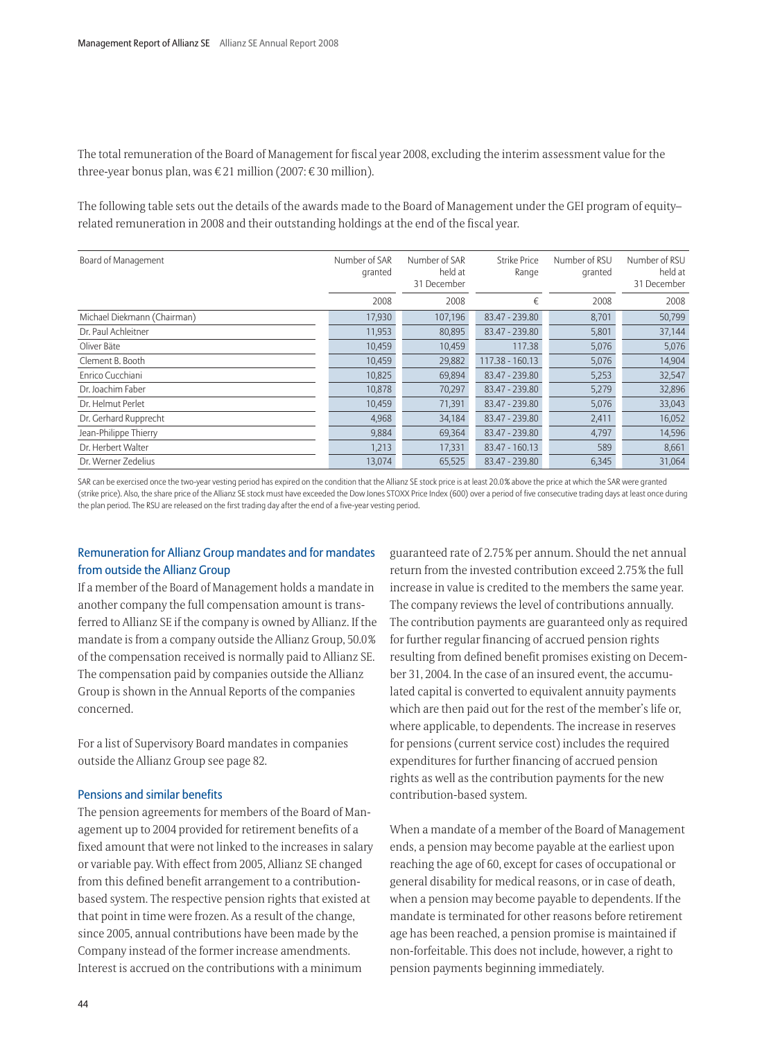The total remuneration of the Board of Management for fiscal year 2008, excluding the interim assessment value for the three-year bonus plan, was € 21 million (2007: € 30 million).

The following table sets out the details of the awards made to the Board of Management under the GEI program of equity–related remuneration in 2008 and their outstanding holdings at the end of the fiscal year.

| Board of Management | Number of SAR granted | Number of SAR held at 31 December | Strike Price Range | Number of RSU granted | Number of RSU held at 31 December |
|---|---|---|---|---|---|
| | 2008 | 2008 | € | 2008 | 2008 |
| Michael Diekmann (Chairman) | 17,930 | 107,196 | 83.47 - 239.80 | 8,701 | 50,799 |
| Dr. Paul Achleitner | 11,953 | 80,895 | 83.47 - 239.80 | 5,801 | 37,144 |
| Oliver Bäte | 10,459 | 10,459 | 117.38 | 5,076 | 5,076 |
| Clement B. Booth | 10,459 | 29,882 | 117.38 - 160.13 | 5,076 | 14,904 |
| Enrico Cucchiani | 10,825 | 69,894 | 83.47 - 239.80 | 5,253 | 32,547 |
| Dr. Joachim Faber | 10,878 | 70,297 | 83.47 - 239.80 | 5,279 | 32,896 |
| Dr. Helmut Perlet | 10,459 | 71,391 | 83.47 - 239.80 | 5,076 | 33,043 |
| Dr. Gerhard Rupprecht | 4,968 | 34,184 | 83.47 - 239.80 | 2,411 | 16,052 |
| Jean-Philippe Thierry | 9,884 | 69,364 | 83.47 - 239.80 | 4,797 | 14,596 |
| Dr. Herbert Walter | 1,213 | 17,331 | 83.47 - 160.13 | 589 | 8,661 |
| Dr. Werner Zedelius | 13,074 | 65,525 | 83.47 - 239.80 | 6,345 | 31,064 |

SAR can be exercised once the two-year vesting period has expired on the condition that the Allianz SE stock price is at least 20.0% above the price at which the SAR were granted (strike price). Also, the share price of the Allianz SE stock must have exceeded the Dow Jones STOXX Price Index (600) over a period of five consecutive trading days at least once during the plan period. The RSU are released on the first trading day after the end of a five-year vesting period.

### Remuneration for Allianz Group mandates and for mandates from outside the Allianz Group

If a member of the Board of Management holds a mandate in another company the full compensation amount is transferred to Allianz SE if the company is owned by Allianz. If the mandate is from a company outside the Allianz Group, 50.0% of the compensation received is normally paid to Allianz SE. The compensation paid by companies outside the Allianz Group is shown in the Annual Reports of the companies concerned.

For a list of Supervisory Board mandates in companies outside the Allianz Group see page 82.

### Pensions and similar benefits

The pension agreements for members of the Board of Management up to 2004 provided for retirement benefits of a fixed amount that were not linked to the increases in salary or variable pay. With effect from 2005, Allianz SE changed from this defined benefit arrangement to a contribution-based system. The respective pension rights that existed at that point in time were frozen. As a result of the change, since 2005, annual contributions have been made by the Company instead of the former increase amendments. Interest is accrued on the contributions with a minimum guaranteed rate of 2.75% per annum. Should the net annual return from the invested contribution exceed 2.75% the full increase in value is credited to the members the same year. The company reviews the level of contributions annually. The contribution payments are guaranteed only as required for further regular financing of accrued pension rights resulting from defined benefit promises existing on December 31, 2004. In the case of an insured event, the accumulated capital is converted to equivalent annuity payments which are then paid out for the rest of the member's life or, where applicable, to dependents. The increase in reserves for pensions (current service cost) includes the required expenditures for further financing of accrued pension rights as well as the contribution payments for the new contribution-based system.

When a mandate of a member of the Board of Management ends, a pension may become payable at the earliest upon reaching the age of 60, except for cases of occupational or general disability for medical reasons, or in case of death, when a pension may become payable to dependents. If the mandate is terminated for other reasons before retirement age has been reached, a pension promise is maintained if non-forfeitable. This does not include, however, a right to pension payments beginning immediately.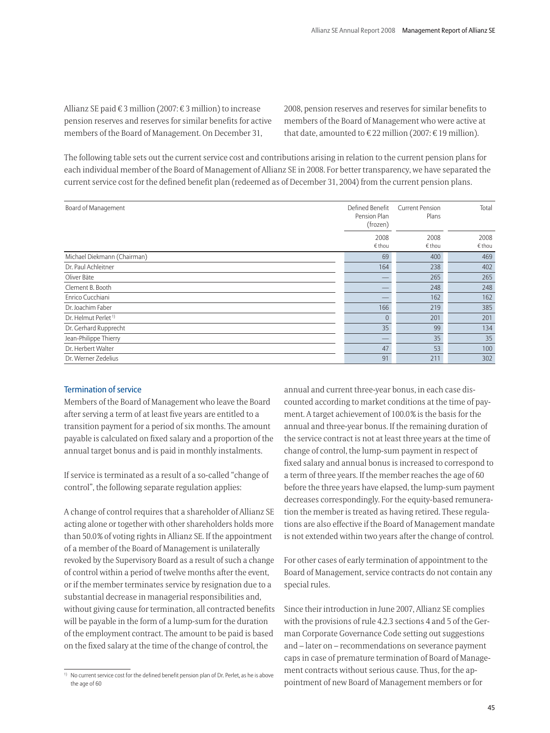Allianz SE paid € 3 million (2007: € 3 million) to increase pension reserves and reserves for similar benefits for active members of the Board of Management. On December 31, 2008, pension reserves and reserves for similar benefits to members of the Board of Management who were active at that date, amounted to € 22 million (2007: € 19 million).

The following table sets out the current service cost and contributions arising in relation to the current pension plans for each individual member of the Board of Management of Allianz SE in 2008. For better transparency, we have separated the current service cost for the defined benefit plan (redeemed as of December 31, 2004) from the current pension plans.

| Board of Management | Defined Benefit Pension Plan (frozen) | Current Pension Plans | Total |
|---|---|---|---|
| | 2008 € thou | 2008 € thou | 2008 € thou |
| Michael Diekmann (Chairman) | 69 | 400 | 469 |
| Dr. Paul Achleitner | 164 | 238 | 402 |
| Oliver Bäte | — | 265 | 265 |
| Clement B. Booth | — | 248 | 248 |
| Enrico Cucchiani | — | 162 | 162 |
| Dr. Joachim Faber | 166 | 219 | 385 |
| Dr. Helmut Perlet [1] | 0 | 201 | 201 |
| Dr. Gerhard Rupprecht | 35 | 99 | 134 |
| Jean-Philippe Thierry | — | 35 | 35 |
| Dr. Herbert Walter | 47 | 53 | 100 |
| Dr. Werner Zedelius | 91 | 211 | 302 |

[1] No current service cost for the defined benefit pension plan of Dr. Perlet, as he is above the age of 60

### Termination of service

Members of the Board of Management who leave the Board after serving a term of at least five years are entitled to a transition payment for a period of six months. The amount payable is calculated on fixed salary and a proportion of the annual target bonus and is paid in monthly instalments.

If service is terminated as a result of a so-called "change of control", the following separate regulation applies:

A change of control requires that a shareholder of Allianz SE acting alone or together with other shareholders holds more than 50.0% of voting rights in Allianz SE. If the appointment of a member of the Board of Management is unilaterally revoked by the Supervisory Board as a result of such a change of control within a period of twelve months after the event, or if the member terminates service by resignation due to a substantial decrease in managerial responsibilities and, without giving cause for termination, all contracted benefits will be payable in the form of a lump-sum for the duration of the employment contract. The amount to be paid is based on the fixed salary at the time of the change of control, the annual and current three-year bonus, in each case discounted according to market conditions at the time of payment. A target achievement of 100.0% is the basis for the annual and three-year bonus. If the remaining duration of the service contract is not at least three years at the time of change of control, the lump-sum payment in respect of fixed salary and annual bonus is increased to correspond to a term of three years. If the member reaches the age of 60 before the three years have elapsed, the lump-sum payment decreases correspondingly. For the equity-based remuneration the member is treated as having retired. These regulations are also effective if the Board of Management mandate is not extended within two years after the change of control.

For other cases of early termination of appointment to the Board of Management, service contracts do not contain any special rules.

Since their introduction in June 2007, Allianz SE complies with the provisions of rule 4.2.3 sections 4 and 5 of the German Corporate Governance Code setting out suggestions and – later on – recommendations on severance payment caps in case of premature termination of Board of Management contracts without serious cause. Thus, for the appointment of new Board of Management members or for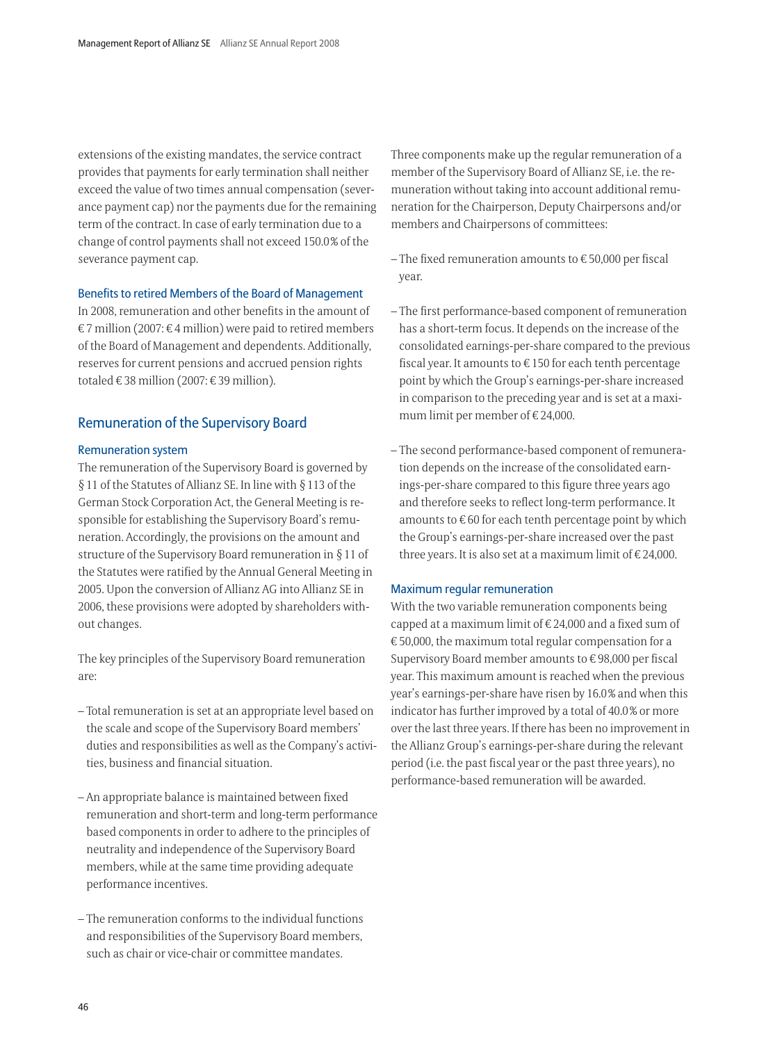extensions of the existing mandates, the service contract provides that payments for early termination shall neither exceed the value of two times annual compensation (severance payment cap) nor the payments due for the remaining term of the contract. In case of early termination due to a change of control payments shall not exceed 150.0% of the severance payment cap.

#### Benefits to retired Members of the Board of Management

In 2008, remuneration and other benefits in the amount of € 7 million (2007: € 4 million) were paid to retired members of the Board of Management and dependents. Additionally, reserves for current pensions and accrued pension rights totaled € 38 million (2007: € 39 million).

### Remuneration of the Supervisory Board

#### Remuneration system

The remuneration of the Supervisory Board is governed by § 11 of the Statutes of Allianz SE. In line with § 113 of the German Stock Corporation Act, the General Meeting is responsible for establishing the Supervisory Board's remuneration. Accordingly, the provisions on the amount and structure of the Supervisory Board remuneration in § 11 of the Statutes were ratified by the Annual General Meeting in 2005. Upon the conversion of Allianz AG into Allianz SE in 2006, these provisions were adopted by shareholders without changes.

The key principles of the Supervisory Board remuneration are:

- Total remuneration is set at an appropriate level based on the scale and scope of the Supervisory Board members' duties and responsibilities as well as the Company's activities, business and financial situation.
- An appropriate balance is maintained between fixed remuneration and short-term and long-term performance based components in order to adhere to the principles of neutrality and independence of the Supervisory Board members, while at the same time providing adequate performance incentives.
- The remuneration conforms to the individual functions and responsibilities of the Supervisory Board members, such as chair or vice-chair or committee mandates.

Three components make up the regular remuneration of a member of the Supervisory Board of Allianz SE, i.e. the remuneration without taking into account additional remuneration for the Chairperson, Deputy Chairpersons and/or members and Chairpersons of committees:

- The fixed remuneration amounts to € 50,000 per fiscal year.
- The first performance-based component of remuneration has a short-term focus. It depends on the increase of the consolidated earnings-per-share compared to the previous fiscal year. It amounts to € 150 for each tenth percentage point by which the Group's earnings-per-share increased in comparison to the preceding year and is set at a maximum limit per member of € 24,000.
- The second performance-based component of remuneration depends on the increase of the consolidated earnings-per-share compared to this figure three years ago and therefore seeks to reflect long-term performance. It amounts to € 60 for each tenth percentage point by which the Group's earnings-per-share increased over the past three years. It is also set at a maximum limit of € 24,000.

#### Maximum regular remuneration

With the two variable remuneration components being capped at a maximum limit of € 24,000 and a fixed sum of € 50,000, the maximum total regular compensation for a Supervisory Board member amounts to € 98,000 per fiscal year. This maximum amount is reached when the previous year's earnings-per-share have risen by 16.0% and when this indicator has further improved by a total of 40.0% or more over the last three years. If there has been no improvement in the Allianz Group's earnings-per-share during the relevant period (i.e. the past fiscal year or the past three years), no performance-based remuneration will be awarded.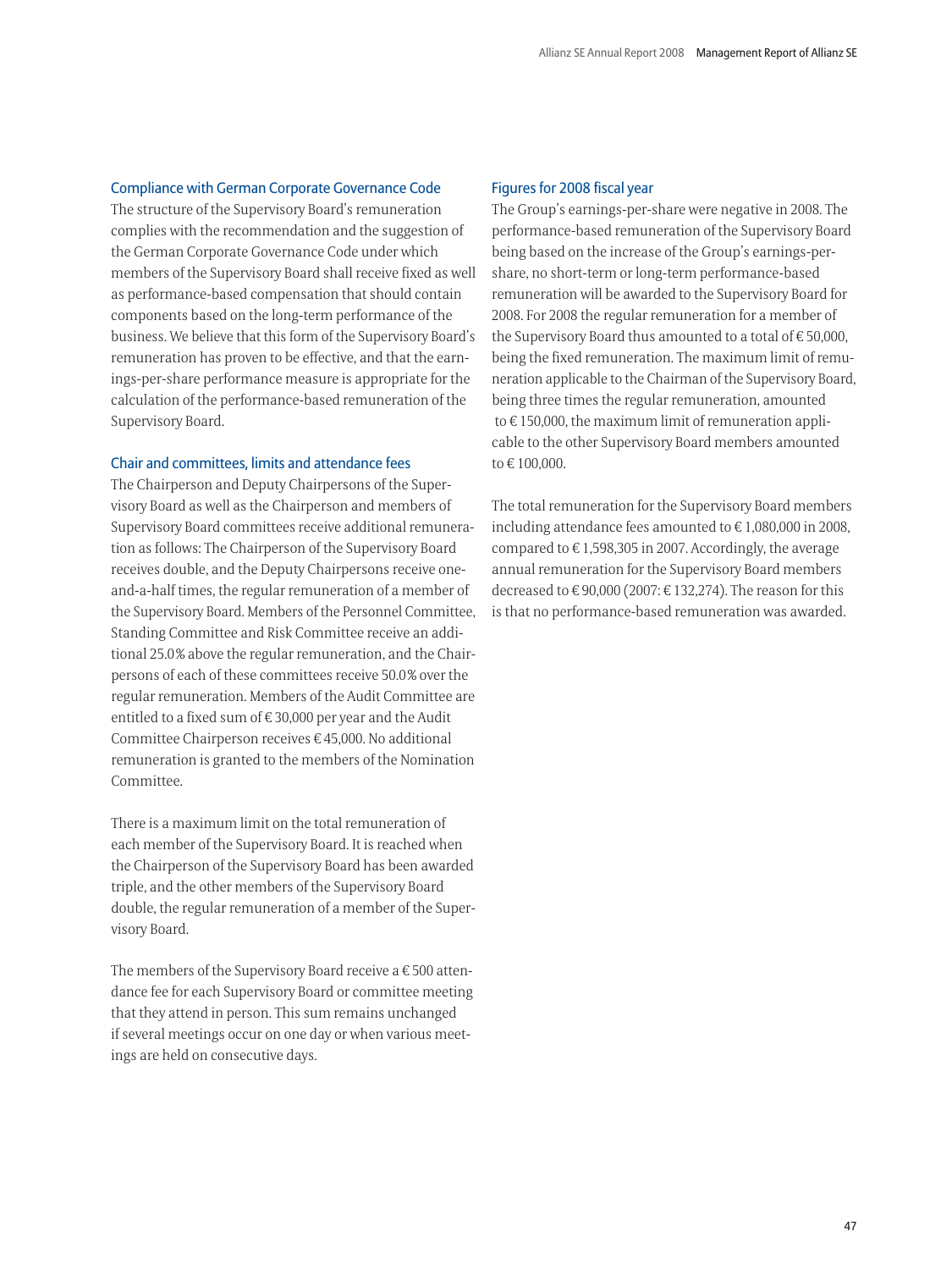### Compliance with German Corporate Governance Code

The structure of the Supervisory Board's remuneration complies with the recommendation and the suggestion of the German Corporate Governance Code under which members of the Supervisory Board shall receive fixed as well as performance-based compensation that should contain components based on the long-term performance of the business. We believe that this form of the Supervisory Board's remuneration has proven to be effective, and that the earnings-per-share performance measure is appropriate for the calculation of the performance-based remuneration of the Supervisory Board.

### Chair and committees, limits and attendance fees

The Chairperson and Deputy Chairpersons of the Supervisory Board as well as the Chairperson and members of Supervisory Board committees receive additional remuneration as follows: The Chairperson of the Supervisory Board receives double, and the Deputy Chairpersons receive one-and-a-half times, the regular remuneration of a member of the Supervisory Board. Members of the Personnel Committee, Standing Committee and Risk Committee receive an additional 25.0% above the regular remuneration, and the Chairpersons of each of these committees receive 50.0% over the regular remuneration. Members of the Audit Committee are entitled to a fixed sum of € 30,000 per year and the Audit Committee Chairperson receives € 45,000. No additional remuneration is granted to the members of the Nomination Committee.

There is a maximum limit on the total remuneration of each member of the Supervisory Board. It is reached when the Chairperson of the Supervisory Board has been awarded triple, and the other members of the Supervisory Board double, the regular remuneration of a member of the Supervisory Board.

The members of the Supervisory Board receive a € 500 attendance fee for each Supervisory Board or committee meeting that they attend in person. This sum remains unchanged if several meetings occur on one day or when various meetings are held on consecutive days.

### Figures for 2008 fiscal year

The Group's earnings-per-share were negative in 2008. The performance-based remuneration of the Supervisory Board being based on the increase of the Group's earnings-per-share, no short-term or long-term performance-based remuneration will be awarded to the Supervisory Board for 2008. For 2008 the regular remuneration for a member of the Supervisory Board thus amounted to a total of € 50,000, being the fixed remuneration. The maximum limit of remuneration applicable to the Chairman of the Supervisory Board, being three times the regular remuneration, amounted to € 150,000, the maximum limit of remuneration applicable to the other Supervisory Board members amounted to € 100,000.

The total remuneration for the Supervisory Board members including attendance fees amounted to € 1,080,000 in 2008, compared to € 1,598,305 in 2007. Accordingly, the average annual remuneration for the Supervisory Board members decreased to € 90,000 (2007: € 132,274). The reason for this is that no performance-based remuneration was awarded.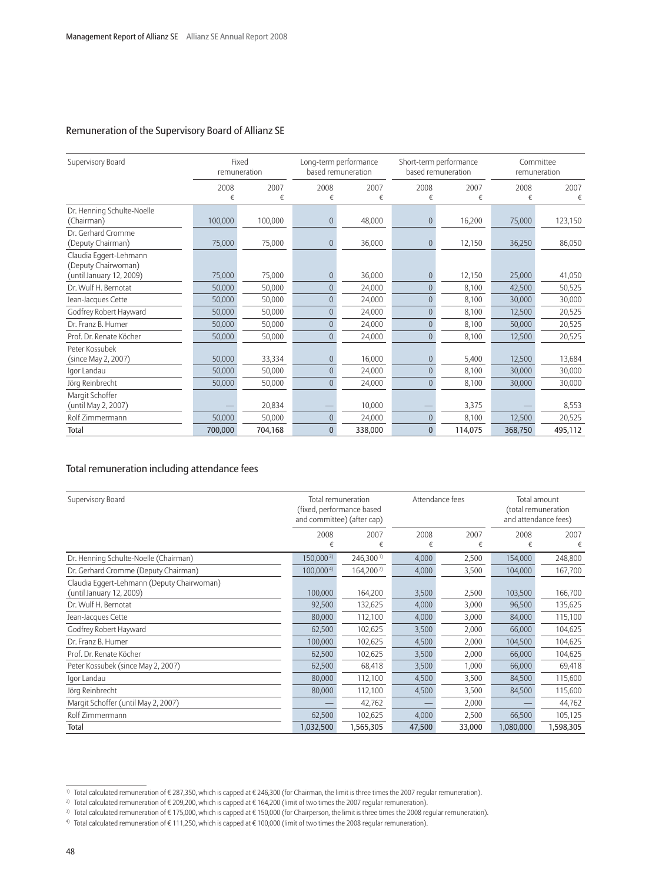## Remuneration of the Supervisory Board of Allianz SE

| Supervisory Board | Fixed remuneration | | Long-term performance based remuneration | | Short-term performance based remuneration | | Committee remuneration | |
|---|---|---|---|---|---|---|---|---|
| | 2008 € | 2007 € | 2008 € | 2007 € | 2008 € | 2007 € | 2008 € | 2007 € |
| Dr. Henning Schulte-Noelle (Chairman) | 100,000 | 100,000 | 0 | 48,000 | 0 | 16,200 | 75,000 | 123,150 |
| Dr. Gerhard Cromme (Deputy Chairman) | 75,000 | 75,000 | 0 | 36,000 | 0 | 12,150 | 36,250 | 86,050 |
| Claudia Eggert-Lehmann (Deputy Chairwoman) (until January 12, 2009) | 75,000 | 75,000 | 0 | 36,000 | 0 | 12,150 | 25,000 | 41,050 |
| Dr. Wulf H. Bernotat | 50,000 | 50,000 | 0 | 24,000 | 0 | 8,100 | 42,500 | 50,525 |
| Jean-Jacques Cette | 50,000 | 50,000 | 0 | 24,000 | 0 | 8,100 | 30,000 | 30,000 |
| Godfrey Robert Hayward | 50,000 | 50,000 | 0 | 24,000 | 0 | 8,100 | 12,500 | 20,525 |
| Dr. Franz B. Humer | 50,000 | 50,000 | 0 | 24,000 | 0 | 8,100 | 50,000 | 20,525 |
| Prof. Dr. Renate Köcher | 50,000 | 50,000 | 0 | 24,000 | 0 | 8,100 | 12,500 | 20,525 |
| Peter Kossubek (since May 2, 2007) | 50,000 | 33,334 | 0 | 16,000 | 0 | 5,400 | 12,500 | 13,684 |
| Igor Landau | 50,000 | 50,000 | 0 | 24,000 | 0 | 8,100 | 30,000 | 30,000 |
| Jörg Reinbrecht | 50,000 | 50,000 | 0 | 24,000 | 0 | 8,100 | 30,000 | 30,000 |
| Margit Schoffer (until May 2, 2007) | — | 20,834 | — | 10,000 | — | 3,375 | — | 8,553 |
| Rolf Zimmermann | 50,000 | 50,000 | 0 | 24,000 | 0 | 8,100 | 12,500 | 20,525 |
| Total | 700,000 | 704,168 | 0 | 338,000 | 0 | 114,075 | 368,750 | 495,112 |

## Total remuneration including attendance fees

| Supervisory Board | Total remuneration (fixed, performance based and committee) (after cap) | | Attendance fees | | Total amount (total remuneration and attendance fees) | |
|---|---|---|---|---|---|---|
| | 2008 € | 2007 € | 2008 € | 2007 € | 2008 € | 2007 € |
| Dr. Henning Schulte-Noelle (Chairman) | 150,000[3)] | 246,300[1)] | 4,000 | 2,500 | 154,000 | 248,800 |
| Dr. Gerhard Cromme (Deputy Chairman) | 100,000[4)] | 164,200[2)] | 4,000 | 3,500 | 104,000 | 167,700 |
| Claudia Eggert-Lehmann (Deputy Chairwoman) (until January 12, 2009) | 100,000 | 164,200 | 3,500 | 2,500 | 103,500 | 166,700 |
| Dr. Wulf H. Bernotat | 92,500 | 132,625 | 4,000 | 3,000 | 96,500 | 135,625 |
| Jean-Jacques Cette | 80,000 | 112,100 | 4,000 | 3,000 | 84,000 | 115,100 |
| Godfrey Robert Hayward | 62,500 | 102,625 | 3,500 | 2,000 | 66,000 | 104,625 |
| Dr. Franz B. Humer | 100,000 | 102,625 | 4,500 | 2,000 | 104,500 | 104,625 |
| Prof. Dr. Renate Köcher | 62,500 | 102,625 | 3,500 | 2,000 | 66,000 | 104,625 |
| Peter Kossubek (since May 2, 2007) | 62,500 | 68,418 | 3,500 | 1,000 | 66,000 | 69,418 |
| Igor Landau | 80,000 | 112,100 | 4,500 | 3,500 | 84,500 | 115,600 |
| Jörg Reinbrecht | 80,000 | 112,100 | 4,500 | 3,500 | 84,500 | 115,600 |
| Margit Schoffer (until May 2, 2007) | — | 42,762 | — | 2,000 | — | 44,762 |
| Rolf Zimmermann | 62,500 | 102,625 | 4,000 | 2,500 | 66,500 | 105,125 |
| Total | 1,032,500 | 1,565,305 | 47,500 | 33,000 | 1,080,000 | 1,598,305 |

1) Total calculated remuneration of € 287,350, which is capped at € 246,300 (for Chairman, the limit is three times the 2007 regular remuneration).

2) Total calculated remuneration of € 209,200, which is capped at € 164,200 (limit of two times the 2007 regular remuneration).

3) Total calculated remuneration of € 175,000, which is capped at € 150,000 (for Chairperson, the limit is three times the 2008 regular remuneration).

4) Total calculated remuneration of € 111,250, which is capped at € 100,000 (limit of two times the 2008 regular remuneration).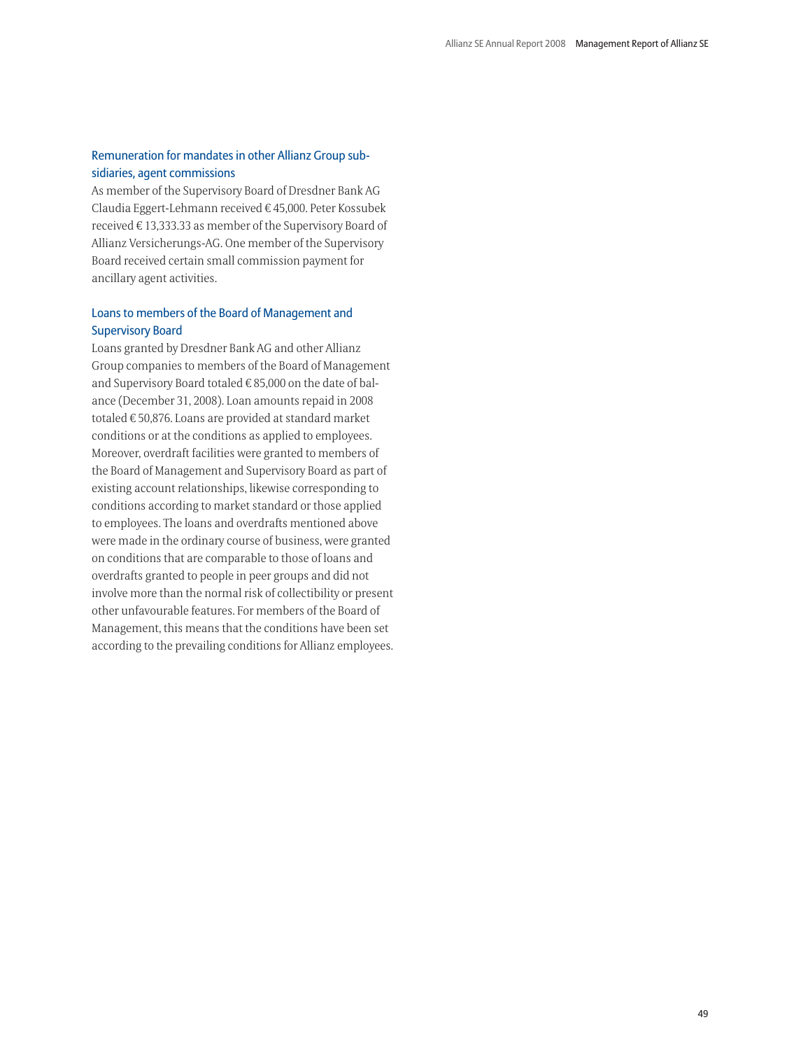### Remuneration for mandates in other Allianz Group subsidiaries, agent commissions

As member of the Supervisory Board of Dresdner Bank AG Claudia Eggert-Lehmann received € 45,000. Peter Kossubek received € 13,333.33 as member of the Supervisory Board of Allianz Versicherungs-AG. One member of the Supervisory Board received certain small commission payment for ancillary agent activities.

### Loans to members of the Board of Management and Supervisory Board

Loans granted by Dresdner Bank AG and other Allianz Group companies to members of the Board of Management and Supervisory Board totaled € 85,000 on the date of balance (December 31, 2008). Loan amounts repaid in 2008 totaled € 50,876. Loans are provided at standard market conditions or at the conditions as applied to employees. Moreover, overdraft facilities were granted to members of the Board of Management and Supervisory Board as part of existing account relationships, likewise corresponding to conditions according to market standard or those applied to employees. The loans and overdrafts mentioned above were made in the ordinary course of business, were granted on conditions that are comparable to those of loans and overdrafts granted to people in peer groups and did not involve more than the normal risk of collectibility or present other unfavourable features. For members of the Board of Management, this means that the conditions have been set according to the prevailing conditions for Allianz employees.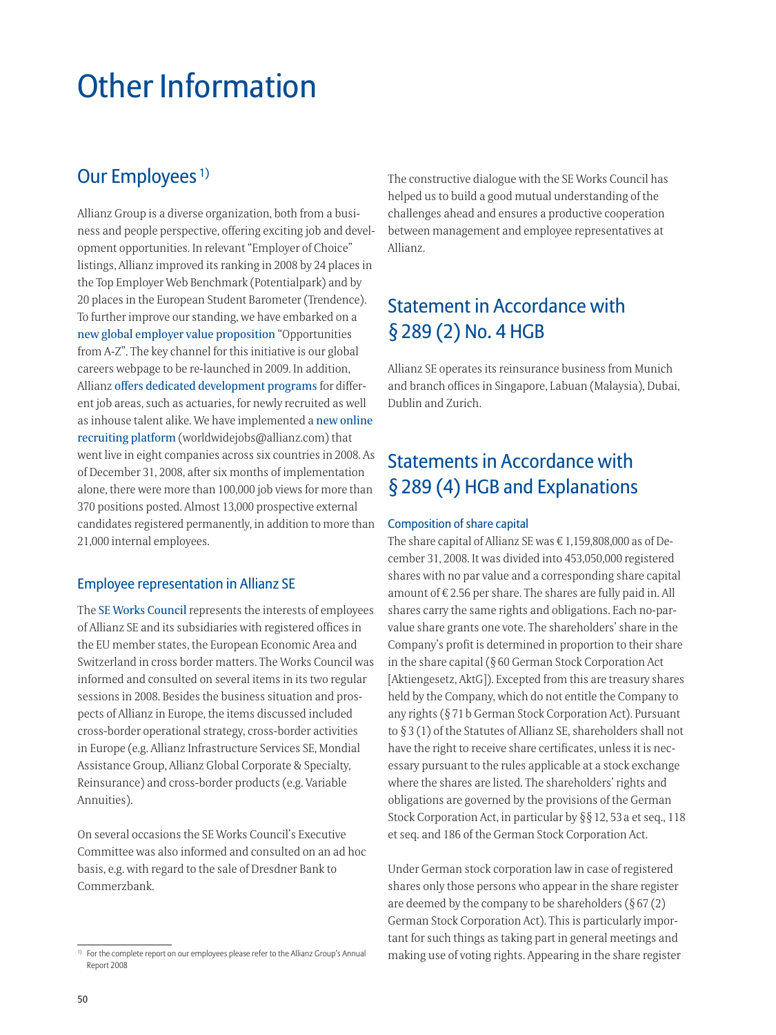# Other Information

## Our Employees [1)]

Allianz Group is a diverse organization, both from a business and people perspective, offering exciting job and development opportunities. In relevant "Employer of Choice" listings, Allianz improved its ranking in 2008 by 24 places in the Top Employer Web Benchmark (Potentialpark) and by 20 places in the European Student Barometer (Trendence). To further improve our standing, we have embarked on a new global employer value proposition "Opportunities from A-Z". The key channel for this initiative is our global careers webpage to be re-launched in 2009. In addition, Allianz offers dedicated development programs for different job areas, such as actuaries, for newly recruited as well as inhouse talent alike. We have implemented a new online recruiting platform (worldwidejobs@allianz.com) that went live in eight companies across six countries in 2008. As of December 31, 2008, after six months of implementation alone, there were more than 100,000 job views for more than 370 positions posted. Almost 13,000 prospective external candidates registered permanently, in addition to more than 21,000 internal employees.

### Employee representation in Allianz SE

The SE Works Council represents the interests of employees of Allianz SE and its subsidiaries with registered offices in the EU member states, the European Economic Area and Switzerland in cross border matters. The Works Council was informed and consulted on several items in its two regular sessions in 2008. Besides the business situation and prospects of Allianz in Europe, the items discussed included cross-border operational strategy, cross-border activities in Europe (e.g. Allianz Infrastructure Services SE, Mondial Assistance Group, Allianz Global Corporate & Specialty, Reinsurance) and cross-border products (e.g. Variable Annuities).

On several occasions the SE Works Council's Executive Committee was also informed and consulted on an ad hoc basis, e.g. with regard to the sale of Dresdner Bank to Commerzbank.

The constructive dialogue with the SE Works Council has helped us to build a good mutual understanding of the challenges ahead and ensures a productive cooperation between management and employee representatives at Allianz.

## Statement in Accordance with § 289 (2) No. 4 HGB

Allianz SE operates its reinsurance business from Munich and branch offices in Singapore, Labuan (Malaysia), Dubai, Dublin and Zurich.

## Statements in Accordance with § 289 (4) HGB and Explanations

### Composition of share capital

The share capital of Allianz SE was € 1,159,808,000 as of December 31, 2008. It was divided into 453,050,000 registered shares with no par value and a corresponding share capital amount of € 2.56 per share. The shares are fully paid in. All shares carry the same rights and obligations. Each no-par-value share grants one vote. The shareholders' share in the Company's profit is determined in proportion to their share in the share capital (§ 60 German Stock Corporation Act [Aktiengesetz, AktG]). Excepted from this are treasury shares held by the Company, which do not entitle the Company to any rights (§ 71 b German Stock Corporation Act). Pursuant to § 3 (1) of the Statutes of Allianz SE, shareholders shall not have the right to receive share certificates, unless it is necessary pursuant to the rules applicable at a stock exchange where the shares are listed. The shareholders' rights and obligations are governed by the provisions of the German Stock Corporation Act, in particular by §§ 12, 53 a et seq., 118 et seq. and 186 of the German Stock Corporation Act.

Under German stock corporation law in case of registered shares only those persons who appear in the share register are deemed by the company to be shareholders (§ 67 (2) German Stock Corporation Act). This is particularly important for such things as taking part in general meetings and making use of voting rights. Appearing in the share register

[1)] For the complete report on our employees please refer to the Allianz Group's Annual Report 2008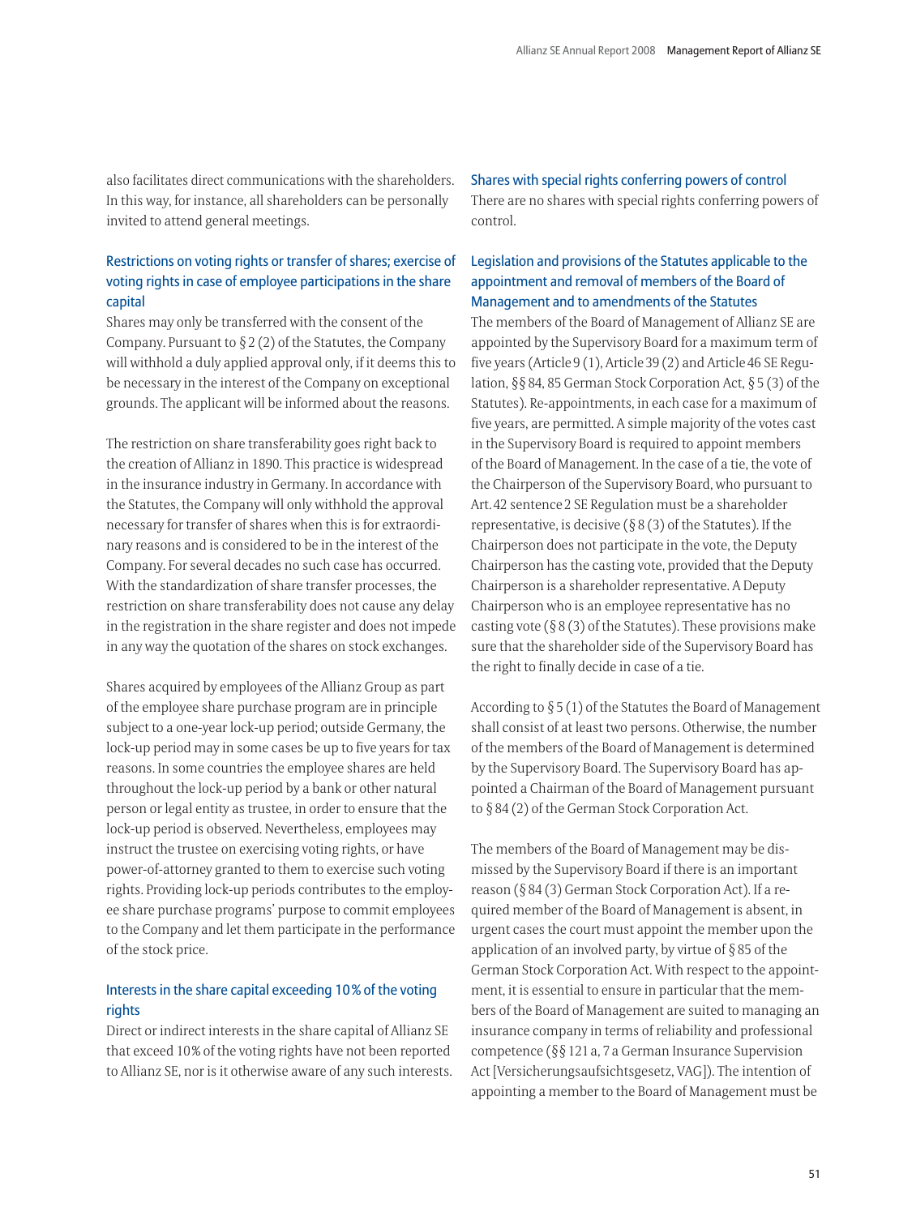also facilitates direct communications with the shareholders. In this way, for instance, all shareholders can be personally invited to attend general meetings.

### Restrictions on voting rights or transfer of shares; exercise of voting rights in case of employee participations in the share capital

Shares may only be transferred with the consent of the Company. Pursuant to § 2 (2) of the Statutes, the Company will withhold a duly applied approval only, if it deems this to be necessary in the interest of the Company on exceptional grounds. The applicant will be informed about the reasons.

The restriction on share transferability goes right back to the creation of Allianz in 1890. This practice is widespread in the insurance industry in Germany. In accordance with the Statutes, the Company will only withhold the approval necessary for transfer of shares when this is for extraordinary reasons and is considered to be in the interest of the Company. For several decades no such case has occurred. With the standardization of share transfer processes, the restriction on share transferability does not cause any delay in the registration in the share register and does not impede in any way the quotation of the shares on stock exchanges.

Shares acquired by employees of the Allianz Group as part of the employee share purchase program are in principle subject to a one-year lock-up period; outside Germany, the lock-up period may in some cases be up to five years for tax reasons. In some countries the employee shares are held throughout the lock-up period by a bank or other natural person or legal entity as trustee, in order to ensure that the lock-up period is observed. Nevertheless, employees may instruct the trustee on exercising voting rights, or have power-of-attorney granted to them to exercise such voting rights. Providing lock-up periods contributes to the employee share purchase programs' purpose to commit employees to the Company and let them participate in the performance of the stock price.

### Interests in the share capital exceeding 10% of the voting rights

Direct or indirect interests in the share capital of Allianz SE that exceed 10% of the voting rights have not been reported to Allianz SE, nor is it otherwise aware of any such interests.

### Shares with special rights conferring powers of control

There are no shares with special rights conferring powers of control.

### Legislation and provisions of the Statutes applicable to the appointment and removal of members of the Board of Management and to amendments of the Statutes

The members of the Board of Management of Allianz SE are appointed by the Supervisory Board for a maximum term of five years (Article 9 (1), Article 39 (2) and Article 46 SE Regulation, §§ 84, 85 German Stock Corporation Act, § 5 (3) of the Statutes). Re-appointments, in each case for a maximum of five years, are permitted. A simple majority of the votes cast in the Supervisory Board is required to appoint members of the Board of Management. In the case of a tie, the vote of the Chairperson of the Supervisory Board, who pursuant to Art. 42 sentence 2 SE Regulation must be a shareholder representative, is decisive (§ 8 (3) of the Statutes). If the Chairperson does not participate in the vote, the Deputy Chairperson has the casting vote, provided that the Deputy Chairperson is a shareholder representative. A Deputy Chairperson who is an employee representative has no casting vote (§ 8 (3) of the Statutes). These provisions make sure that the shareholder side of the Supervisory Board has the right to finally decide in case of a tie.

According to § 5 (1) of the Statutes the Board of Management shall consist of at least two persons. Otherwise, the number of the members of the Board of Management is determined by the Supervisory Board. The Supervisory Board has appointed a Chairman of the Board of Management pursuant to § 84 (2) of the German Stock Corporation Act.

The members of the Board of Management may be dismissed by the Supervisory Board if there is an important reason (§ 84 (3) German Stock Corporation Act). If a required member of the Board of Management is absent, in urgent cases the court must appoint the member upon the application of an involved party, by virtue of § 85 of the German Stock Corporation Act. With respect to the appointment, it is essential to ensure in particular that the members of the Board of Management are suited to managing an insurance company in terms of reliability and professional competence (§§ 121 a, 7 a German Insurance Supervision Act [Versicherungsaufsichtsgesetz, VAG]). The intention of appointing a member to the Board of Management must be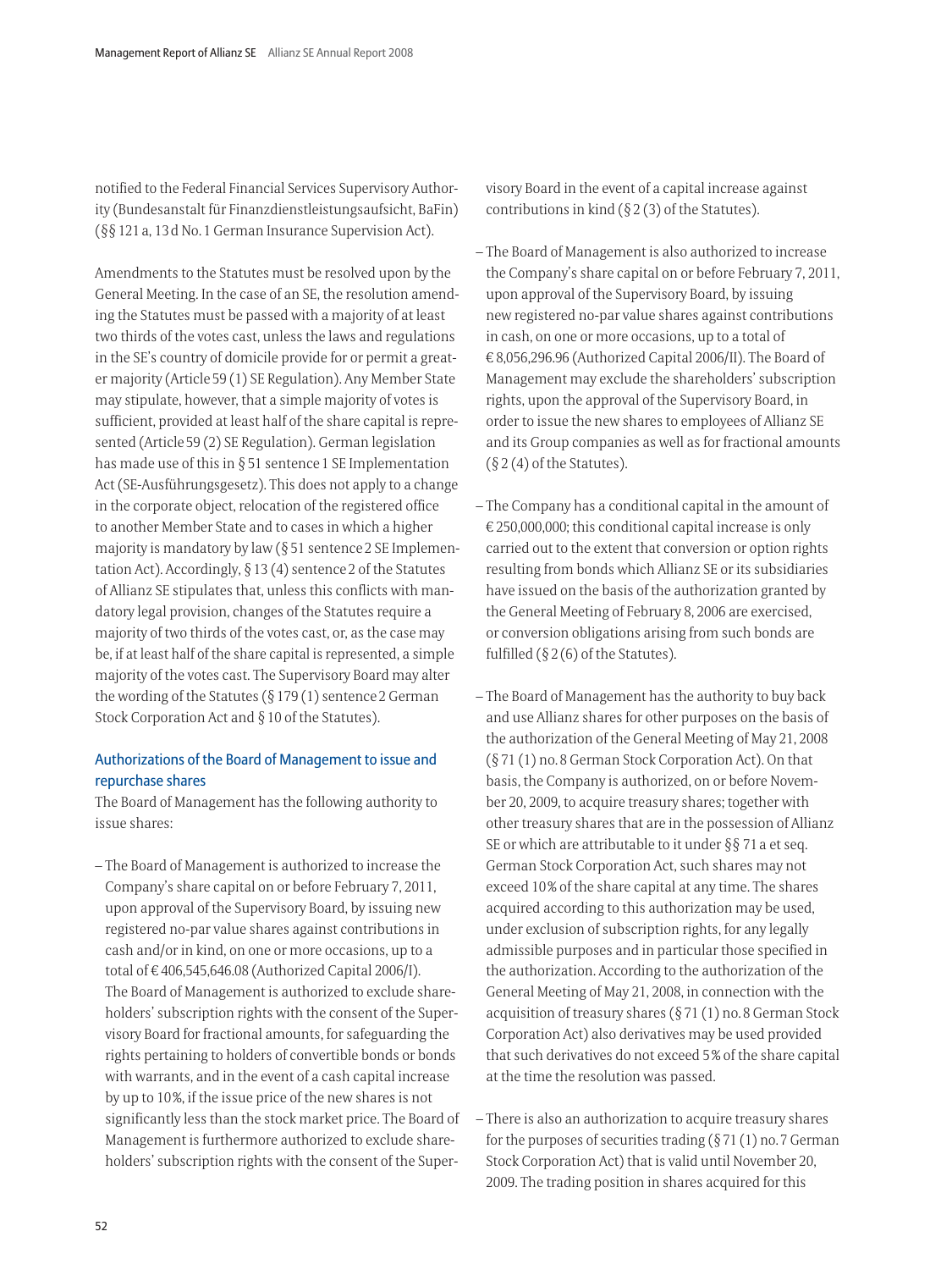notified to the Federal Financial Services Supervisory Authority (Bundesanstalt für Finanzdienstleistungsaufsicht, BaFin) (§§ 121 a, 13 d No. 1 German Insurance Supervision Act).

Amendments to the Statutes must be resolved upon by the General Meeting. In the case of an SE, the resolution amending the Statutes must be passed with a majority of at least two thirds of the votes cast, unless the laws and regulations in the SE's country of domicile provide for or permit a greater majority (Article 59 (1) SE Regulation). Any Member State may stipulate, however, that a simple majority of votes is sufficient, provided at least half of the share capital is represented (Article 59 (2) SE Regulation). German legislation has made use of this in § 51 sentence 1 SE Implementation Act (SE-Ausführungsgesetz). This does not apply to a change in the corporate object, relocation of the registered office to another Member State and to cases in which a higher majority is mandatory by law (§ 51 sentence 2 SE Implementation Act). Accordingly, § 13 (4) sentence 2 of the Statutes of Allianz SE stipulates that, unless this conflicts with mandatory legal provision, changes of the Statutes require a majority of two thirds of the votes cast, or, as the case may be, if at least half of the share capital is represented, a simple majority of the votes cast. The Supervisory Board may alter the wording of the Statutes (§ 179 (1) sentence 2 German Stock Corporation Act and § 10 of the Statutes).

### Authorizations of the Board of Management to issue and repurchase shares

The Board of Management has the following authority to issue shares:

- The Board of Management is authorized to increase the Company's share capital on or before February 7, 2011, upon approval of the Supervisory Board, by issuing new registered no-par value shares against contributions in cash and/or in kind, on one or more occasions, up to a total of € 406,545,646.08 (Authorized Capital 2006/I). The Board of Management is authorized to exclude shareholders' subscription rights with the consent of the Supervisory Board for fractional amounts, for safeguarding the rights pertaining to holders of convertible bonds or bonds with warrants, and in the event of a cash capital increase by up to 10 %, if the issue price of the new shares is not significantly less than the stock market price. The Board of Management is furthermore authorized to exclude shareholders' subscription rights with the consent of the Supervisory Board in the event of a capital increase against contributions in kind (§ 2 (3) of the Statutes).
- The Board of Management is also authorized to increase the Company's share capital on or before February 7, 2011, upon approval of the Supervisory Board, by issuing new registered no-par value shares against contributions in cash, on one or more occasions, up to a total of € 8,056,296.96 (Authorized Capital 2006/II). The Board of Management may exclude the shareholders' subscription rights, upon the approval of the Supervisory Board, in order to issue the new shares to employees of Allianz SE and its Group companies as well as for fractional amounts (§ 2 (4) of the Statutes).
- The Company has a conditional capital in the amount of € 250,000,000; this conditional capital increase is only carried out to the extent that conversion or option rights resulting from bonds which Allianz SE or its subsidiaries have issued on the basis of the authorization granted by the General Meeting of February 8, 2006 are exercised, or conversion obligations arising from such bonds are fulfilled (§ 2 (6) of the Statutes).
- The Board of Management has the authority to buy back and use Allianz shares for other purposes on the basis of the authorization of the General Meeting of May 21, 2008 (§ 71 (1) no. 8 German Stock Corporation Act). On that basis, the Company is authorized, on or before November 20, 2009, to acquire treasury shares; together with other treasury shares that are in the possession of Allianz SE or which are attributable to it under §§ 71 a et seq. German Stock Corporation Act, such shares may not exceed 10 % of the share capital at any time. The shares acquired according to this authorization may be used, under exclusion of subscription rights, for any legally admissible purposes and in particular those specified in the authorization. According to the authorization of the General Meeting of May 21, 2008, in connection with the acquisition of treasury shares (§ 71 (1) no. 8 German Stock Corporation Act) also derivatives may be used provided that such derivatives do not exceed 5 % of the share capital at the time the resolution was passed.
- There is also an authorization to acquire treasury shares for the purposes of securities trading (§ 71 (1) no. 7 German Stock Corporation Act) that is valid until November 20, 2009. The trading position in shares acquired for this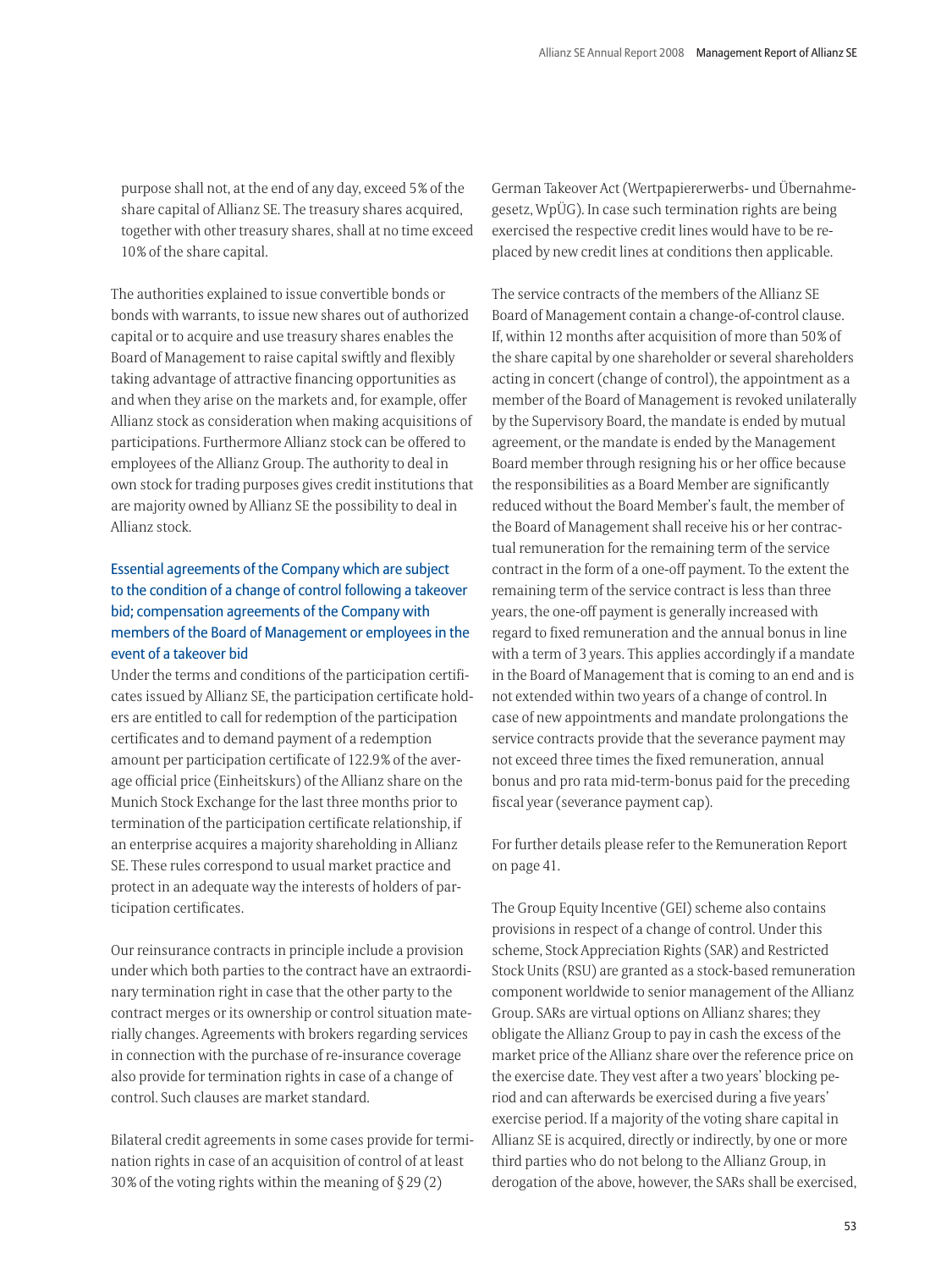purpose shall not, at the end of any day, exceed 5% of the share capital of Allianz SE. The treasury shares acquired, together with other treasury shares, shall at no time exceed 10% of the share capital.

The authorities explained to issue convertible bonds or bonds with warrants, to issue new shares out of authorized capital or to acquire and use treasury shares enables the Board of Management to raise capital swiftly and flexibly taking advantage of attractive financing opportunities as and when they arise on the markets and, for example, offer Allianz stock as consideration when making acquisitions of participations. Furthermore Allianz stock can be offered to employees of the Allianz Group. The authority to deal in own stock for trading purposes gives credit institutions that are majority owned by Allianz SE the possibility to deal in Allianz stock.

### Essential agreements of the Company which are subject to the condition of a change of control following a takeover bid; compensation agreements of the Company with members of the Board of Management or employees in the event of a takeover bid

Under the terms and conditions of the participation certificates issued by Allianz SE, the participation certificate holders are entitled to call for redemption of the participation certificates and to demand payment of a redemption amount per participation certificate of 122.9% of the average official price (Einheitskurs) of the Allianz share on the Munich Stock Exchange for the last three months prior to termination of the participation certificate relationship, if an enterprise acquires a majority shareholding in Allianz SE. These rules correspond to usual market practice and protect in an adequate way the interests of holders of participation certificates.

Our reinsurance contracts in principle include a provision under which both parties to the contract have an extraordinary termination right in case that the other party to the contract merges or its ownership or control situation materially changes. Agreements with brokers regarding services in connection with the purchase of re-insurance coverage also provide for termination rights in case of a change of control. Such clauses are market standard.

Bilateral credit agreements in some cases provide for termination rights in case of an acquisition of control of at least 30% of the voting rights within the meaning of § 29 (2) German Takeover Act (Wertpapiererwerbs- und Übernahmegesetz, WpÜG). In case such termination rights are being exercised the respective credit lines would have to be replaced by new credit lines at conditions then applicable.

The service contracts of the members of the Allianz SE Board of Management contain a change-of-control clause. If, within 12 months after acquisition of more than 50% of the share capital by one shareholder or several shareholders acting in concert (change of control), the appointment as a member of the Board of Management is revoked unilaterally by the Supervisory Board, the mandate is ended by mutual agreement, or the mandate is ended by the Management Board member through resigning his or her office because the responsibilities as a Board Member are significantly reduced without the Board Member's fault, the member of the Board of Management shall receive his or her contractual remuneration for the remaining term of the service contract in the form of a one-off payment. To the extent the remaining term of the service contract is less than three years, the one-off payment is generally increased with regard to fixed remuneration and the annual bonus in line with a term of 3 years. This applies accordingly if a mandate in the Board of Management that is coming to an end and is not extended within two years of a change of control. In case of new appointments and mandate prolongations the service contracts provide that the severance payment may not exceed three times the fixed remuneration, annual bonus and pro rata mid-term-bonus paid for the preceding fiscal year (severance payment cap).

For further details please refer to the Remuneration Report on page 41.

The Group Equity Incentive (GEI) scheme also contains provisions in respect of a change of control. Under this scheme, Stock Appreciation Rights (SAR) and Restricted Stock Units (RSU) are granted as a stock-based remuneration component worldwide to senior management of the Allianz Group. SARs are virtual options on Allianz shares; they obligate the Allianz Group to pay in cash the excess of the market price of the Allianz share over the reference price on the exercise date. They vest after a two years' blocking period and can afterwards be exercised during a five years' exercise period. If a majority of the voting share capital in Allianz SE is acquired, directly or indirectly, by one or more third parties who do not belong to the Allianz Group, in derogation of the above, however, the SARs shall be exercised,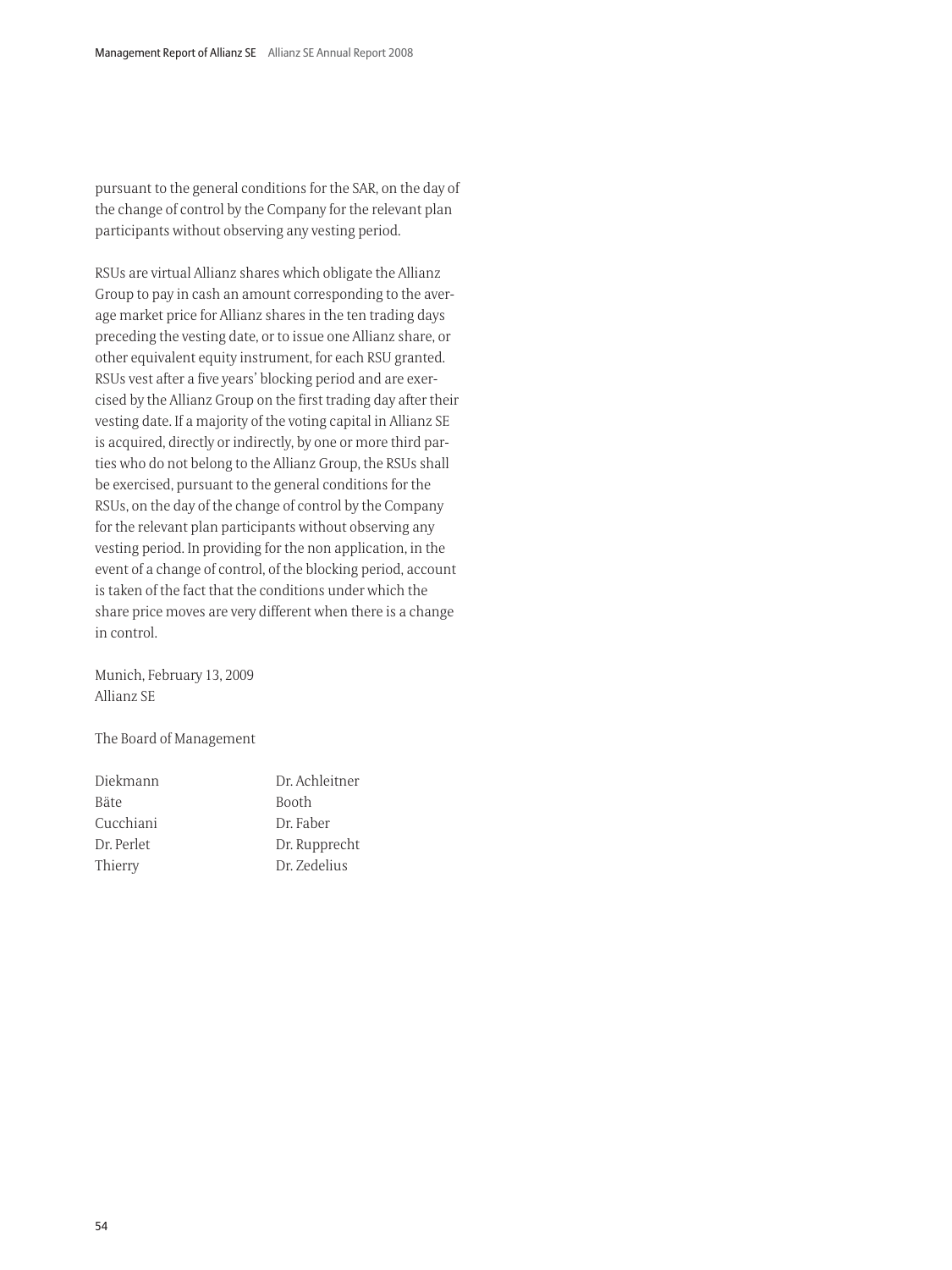pursuant to the general conditions for the SAR, on the day of the change of control by the Company for the relevant plan participants without observing any vesting period.

RSUs are virtual Allianz shares which obligate the Allianz Group to pay in cash an amount corresponding to the average market price for Allianz shares in the ten trading days preceding the vesting date, or to issue one Allianz share, or other equivalent equity instrument, for each RSU granted. RSUs vest after a five years' blocking period and are exercised by the Allianz Group on the first trading day after their vesting date. If a majority of the voting capital in Allianz SE is acquired, directly or indirectly, by one or more third parties who do not belong to the Allianz Group, the RSUs shall be exercised, pursuant to the general conditions for the RSUs, on the day of the change of control by the Company for the relevant plan participants without observing any vesting period. In providing for the non application, in the event of a change of control, of the blocking period, account is taken of the fact that the conditions under which the share price moves are very different when there is a change in control.

Munich, February 13, 2009
Allianz SE

The Board of Management

| | |
|---|---|
| Diekmann | Dr. Achleitner |
| Bäte | Booth |
| Cucchiani | Dr. Faber |
| Dr. Perlet | Dr. Rupprecht |
| Thierry | Dr. Zedelius |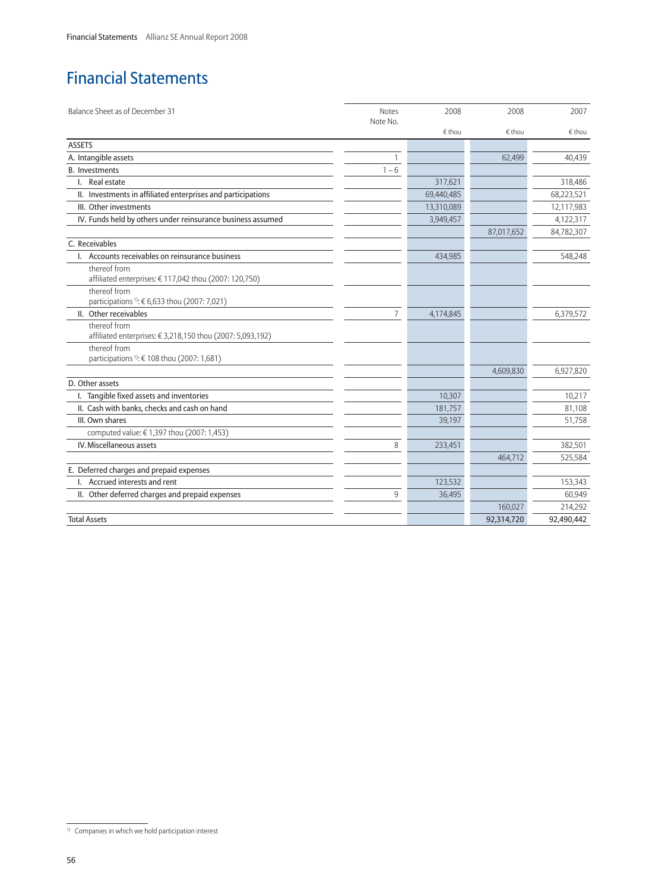# Financial Statements

| Balance Sheet as of December 31 | Notes Note No. | 2008 € thou | 2008 € thou | 2007 € thou |
|---|---|---|---|---|
| ASSETS | | | | |
| A. Intangible assets | 1 | | 62,499 | 40,439 |
| B. Investments | 1 – 6 | | | |
| I. Real estate | | 317,621 | | 318,486 |
| II. Investments in affiliated enterprises and participations | | 69,440,485 | | 68,223,521 |
| III. Other investments | | 13,310,089 | | 12,117,983 |
| IV. Funds held by others under reinsurance business assumed | | 3,949,457 | | 4,122,317 |
| | | | 87,017,652 | 84,782,307 |
| C. Receivables | | | | |
| I. Accounts receivables on reinsurance business | | 434,985 | | 548,248 |
| thereof from affiliated enterprises: € 117,042 thou (2007: 120,750) | | | | |
| thereof from participations [1]: € 6,633 thou (2007: 7,021) | | | | |
| II. Other receivables | 7 | 4,174,845 | | 6,379,572 |
| thereof from affiliated enterprises: € 3,218,150 thou (2007: 5,093,192) | | | | |
| thereof from participations [1]: € 108 thou (2007: 1,681) | | | | |
| | | | 4,609,830 | 6,927,820 |
| D. Other assets | | | | |
| I. Tangible fixed assets and inventories | | 10,307 | | 10,217 |
| II. Cash with banks, checks and cash on hand | | 181,757 | | 81,108 |
| III. Own shares | | 39,197 | | 51,758 |
| computed value: € 1,397 thou (2007: 1,453) | | | | |
| IV. Miscellaneous assets | 8 | 233,451 | | 382,501 |
| | | | 464,712 | 525,584 |
| E. Deferred charges and prepaid expenses | | | | |
| I. Accrued interests and rent | | 123,532 | | 153,343 |
| II. Other deferred charges and prepaid expenses | 9 | 36,495 | | 60,949 |
| | | | 160,027 | 214,292 |
| Total Assets | | | 92,314,720 | 92,490,442 |

[1] Companies in which we hold participation interest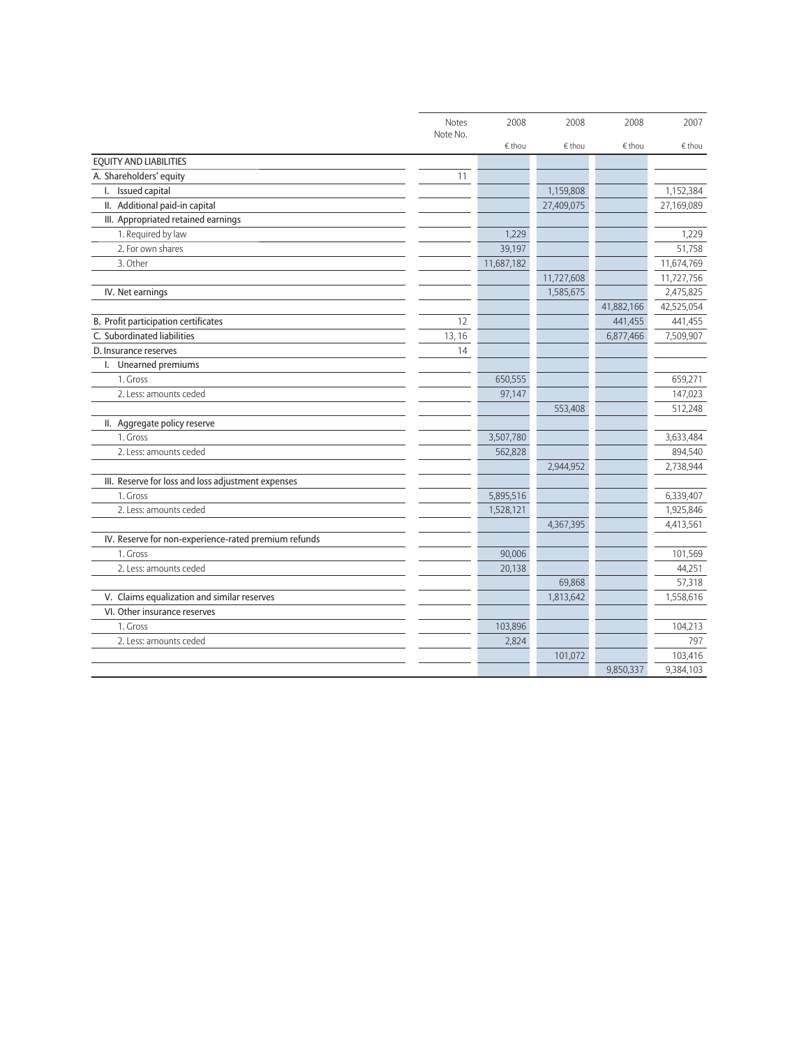| | Notes Note No. | 2008 € thou | 2008 € thou | 2008 € thou | 2007 € thou |
|---|---|---|---|---|---|
| EQUITY AND LIABILITIES | | | | | |
| A. Shareholders' equity | 11 | | | | |
| I. Issued capital | | | 1,159,808 | | 1,152,384 |
| II. Additional paid-in capital | | | 27,409,075 | | 27,169,089 |
| III. Appropriated retained earnings | | | | | |
| 1. Required by law | | 1,229 | | | 1,229 |
| 2. For own shares | | 39,197 | | | 51,758 |
| 3. Other | | 11,687,182 | | | 11,674,769 |
| | | | 11,727,608 | | 11,727,756 |
| IV. Net earnings | | | 1,585,675 | | 2,475,825 |
| | | | | 41,882,166 | 42,525,054 |
| B. Profit participation certificates | 12 | | | 441,455 | 441,455 |
| C. Subordinated liabilities | 13, 16 | | | 6,877,466 | 7,509,907 |
| D. Insurance reserves | 14 | | | | |
| I. Unearned premiums | | | | | |
| 1. Gross | | 650,555 | | | 659,271 |
| 2. Less: amounts ceded | | 97,147 | | | 147,023 |
| | | | 553,408 | | 512,248 |
| II. Aggregate policy reserve | | | | | |
| 1. Gross | | 3,507,780 | | | 3,633,484 |
| 2. Less: amounts ceded | | 562,828 | | | 894,540 |
| | | | 2,944,952 | | 2,738,944 |
| III. Reserve for loss and loss adjustment expenses | | | | | |
| 1. Gross | | 5,895,516 | | | 6,339,407 |
| 2. Less: amounts ceded | | 1,528,121 | | | 1,925,846 |
| | | | 4,367,395 | | 4,413,561 |
| IV. Reserve for non-experience-rated premium refunds | | | | | |
| 1. Gross | | 90,006 | | | 101,569 |
| 2. Less: amounts ceded | | 20,138 | | | 44,251 |
| | | | 69,868 | | 57,318 |
| V. Claims equalization and similar reserves | | | 1,813,642 | | 1,558,616 |
| VI. Other insurance reserves | | | | | |
| 1. Gross | | 103,896 | | | 104,213 |
| 2. Less: amounts ceded | | 2,824 | | | 797 |
| | | | 101,072 | | 103,416 |
| | | | | 9,850,337 | 9,384,103 |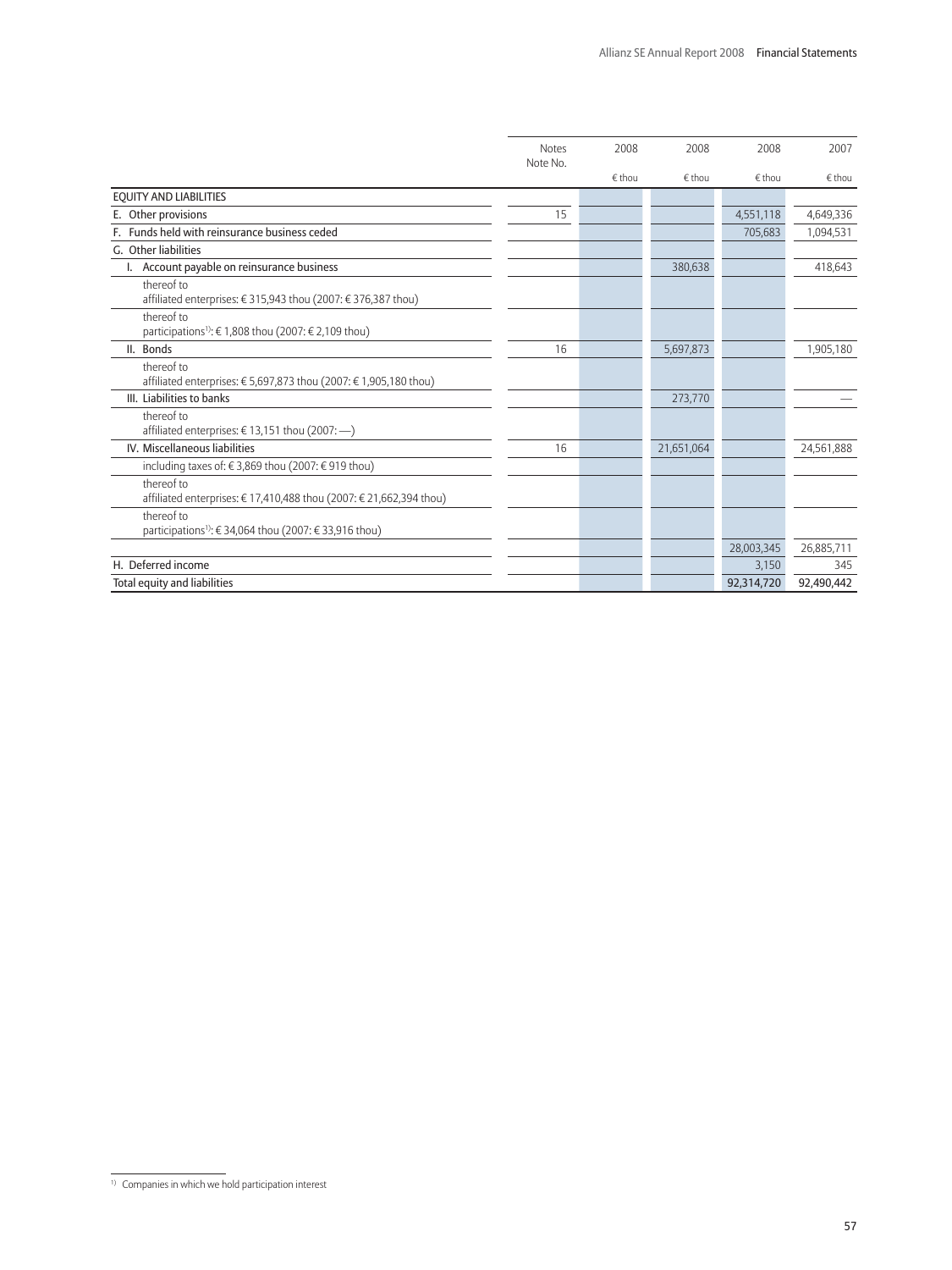| | Notes Note No. | 2008 € thou | 2008 € thou | 2008 € thou | 2007 € thou |
|---|---|---|---|---|---|
| EQUITY AND LIABILITIES | | | | | |
| E. Other provisions | 15 | | | 4,551,118 | 4,649,336 |
| F. Funds held with reinsurance business ceded | | | | 705,683 | 1,094,531 |
| G. Other liabilities | | | | | |
| I. Account payable on reinsurance business | | | 380,638 | | 418,643 |
| thereof to affiliated enterprises: € 315,943 thou (2007: € 376,387 thou) | | | | | |
| thereof to participations[1]: € 1,808 thou (2007: € 2,109 thou) | | | | | |
| II. Bonds | 16 | | 5,697,873 | | 1,905,180 |
| thereof to affiliated enterprises: € 5,697,873 thou (2007: € 1,905,180 thou) | | | | | |
| III. Liabilities to banks | | | 273,770 | | — |
| thereof to affiliated enterprises: € 13,151 thou (2007: —) | | | | | |
| IV. Miscellaneous liabilities | 16 | | 21,651,064 | | 24,561,888 |
| including taxes of: € 3,869 thou (2007: € 919 thou) | | | | | |
| thereof to affiliated enterprises: € 17,410,488 thou (2007: € 21,662,394 thou) | | | | | |
| thereof to participations[1]: € 34,064 thou (2007: € 33,916 thou) | | | | | |
| | | | | 28,003,345 | 26,885,711 |
| H. Deferred income | | | | 3,150 | 345 |
| Total equity and liabilities | | | | 92,314,720 | 92,490,442 |

[1] Companies in which we hold participation interest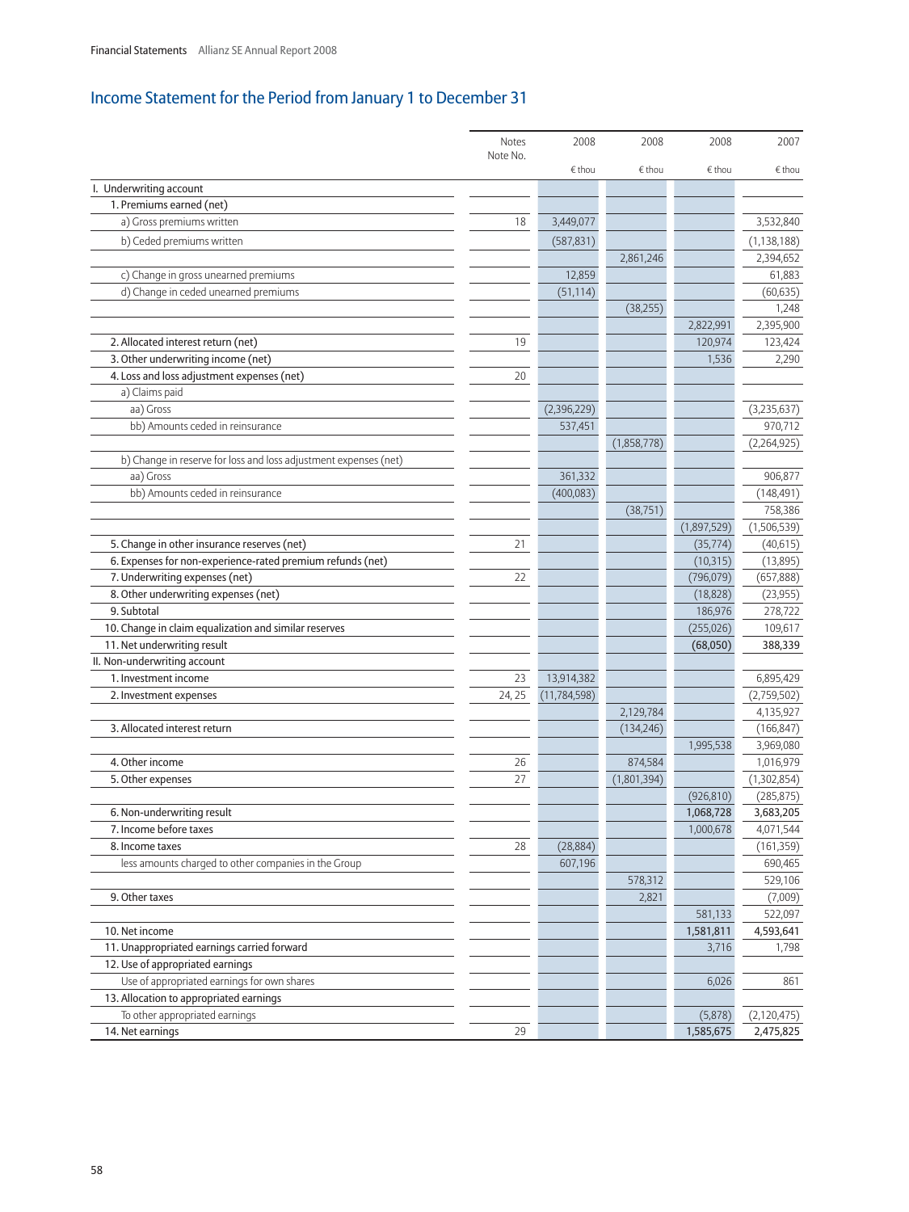## Income Statement for the Period from January 1 to December 31

| | Notes Note No. | 2008 € thou | 2008 € thou | 2008 € thou | 2007 € thou |
|---|---|---|---|---|---|
| I. Underwriting account | | | | | |
| 1. Premiums earned (net) | | | | | |
| a) Gross premiums written | 18 | 3,449,077 | | | 3,532,840 |
| b) Ceded premiums written | | (587,831) | | | (1,138,188) |
| | | | 2,861,246 | | 2,394,652 |
| c) Change in gross unearned premiums | | 12,859 | | | 61,883 |
| d) Change in ceded unearned premiums | | (51,114) | | | (60,635) |
| | | | (38,255) | | 1,248 |
| | | | | 2,822,991 | 2,395,900 |
| 2. Allocated interest return (net) | 19 | | | 120,974 | 123,424 |
| 3. Other underwriting income (net) | | | | 1,536 | 2,290 |
| 4. Loss and loss adjustment expenses (net) | 20 | | | | |
| a) Claims paid | | | | | |
| aa) Gross | | (2,396,229) | | | (3,235,637) |
| bb) Amounts ceded in reinsurance | | 537,451 | | | 970,712 |
| | | | (1,858,778) | | (2,264,925) |
| b) Change in reserve for loss and loss adjustment expenses (net) | | | | | |
| aa) Gross | | 361,332 | | | 906,877 |
| bb) Amounts ceded in reinsurance | | (400,083) | | | (148,491) |
| | | | (38,751) | | 758,386 |
| | | | | (1,897,529) | (1,506,539) |
| 5. Change in other insurance reserves (net) | 21 | | | (35,774) | (40,615) |
| 6. Expenses for non-experience-rated premium refunds (net) | | | | (10,315) | (13,895) |
| 7. Underwriting expenses (net) | 22 | | | (796,079) | (657,888) |
| 8. Other underwriting expenses (net) | | | | (18,828) | (23,955) |
| 9. Subtotal | | | | 186,976 | 278,722 |
| 10. Change in claim equalization and similar reserves | | | | (255,026) | 109,617 |
| 11. Net underwriting result | | | | **(68,050)** | **388,339** |
| II. Non-underwriting account | | | | | |
| 1. Investment income | 23 | 13,914,382 | | | 6,895,429 |
| 2. Investment expenses | 24, 25 | (11,784,598) | | | (2,759,502) |
| | | | 2,129,784 | | 4,135,927 |
| 3. Allocated interest return | | | (134,246) | | (166,847) |
| | | | | 1,995,538 | 3,969,080 |
| 4. Other income | 26 | | 874,584 | | 1,016,979 |
| 5. Other expenses | 27 | | (1,801,394) | | (1,302,854) |
| | | | | (926,810) | (285,875) |
| 6. Non-underwriting result | | | | **1,068,728** | **3,683,205** |
| 7. Income before taxes | | | | 1,000,678 | 4,071,544 |
| 8. Income taxes | 28 | (28,884) | | | (161,359) |
| less amounts charged to other companies in the Group | | 607,196 | | | 690,465 |
| | | | 578,312 | | 529,106 |
| 9. Other taxes | | | 2,821 | | (7,009) |
| | | | | 581,133 | 522,097 |
| 10. Net income | | | | **1,581,811** | **4,593,641** |
| 11. Unappropriated earnings carried forward | | | | 3,716 | 1,798 |
| 12. Use of appropriated earnings | | | | | |
| Use of appropriated earnings for own shares | | | | 6,026 | 861 |
| 13. Allocation to appropriated earnings | | | | | |
| To other appropriated earnings | | | | (5,878) | (2,120,475) |
| 14. Net earnings | 29 | | | **1,585,675** | **2,475,825** |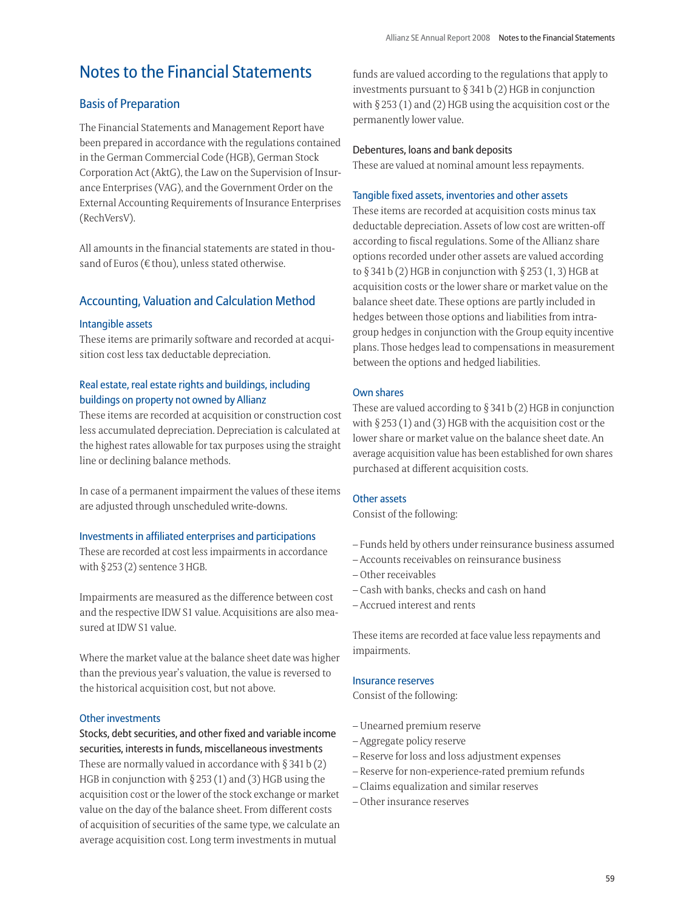# Notes to the Financial Statements

## Basis of Preparation

The Financial Statements and Management Report have been prepared in accordance with the regulations contained in the German Commercial Code (HGB), German Stock Corporation Act (AktG), the Law on the Supervision of Insurance Enterprises (VAG), and the Government Order on the External Accounting Requirements of Insurance Enterprises (RechVersV).

All amounts in the financial statements are stated in thousand of Euros (€ thou), unless stated otherwise.

## Accounting, Valuation and Calculation Method

### Intangible assets

These items are primarily software and recorded at acquisition cost less tax deductable depreciation.

### Real estate, real estate rights and buildings, including buildings on property not owned by Allianz

These items are recorded at acquisition or construction cost less accumulated depreciation. Depreciation is calculated at the highest rates allowable for tax purposes using the straight line or declining balance methods.

In case of a permanent impairment the values of these items are adjusted through unscheduled write-downs.

### Investments in affiliated enterprises and participations

These are recorded at cost less impairments in accordance with § 253 (2) sentence 3 HGB.

Impairments are measured as the difference between cost and the respective IDW S1 value. Acquisitions are also measured at IDW S1 value.

Where the market value at the balance sheet date was higher than the previous year's valuation, the value is reversed to the historical acquisition cost, but not above.

### Other investments

#### Stocks, debt securities, and other fixed and variable income securities, interests in funds, miscellaneous investments

These are normally valued in accordance with § 341 b (2) HGB in conjunction with § 253 (1) and (3) HGB using the acquisition cost or the lower of the stock exchange or market value on the day of the balance sheet. From different costs of acquisition of securities of the same type, we calculate an average acquisition cost. Long term investments in mutual funds are valued according to the regulations that apply to investments pursuant to § 341 b (2) HGB in conjunction with § 253 (1) and (2) HGB using the acquisition cost or the permanently lower value.

#### Debentures, loans and bank deposits

These are valued at nominal amount less repayments.

### Tangible fixed assets, inventories and other assets

These items are recorded at acquisition costs minus tax deductable depreciation. Assets of low cost are written-off according to fiscal regulations. Some of the Allianz share options recorded under other assets are valued according to § 341 b (2) HGB in conjunction with § 253 (1, 3) HGB at acquisition costs or the lower share or market value on the balance sheet date. These options are partly included in hedges between those options and liabilities from intragroup hedges in conjunction with the Group equity incentive plans. Those hedges lead to compensations in measurement between the options and hedged liabilities.

### Own shares

These are valued according to § 341 b (2) HGB in conjunction with § 253 (1) and (3) HGB with the acquisition cost or the lower share or market value on the balance sheet date. An average acquisition value has been established for own shares purchased at different acquisition costs.

### Other assets

Consist of the following:

- Funds held by others under reinsurance business assumed
- Accounts receivables on reinsurance business
- Other receivables
- Cash with banks, checks and cash on hand
- Accrued interest and rents

These items are recorded at face value less repayments and impairments.

### Insurance reserves

Consist of the following:

- Unearned premium reserve
- Aggregate policy reserve
- Reserve for loss and loss adjustment expenses
- Reserve for non-experience-rated premium refunds
- Claims equalization and similar reserves
- Other insurance reserves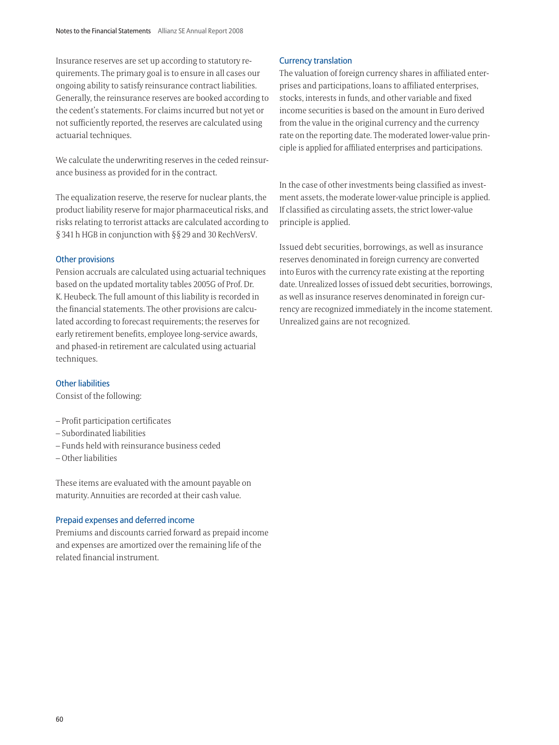Insurance reserves are set up according to statutory requirements. The primary goal is to ensure in all cases our ongoing ability to satisfy reinsurance contract liabilities. Generally, the reinsurance reserves are booked according to the cedent's statements. For claims incurred but not yet or not sufficiently reported, the reserves are calculated using actuarial techniques.

We calculate the underwriting reserves in the ceded reinsurance business as provided for in the contract.

The equalization reserve, the reserve for nuclear plants, the product liability reserve for major pharmaceutical risks, and risks relating to terrorist attacks are calculated according to § 341 h HGB in conjunction with §§ 29 and 30 RechVersV.

### Other provisions

Pension accruals are calculated using actuarial techniques based on the updated mortality tables 2005G of Prof. Dr. K. Heubeck. The full amount of this liability is recorded in the financial statements. The other provisions are calculated according to forecast requirements; the reserves for early retirement benefits, employee long-service awards, and phased-in retirement are calculated using actuarial techniques.

### Other liabilities

Consist of the following:

- Profit participation certificates
- Subordinated liabilities
- Funds held with reinsurance business ceded
- Other liabilities

These items are evaluated with the amount payable on maturity. Annuities are recorded at their cash value.

### Prepaid expenses and deferred income

Premiums and discounts carried forward as prepaid income and expenses are amortized over the remaining life of the related financial instrument.

### Currency translation

The valuation of foreign currency shares in affiliated enterprises and participations, loans to affiliated enterprises, stocks, interests in funds, and other variable and fixed income securities is based on the amount in Euro derived from the value in the original currency and the currency rate on the reporting date. The moderated lower-value principle is applied for affiliated enterprises and participations.

In the case of other investments being classified as investment assets, the moderate lower-value principle is applied. If classified as circulating assets, the strict lower-value principle is applied.

Issued debt securities, borrowings, as well as insurance reserves denominated in foreign currency are converted into Euros with the currency rate existing at the reporting date. Unrealized losses of issued debt securities, borrowings, as well as insurance reserves denominated in foreign currency are recognized immediately in the income statement. Unrealized gains are not recognized.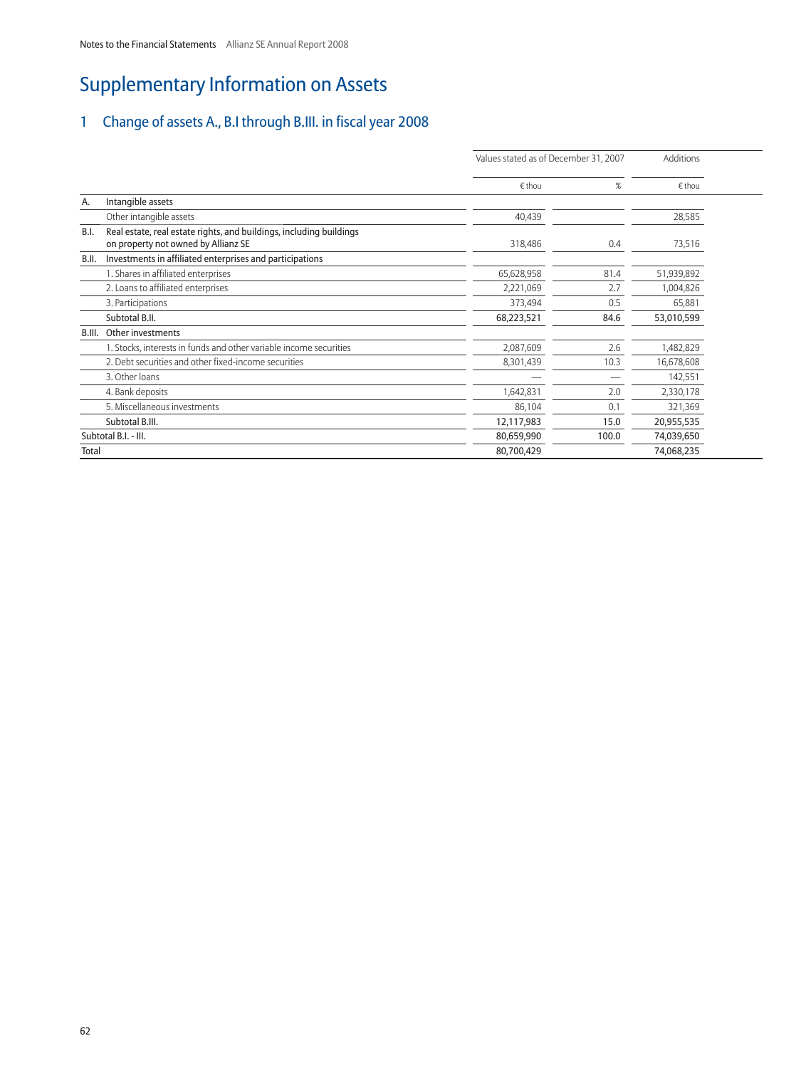# Supplementary Information on Assets

## 1 Change of assets A., B.I through B.III. in fiscal year 2008

| | | Values stated as of December 31, 2007 | | Additions |
|---|---|---|---|---|
| | | € thou | % | € thou |
| A. | Intangible assets | | | |
| | Other intangible assets | 40,439 | | 28,585 |
| B.I. | Real estate, real estate rights, and buildings, including buildings on property not owned by Allianz SE | 318,486 | 0.4 | 73,516 |
| B.II. | Investments in affiliated enterprises and participations | | | |
| | 1. Shares in affiliated enterprises | 65,628,958 | 81.4 | 51,939,892 |
| | 2. Loans to affiliated enterprises | 2,221,069 | 2.7 | 1,004,826 |
| | 3. Participations | 373,494 | 0.5 | 65,881 |
| | Subtotal B.II. | 68,223,521 | 84.6 | 53,010,599 |
| B.III. | Other investments | | | |
| | 1. Stocks, interests in funds and other variable income securities | 2,087,609 | 2.6 | 1,482,829 |
| | 2. Debt securities and other fixed-income securities | 8,301,439 | 10.3 | 16,678,608 |
| | 3. Other loans | — | — | 142,551 |
| | 4. Bank deposits | 1,642,831 | 2.0 | 2,330,178 |
| | 5. Miscellaneous investments | 86,104 | 0.1 | 321,369 |
| | Subtotal B.III. | 12,117,983 | 15.0 | 20,955,535 |
| Subtotal B.I. - III. | | 80,659,990 | 100.0 | 74,039,650 |
| Total | | 80,700,429 | | 74,068,235 |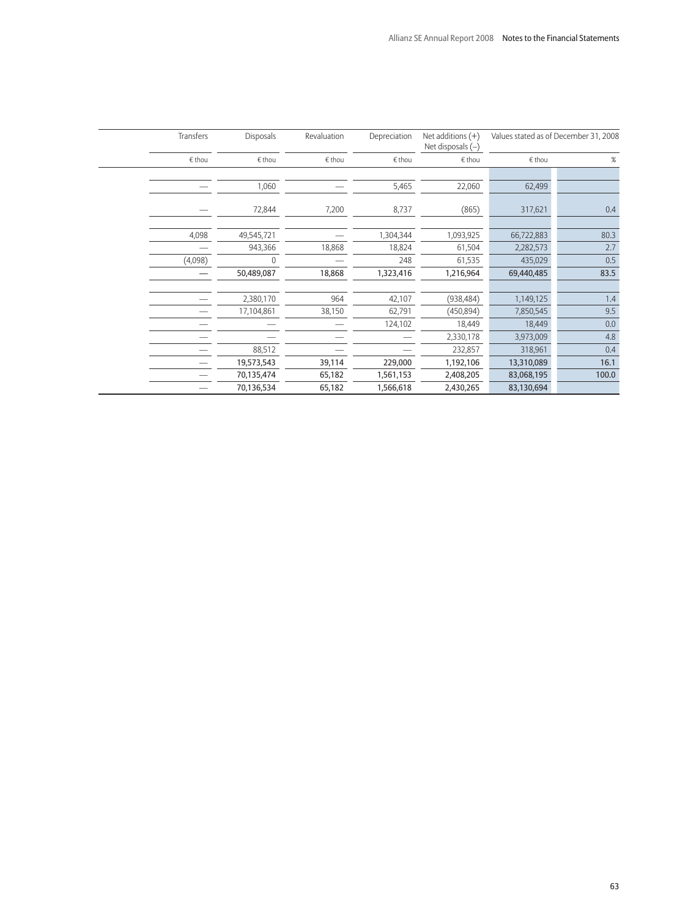| Transfers | Disposals | Revaluation | Depreciation | Net additions (+) Net disposals (–) | Values stated as of December 31, 2008 | |
|---|---|---|---|---|---|---|
| € thou | € thou | € thou | € thou | € thou | € thou | % |
| | | | | | | |
| — | 1,060 | — | 5,465 | 22,060 | 62,499 | |
| — | 72,844 | 7,200 | 8,737 | (865) | 317,621 | 0.4 |
| | | | | | | |
| 4,098 | 49,545,721 | — | 1,304,344 | 1,093,925 | 66,722,883 | 80.3 |
| — | 943,366 | 18,868 | 18,824 | 61,504 | 2,282,573 | 2.7 |
| (4,098) | 0 | — | 248 | 61,535 | 435,029 | 0.5 |
| — | 50,489,087 | 18,868 | 1,323,416 | 1,216,964 | 69,440,485 | 83.5 |
| | | | | | | |
| — | 2,380,170 | 964 | 42,107 | (938,484) | 1,149,125 | 1.4 |
| — | 17,104,861 | 38,150 | 62,791 | (450,894) | 7,850,545 | 9.5 |
| — | — | — | 124,102 | 18,449 | 18,449 | 0.0 |
| — | — | — | — | 2,330,178 | 3,973,009 | 4.8 |
| — | 88,512 | — | — | 232,857 | 318,961 | 0.4 |
| — | 19,573,543 | 39,114 | 229,000 | 1,192,106 | 13,310,089 | 16.1 |
| — | 70,135,474 | 65,182 | 1,561,153 | 2,408,205 | 83,068,195 | 100.0 |
| — | 70,136,534 | 65,182 | 1,566,618 | 2,430,265 | 83,130,694 | |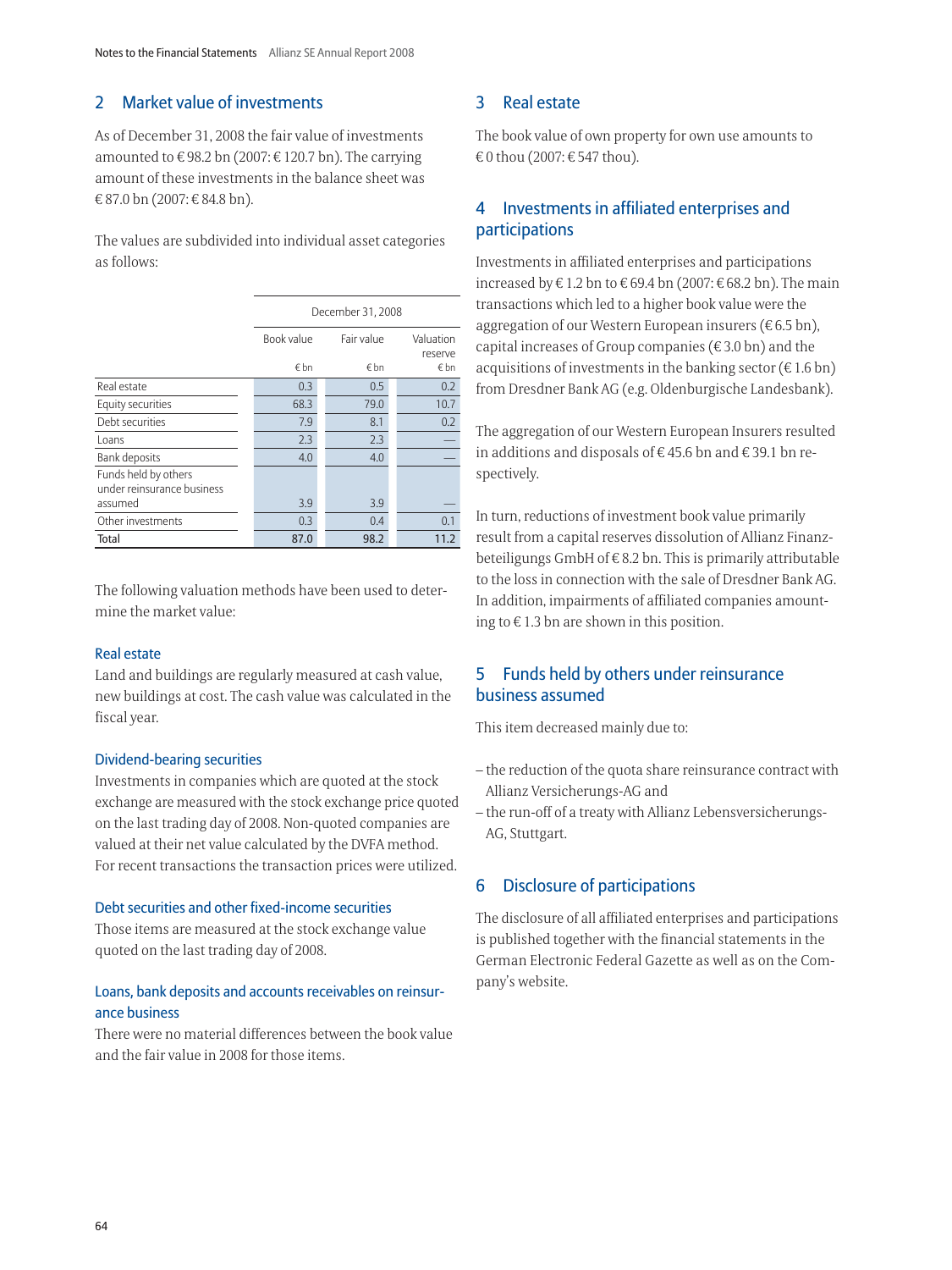## 2 Market value of investments

As of December 31, 2008 the fair value of investments amounted to € 98.2 bn (2007: € 120.7 bn). The carrying amount of these investments in the balance sheet was € 87.0 bn (2007: € 84.8 bn).

The values are subdivided into individual asset categories as follows:

| | December 31, 2008 | | |
|---|---|---|---|
| | Book value | Fair value | Valuation reserve |
| | € bn | € bn | € bn |
| Real estate | 0.3 | 0.5 | 0.2 |
| Equity securities | 68.3 | 79.0 | 10.7 |
| Debt securities | 7.9 | 8.1 | 0.2 |
| Loans | 2.3 | 2.3 | — |
| Bank deposits | 4.0 | 4.0 | — |
| Funds held by others under reinsurance business assumed | 3.9 | 3.9 | — |
| Other investments | 0.3 | 0.4 | 0.1 |
| Total | 87.0 | 98.2 | 11.2 |

The following valuation methods have been used to determine the market value:

### Real estate

Land and buildings are regularly measured at cash value, new buildings at cost. The cash value was calculated in the fiscal year.

### Dividend-bearing securities

Investments in companies which are quoted at the stock exchange are measured with the stock exchange price quoted on the last trading day of 2008. Non-quoted companies are valued at their net value calculated by the DVFA method. For recent transactions the transaction prices were utilized.

### Debt securities and other fixed-income securities

Those items are measured at the stock exchange value quoted on the last trading day of 2008.

### Loans, bank deposits and accounts receivables on reinsurance business

There were no material differences between the book value and the fair value in 2008 for those items.

## 3 Real estate

The book value of own property for own use amounts to € 0 thou (2007: € 547 thou).

## 4 Investments in affiliated enterprises and participations

Investments in affiliated enterprises and participations increased by € 1.2 bn to € 69.4 bn (2007: € 68.2 bn). The main transactions which led to a higher book value were the aggregation of our Western European insurers (€ 6.5 bn), capital increases of Group companies (€ 3.0 bn) and the acquisitions of investments in the banking sector (€ 1.6 bn) from Dresdner Bank AG (e.g. Oldenburgische Landesbank).

The aggregation of our Western European Insurers resulted in additions and disposals of € 45.6 bn and € 39.1 bn respectively.

In turn, reductions of investment book value primarily result from a capital reserves dissolution of Allianz Finanzbeteiligungs GmbH of € 8.2 bn. This is primarily attributable to the loss in connection with the sale of Dresdner Bank AG. In addition, impairments of affiliated companies amounting to € 1.3 bn are shown in this position.

## 5 Funds held by others under reinsurance business assumed

This item decreased mainly due to:

- the reduction of the quota share reinsurance contract with Allianz Versicherungs-AG and
- the run-off of a treaty with Allianz Lebensversicherungs-AG, Stuttgart.

## 6 Disclosure of participations

The disclosure of all affiliated enterprises and participations is published together with the financial statements in the German Electronic Federal Gazette as well as on the Company's website.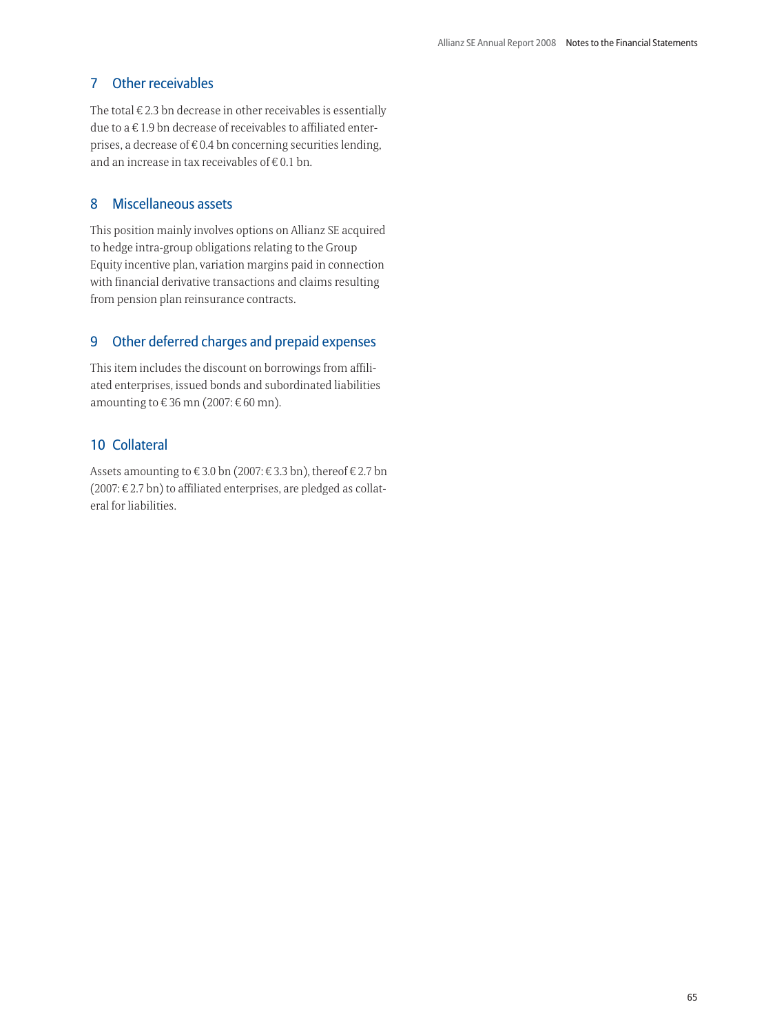## 7 Other receivables

The total € 2.3 bn decrease in other receivables is essentially due to a € 1.9 bn decrease of receivables to affiliated enterprises, a decrease of € 0.4 bn concerning securities lending, and an increase in tax receivables of € 0.1 bn.

## 8 Miscellaneous assets

This position mainly involves options on Allianz SE acquired to hedge intra-group obligations relating to the Group Equity incentive plan, variation margins paid in connection with financial derivative transactions and claims resulting from pension plan reinsurance contracts.

## 9 Other deferred charges and prepaid expenses

This item includes the discount on borrowings from affiliated enterprises, issued bonds and subordinated liabilities amounting to € 36 mn (2007: € 60 mn).

## 10 Collateral

Assets amounting to € 3.0 bn (2007: € 3.3 bn), thereof € 2.7 bn (2007: € 2.7 bn) to affiliated enterprises, are pledged as collateral for liabilities.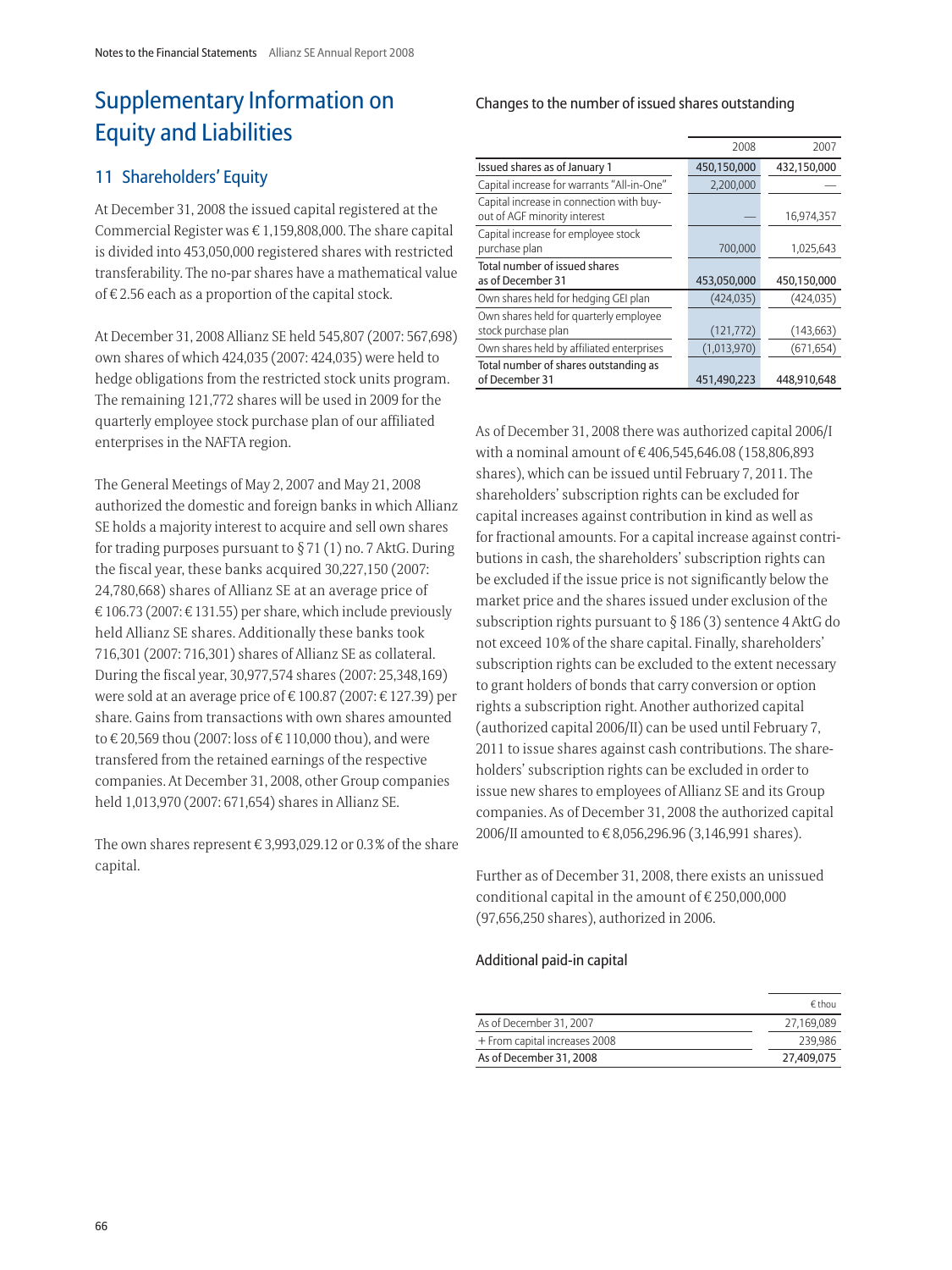# Supplementary Information on Equity and Liabilities

## 11 Shareholders' Equity

At December 31, 2008 the issued capital registered at the Commercial Register was € 1,159,808,000. The share capital is divided into 453,050,000 registered shares with restricted transferability. The no-par shares have a mathematical value of € 2.56 each as a proportion of the capital stock.

At December 31, 2008 Allianz SE held 545,807 (2007: 567,698) own shares of which 424,035 (2007: 424,035) were held to hedge obligations from the restricted stock units program. The remaining 121,772 shares will be used in 2009 for the quarterly employee stock purchase plan of our affiliated enterprises in the NAFTA region.

The General Meetings of May 2, 2007 and May 21, 2008 authorized the domestic and foreign banks in which Allianz SE holds a majority interest to acquire and sell own shares for trading purposes pursuant to § 71 (1) no. 7 AktG. During the fiscal year, these banks acquired 30,227,150 (2007: 24,780,668) shares of Allianz SE at an average price of € 106.73 (2007: € 131.55) per share, which include previously held Allianz SE shares. Additionally these banks took 716,301 (2007: 716,301) shares of Allianz SE as collateral. During the fiscal year, 30,977,574 shares (2007: 25,348,169) were sold at an average price of € 100.87 (2007: € 127.39) per share. Gains from transactions with own shares amounted to € 20,569 thou (2007: loss of € 110,000 thou), and were transfered from the retained earnings of the respective companies. At December 31, 2008, other Group companies held 1,013,970 (2007: 671,654) shares in Allianz SE.

The own shares represent € 3,993,029.12 or 0.3 % of the share capital.

### Changes to the number of issued shares outstanding

| | 2008 | 2007 |
|---|---|---|
| Issued shares as of January 1 | 450,150,000 | 432,150,000 |
| Capital increase for warrants "All-in-One" | 2,200,000 | — |
| Capital increase in connection with buy-out of AGF minority interest | — | 16,974,357 |
| Capital increase for employee stock purchase plan | 700,000 | 1,025,643 |
| Total number of issued shares as of December 31 | 453,050,000 | 450,150,000 |
| Own shares held for hedging GEI plan | (424,035) | (424,035) |
| Own shares held for quarterly employee stock purchase plan | (121,772) | (143,663) |
| Own shares held by affiliated enterprises | (1,013,970) | (671,654) |
| Total number of shares outstanding as of December 31 | 451,490,223 | 448,910,648 |

As of December 31, 2008 there was authorized capital 2006/I with a nominal amount of € 406,545,646.08 (158,806,893 shares), which can be issued until February 7, 2011. The shareholders' subscription rights can be excluded for capital increases against contribution in kind as well as for fractional amounts. For a capital increase against contributions in cash, the shareholders' subscription rights can be excluded if the issue price is not significantly below the market price and the shares issued under exclusion of the subscription rights pursuant to § 186 (3) sentence 4 AktG do not exceed 10 % of the share capital. Finally, shareholders' subscription rights can be excluded to the extent necessary to grant holders of bonds that carry conversion or option rights a subscription right. Another authorized capital (authorized capital 2006/II) can be used until February 7, 2011 to issue shares against cash contributions. The shareholders' subscription rights can be excluded in order to issue new shares to employees of Allianz SE and its Group companies. As of December 31, 2008 the authorized capital 2006/II amounted to € 8,056,296.96 (3,146,991 shares).

Further as of December 31, 2008, there exists an unissued conditional capital in the amount of € 250,000,000 (97,656,250 shares), authorized in 2006.

### Additional paid-in capital

| | € thou |
|---|---|
| As of December 31, 2007 | 27,169,089 |
| + From capital increases 2008 | 239,986 |
| As of December 31, 2008 | 27,409,075 |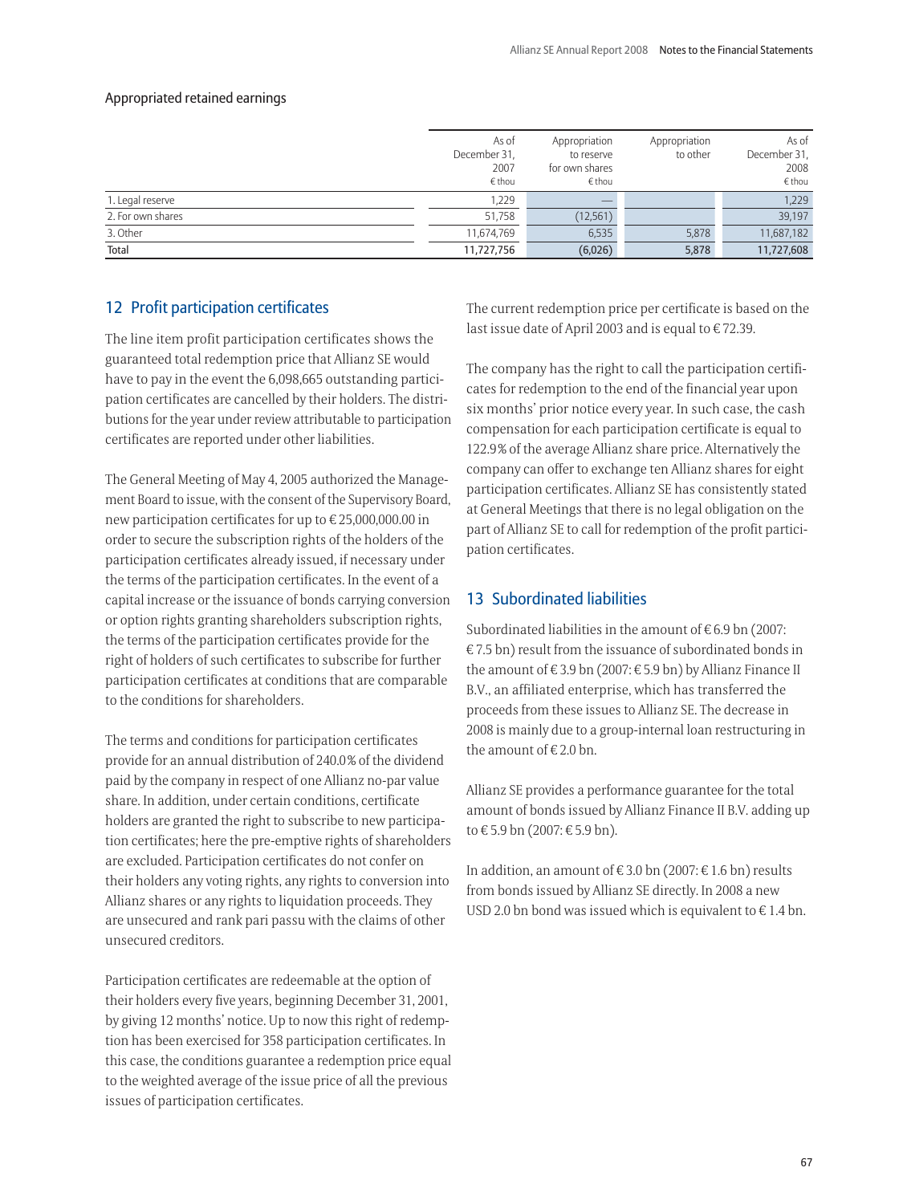Appropriated retained earnings

| | As of December 31, 2007 € thou | Appropriation to reserve for own shares € thou | Appropriation to other | As of December 31, 2008 € thou |
|---|---|---|---|---|
| 1. Legal reserve | 1,229 | — | | 1,229 |
| 2. For own shares | 51,758 | (12,561) | | 39,197 |
| 3. Other | 11,674,769 | 6,535 | 5,878 | 11,687,182 |
| Total | 11,727,756 | (6,026) | 5,878 | 11,727,608 |

## 12 Profit participation certificates

The line item profit participation certificates shows the guaranteed total redemption price that Allianz SE would have to pay in the event the 6,098,665 outstanding participation certificates are cancelled by their holders. The distributions for the year under review attributable to participation certificates are reported under other liabilities.

The General Meeting of May 4, 2005 authorized the Management Board to issue, with the consent of the Supervisory Board, new participation certificates for up to € 25,000,000.00 in order to secure the subscription rights of the holders of the participation certificates already issued, if necessary under the terms of the participation certificates. In the event of a capital increase or the issuance of bonds carrying conversion or option rights granting shareholders subscription rights, the terms of the participation certificates provide for the right of holders of such certificates to subscribe for further participation certificates at conditions that are comparable to the conditions for shareholders.

The terms and conditions for participation certificates provide for an annual distribution of 240.0% of the dividend paid by the company in respect of one Allianz no-par value share. In addition, under certain conditions, certificate holders are granted the right to subscribe to new participation certificates; here the pre-emptive rights of shareholders are excluded. Participation certificates do not confer on their holders any voting rights, any rights to conversion into Allianz shares or any rights to liquidation proceeds. They are unsecured and rank pari passu with the claims of other unsecured creditors.

Participation certificates are redeemable at the option of their holders every five years, beginning December 31, 2001, by giving 12 months' notice. Up to now this right of redemption has been exercised for 358 participation certificates. In this case, the conditions guarantee a redemption price equal to the weighted average of the issue price of all the previous issues of participation certificates.

The current redemption price per certificate is based on the last issue date of April 2003 and is equal to € 72.39.

The company has the right to call the participation certificates for redemption to the end of the financial year upon six months' prior notice every year. In such case, the cash compensation for each participation certificate is equal to 122.9% of the average Allianz share price. Alternatively the company can offer to exchange ten Allianz shares for eight participation certificates. Allianz SE has consistently stated at General Meetings that there is no legal obligation on the part of Allianz SE to call for redemption of the profit participation certificates.

## 13 Subordinated liabilities

Subordinated liabilities in the amount of € 6.9 bn (2007: € 7.5 bn) result from the issuance of subordinated bonds in the amount of € 3.9 bn (2007: € 5.9 bn) by Allianz Finance II B.V., an affiliated enterprise, which has transferred the proceeds from these issues to Allianz SE. The decrease in 2008 is mainly due to a group-internal loan restructuring in the amount of € 2.0 bn.

Allianz SE provides a performance guarantee for the total amount of bonds issued by Allianz Finance II B.V. adding up to € 5.9 bn (2007: € 5.9 bn).

In addition, an amount of € 3.0 bn (2007: € 1.6 bn) results from bonds issued by Allianz SE directly. In 2008 a new USD 2.0 bn bond was issued which is equivalent to € 1.4 bn.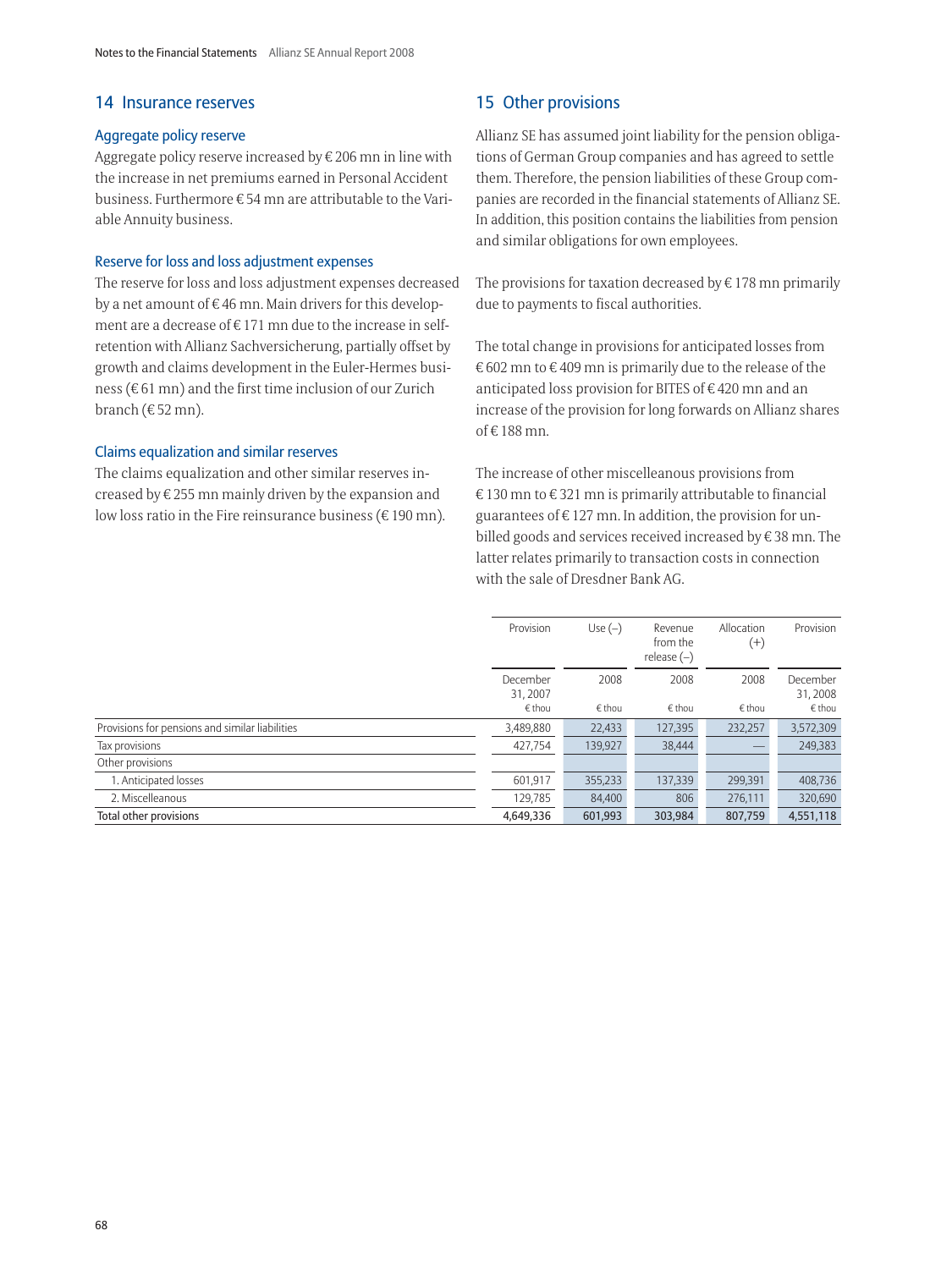## 14 Insurance reserves

### Aggregate policy reserve

Aggregate policy reserve increased by € 206 mn in line with the increase in net premiums earned in Personal Accident business. Furthermore € 54 mn are attributable to the Variable Annuity business.

### Reserve for loss and loss adjustment expenses

The reserve for loss and loss adjustment expenses decreased by a net amount of € 46 mn. Main drivers for this development are a decrease of € 171 mn due to the increase in self-retention with Allianz Sachversicherung, partially offset by growth and claims development in the Euler-Hermes business (€ 61 mn) and the first time inclusion of our Zurich branch (€ 52 mn).

### Claims equalization and similar reserves

The claims equalization and other similar reserves increased by € 255 mn mainly driven by the expansion and low loss ratio in the Fire reinsurance business (€ 190 mn).

## 15 Other provisions

Allianz SE has assumed joint liability for the pension obligations of German Group companies and has agreed to settle them. Therefore, the pension liabilities of these Group companies are recorded in the financial statements of Allianz SE. In addition, this position contains the liabilities from pension and similar obligations for own employees.

The provisions for taxation decreased by € 178 mn primarily due to payments to fiscal authorities.

The total change in provisions for anticipated losses from € 602 mn to € 409 mn is primarily due to the release of the anticipated loss provision for BITES of € 420 mn and an increase of the provision for long forwards on Allianz shares of € 188 mn.

The increase of other miscellaneous provisions from € 130 mn to € 321 mn is primarily attributable to financial guarantees of € 127 mn. In addition, the provision for unbilled goods and services received increased by € 38 mn. The latter relates primarily to transaction costs in connection with the sale of Dresdner Bank AG.

| | Provision | Use (–) | Revenue from the release (–) | Allocation (+) | Provision |
|---|---|---|---|---|---|
| | December 31, 2007 | 2008 | 2008 | 2008 | December 31, 2008 |
| | € thou | € thou | € thou | € thou | € thou |
| Provisions for pensions and similar liabilities | 3,489,880 | 22,433 | 127,395 | 232,257 | 3,572,309 |
| Tax provisions | 427,754 | 139,927 | 38,444 | — | 249,383 |
| Other provisions | | | | | |
| 1. Anticipated losses | 601,917 | 355,233 | 137,339 | 299,391 | 408,736 |
| 2. Miscelleanous | 129,785 | 84,400 | 806 | 276,111 | 320,690 |
| Total other provisions | 4,649,336 | 601,993 | 303,984 | 807,759 | 4,551,118 |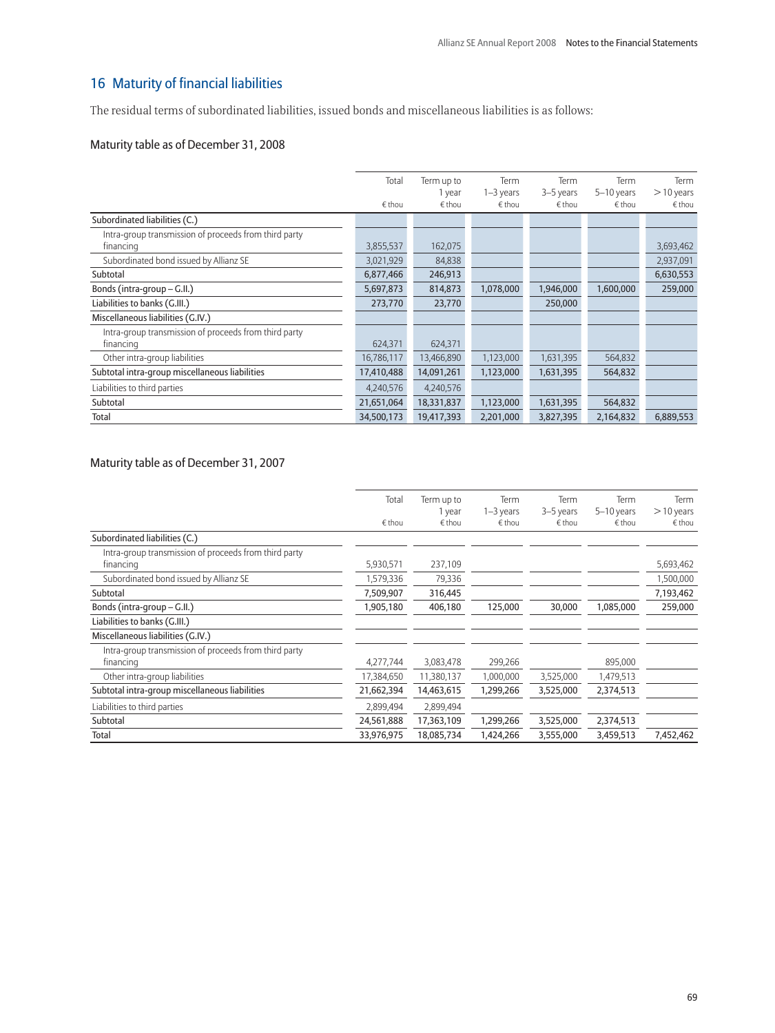## 16 Maturity of financial liabilities

The residual terms of subordinated liabilities, issued bonds and miscellaneous liabilities is as follows:

### Maturity table as of December 31, 2008

| | Total<br>€ thou | Term up to 1 year<br>€ thou | Term 1–3 years<br>€ thou | Term 3–5 years<br>€ thou | Term 5–10 years<br>€ thou | Term > 10 years<br>€ thou |
|---|---|---|---|---|---|---|
| Subordinated liabilities (C.) | | | | | | |
| Intra-group transmission of proceeds from third party financing | 3,855,537 | 162,075 | | | | 3,693,462 |
| Subordinated bond issued by Allianz SE | 3,021,929 | 84,838 | | | | 2,937,091 |
| Subtotal | 6,877,466 | 246,913 | | | | 6,630,553 |
| Bonds (intra-group – G.II.) | 5,697,873 | 814,873 | 1,078,000 | 1,946,000 | 1,600,000 | 259,000 |
| Liabilities to banks (G.III.) | 273,770 | 23,770 | | 250,000 | | |
| Miscellaneous liabilities (G.IV.) | | | | | | |
| Intra-group transmission of proceeds from third party financing | 624,371 | 624,371 | | | | |
| Other intra-group liabilities | 16,786,117 | 13,466,890 | 1,123,000 | 1,631,395 | 564,832 | |
| Subtotal intra-group miscellaneous liabilities | 17,410,488 | 14,091,261 | 1,123,000 | 1,631,395 | 564,832 | |
| Liabilities to third parties | 4,240,576 | 4,240,576 | | | | |
| Subtotal | 21,651,064 | 18,331,837 | 1,123,000 | 1,631,395 | 564,832 | |
| Total | 34,500,173 | 19,417,393 | 2,201,000 | 3,827,395 | 2,164,832 | 6,889,553 |

### Maturity table as of December 31, 2007

| | Total<br>€ thou | Term up to 1 year<br>€ thou | Term 1–3 years<br>€ thou | Term 3–5 years<br>€ thou | Term 5–10 years<br>€ thou | Term > 10 years<br>€ thou |
|---|---|---|---|---|---|---|
| Subordinated liabilities (C.) | | | | | | |
| Intra-group transmission of proceeds from third party financing | 5,930,571 | 237,109 | | | | 5,693,462 |
| Subordinated bond issued by Allianz SE | 1,579,336 | 79,336 | | | | 1,500,000 |
| Subtotal | 7,509,907 | 316,445 | | | | 7,193,462 |
| Bonds (intra-group – G.II.) | 1,905,180 | 406,180 | 125,000 | 30,000 | 1,085,000 | 259,000 |
| Liabilities to banks (G.III.) | | | | | | |
| Miscellaneous liabilities (G.IV.) | | | | | | |
| Intra-group transmission of proceeds from third party financing | 4,277,744 | 3,083,478 | 299,266 | | 895,000 | |
| Other intra-group liabilities | 17,384,650 | 11,380,137 | 1,000,000 | 3,525,000 | 1,479,513 | |
| Subtotal intra-group miscellaneous liabilities | 21,662,394 | 14,463,615 | 1,299,266 | 3,525,000 | 2,374,513 | |
| Liabilities to third parties | 2,899,494 | 2,899,494 | | | | |
| Subtotal | 24,561,888 | 17,363,109 | 1,299,266 | 3,525,000 | 2,374,513 | |
| Total | 33,976,975 | 18,085,734 | 1,424,266 | 3,555,000 | 3,459,513 | 7,452,462 |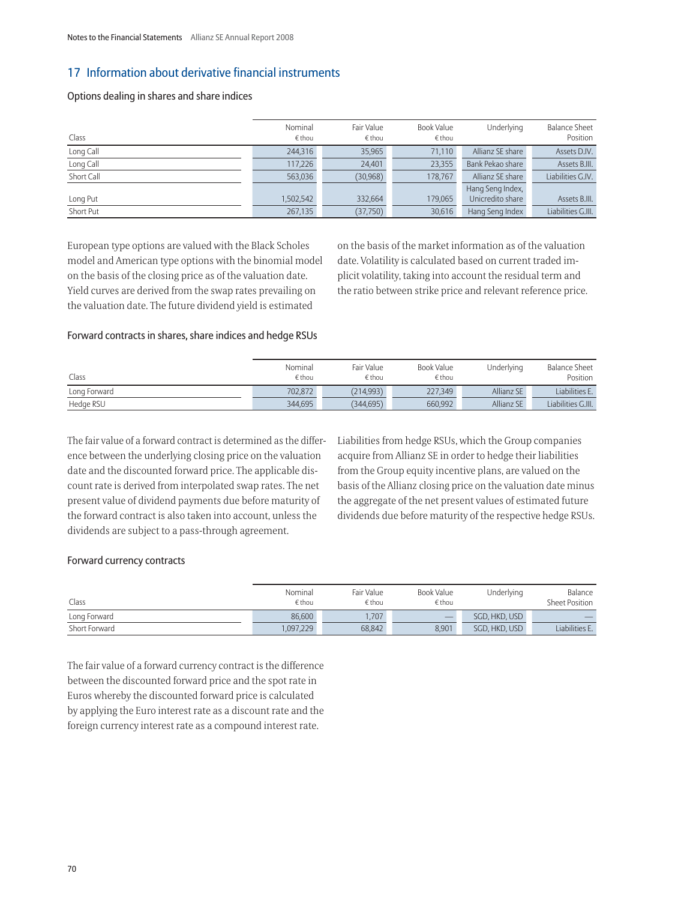## 17 Information about derivative financial instruments

### Options dealing in shares and share indices

| Class | Nominal €thou | Fair Value €thou | Book Value €thou | Underlying | Balance Sheet Position |
|---|---|---|---|---|---|
| Long Call | 244,316 | 35,965 | 71,110 | Allianz SE share | Assets D.IV. |
| Long Call | 117,226 | 24,401 | 23,355 | Bank Pekao share | Assets B.III. |
| Short Call | 563,036 | (30,968) | 178,767 | Allianz SE share | Liabilities G.IV. |
| Long Put | 1,502,542 | 332,664 | 179,065 | Hang Seng Index, Unicredito share | Assets B.III. |
| Short Put | 267,135 | (37,750) | 30,616 | Hang Seng Index | Liabilities G.III. |

European type options are valued with the Black Scholes model and American type options with the binomial model on the basis of the closing price as of the valuation date. Yield curves are derived from the swap rates prevailing on the valuation date. The future dividend yield is estimated on the basis of the market information as of the valuation date. Volatility is calculated based on current traded implicit volatility, taking into account the residual term and the ratio between strike price and relevant reference price.

### Forward contracts in shares, share indices and hedge RSUs

| Class | Nominal €thou | Fair Value €thou | Book Value €thou | Underlying | Balance Sheet Position |
|---|---|---|---|---|---|
| Long Forward | 702,872 | (214,993) | 227,349 | Allianz SE | Liabilities E. |
| Hedge RSU | 344,695 | (344,695) | 660,992 | Allianz SE | Liabilities G.III. |

The fair value of a forward contract is determined as the difference between the underlying closing price on the valuation date and the discounted forward price. The applicable discount rate is derived from interpolated swap rates. The net present value of dividend payments due before maturity of the forward contract is also taken into account, unless the dividends are subject to a pass-through agreement.

Liabilities from hedge RSUs, which the Group companies acquire from Allianz SE in order to hedge their liabilities from the Group equity incentive plans, are valued on the basis of the Allianz closing price on the valuation date minus the aggregate of the net present values of estimated future dividends due before maturity of the respective hedge RSUs.

### Forward currency contracts

| Class | Nominal €thou | Fair Value €thou | Book Value €thou | Underlying | Balance Sheet Position |
|---|---|---|---|---|---|
| Long Forward | 86,600 | 1,707 | — | SGD, HKD, USD | — |
| Short Forward | 1,097,229 | 68,842 | 8,901 | SGD, HKD, USD | Liabilities E. |

The fair value of a forward currency contract is the difference between the discounted forward price and the spot rate in Euros whereby the discounted forward price is calculated by applying the Euro interest rate as a discount rate and the foreign currency interest rate as a compound interest rate.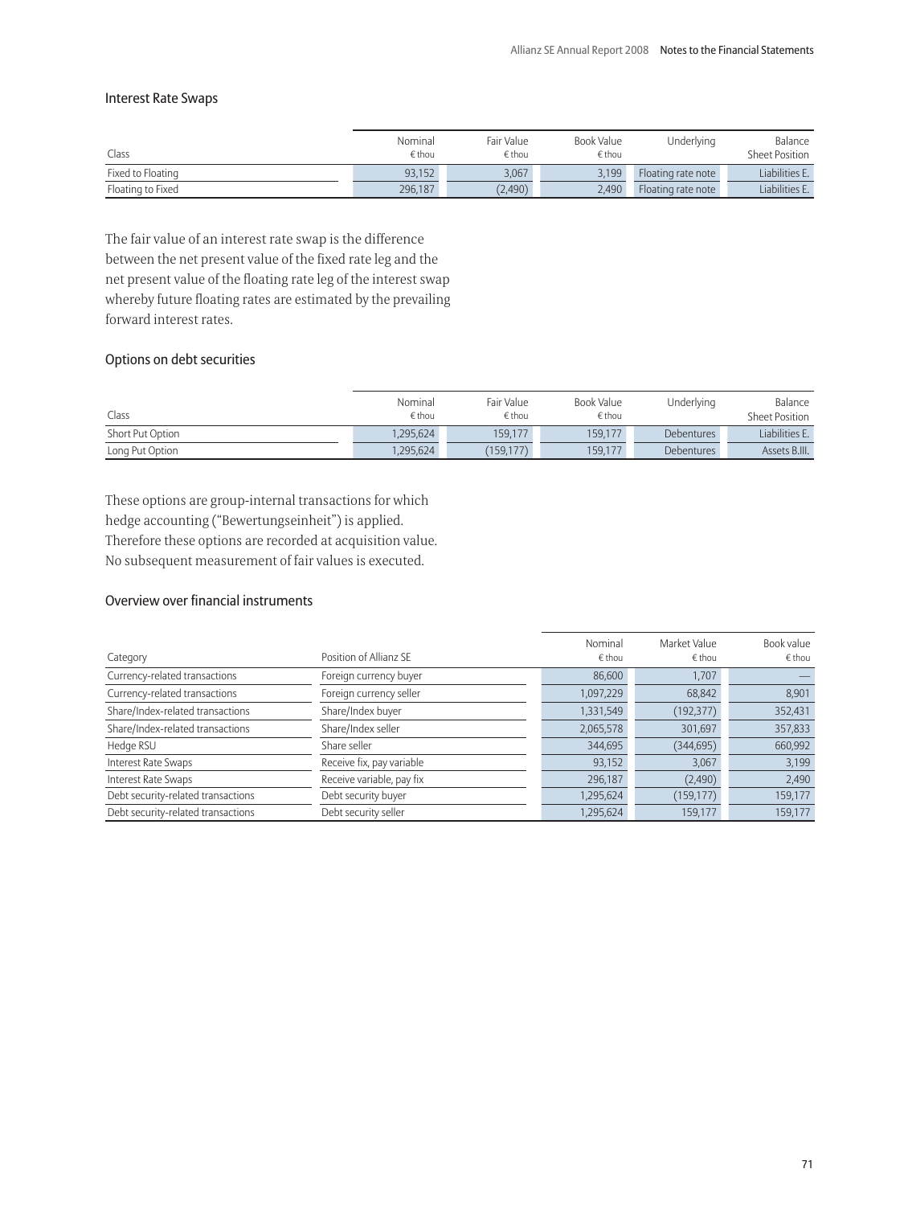## Interest Rate Swaps

| Class | Nominal<br>€ thou | Fair Value<br>€ thou | Book Value<br>€ thou | Underlying | Balance<br>Sheet Position |
|---|---|---|---|---|---|
| Fixed to Floating | 93,152 | 3,067 | 3,199 | Floating rate note | Liabilities E. |
| Floating to Fixed | 296,187 | (2,490) | 2,490 | Floating rate note | Liabilities E. |

The fair value of an interest rate swap is the difference between the net present value of the fixed rate leg and the net present value of the floating rate leg of the interest swap whereby future floating rates are estimated by the prevailing forward interest rates.

## Options on debt securities

| Class | Nominal<br>€ thou | Fair Value<br>€ thou | Book Value<br>€ thou | Underlying | Balance<br>Sheet Position |
|---|---|---|---|---|---|
| Short Put Option | 1,295,624 | 159,177 | 159,177 | Debentures | Liabilities E. |
| Long Put Option | 1,295,624 | (159,177) | 159,177 | Debentures | Assets B.III. |

These options are group-internal transactions for which hedge accounting ("Bewertungseinheit") is applied. Therefore these options are recorded at acquisition value. No subsequent measurement of fair values is executed.

## Overview over financial instruments

| Category | Position of Allianz SE | Nominal<br>€ thou | Market Value<br>€ thou | Book value<br>€ thou |
|---|---|---|---|---|
| Currency-related transactions | Foreign currency buyer | 86,600 | 1,707 | — |
| Currency-related transactions | Foreign currency seller | 1,097,229 | 68,842 | 8,901 |
| Share/Index-related transactions | Share/Index buyer | 1,331,549 | (192,377) | 352,431 |
| Share/Index-related transactions | Share/Index seller | 2,065,578 | 301,697 | 357,833 |
| Hedge RSU | Share seller | 344,695 | (344,695) | 660,992 |
| Interest Rate Swaps | Receive fix, pay variable | 93,152 | 3,067 | 3,199 |
| Interest Rate Swaps | Receive variable, pay fix | 296,187 | (2,490) | 2,490 |
| Debt security-related transactions | Debt security buyer | 1,295,624 | (159,177) | 159,177 |
| Debt security-related transactions | Debt security seller | 1,295,624 | 159,177 | 159,177 |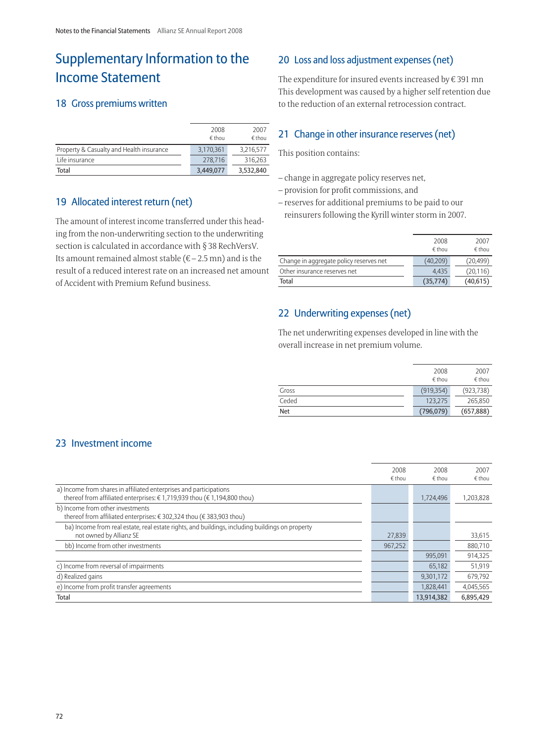# Supplementary Information to the Income Statement

## 18 Gross premiums written

| | 2008 € thou | 2007 € thou |
|---|---|---|
| Property & Casualty and Health insurance | 3,170,361 | 3,216,577 |
| Life insurance | 278,716 | 316,263 |
| Total | 3,449,077 | 3,532,840 |

## 19 Allocated interest return (net)

The amount of interest income transferred under this heading from the non-underwriting section to the underwriting section is calculated in accordance with § 38 RechVersV. Its amount remained almost stable (€ – 2.5 mn) and is the result of a reduced interest rate on an increased net amount of Accident with Premium Refund business.

## 20 Loss and loss adjustment expenses (net)

The expenditure for insured events increased by € 391 mn This development was caused by a higher self retention due to the reduction of an external retrocession contract.

## 21 Change in other insurance reserves (net)

This position contains:

– change in aggregate policy reserves net,
– provision for profit commissions, and
– reserves for additional premiums to be paid to our reinsurers following the Kyrill winter storm in 2007.

| | 2008 € thou | 2007 € thou |
|---|---|---|
| Change in aggregate policy reserves net | (40,209) | (20,499) |
| Other insurance reserves net | 4,435 | (20,116) |
| Total | (35,774) | (40,615) |

## 22 Underwriting expenses (net)

The net underwriting expenses developed in line with the overall increase in net premium volume.

| | 2008 € thou | 2007 € thou |
|---|---|---|
| Gross | (919,354) | (923,738) |
| Ceded | 123,275 | 265,850 |
| Net | (796,079) | (657,888) |

## 23 Investment income

| | 2008 € thou | 2008 € thou | 2007 € thou |
|---|---|---|---|
| a) Income from shares in affiliated enterprises and participations thereof from affiliated enterprises: € 1,719,939 thou (€ 1,194,800 thou) | | 1,724,496 | 1,203,828 |
| b) Income from other investments thereof from affiliated enterprises: € 302,324 thou (€ 383,903 thou) | | | |
| ba) Income from real estate, real estate rights, and buildings, including buildings on property not owned by Allianz SE | 27,839 | | 33,615 |
| bb) Income from other investments | 967,252 | | 880,710 |
| | | 995,091 | 914,325 |
| c) Income from reversal of impairments | | 65,182 | 51,919 |
| d) Realized gains | | 9,301,172 | 679,792 |
| e) Income from profit transfer agreements | | 1,828,441 | 4,045,565 |
| Total | | 13,914,382 | 6,895,429 |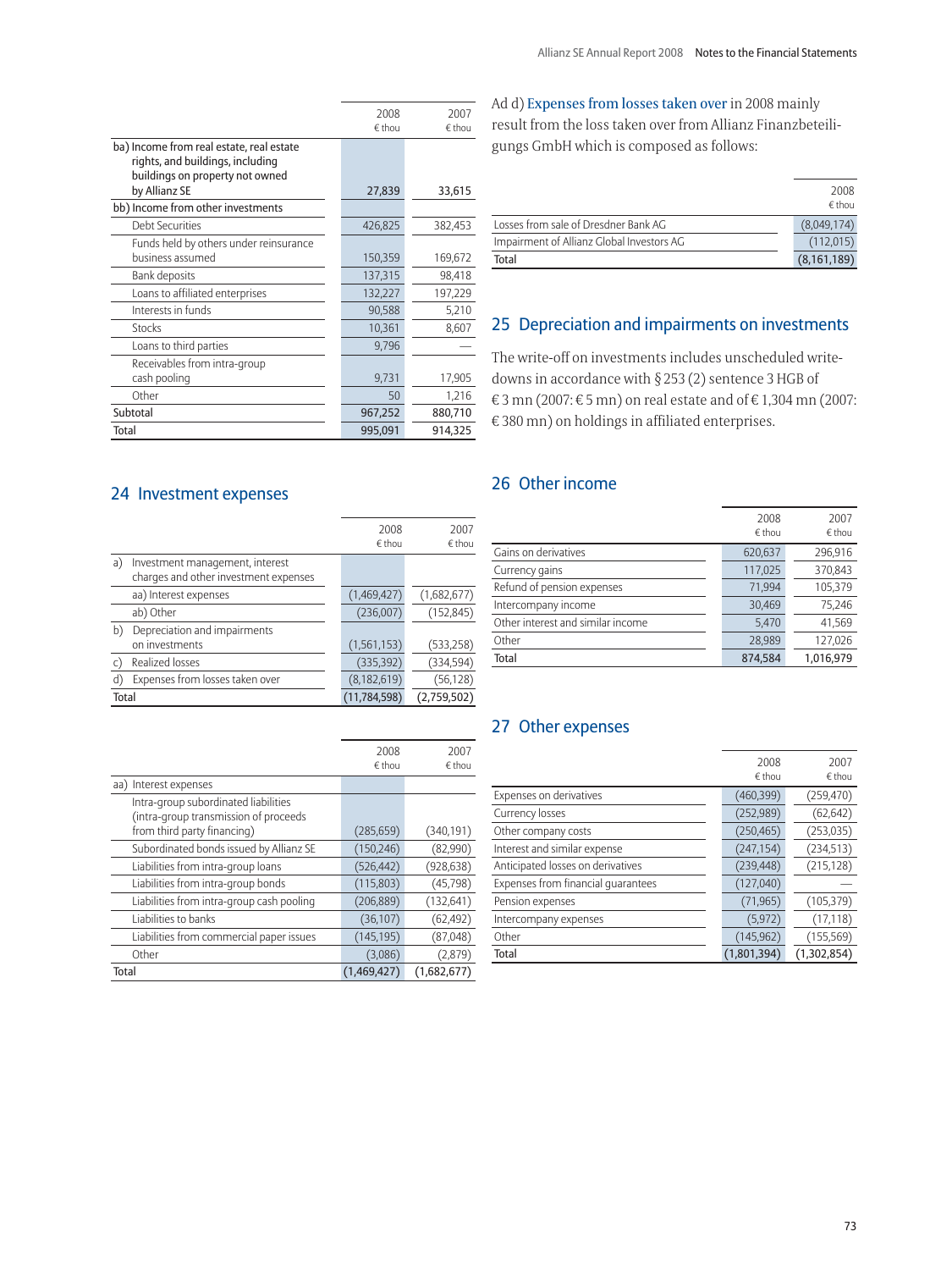| | 2008 € thou | 2007 € thou |
|---|---|---|
| ba) Income from real estate, real estate rights, and buildings, including buildings on property not owned by Allianz SE | 27,839 | 33,615 |
| bb) Income from other investments | | |
| Debt Securities | 426,825 | 382,453 |
| Funds held by others under reinsurance business assumed | 150,359 | 169,672 |
| Bank deposits | 137,315 | 98,418 |
| Loans to affiliated enterprises | 132,227 | 197,229 |
| Interests in funds | 90,588 | 5,210 |
| Stocks | 10,361 | 8,607 |
| Loans to third parties | 9,796 | — |
| Receivables from intra-group cash pooling | 9,731 | 17,905 |
| Other | 50 | 1,216 |
| Subtotal | 967,252 | 880,710 |
| Total | 995,091 | 914,325 |

## 24 Investment expenses

| | 2008 € thou | 2007 € thou |
|---|---|---|
| a) Investment management, interest charges and other investment expenses | | |
| aa) Interest expenses | (1,469,427) | (1,682,677) |
| ab) Other | (236,007) | (152,845) |
| b) Depreciation and impairments on investments | (1,561,153) | (533,258) |
| c) Realized losses | (335,392) | (334,594) |
| d) Expenses from losses taken over | (8,182,619) | (56,128) |
| Total | (11,784,598) | (2,759,502) |

| | 2008 € thou | 2007 € thou |
|---|---|---|
| aa) Interest expenses | | |
| Intra-group subordinated liabilities (intra-group transmission of proceeds from third party financing) | (285,659) | (340,191) |
| Subordinated bonds issued by Allianz SE | (150,246) | (82,990) |
| Liabilities from intra-group loans | (526,442) | (928,638) |
| Liabilities from intra-group bonds | (115,803) | (45,798) |
| Liabilities from intra-group cash pooling | (206,889) | (132,641) |
| Liabilities to banks | (36,107) | (62,492) |
| Liabilities from commercial paper issues | (145,195) | (87,048) |
| Other | (3,086) | (2,879) |
| Total | (1,469,427) | (1,682,677) |

Ad d) Expenses from losses taken over in 2008 mainly result from the loss taken over from Allianz Finanzbeteiligungs GmbH which is composed as follows:

| | 2008 € thou |
|---|---|
| Losses from sale of Dresdner Bank AG | (8,049,174) |
| Impairment of Allianz Global Investors AG | (112,015) |
| Total | (8,161,189) |

## 25 Depreciation and impairments on investments

The write-off on investments includes unscheduled write-downs in accordance with § 253 (2) sentence 3 HGB of € 3 mn (2007: € 5 mn) on real estate and of € 1,304 mn (2007: € 380 mn) on holdings in affiliated enterprises.

## 26 Other income

| | 2008 € thou | 2007 € thou |
|---|---|---|
| Gains on derivatives | 620,637 | 296,916 |
| Currency gains | 117,025 | 370,843 |
| Refund of pension expenses | 71,994 | 105,379 |
| Intercompany income | 30,469 | 75,246 |
| Other interest and similar income | 5,470 | 41,569 |
| Other | 28,989 | 127,026 |
| Total | 874,584 | 1,016,979 |

## 27 Other expenses

| | 2008 € thou | 2007 € thou |
|---|---|---|
| Expenses on derivatives | (460,399) | (259,470) |
| Currency losses | (252,989) | (62,642) |
| Other company costs | (250,465) | (253,035) |
| Interest and similar expense | (247,154) | (234,513) |
| Anticipated losses on derivatives | (239,448) | (215,128) |
| Expenses from financial guarantees | (127,040) | — |
| Pension expenses | (71,965) | (105,379) |
| Intercompany expenses | (5,972) | (17,118) |
| Other | (145,962) | (155,569) |
| Total | (1,801,394) | (1,302,854) |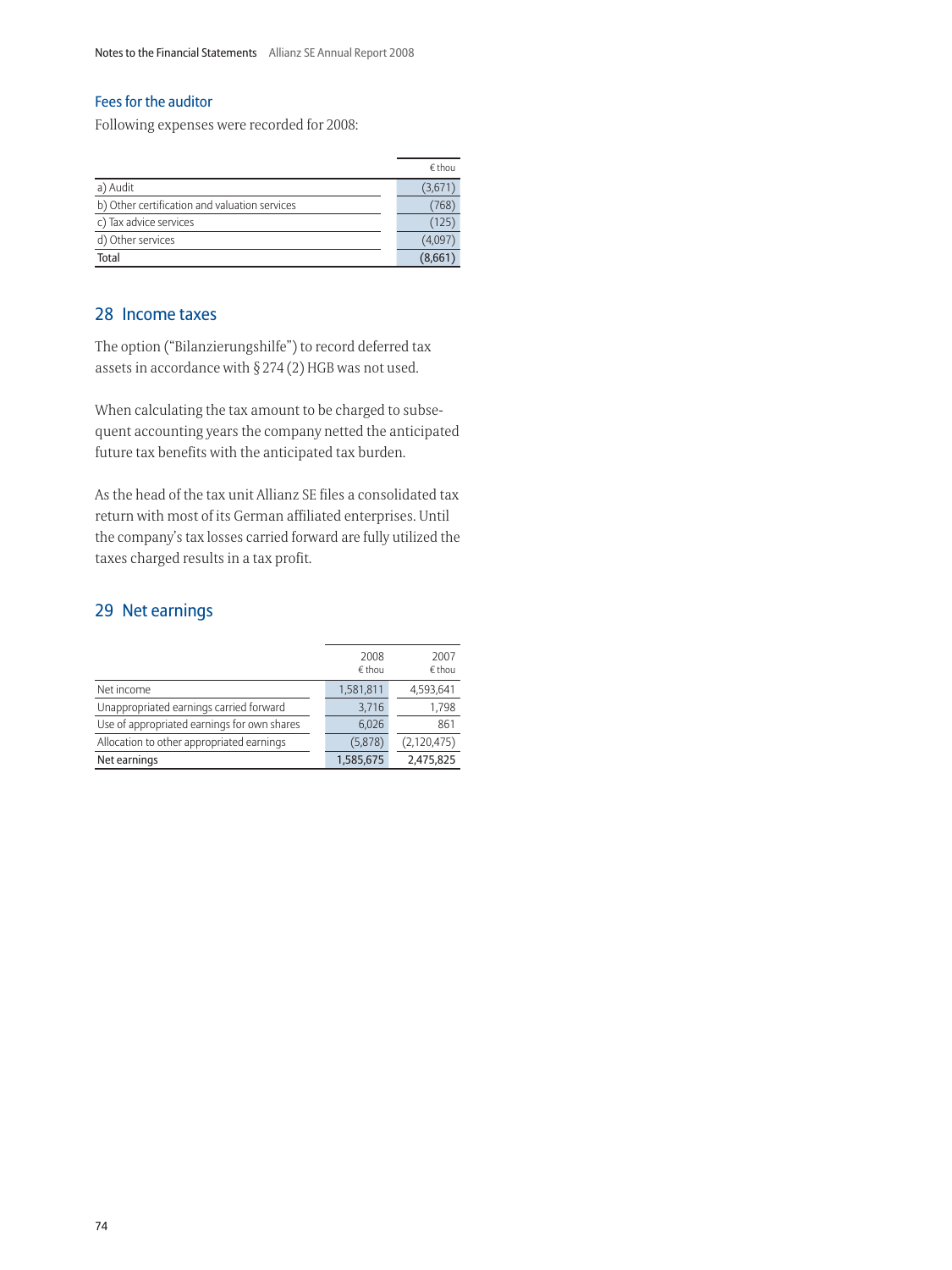### Fees for the auditor

Following expenses were recorded for 2008:

| | € thou |
|---|---|
| a) Audit | (3,671) |
| b) Other certification and valuation services | (768) |
| c) Tax advice services | (125) |
| d) Other services | (4,097) |
| Total | (8,661) |

## 28 Income taxes

The option ("Bilanzierungshilfe") to record deferred tax assets in accordance with § 274 (2) HGB was not used.

When calculating the tax amount to be charged to subsequent accounting years the company netted the anticipated future tax benefits with the anticipated tax burden.

As the head of the tax unit Allianz SE files a consolidated tax return with most of its German affiliated enterprises. Until the company's tax losses carried forward are fully utilized the taxes charged results in a tax profit.

## 29 Net earnings

| | 2008 € thou | 2007 € thou |
|---|---|---|
| Net income | 1,581,811 | 4,593,641 |
| Unappropriated earnings carried forward | 3,716 | 1,798 |
| Use of appropriated earnings for own shares | 6,026 | 861 |
| Allocation to other appropriated earnings | (5,878) | (2,120,475) |
| Net earnings | 1,585,675 | 2,475,825 |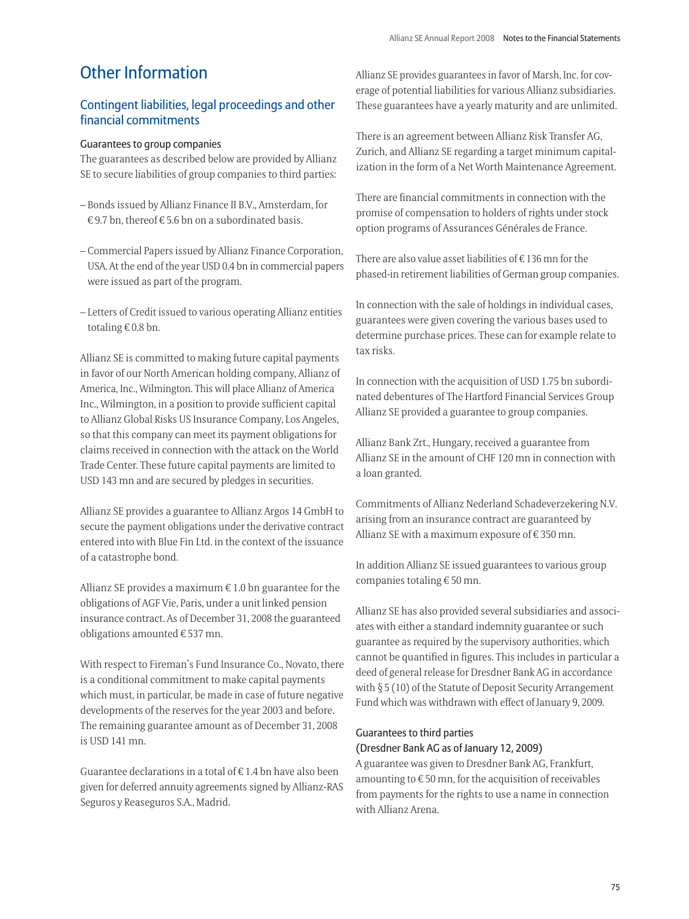# Other Information

## Contingent liabilities, legal proceedings and other financial commitments

### Guarantees to group companies

The guarantees as described below are provided by Allianz SE to secure liabilities of group companies to third parties:

- Bonds issued by Allianz Finance II B.V., Amsterdam, for € 9.7 bn, thereof € 5.6 bn on a subordinated basis.
- Commercial Papers issued by Allianz Finance Corporation, USA. At the end of the year USD 0.4 bn in commercial papers were issued as part of the program.
- Letters of Credit issued to various operating Allianz entities totaling € 0.8 bn.

Allianz SE is committed to making future capital payments in favor of our North American holding company, Allianz of America, Inc., Wilmington. This will place Allianz of America Inc., Wilmington, in a position to provide sufficient capital to Allianz Global Risks US Insurance Company, Los Angeles, so that this company can meet its payment obligations for claims received in connection with the attack on the World Trade Center. These future capital payments are limited to USD 143 mn and are secured by pledges in securities.

Allianz SE provides a guarantee to Allianz Argos 14 GmbH to secure the payment obligations under the derivative contract entered into with Blue Fin Ltd. in the context of the issuance of a catastrophe bond.

Allianz SE provides a maximum € 1.0 bn guarantee for the obligations of AGF Vie, Paris, under a unit linked pension insurance contract. As of December 31, 2008 the guaranteed obligations amounted € 537 mn.

With respect to Fireman's Fund Insurance Co., Novato, there is a conditional commitment to make capital payments which must, in particular, be made in case of future negative developments of the reserves for the year 2003 and before. The remaining guarantee amount as of December 31, 2008 is USD 141 mn.

Guarantee declarations in a total of € 1.4 bn have also been given for deferred annuity agreements signed by Allianz-RAS Seguros y Reaseguros S.A., Madrid.

Allianz SE provides guarantees in favor of Marsh, Inc. for coverage of potential liabilities for various Allianz subsidiaries. These guarantees have a yearly maturity and are unlimited.

There is an agreement between Allianz Risk Transfer AG, Zurich, and Allianz SE regarding a target minimum capitalization in the form of a Net Worth Maintenance Agreement.

There are financial commitments in connection with the promise of compensation to holders of rights under stock option programs of Assurances Générales de France.

There are also value asset liabilities of € 136 mn for the phased-in retirement liabilities of German group companies.

In connection with the sale of holdings in individual cases, guarantees were given covering the various bases used to determine purchase prices. These can for example relate to tax risks.

In connection with the acquisition of USD 1.75 bn subordinated debentures of The Hartford Financial Services Group Allianz SE provided a guarantee to group companies.

Allianz Bank Zrt., Hungary, received a guarantee from Allianz SE in the amount of CHF 120 mn in connection with a loan granted.

Commitments of Allianz Nederland Schadeverzekering N.V. arising from an insurance contract are guaranteed by Allianz SE with a maximum exposure of € 350 mn.

In addition Allianz SE issued guarantees to various group companies totaling € 50 mn.

Allianz SE has also provided several subsidiaries and associates with either a standard indemnity guarantee or such guarantee as required by the supervisory authorities, which cannot be quantified in figures. This includes in particular a deed of general release for Dresdner Bank AG in accordance with § 5 (10) of the Statute of Deposit Security Arrangement Fund which was withdrawn with effect of January 9, 2009.

### Guarantees to third parties (Dresdner Bank AG as of January 12, 2009)

A guarantee was given to Dresdner Bank AG, Frankfurt, amounting to € 50 mn, for the acquisition of receivables from payments for the rights to use a name in connection with Allianz Arena.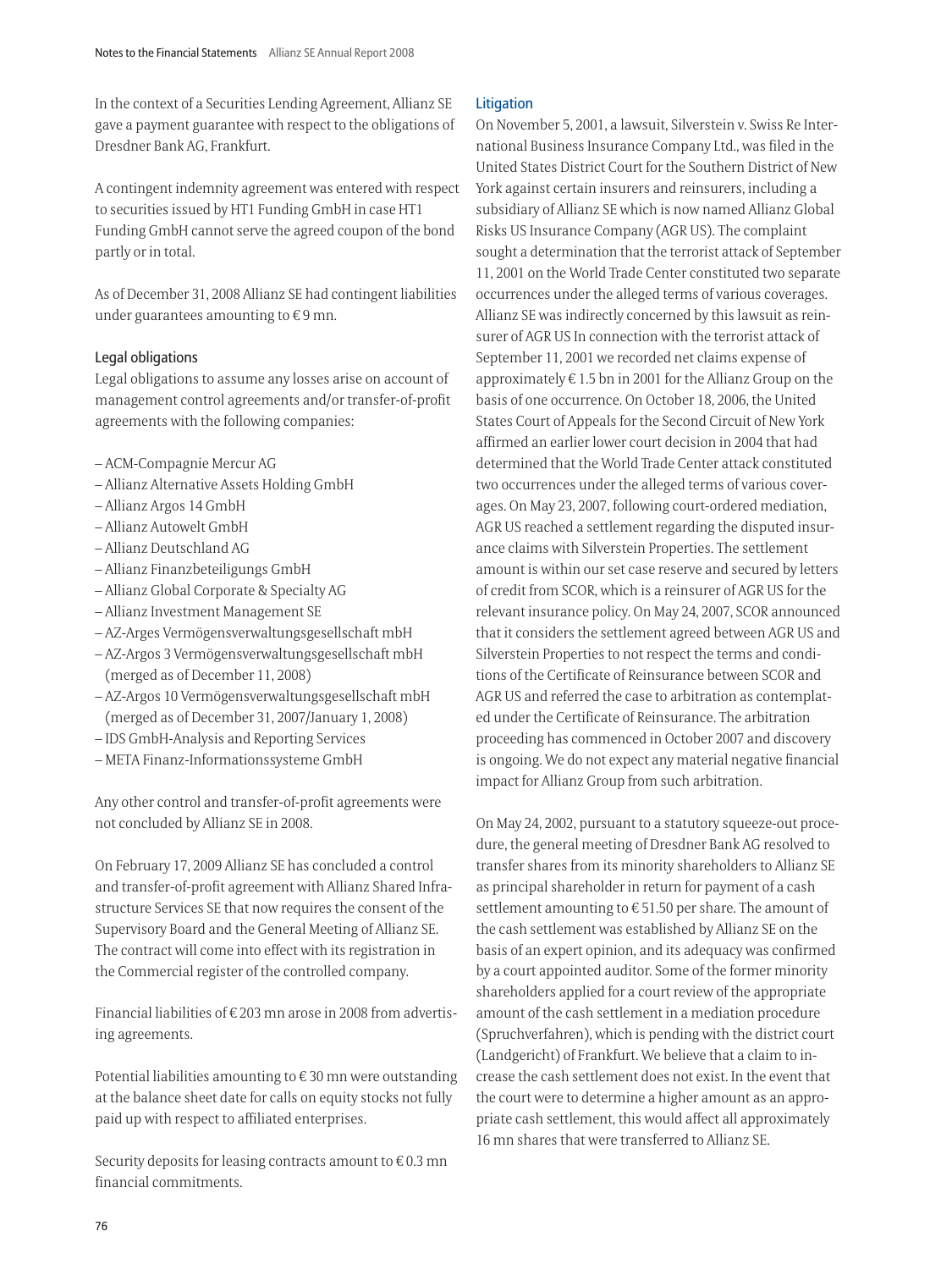In the context of a Securities Lending Agreement, Allianz SE gave a payment guarantee with respect to the obligations of Dresdner Bank AG, Frankfurt.

A contingent indemnity agreement was entered with respect to securities issued by HT1 Funding GmbH in case HT1 Funding GmbH cannot serve the agreed coupon of the bond partly or in total.

As of December 31, 2008 Allianz SE had contingent liabilities under guarantees amounting to € 9 mn.

### Legal obligations

Legal obligations to assume any losses arise on account of management control agreements and/or transfer-of-profit agreements with the following companies:

- ACM-Compagnie Mercur AG
- Allianz Alternative Assets Holding GmbH
- Allianz Argos 14 GmbH
- Allianz Autowelt GmbH
- Allianz Deutschland AG
- Allianz Finanzbeteiligungs GmbH
- Allianz Global Corporate & Specialty AG
- Allianz Investment Management SE
- AZ-Arges Vermögensverwaltungsgesellschaft mbH
- AZ-Argos 3 Vermögensverwaltungsgesellschaft mbH (merged as of December 11, 2008)
- AZ-Argos 10 Vermögensverwaltungsgesellschaft mbH (merged as of December 31, 2007/January 1, 2008)
- IDS GmbH-Analysis and Reporting Services
- META Finanz-Informationssysteme GmbH

Any other control and transfer-of-profit agreements were not concluded by Allianz SE in 2008.

On February 17, 2009 Allianz SE has concluded a control and transfer-of-profit agreement with Allianz Shared Infrastructure Services SE that now requires the consent of the Supervisory Board and the General Meeting of Allianz SE. The contract will come into effect with its registration in the Commercial register of the controlled company.

Financial liabilities of € 203 mn arose in 2008 from advertising agreements.

Potential liabilities amounting to € 30 mn were outstanding at the balance sheet date for calls on equity stocks not fully paid up with respect to affiliated enterprises.

Security deposits for leasing contracts amount to € 0.3 mn financial commitments.

### Litigation

On November 5, 2001, a lawsuit, Silverstein v. Swiss Re International Business Insurance Company Ltd., was filed in the United States District Court for the Southern District of New York against certain insurers and reinsurers, including a subsidiary of Allianz SE which is now named Allianz Global Risks US Insurance Company (AGR US). The complaint sought a determination that the terrorist attack of September 11, 2001 on the World Trade Center constituted two separate occurrences under the alleged terms of various coverages. Allianz SE was indirectly concerned by this lawsuit as reinsurer of AGR US In connection with the terrorist attack of September 11, 2001 we recorded net claims expense of approximately € 1.5 bn in 2001 for the Allianz Group on the basis of one occurrence. On October 18, 2006, the United States Court of Appeals for the Second Circuit of New York affirmed an earlier lower court decision in 2004 that had determined that the World Trade Center attack constituted two occurrences under the alleged terms of various coverages. On May 23, 2007, following court-ordered mediation, AGR US reached a settlement regarding the disputed insurance claims with Silverstein Properties. The settlement amount is within our set case reserve and secured by letters of credit from SCOR, which is a reinsurer of AGR US for the relevant insurance policy. On May 24, 2007, SCOR announced that it considers the settlement agreed between AGR US and Silverstein Properties to not respect the terms and conditions of the Certificate of Reinsurance between SCOR and AGR US and referred the case to arbitration as contemplated under the Certificate of Reinsurance. The arbitration proceeding has commenced in October 2007 and discovery is ongoing. We do not expect any material negative financial impact for Allianz Group from such arbitration.

On May 24, 2002, pursuant to a statutory squeeze-out procedure, the general meeting of Dresdner Bank AG resolved to transfer shares from its minority shareholders to Allianz SE as principal shareholder in return for payment of a cash settlement amounting to € 51.50 per share. The amount of the cash settlement was established by Allianz SE on the basis of an expert opinion, and its adequacy was confirmed by a court appointed auditor. Some of the former minority shareholders applied for a court review of the appropriate amount of the cash settlement in a mediation procedure (Spruchverfahren), which is pending with the district court (Landgericht) of Frankfurt. We believe that a claim to increase the cash settlement does not exist. In the event that the court were to determine a higher amount as an appropriate cash settlement, this would affect all approximately 16 mn shares that were transferred to Allianz SE.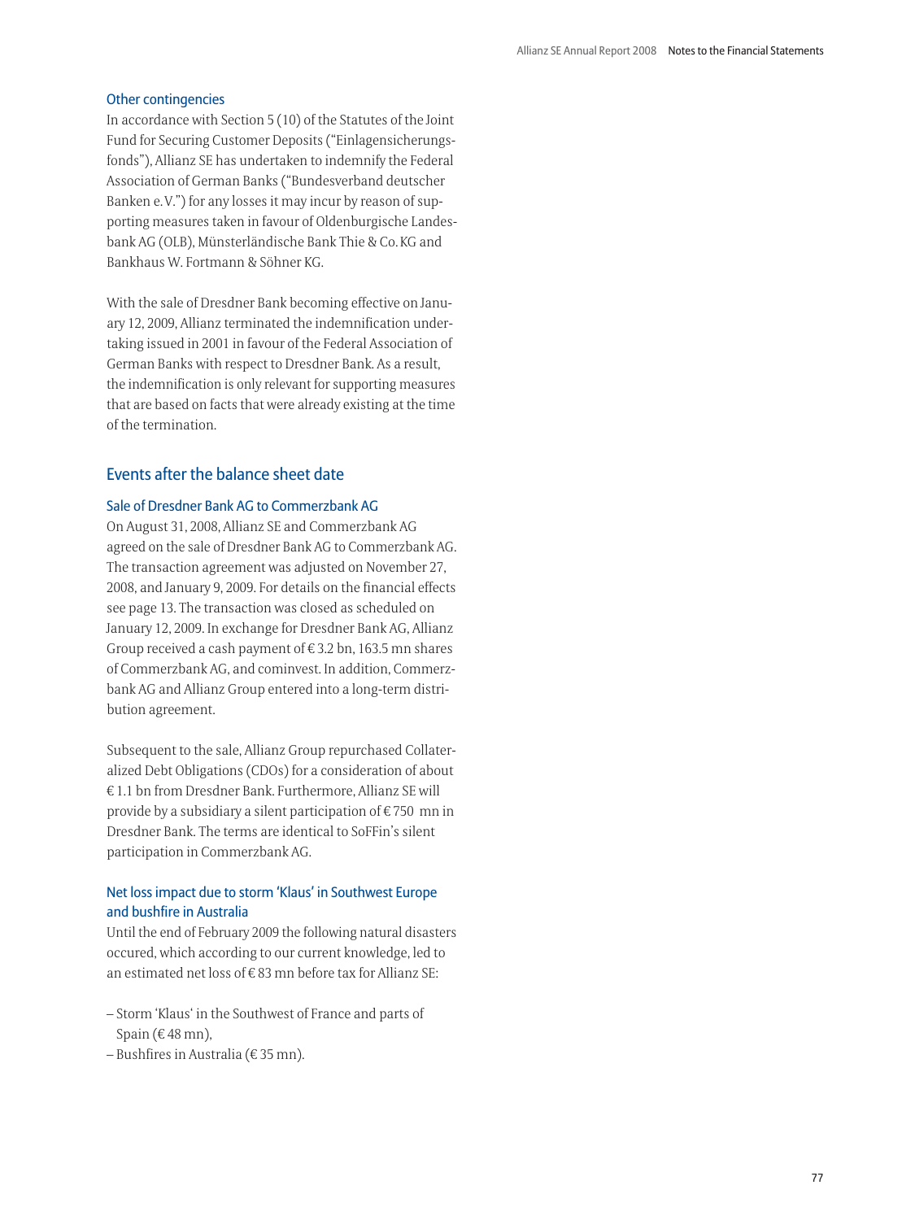### Other contingencies

In accordance with Section 5 (10) of the Statutes of the Joint Fund for Securing Customer Deposits ("Einlagensicherungsfonds"), Allianz SE has undertaken to indemnify the Federal Association of German Banks ("Bundesverband deutscher Banken e.V.") for any losses it may incur by reason of supporting measures taken in favour of Oldenburgische Landesbank AG (OLB), Münsterländische Bank Thie & Co. KG and Bankhaus W. Fortmann & Söhner KG.

With the sale of Dresdner Bank becoming effective on January 12, 2009, Allianz terminated the indemnification undertaking issued in 2001 in favour of the Federal Association of German Banks with respect to Dresdner Bank. As a result, the indemnification is only relevant for supporting measures that are based on facts that were already existing at the time of the termination.

## Events after the balance sheet date

### Sale of Dresdner Bank AG to Commerzbank AG

On August 31, 2008, Allianz SE and Commerzbank AG agreed on the sale of Dresdner Bank AG to Commerzbank AG. The transaction agreement was adjusted on November 27, 2008, and January 9, 2009. For details on the financial effects see page 13. The transaction was closed as scheduled on January 12, 2009. In exchange for Dresdner Bank AG, Allianz Group received a cash payment of € 3.2 bn, 163.5 mn shares of Commerzbank AG, and cominvest. In addition, Commerzbank AG and Allianz Group entered into a long-term distribution agreement.

Subsequent to the sale, Allianz Group repurchased Collateralized Debt Obligations (CDOs) for a consideration of about € 1.1 bn from Dresdner Bank. Furthermore, Allianz SE will provide by a subsidiary a silent participation of € 750 mn in Dresdner Bank. The terms are identical to SoFFin's silent participation in Commerzbank AG.

### Net loss impact due to storm 'Klaus' in Southwest Europe and bushfire in Australia

Until the end of February 2009 the following natural disasters occured, which according to our current knowledge, led to an estimated net loss of € 83 mn before tax for Allianz SE:

- Storm 'Klaus' in the Southwest of France and parts of Spain (€ 48 mn),
- Bushfires in Australia (€ 35 mn).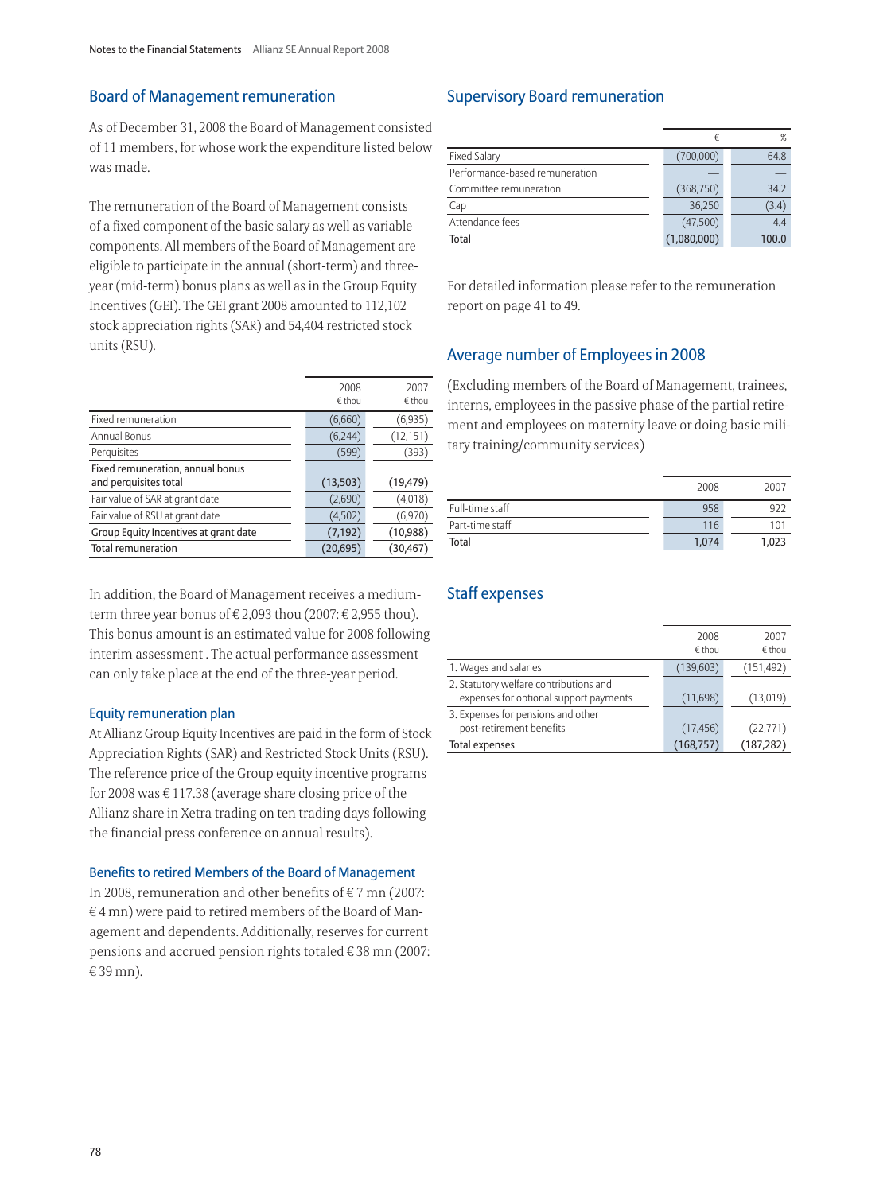## Board of Management remuneration

As of December 31, 2008 the Board of Management consisted of 11 members, for whose work the expenditure listed below was made.

The remuneration of the Board of Management consists of a fixed component of the basic salary as well as variable components. All members of the Board of Management are eligible to participate in the annual (short-term) and three-year (mid-term) bonus plans as well as in the Group Equity Incentives (GEI). The GEI grant 2008 amounted to 112,102 stock appreciation rights (SAR) and 54,404 restricted stock units (RSU).

| | 2008 € thou | 2007 € thou |
|---|---|---|
| Fixed remuneration | (6,660) | (6,935) |
| Annual Bonus | (6,244) | (12,151) |
| Perquisites | (599) | (393) |
| Fixed remuneration, annual bonus and perquisites total | (13,503) | (19,479) |
| Fair value of SAR at grant date | (2,690) | (4,018) |
| Fair value of RSU at grant date | (4,502) | (6,970) |
| Group Equity Incentives at grant date | (7,192) | (10,988) |
| Total remuneration | (20,695) | (30,467) |

In addition, the Board of Management receives a medium-term three year bonus of € 2,093 thou (2007: € 2,955 thou). This bonus amount is an estimated value for 2008 following interim assessment . The actual performance assessment can only take place at the end of the three-year period.

### Equity remuneration plan

At Allianz Group Equity Incentives are paid in the form of Stock Appreciation Rights (SAR) and Restricted Stock Units (RSU). The reference price of the Group equity incentive programs for 2008 was € 117.38 (average share closing price of the Allianz share in Xetra trading on ten trading days following the financial press conference on annual results).

### Benefits to retired Members of the Board of Management

In 2008, remuneration and other benefits of € 7 mn (2007: € 4 mn) were paid to retired members of the Board of Management and dependents. Additionally, reserves for current pensions and accrued pension rights totaled € 38 mn (2007: € 39 mn).

## Supervisory Board remuneration

| | € | % |
|---|---|---|
| Fixed Salary | (700,000) | 64.8 |
| Performance-based remuneration | — | — |
| Committee remuneration | (368,750) | 34.2 |
| Cap | 36,250 | (3.4) |
| Attendance fees | (47,500) | 4.4 |
| Total | (1,080,000) | 100.0 |

For detailed information please refer to the remuneration report on page 41 to 49.

## Average number of Employees in 2008

(Excluding members of the Board of Management, trainees, interns, employees in the passive phase of the partial retirement and employees on maternity leave or doing basic military training/community services)

| | 2008 | 2007 |
|---|---|---|
| Full-time staff | 958 | 922 |
| Part-time staff | 116 | 101 |
| Total | 1,074 | 1,023 |

## Staff expenses

| | 2008 € thou | 2007 € thou |
|---|---|---|
| 1. Wages and salaries | (139,603) | (151,492) |
| 2. Statutory welfare contributions and expenses for optional support payments | (11,698) | (13,019) |
| 3. Expenses for pensions and other post-retirement benefits | (17,456) | (22,771) |
| Total expenses | (168,757) | (187,282) |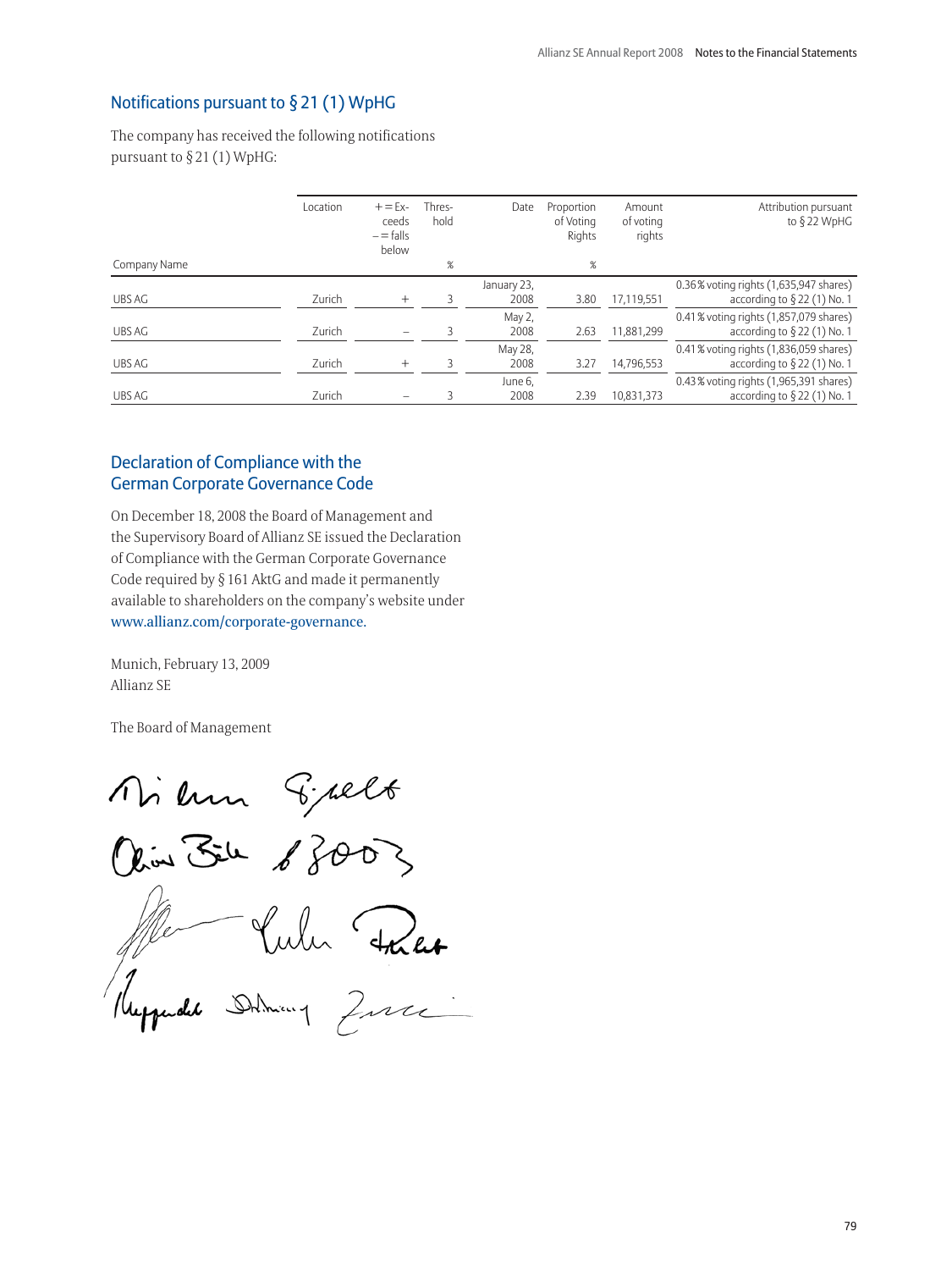## Notifications pursuant to § 21 (1) WpHG

The company has received the following notifications pursuant to § 21 (1) WpHG:

| Company Name | Location | + = Exceeds – = falls below | Threshold % | Date | Proportion of Voting Rights % | Amount of voting rights | Attribution pursuant to § 22 WpHG |
|---|---|---|---|---|---|---|---|
| UBS AG | Zurich | + | 3 | January 23, 2008 | 3.80 | 17,119,551 | 0.36 % voting rights (1,635,947 shares) according to § 22 (1) No. 1 |
| UBS AG | Zurich | – | 3 | May 2, 2008 | 2.63 | 11,881,299 | 0.41 % voting rights (1,857,079 shares) according to § 22 (1) No. 1 |
| UBS AG | Zurich | + | 3 | May 28, 2008 | 3.27 | 14,796,553 | 0.41 % voting rights (1,836,059 shares) according to § 22 (1) No. 1 |
| UBS AG | Zurich | – | 3 | June 6, 2008 | 2.39 | 10,831,373 | 0.43 % voting rights (1,965,391 shares) according to § 22 (1) No. 1 |

## Declaration of Compliance with the German Corporate Governance Code

On December 18, 2008 the Board of Management and the Supervisory Board of Allianz SE issued the Declaration of Compliance with the German Corporate Governance Code required by § 161 AktG and made it permanently available to shareholders on the company's website under www.allianz.com/corporate-governance.

Munich, February 13, 2009
Allianz SE

The Board of Management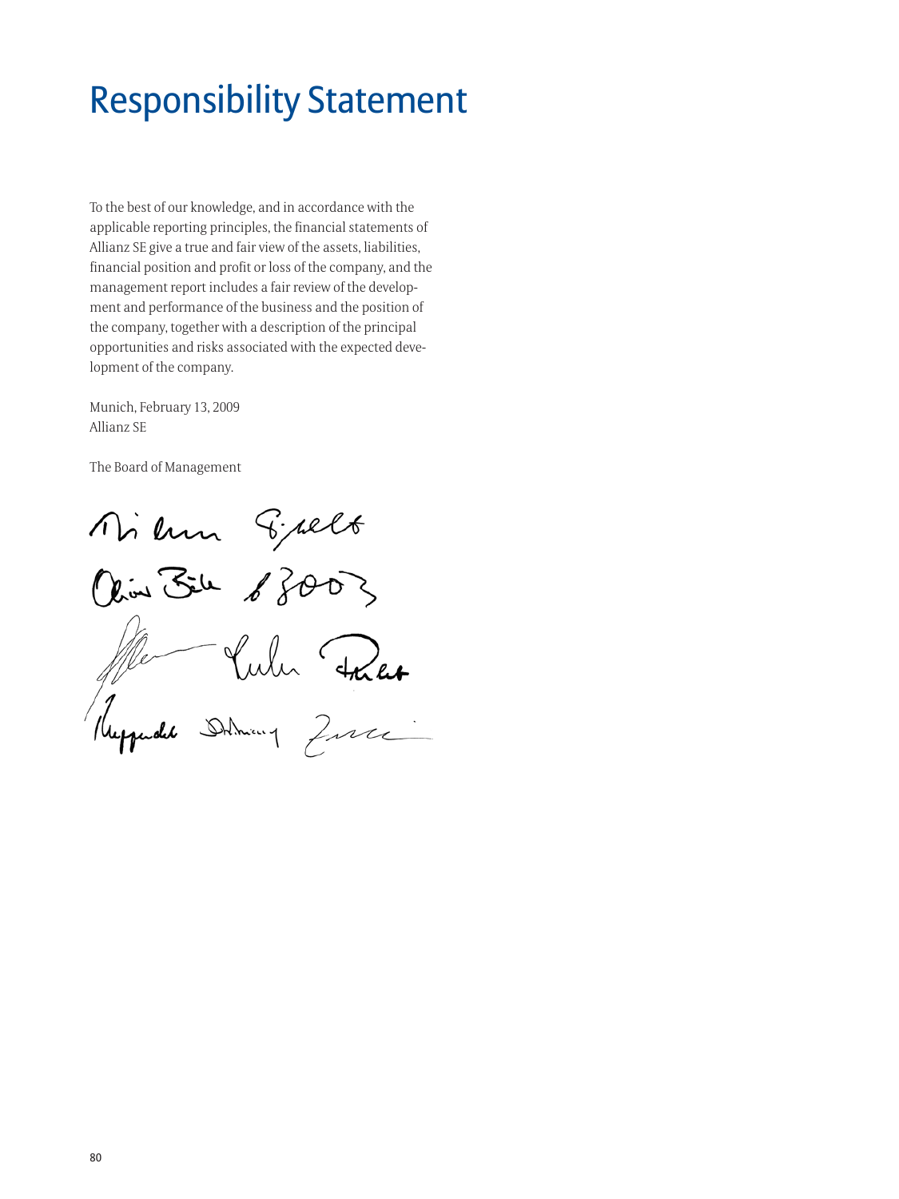# Responsibility Statement

To the best of our knowledge, and in accordance with the applicable reporting principles, the financial statements of Allianz SE give a true and fair view of the assets, liabilities, financial position and profit or loss of the company, and the management report includes a fair review of the development and performance of the business and the position of the company, together with a description of the principal opportunities and risks associated with the expected development of the company.

Munich, February 13, 2009
Allianz SE

The Board of Management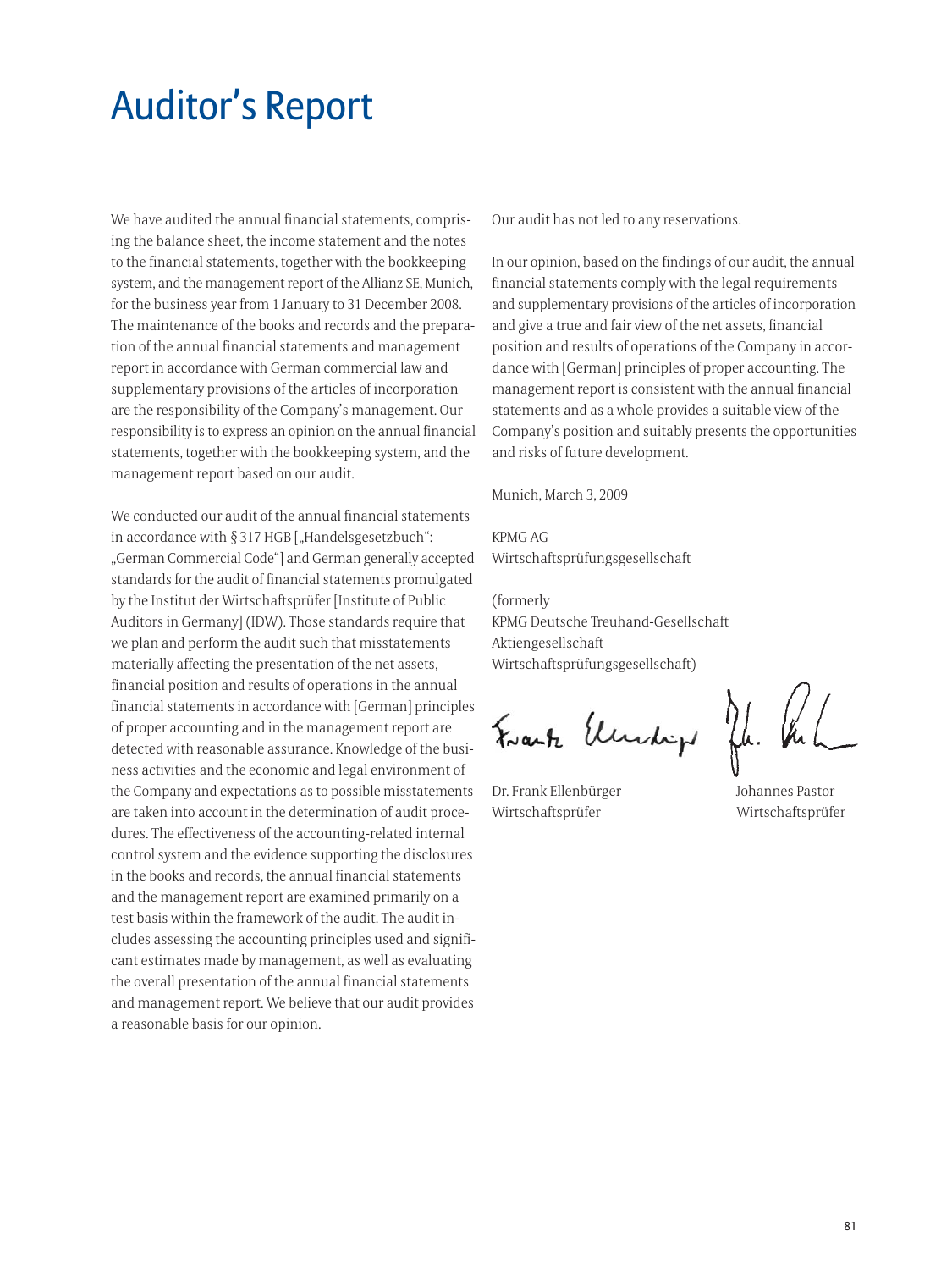# Auditor's Report

We have audited the annual financial statements, comprising the balance sheet, the income statement and the notes to the financial statements, together with the bookkeeping system, and the management report of the Allianz SE, Munich, for the business year from 1 January to 31 December 2008. The maintenance of the books and records and the preparation of the annual financial statements and management report in accordance with German commercial law and supplementary provisions of the articles of incorporation are the responsibility of the Company's management. Our responsibility is to express an opinion on the annual financial statements, together with the bookkeeping system, and the management report based on our audit.

We conducted our audit of the annual financial statements in accordance with § 317 HGB [„Handelsgesetzbuch": „German Commercial Code"] and German generally accepted standards for the audit of financial statements promulgated by the Institut der Wirtschaftsprüfer [Institute of Public Auditors in Germany] (IDW). Those standards require that we plan and perform the audit such that misstatements materially affecting the presentation of the net assets, financial position and results of operations in the annual financial statements in accordance with [German] principles of proper accounting and in the management report are detected with reasonable assurance. Knowledge of the business activities and the economic and legal environment of the Company and expectations as to possible misstatements are taken into account in the determination of audit procedures. The effectiveness of the accounting-related internal control system and the evidence supporting the disclosures in the books and records, the annual financial statements and the management report are examined primarily on a test basis within the framework of the audit. The audit includes assessing the accounting principles used and significant estimates made by management, as well as evaluating the overall presentation of the annual financial statements and management report. We believe that our audit provides a reasonable basis for our opinion.

Our audit has not led to any reservations.

In our opinion, based on the findings of our audit, the annual financial statements comply with the legal requirements and supplementary provisions of the articles of incorporation and give a true and fair view of the net assets, financial position and results of operations of the Company in accordance with [German] principles of proper accounting. The management report is consistent with the annual financial statements and as a whole provides a suitable view of the Company's position and suitably presents the opportunities and risks of future development.

Munich, March 3, 2009

KPMG AG
Wirtschaftsprüfungsgesellschaft

(formerly
KPMG Deutsche Treuhand-Gesellschaft
Aktiengesellschaft
Wirtschaftsprüfungsgesellschaft)

Dr. Frank Ellenbürger
Wirtschaftsprüfer

Johannes Pastor
Wirtschaftsprüfer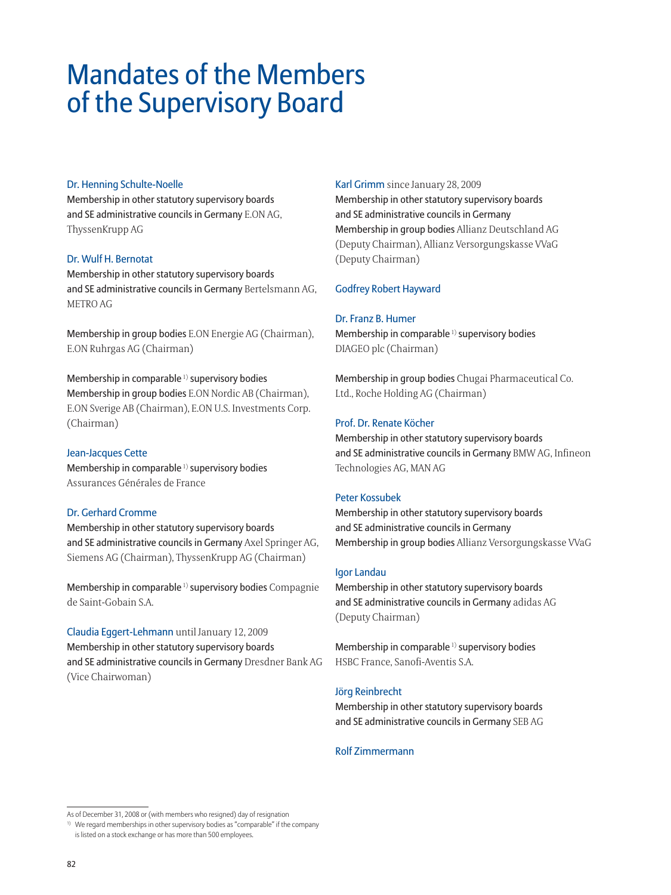# Mandates of the Members of the Supervisory Board

**Dr. Henning Schulte-Noelle**
Membership in other statutory supervisory boards and SE administrative councils in Germany E.ON AG, ThyssenKrupp AG

**Dr. Wulf H. Bernotat**
Membership in other statutory supervisory boards and SE administrative councils in Germany Bertelsmann AG, METRO AG

Membership in group bodies E.ON Energie AG (Chairman), E.ON Ruhrgas AG (Chairman)

Membership in comparable [1] supervisory bodies
Membership in group bodies E.ON Nordic AB (Chairman), E.ON Sverige AB (Chairman), E.ON U.S. Investments Corp. (Chairman)

**Jean-Jacques Cette**
Membership in comparable [1] supervisory bodies Assurances Générales de France

**Dr. Gerhard Cromme**
Membership in other statutory supervisory boards and SE administrative councils in Germany Axel Springer AG, Siemens AG (Chairman), ThyssenKrupp AG (Chairman)

Membership in comparable [1] supervisory bodies Compagnie de Saint-Gobain S.A.

**Claudia Eggert-Lehmann** until January 12, 2009
Membership in other statutory supervisory boards and SE administrative councils in Germany Dresdner Bank AG (Vice Chairwoman)

**Karl Grimm** since January 28, 2009
Membership in other statutory supervisory boards and SE administrative councils in Germany
Membership in group bodies Allianz Deutschland AG (Deputy Chairman), Allianz Versorgungskasse VVaG (Deputy Chairman)

**Godfrey Robert Hayward**

**Dr. Franz B. Humer**
Membership in comparable [1] supervisory bodies DIAGEO plc (Chairman)

Membership in group bodies Chugai Pharmaceutical Co. Ltd., Roche Holding AG (Chairman)

**Prof. Dr. Renate Köcher**
Membership in other statutory supervisory boards and SE administrative councils in Germany BMW AG, Infineon Technologies AG, MAN AG

**Peter Kossubek**
Membership in other statutory supervisory boards and SE administrative councils in Germany
Membership in group bodies Allianz Versorgungskasse VVaG

**Igor Landau**
Membership in other statutory supervisory boards and SE administrative councils in Germany adidas AG (Deputy Chairman)

Membership in comparable [1] supervisory bodies HSBC France, Sanofi-Aventis S.A.

**Jörg Reinbrecht**
Membership in other statutory supervisory boards and SE administrative councils in Germany SEB AG

**Rolf Zimmermann**

As of December 31, 2008 or (with members who resigned) day of resignation

[1] We regard memberships in other supervisory bodies as "comparable" if the company is listed on a stock exchange or has more than 500 employees.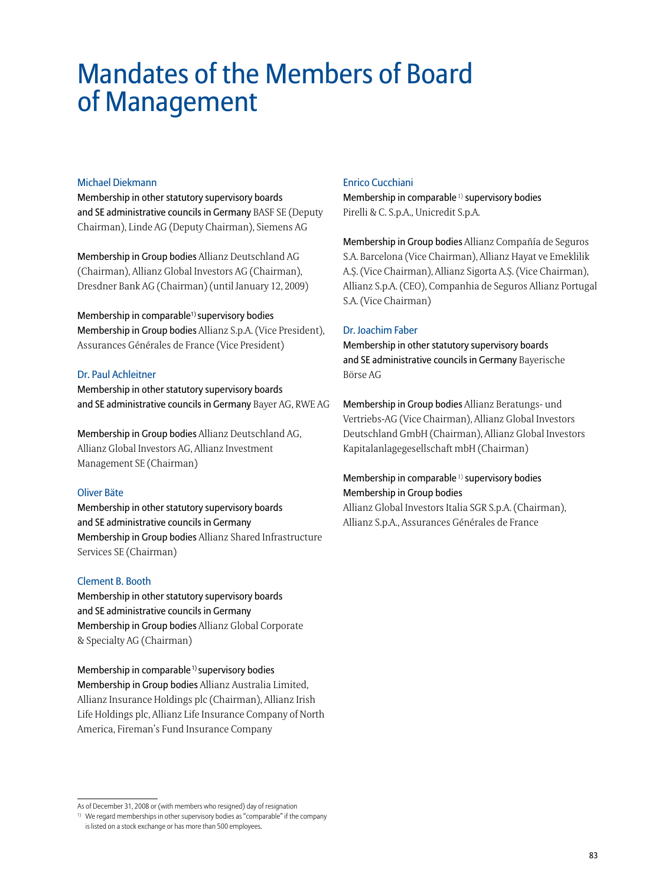# Mandates of the Members of Board of Management

### Michael Diekmann

**Membership in other statutory supervisory boards and SE administrative councils in Germany** BASF SE (Deputy Chairman), Linde AG (Deputy Chairman), Siemens AG

**Membership in Group bodies** Allianz Deutschland AG (Chairman), Allianz Global Investors AG (Chairman), Dresdner Bank AG (Chairman) (until January 12, 2009)

**Membership in comparable[1] supervisory bodies**
**Membership in Group bodies** Allianz S.p.A. (Vice President), Assurances Générales de France (Vice President)

### Dr. Paul Achleitner

**Membership in other statutory supervisory boards and SE administrative councils in Germany** Bayer AG, RWE AG

**Membership in Group bodies** Allianz Deutschland AG, Allianz Global Investors AG, Allianz Investment Management SE (Chairman)

### Oliver Bäte

**Membership in other statutory supervisory boards and SE administrative councils in Germany**
**Membership in Group bodies** Allianz Shared Infrastructure Services SE (Chairman)

### Clement B. Booth

**Membership in other statutory supervisory boards and SE administrative councils in Germany**
**Membership in Group bodies** Allianz Global Corporate & Specialty AG (Chairman)

**Membership in comparable[1] supervisory bodies**
**Membership in Group bodies** Allianz Australia Limited, Allianz Insurance Holdings plc (Chairman), Allianz Irish Life Holdings plc, Allianz Life Insurance Company of North America, Fireman's Fund Insurance Company

### Enrico Cucchiani

**Membership in comparable[1] supervisory bodies** Pirelli & C. S.p.A., Unicredit S.p.A.

**Membership in Group bodies** Allianz Compañía de Seguros S.A. Barcelona (Vice Chairman), Allianz Hayat ve Emeklilik A.Ş. (Vice Chairman), Allianz Sigorta A.Ş. (Vice Chairman), Allianz S.p.A. (CEO), Companhia de Seguros Allianz Portugal S.A. (Vice Chairman)

### Dr. Joachim Faber

**Membership in other statutory supervisory boards and SE administrative councils in Germany** Bayerische Börse AG

**Membership in Group bodies** Allianz Beratungs- und Vertriebs-AG (Vice Chairman), Allianz Global Investors Deutschland GmbH (Chairman), Allianz Global Investors Kapitalanlagegesellschaft mbH (Chairman)

**Membership in comparable[1] supervisory bodies**
**Membership in Group bodies**
Allianz Global Investors Italia SGR S.p.A. (Chairman), Allianz S.p.A., Assurances Générales de France

---

As of December 31, 2008 or (with members who resigned) day of resignation

[1] We regard memberships in other supervisory bodies as "comparable" if the company is listed on a stock exchange or has more than 500 employees.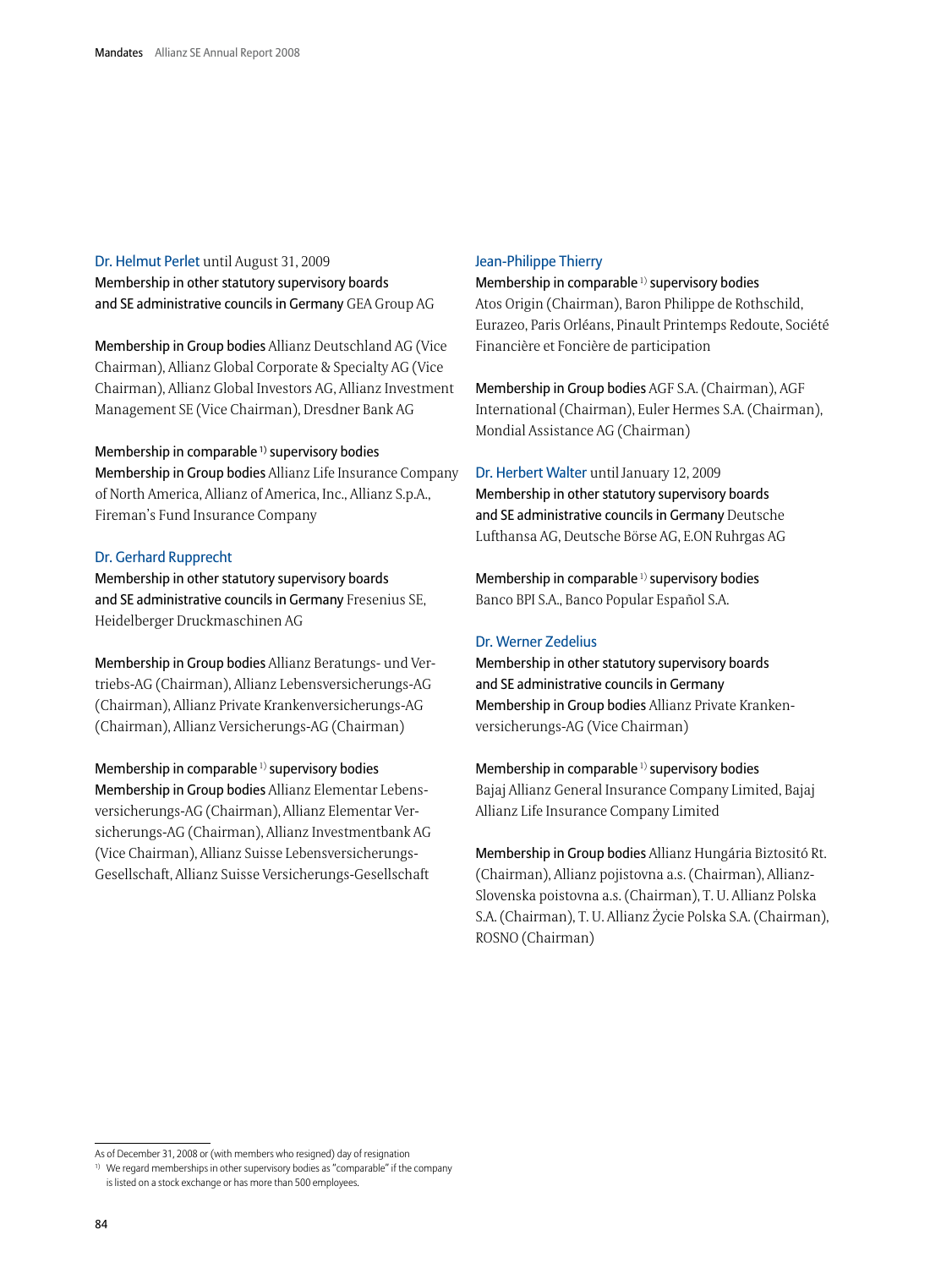**Dr. Helmut Perlet** until August 31, 2009

Membership in other statutory supervisory boards and SE administrative councils in Germany GEA Group AG

Membership in Group bodies Allianz Deutschland AG (Vice Chairman), Allianz Global Corporate & Specialty AG (Vice Chairman), Allianz Global Investors AG, Allianz Investment Management SE (Vice Chairman), Dresdner Bank AG

Membership in comparable [1] supervisory bodies

Membership in Group bodies Allianz Life Insurance Company of North America, Allianz of America, Inc., Allianz S.p.A., Fireman's Fund Insurance Company

**Dr. Gerhard Rupprecht**

Membership in other statutory supervisory boards and SE administrative councils in Germany Fresenius SE, Heidelberger Druckmaschinen AG

Membership in Group bodies Allianz Beratungs- und Vertriebs-AG (Chairman), Allianz Lebensversicherungs-AG (Chairman), Allianz Private Krankenversicherungs-AG (Chairman), Allianz Versicherungs-AG (Chairman)

Membership in comparable [1] supervisory bodies

Membership in Group bodies Allianz Elementar Lebensversicherungs-AG (Chairman), Allianz Elementar Versicherungs-AG (Chairman), Allianz Investmentbank AG (Vice Chairman), Allianz Suisse Lebensversicherungs-Gesellschaft, Allianz Suisse Versicherungs-Gesellschaft

**Jean-Philippe Thierry**

Membership in comparable [1] supervisory bodies

Atos Origin (Chairman), Baron Philippe de Rothschild, Eurazeo, Paris Orléans, Pinault Printemps Redoute, Société Financière et Foncière de participation

Membership in Group bodies AGF S.A. (Chairman), AGF International (Chairman), Euler Hermes S.A. (Chairman), Mondial Assistance AG (Chairman)

**Dr. Herbert Walter** until January 12, 2009

Membership in other statutory supervisory boards and SE administrative councils in Germany Deutsche Lufthansa AG, Deutsche Börse AG, E.ON Ruhrgas AG

Membership in comparable [1] supervisory bodies

Banco BPI S.A., Banco Popular Español S.A.

**Dr. Werner Zedelius**

Membership in other statutory supervisory boards and SE administrative councils in Germany

Membership in Group bodies Allianz Private Krankenversicherungs-AG (Vice Chairman)

Membership in comparable [1] supervisory bodies

Bajaj Allianz General Insurance Company Limited, Bajaj Allianz Life Insurance Company Limited

Membership in Group bodies Allianz Hungária Biztosító Rt. (Chairman), Allianz pojistovna a.s. (Chairman), Allianz-Slovenska poistovna a.s. (Chairman), T. U. Allianz Polska S.A. (Chairman), T. U. Allianz Życie Polska S.A. (Chairman), ROSNO (Chairman)

---

As of December 31, 2008 or (with members who resigned) day of resignation

[1] We regard memberships in other supervisory bodies as "comparable" if the company is listed on a stock exchange or has more than 500 employees.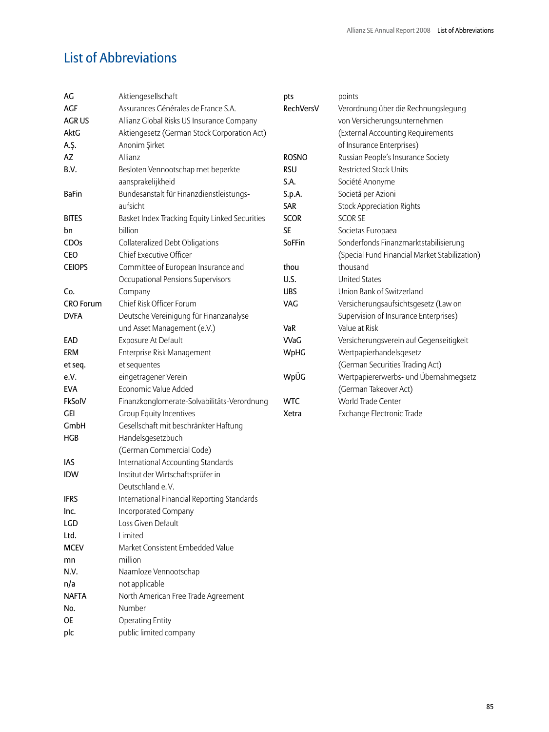# List of Abbreviations

| | |
|---|---|
| **AG** | Aktiengesellschaft |
| **AGF** | Assurances Générales de France S.A. |
| **AGR US** | Allianz Global Risks US Insurance Company |
| **AktG** | Aktiengesetz (German Stock Corporation Act) |
| **A.Ş.** | Anonim Şirket |
| **AZ** | Allianz |
| **B.V.** | Besloten Vennootschap met beperkte aansprakelijkheid |
| **BaFin** | Bundesanstalt für Finanzdienstleistungs­aufsicht |
| **BITES** | Basket Index Tracking Equity Linked Securities |
| **bn** | billion |
| **CDOs** | Collateralized Debt Obligations |
| **CEO** | Chief Executive Officer |
| **CEIOPS** | Committee of European Insurance and Occupational Pensions Supervisors |
| **Co.** | Company |
| **CRO Forum** | Chief Risk Officer Forum |
| **DVFA** | Deutsche Vereinigung für Finanzanalyse und Asset Management (e.V.) |
| **EAD** | Exposure At Default |
| **ERM** | Enterprise Risk Management |
| **et seq.** | et sequentes |
| **e.V.** | eingetragener Verein |
| **EVA** | Economic Value Added |
| **FkSolV** | Finanzkonglomerate-Solvabilitäts-Verordnung |
| **GEI** | Group Equity Incentives |
| **GmbH** | Gesellschaft mit beschränkter Haftung |
| **HGB** | Handelsgesetzbuch (German Commercial Code) |
| **IAS** | International Accounting Standards |
| **IDW** | Institut der Wirtschaftsprüfer in Deutschland e. V. |
| **IFRS** | International Financial Reporting Standards |
| **Inc.** | Incorporated Company |
| **LGD** | Loss Given Default |
| **Ltd.** | Limited |
| **MCEV** | Market Consistent Embedded Value |
| **mn** | million |
| **N.V.** | Naamloze Vennootschap |
| **n/a** | not applicable |
| **NAFTA** | North American Free Trade Agreement |
| **No.** | Number |
| **OE** | Operating Entity |
| **plc** | public limited company |
| **pts** | points |
| **RechVersV** | Verordnung über die Rechnungslegung von Versicherungsunternehmen (External Accounting Requirements of Insurance Enterprises) |
| **ROSNO** | Russian People's Insurance Society |
| **RSU** | Restricted Stock Units |
| **S.A.** | Société Anonyme |
| **S.p.A.** | Società per Azioni |
| **SAR** | Stock Appreciation Rights |
| **SCOR** | SCOR SE |
| **SE** | Societas Europaea |
| **SoFFin** | Sonderfonds Finanzmarktstabilisierung (Special Fund Financial Market Stabilization) |
| **thou** | thousand |
| **U.S.** | United States |
| **UBS** | Union Bank of Switzerland |
| **VAG** | Versicherungsaufsichtsgesetz (Law on Supervision of Insurance Enterprises) |
| **VaR** | Value at Risk |
| **VVaG** | Versicherungsverein auf Gegenseitigkeit |
| **WpHG** | Wertpapierhandelsgesetz (German Securities Trading Act) |
| **WpÜG** | Wertpapiererwerbs- und Übernahmegsetz (German Takeover Act) |
| **WTC** | World Trade Center |
| **Xetra** | Exchange Electronic Trade |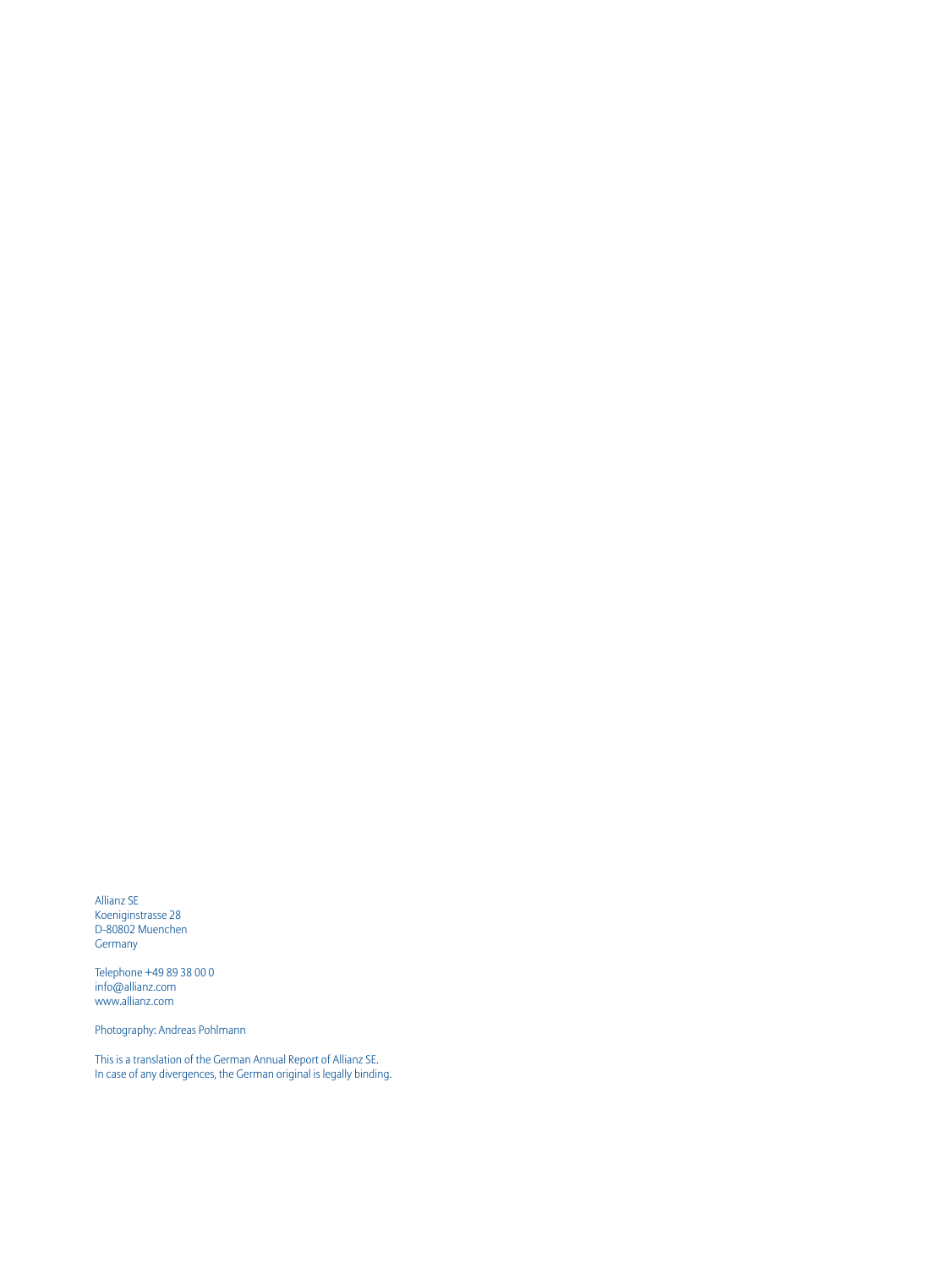Allianz SE
Koeniginstrasse 28
D-80802 Muenchen
Germany

Telephone +49 89 38 00 0
info@allianz.com
www.allianz.com

Photography: Andreas Pohlmann

This is a translation of the German Annual Report of Allianz SE.
In case of any divergences, the German original is legally binding.